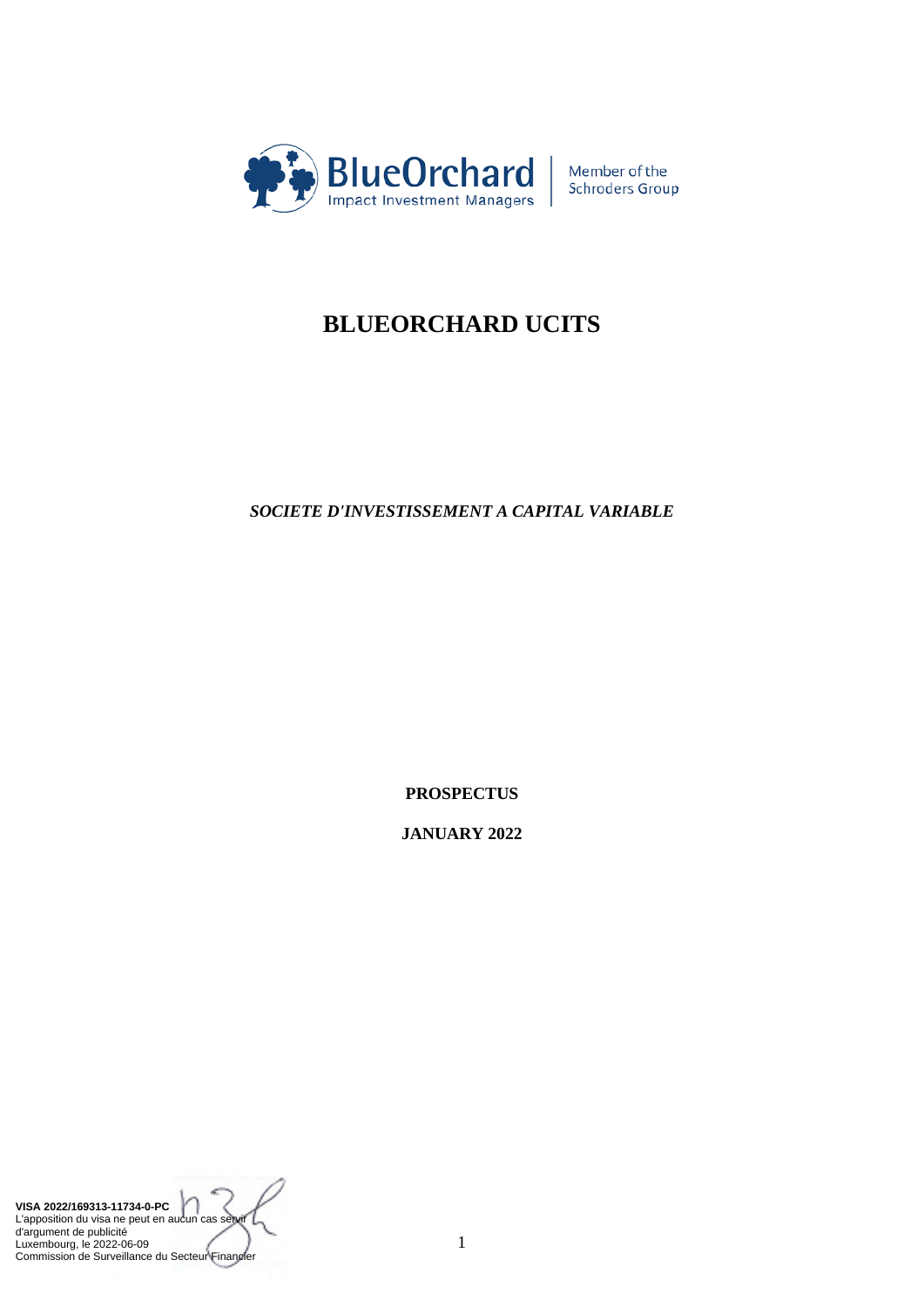BlueOrchard
Impact Investment Managers

Member of the Schroders Group

# BLUEORCHARD UCITS

*SOCIETE D'INVESTISSEMENT A CAPITAL VARIABLE*

**PROSPECTUS**

**JANUARY 2022**

**VISA 2022/169313-11734-0-PC**
L'apposition du visa ne peut en aucun cas servir d'argument de publicité
Luxembourg, le 2022-06-09
Commission de Surveillance du Secteur Financier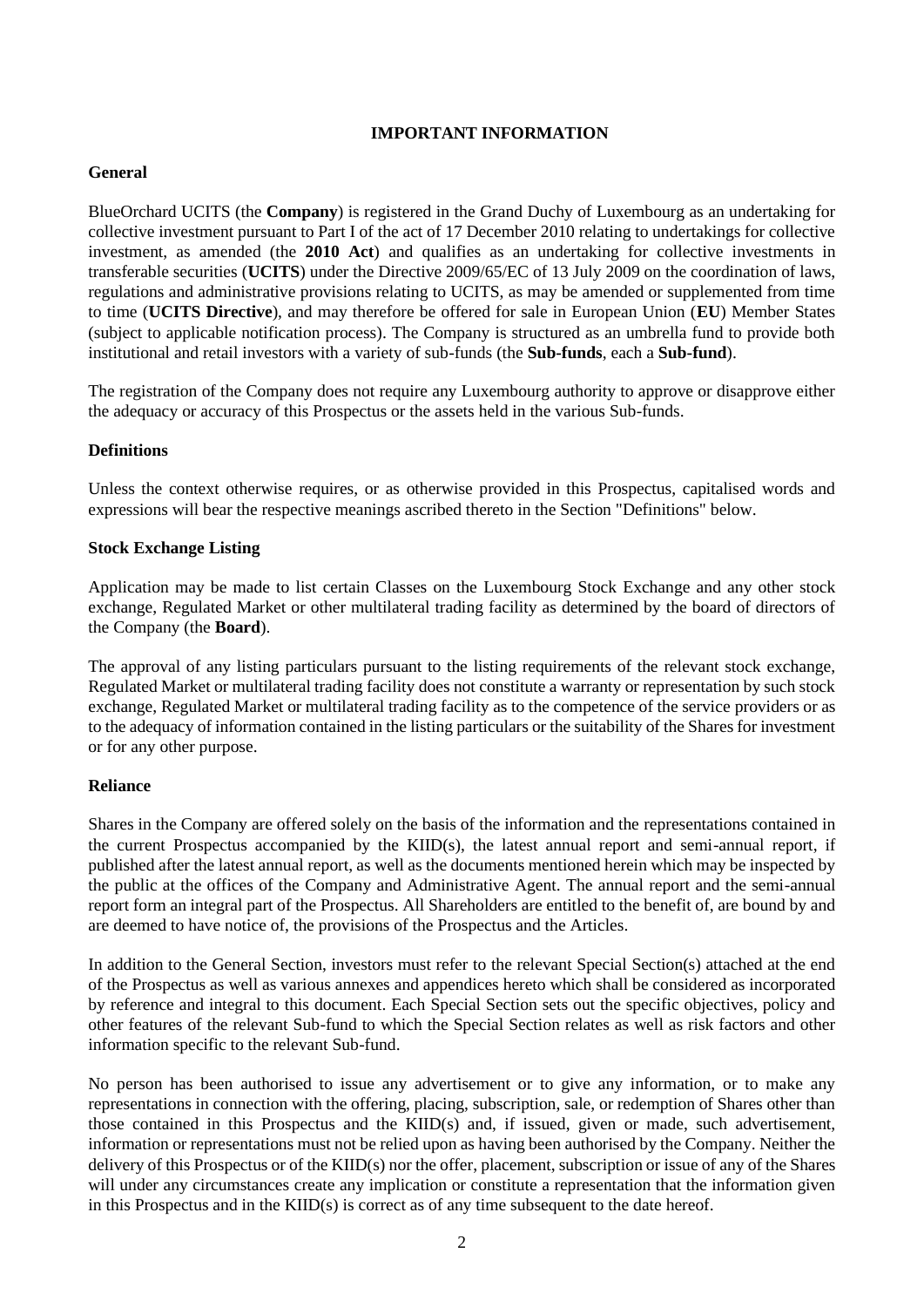# IMPORTANT INFORMATION

## General

BlueOrchard UCITS (the **Company**) is registered in the Grand Duchy of Luxembourg as an undertaking for collective investment pursuant to Part I of the act of 17 December 2010 relating to undertakings for collective investment, as amended (the **2010 Act**) and qualifies as an undertaking for collective investments in transferable securities (**UCITS**) under the Directive 2009/65/EC of 13 July 2009 on the coordination of laws, regulations and administrative provisions relating to UCITS, as may be amended or supplemented from time to time (**UCITS Directive**), and may therefore be offered for sale in European Union (**EU**) Member States (subject to applicable notification process). The Company is structured as an umbrella fund to provide both institutional and retail investors with a variety of sub-funds (the **Sub-funds**, each a **Sub-fund**).

The registration of the Company does not require any Luxembourg authority to approve or disapprove either the adequacy or accuracy of this Prospectus or the assets held in the various Sub-funds.

## Definitions

Unless the context otherwise requires, or as otherwise provided in this Prospectus, capitalised words and expressions will bear the respective meanings ascribed thereto in the Section "Definitions" below.

## Stock Exchange Listing

Application may be made to list certain Classes on the Luxembourg Stock Exchange and any other stock exchange, Regulated Market or other multilateral trading facility as determined by the board of directors of the Company (the **Board**).

The approval of any listing particulars pursuant to the listing requirements of the relevant stock exchange, Regulated Market or multilateral trading facility does not constitute a warranty or representation by such stock exchange, Regulated Market or multilateral trading facility as to the competence of the service providers or as to the adequacy of information contained in the listing particulars or the suitability of the Shares for investment or for any other purpose.

## Reliance

Shares in the Company are offered solely on the basis of the information and the representations contained in the current Prospectus accompanied by the KIID(s), the latest annual report and semi-annual report, if published after the latest annual report, as well as the documents mentioned herein which may be inspected by the public at the offices of the Company and Administrative Agent. The annual report and the semi-annual report form an integral part of the Prospectus. All Shareholders are entitled to the benefit of, are bound by and are deemed to have notice of, the provisions of the Prospectus and the Articles.

In addition to the General Section, investors must refer to the relevant Special Section(s) attached at the end of the Prospectus as well as various annexes and appendices hereto which shall be considered as incorporated by reference and integral to this document. Each Special Section sets out the specific objectives, policy and other features of the relevant Sub-fund to which the Special Section relates as well as risk factors and other information specific to the relevant Sub-fund.

No person has been authorised to issue any advertisement or to give any information, or to make any representations in connection with the offering, placing, subscription, sale, or redemption of Shares other than those contained in this Prospectus and the KIID(s) and, if issued, given or made, such advertisement, information or representations must not be relied upon as having been authorised by the Company. Neither the delivery of this Prospectus or of the KIID(s) nor the offer, placement, subscription or issue of any of the Shares will under any circumstances create any implication or constitute a representation that the information given in this Prospectus and in the KIID(s) is correct as of any time subsequent to the date hereof.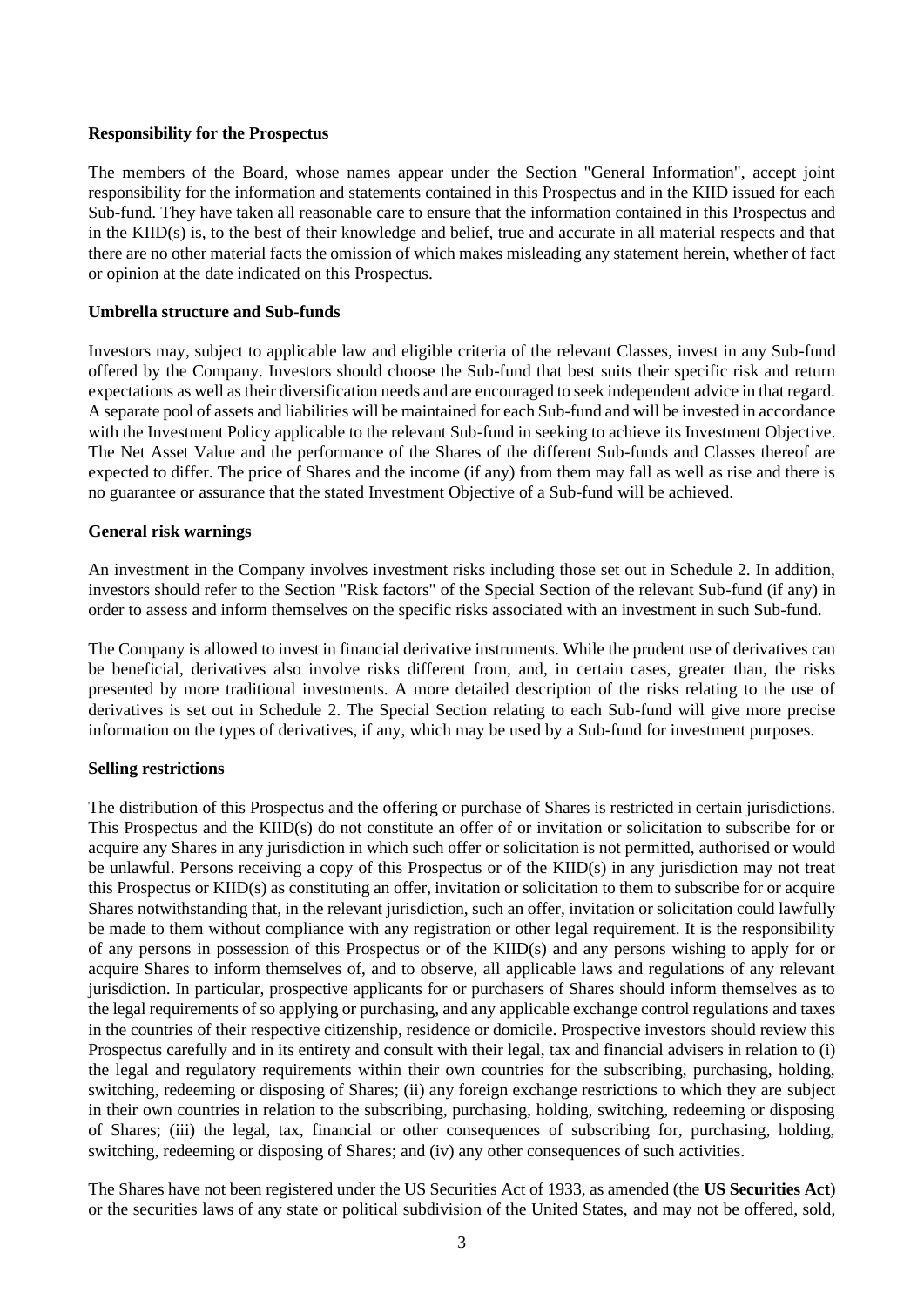**Responsibility for the Prospectus**

The members of the Board, whose names appear under the Section "General Information", accept joint responsibility for the information and statements contained in this Prospectus and in the KIID issued for each Sub-fund. They have taken all reasonable care to ensure that the information contained in this Prospectus and in the KIID(s) is, to the best of their knowledge and belief, true and accurate in all material respects and that there are no other material facts the omission of which makes misleading any statement herein, whether of fact or opinion at the date indicated on this Prospectus.

**Umbrella structure and Sub-funds**

Investors may, subject to applicable law and eligible criteria of the relevant Classes, invest in any Sub-fund offered by the Company. Investors should choose the Sub-fund that best suits their specific risk and return expectations as well as their diversification needs and are encouraged to seek independent advice in that regard. A separate pool of assets and liabilities will be maintained for each Sub-fund and will be invested in accordance with the Investment Policy applicable to the relevant Sub-fund in seeking to achieve its Investment Objective. The Net Asset Value and the performance of the Shares of the different Sub-funds and Classes thereof are expected to differ. The price of Shares and the income (if any) from them may fall as well as rise and there is no guarantee or assurance that the stated Investment Objective of a Sub-fund will be achieved.

**General risk warnings**

An investment in the Company involves investment risks including those set out in Schedule 2. In addition, investors should refer to the Section "Risk factors" of the Special Section of the relevant Sub-fund (if any) in order to assess and inform themselves on the specific risks associated with an investment in such Sub-fund.

The Company is allowed to invest in financial derivative instruments. While the prudent use of derivatives can be beneficial, derivatives also involve risks different from, and, in certain cases, greater than, the risks presented by more traditional investments. A more detailed description of the risks relating to the use of derivatives is set out in Schedule 2. The Special Section relating to each Sub-fund will give more precise information on the types of derivatives, if any, which may be used by a Sub-fund for investment purposes.

**Selling restrictions**

The distribution of this Prospectus and the offering or purchase of Shares is restricted in certain jurisdictions. This Prospectus and the KIID(s) do not constitute an offer of or invitation or solicitation to subscribe for or acquire any Shares in any jurisdiction in which such offer or solicitation is not permitted, authorised or would be unlawful. Persons receiving a copy of this Prospectus or of the KIID(s) in any jurisdiction may not treat this Prospectus or KIID(s) as constituting an offer, invitation or solicitation to them to subscribe for or acquire Shares notwithstanding that, in the relevant jurisdiction, such an offer, invitation or solicitation could lawfully be made to them without compliance with any registration or other legal requirement. It is the responsibility of any persons in possession of this Prospectus or of the KIID(s) and any persons wishing to apply for or acquire Shares to inform themselves of, and to observe, all applicable laws and regulations of any relevant jurisdiction. In particular, prospective applicants for or purchasers of Shares should inform themselves as to the legal requirements of so applying or purchasing, and any applicable exchange control regulations and taxes in the countries of their respective citizenship, residence or domicile. Prospective investors should review this Prospectus carefully and in its entirety and consult with their legal, tax and financial advisers in relation to (i) the legal and regulatory requirements within their own countries for the subscribing, purchasing, holding, switching, redeeming or disposing of Shares; (ii) any foreign exchange restrictions to which they are subject in their own countries in relation to the subscribing, purchasing, holding, switching, redeeming or disposing of Shares; (iii) the legal, tax, financial or other consequences of subscribing for, purchasing, holding, switching, redeeming or disposing of Shares; and (iv) any other consequences of such activities.

The Shares have not been registered under the US Securities Act of 1933, as amended (the **US Securities Act**) or the securities laws of any state or political subdivision of the United States, and may not be offered, sold,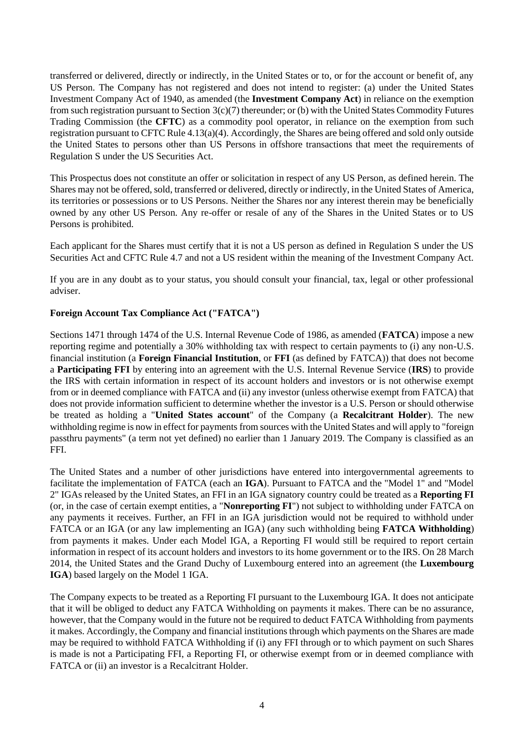transferred or delivered, directly or indirectly, in the United States or to, or for the account or benefit of, any US Person. The Company has not registered and does not intend to register: (a) under the United States Investment Company Act of 1940, as amended (the **Investment Company Act**) in reliance on the exemption from such registration pursuant to Section 3(c)(7) thereunder; or (b) with the United States Commodity Futures Trading Commission (the **CFTC**) as a commodity pool operator, in reliance on the exemption from such registration pursuant to CFTC Rule 4.13(a)(4). Accordingly, the Shares are being offered and sold only outside the United States to persons other than US Persons in offshore transactions that meet the requirements of Regulation S under the US Securities Act.

This Prospectus does not constitute an offer or solicitation in respect of any US Person, as defined herein. The Shares may not be offered, sold, transferred or delivered, directly or indirectly, in the United States of America, its territories or possessions or to US Persons. Neither the Shares nor any interest therein may be beneficially owned by any other US Person. Any re-offer or resale of any of the Shares in the United States or to US Persons is prohibited.

Each applicant for the Shares must certify that it is not a US person as defined in Regulation S under the US Securities Act and CFTC Rule 4.7 and not a US resident within the meaning of the Investment Company Act.

If you are in any doubt as to your status, you should consult your financial, tax, legal or other professional adviser.

**Foreign Account Tax Compliance Act ("FATCA")**

Sections 1471 through 1474 of the U.S. Internal Revenue Code of 1986, as amended (**FATCA**) impose a new reporting regime and potentially a 30% withholding tax with respect to certain payments to (i) any non-U.S. financial institution (a **Foreign Financial Institution**, or **FFI** (as defined by FATCA)) that does not become a **Participating FFI** by entering into an agreement with the U.S. Internal Revenue Service (**IRS**) to provide the IRS with certain information in respect of its account holders and investors or is not otherwise exempt from or in deemed compliance with FATCA and (ii) any investor (unless otherwise exempt from FATCA) that does not provide information sufficient to determine whether the investor is a U.S. Person or should otherwise be treated as holding a "**United States account**" of the Company (a **Recalcitrant Holder**). The new withholding regime is now in effect for payments from sources with the United States and will apply to "foreign passthru payments" (a term not yet defined) no earlier than 1 January 2019. The Company is classified as an FFI.

The United States and a number of other jurisdictions have entered into intergovernmental agreements to facilitate the implementation of FATCA (each an **IGA**). Pursuant to FATCA and the "Model 1" and "Model 2" IGAs released by the United States, an FFI in an IGA signatory country could be treated as a **Reporting FI** (or, in the case of certain exempt entities, a "**Nonreporting FI**") not subject to withholding under FATCA on any payments it receives. Further, an FFI in an IGA jurisdiction would not be required to withhold under FATCA or an IGA (or any law implementing an IGA) (any such withholding being **FATCA Withholding**) from payments it makes. Under each Model IGA, a Reporting FI would still be required to report certain information in respect of its account holders and investors to its home government or to the IRS. On 28 March 2014, the United States and the Grand Duchy of Luxembourg entered into an agreement (the **Luxembourg IGA**) based largely on the Model 1 IGA.

The Company expects to be treated as a Reporting FI pursuant to the Luxembourg IGA. It does not anticipate that it will be obliged to deduct any FATCA Withholding on payments it makes. There can be no assurance, however, that the Company would in the future not be required to deduct FATCA Withholding from payments it makes. Accordingly, the Company and financial institutions through which payments on the Shares are made may be required to withhold FATCA Withholding if (i) any FFI through or to which payment on such Shares is made is not a Participating FFI, a Reporting FI, or otherwise exempt from or in deemed compliance with FATCA or (ii) an investor is a Recalcitrant Holder.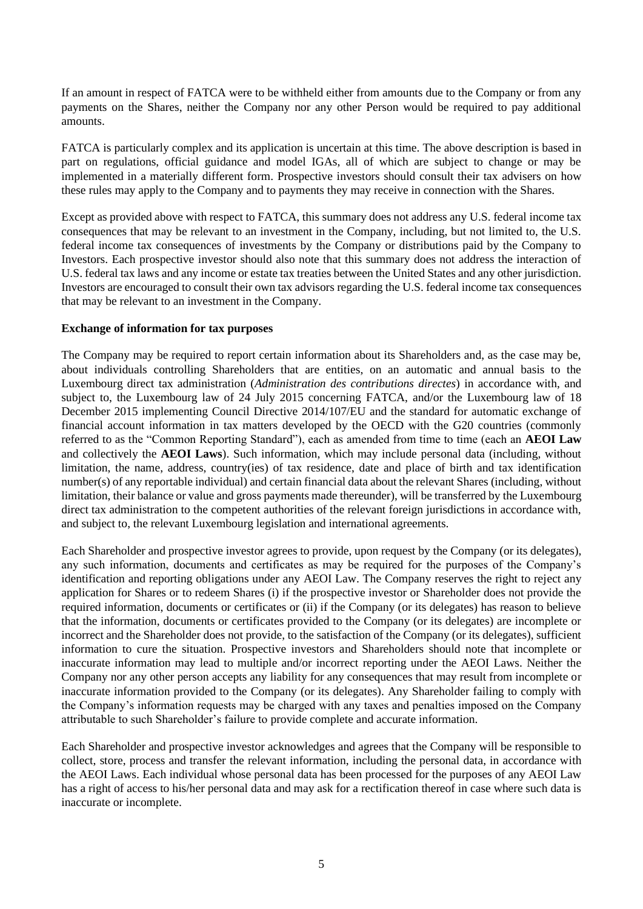If an amount in respect of FATCA were to be withheld either from amounts due to the Company or from any payments on the Shares, neither the Company nor any other Person would be required to pay additional amounts.

FATCA is particularly complex and its application is uncertain at this time. The above description is based in part on regulations, official guidance and model IGAs, all of which are subject to change or may be implemented in a materially different form. Prospective investors should consult their tax advisers on how these rules may apply to the Company and to payments they may receive in connection with the Shares.

Except as provided above with respect to FATCA, this summary does not address any U.S. federal income tax consequences that may be relevant to an investment in the Company, including, but not limited to, the U.S. federal income tax consequences of investments by the Company or distributions paid by the Company to Investors. Each prospective investor should also note that this summary does not address the interaction of U.S. federal tax laws and any income or estate tax treaties between the United States and any other jurisdiction. Investors are encouraged to consult their own tax advisors regarding the U.S. federal income tax consequences that may be relevant to an investment in the Company.

**Exchange of information for tax purposes**

The Company may be required to report certain information about its Shareholders and, as the case may be, about individuals controlling Shareholders that are entities, on an automatic and annual basis to the Luxembourg direct tax administration (*Administration des contributions directes*) in accordance with, and subject to, the Luxembourg law of 24 July 2015 concerning FATCA, and/or the Luxembourg law of 18 December 2015 implementing Council Directive 2014/107/EU and the standard for automatic exchange of financial account information in tax matters developed by the OECD with the G20 countries (commonly referred to as the "Common Reporting Standard"), each as amended from time to time (each an **AEOI Law** and collectively the **AEOI Laws**). Such information, which may include personal data (including, without limitation, the name, address, country(ies) of tax residence, date and place of birth and tax identification number(s) of any reportable individual) and certain financial data about the relevant Shares (including, without limitation, their balance or value and gross payments made thereunder), will be transferred by the Luxembourg direct tax administration to the competent authorities of the relevant foreign jurisdictions in accordance with, and subject to, the relevant Luxembourg legislation and international agreements.

Each Shareholder and prospective investor agrees to provide, upon request by the Company (or its delegates), any such information, documents and certificates as may be required for the purposes of the Company's identification and reporting obligations under any AEOI Law. The Company reserves the right to reject any application for Shares or to redeem Shares (i) if the prospective investor or Shareholder does not provide the required information, documents or certificates or (ii) if the Company (or its delegates) has reason to believe that the information, documents or certificates provided to the Company (or its delegates) are incomplete or incorrect and the Shareholder does not provide, to the satisfaction of the Company (or its delegates), sufficient information to cure the situation. Prospective investors and Shareholders should note that incomplete or inaccurate information may lead to multiple and/or incorrect reporting under the AEOI Laws. Neither the Company nor any other person accepts any liability for any consequences that may result from incomplete or inaccurate information provided to the Company (or its delegates). Any Shareholder failing to comply with the Company's information requests may be charged with any taxes and penalties imposed on the Company attributable to such Shareholder's failure to provide complete and accurate information.

Each Shareholder and prospective investor acknowledges and agrees that the Company will be responsible to collect, store, process and transfer the relevant information, including the personal data, in accordance with the AEOI Laws. Each individual whose personal data has been processed for the purposes of any AEOI Law has a right of access to his/her personal data and may ask for a rectification thereof in case where such data is inaccurate or incomplete.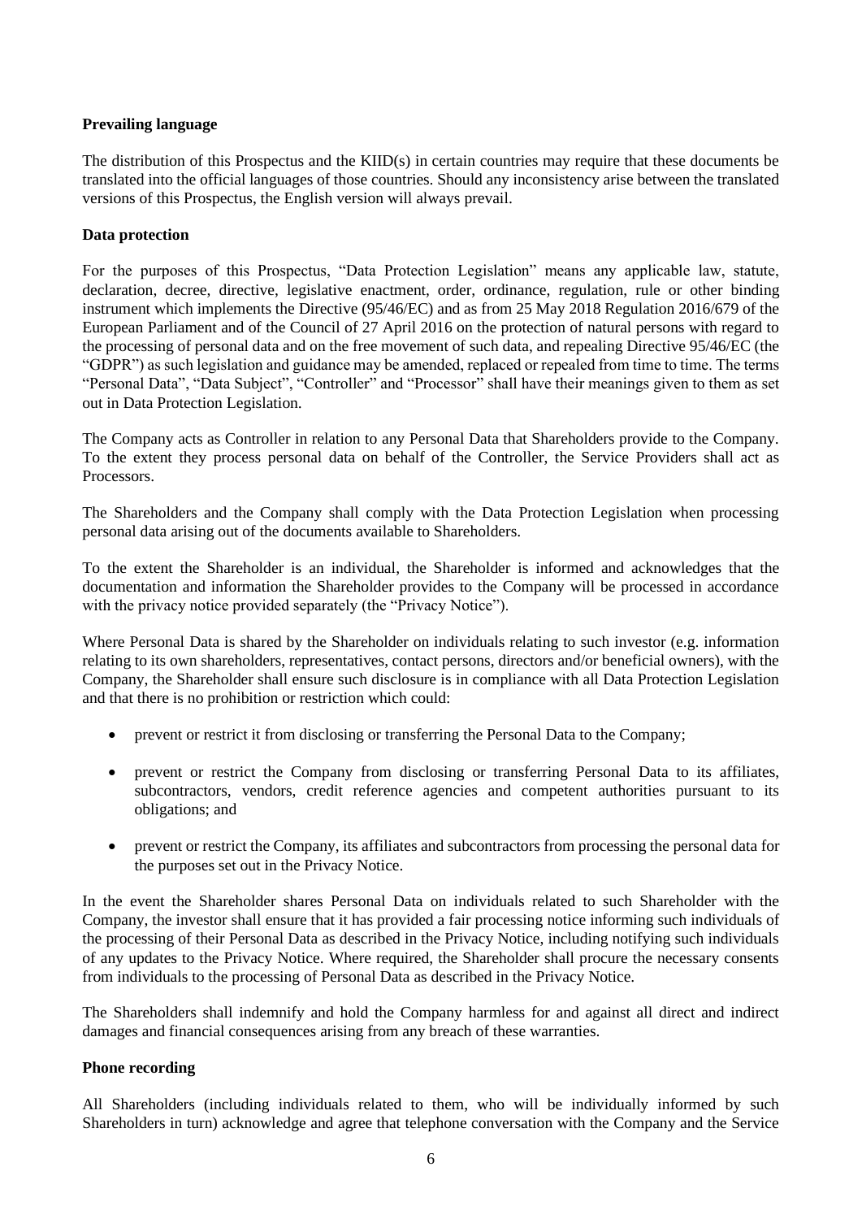**Prevailing language**

The distribution of this Prospectus and the KIID(s) in certain countries may require that these documents be translated into the official languages of those countries. Should any inconsistency arise between the translated versions of this Prospectus, the English version will always prevail.

**Data protection**

For the purposes of this Prospectus, "Data Protection Legislation" means any applicable law, statute, declaration, decree, directive, legislative enactment, order, ordinance, regulation, rule or other binding instrument which implements the Directive (95/46/EC) and as from 25 May 2018 Regulation 2016/679 of the European Parliament and of the Council of 27 April 2016 on the protection of natural persons with regard to the processing of personal data and on the free movement of such data, and repealing Directive 95/46/EC (the "GDPR") as such legislation and guidance may be amended, replaced or repealed from time to time. The terms "Personal Data", "Data Subject", "Controller" and "Processor" shall have their meanings given to them as set out in Data Protection Legislation.

The Company acts as Controller in relation to any Personal Data that Shareholders provide to the Company. To the extent they process personal data on behalf of the Controller, the Service Providers shall act as Processors.

The Shareholders and the Company shall comply with the Data Protection Legislation when processing personal data arising out of the documents available to Shareholders.

To the extent the Shareholder is an individual, the Shareholder is informed and acknowledges that the documentation and information the Shareholder provides to the Company will be processed in accordance with the privacy notice provided separately (the "Privacy Notice").

Where Personal Data is shared by the Shareholder on individuals relating to such investor (e.g. information relating to its own shareholders, representatives, contact persons, directors and/or beneficial owners), with the Company, the Shareholder shall ensure such disclosure is in compliance with all Data Protection Legislation and that there is no prohibition or restriction which could:

- prevent or restrict it from disclosing or transferring the Personal Data to the Company;
- prevent or restrict the Company from disclosing or transferring Personal Data to its affiliates, subcontractors, vendors, credit reference agencies and competent authorities pursuant to its obligations; and
- prevent or restrict the Company, its affiliates and subcontractors from processing the personal data for the purposes set out in the Privacy Notice.

In the event the Shareholder shares Personal Data on individuals related to such Shareholder with the Company, the investor shall ensure that it has provided a fair processing notice informing such individuals of the processing of their Personal Data as described in the Privacy Notice, including notifying such individuals of any updates to the Privacy Notice. Where required, the Shareholder shall procure the necessary consents from individuals to the processing of Personal Data as described in the Privacy Notice.

The Shareholders shall indemnify and hold the Company harmless for and against all direct and indirect damages and financial consequences arising from any breach of these warranties.

**Phone recording**

All Shareholders (including individuals related to them, who will be individually informed by such Shareholders in turn) acknowledge and agree that telephone conversation with the Company and the Service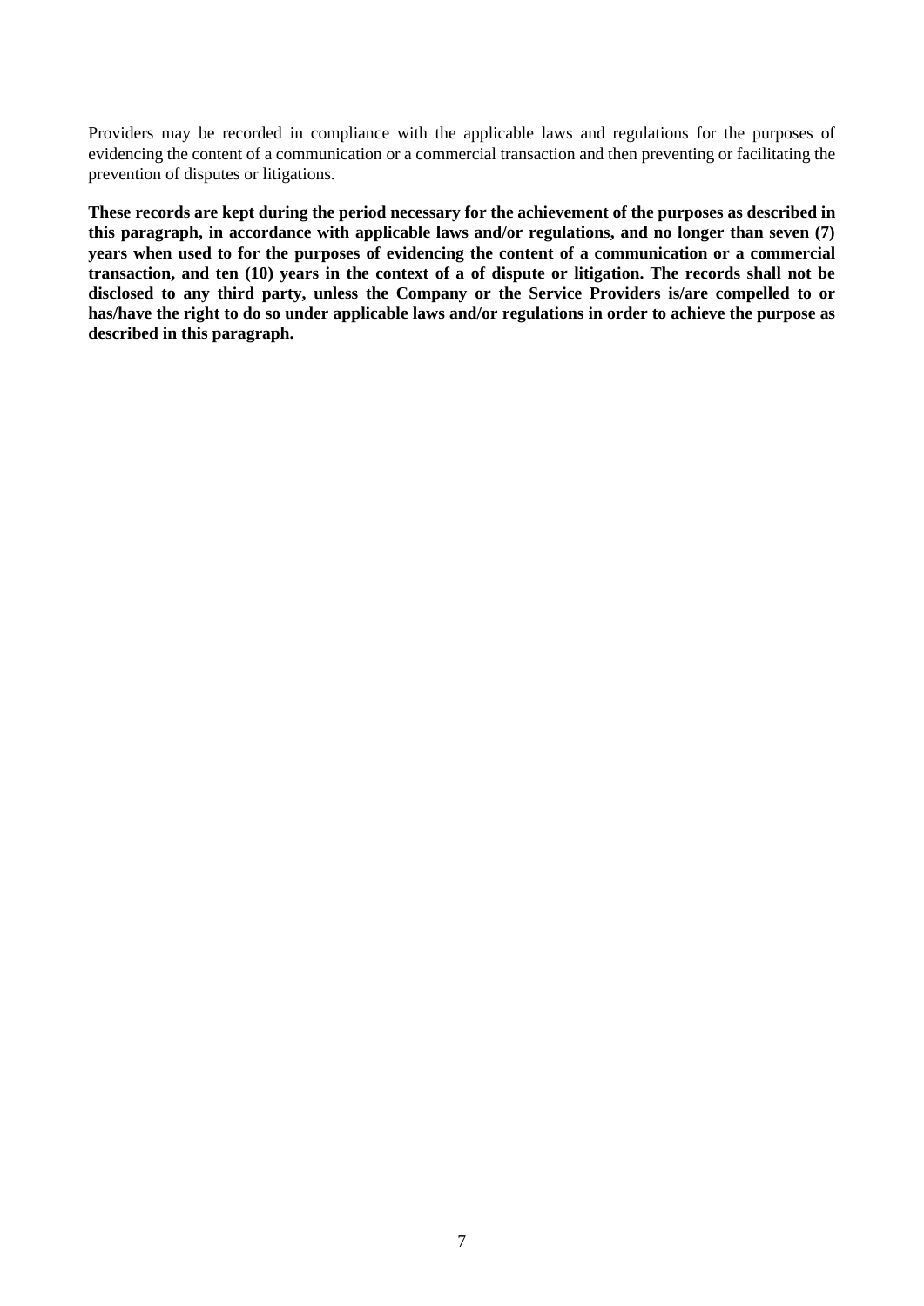Providers may be recorded in compliance with the applicable laws and regulations for the purposes of evidencing the content of a communication or a commercial transaction and then preventing or facilitating the prevention of disputes or litigations.

**These records are kept during the period necessary for the achievement of the purposes as described in this paragraph, in accordance with applicable laws and/or regulations, and no longer than seven (7) years when used to for the purposes of evidencing the content of a communication or a commercial transaction, and ten (10) years in the context of a of dispute or litigation. The records shall not be disclosed to any third party, unless the Company or the Service Providers is/are compelled to or has/have the right to do so under applicable laws and/or regulations in order to achieve the purpose as described in this paragraph.**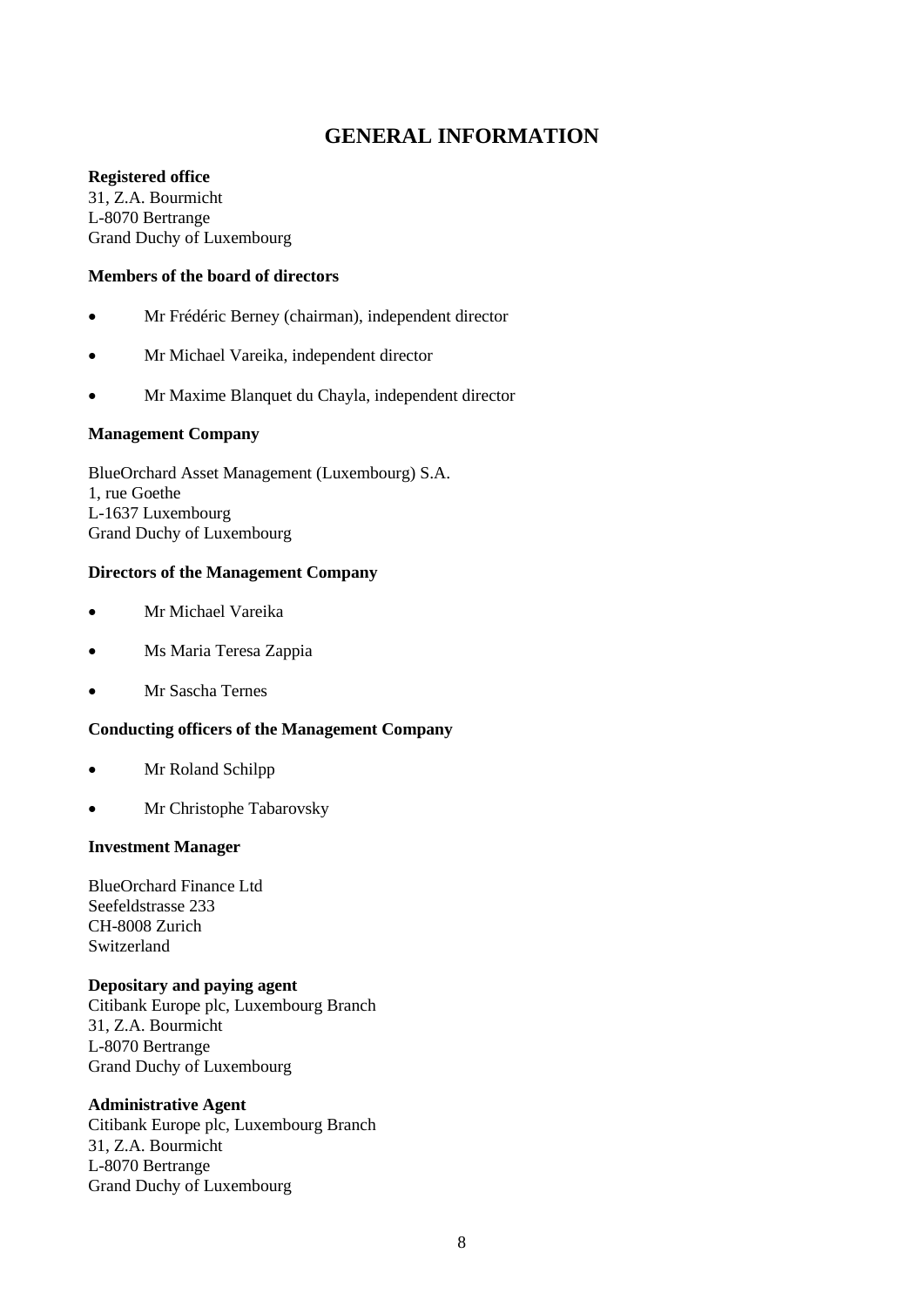# GENERAL INFORMATION

**Registered office**
31, Z.A. Bourmicht
L-8070 Bertrange
Grand Duchy of Luxembourg

**Members of the board of directors**

- Mr Frédéric Berney (chairman), independent director
- Mr Michael Vareika, independent director
- Mr Maxime Blanquet du Chayla, independent director

**Management Company**

BlueOrchard Asset Management (Luxembourg) S.A.
1, rue Goethe
L-1637 Luxembourg
Grand Duchy of Luxembourg

**Directors of the Management Company**

- Mr Michael Vareika
- Ms Maria Teresa Zappia
- Mr Sascha Ternes

**Conducting officers of the Management Company**

- Mr Roland Schilpp
- Mr Christophe Tabarovsky

**Investment Manager**

BlueOrchard Finance Ltd
Seefeldstrasse 233
CH-8008 Zurich
Switzerland

**Depositary and paying agent**
Citibank Europe plc, Luxembourg Branch
31, Z.A. Bourmicht
L-8070 Bertrange
Grand Duchy of Luxembourg

**Administrative Agent**
Citibank Europe plc, Luxembourg Branch
31, Z.A. Bourmicht
L-8070 Bertrange
Grand Duchy of Luxembourg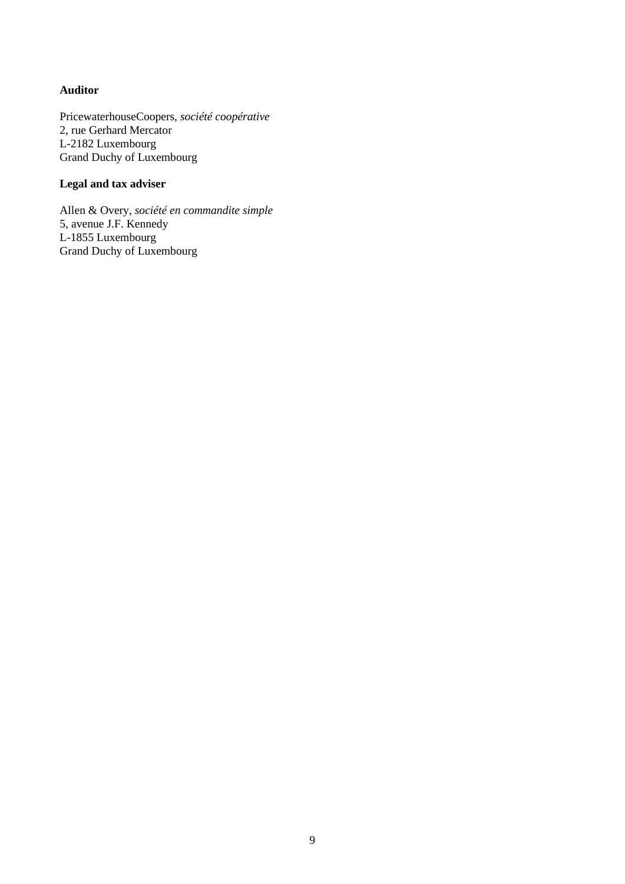**Auditor**

PricewaterhouseCoopers, *société coopérative*
2, rue Gerhard Mercator
L-2182 Luxembourg
Grand Duchy of Luxembourg

**Legal and tax adviser**

Allen & Overy, *société en commandite simple*
5, avenue J.F. Kennedy
L-1855 Luxembourg
Grand Duchy of Luxembourg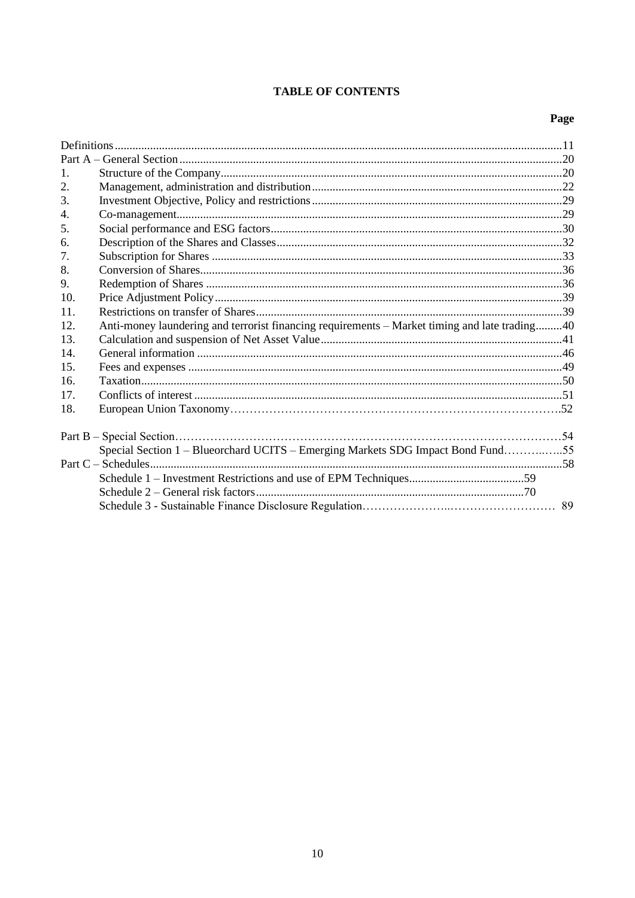**TABLE OF CONTENTS**

| | | Page |
|---|---|---|
| Definitions | | 11 |
| Part A – General Section | | 20 |
| 1. | Structure of the Company | 20 |
| 2. | Management, administration and distribution | 22 |
| 3. | Investment Objective, Policy and restrictions | 29 |
| 4. | Co-management | 29 |
| 5. | Social performance and ESG factors | 30 |
| 6. | Description of the Shares and Classes | 32 |
| 7. | Subscription for Shares | 33 |
| 8. | Conversion of Shares | 36 |
| 9. | Redemption of Shares | 36 |
| 10. | Price Adjustment Policy | 39 |
| 11. | Restrictions on transfer of Shares | 39 |
| 12. | Anti-money laundering and terrorist financing requirements – Market timing and late trading | 40 |
| 13. | Calculation and suspension of Net Asset Value | 41 |
| 14. | General information | 46 |
| 15. | Fees and expenses | 49 |
| 16. | Taxation | 50 |
| 17. | Conflicts of interest | 51 |
| 18. | European Union Taxonomy | 52 |
| Part B – Special Section | | 54 |
| | Special Section 1 – Blueorchard UCITS – Emerging Markets SDG Impact Bond Fund | 55 |
| Part C – Schedules | | 58 |
| | Schedule 1 – Investment Restrictions and use of EPM Techniques | 59 |
| | Schedule 2 – General risk factors | 70 |
| | Schedule 3 - Sustainable Finance Disclosure Regulation | 89 |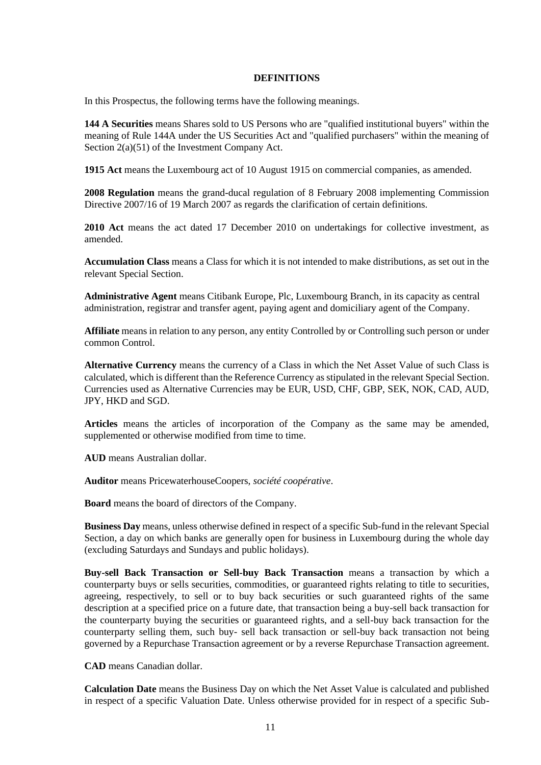## DEFINITIONS

In this Prospectus, the following terms have the following meanings.

**144 A Securities** means Shares sold to US Persons who are "qualified institutional buyers" within the meaning of Rule 144A under the US Securities Act and "qualified purchasers" within the meaning of Section 2(a)(51) of the Investment Company Act.

**1915 Act** means the Luxembourg act of 10 August 1915 on commercial companies, as amended.

**2008 Regulation** means the grand-ducal regulation of 8 February 2008 implementing Commission Directive 2007/16 of 19 March 2007 as regards the clarification of certain definitions.

**2010 Act** means the act dated 17 December 2010 on undertakings for collective investment, as amended.

**Accumulation Class** means a Class for which it is not intended to make distributions, as set out in the relevant Special Section.

**Administrative Agent** means Citibank Europe, Plc, Luxembourg Branch, in its capacity as central administration, registrar and transfer agent, paying agent and domiciliary agent of the Company.

**Affiliate** means in relation to any person, any entity Controlled by or Controlling such person or under common Control.

**Alternative Currency** means the currency of a Class in which the Net Asset Value of such Class is calculated, which is different than the Reference Currency as stipulated in the relevant Special Section. Currencies used as Alternative Currencies may be EUR, USD, CHF, GBP, SEK, NOK, CAD, AUD, JPY, HKD and SGD.

**Articles** means the articles of incorporation of the Company as the same may be amended, supplemented or otherwise modified from time to time.

**AUD** means Australian dollar.

**Auditor** means PricewaterhouseCoopers, *société coopérative*.

**Board** means the board of directors of the Company.

**Business Day** means, unless otherwise defined in respect of a specific Sub-fund in the relevant Special Section, a day on which banks are generally open for business in Luxembourg during the whole day (excluding Saturdays and Sundays and public holidays).

**Buy-sell Back Transaction or Sell-buy Back Transaction** means a transaction by which a counterparty buys or sells securities, commodities, or guaranteed rights relating to title to securities, agreeing, respectively, to sell or to buy back securities or such guaranteed rights of the same description at a specified price on a future date, that transaction being a buy-sell back transaction for the counterparty buying the securities or guaranteed rights, and a sell-buy back transaction for the counterparty selling them, such buy- sell back transaction or sell-buy back transaction not being governed by a Repurchase Transaction agreement or by a reverse Repurchase Transaction agreement.

**CAD** means Canadian dollar.

**Calculation Date** means the Business Day on which the Net Asset Value is calculated and published in respect of a specific Valuation Date. Unless otherwise provided for in respect of a specific Sub-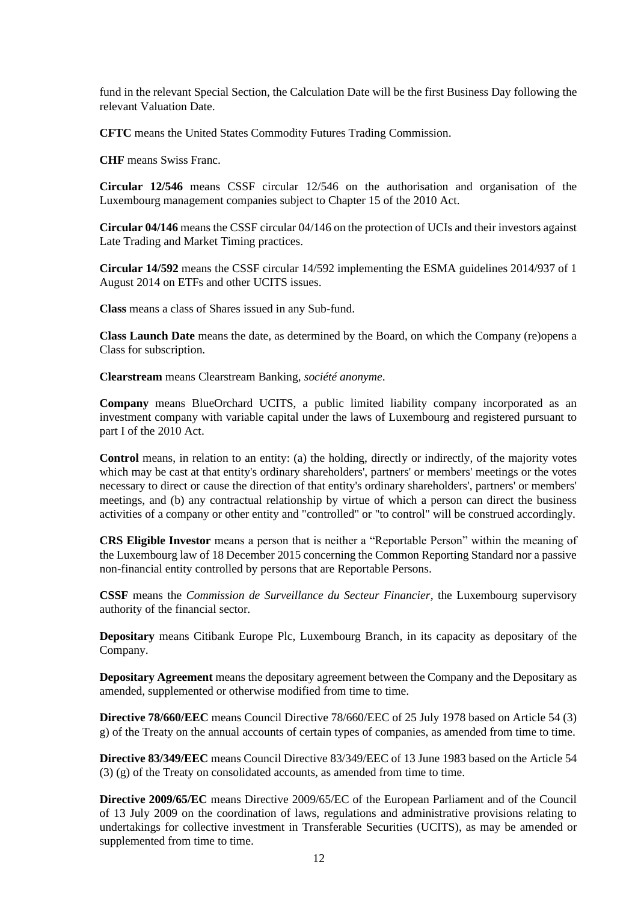fund in the relevant Special Section, the Calculation Date will be the first Business Day following the relevant Valuation Date.

**CFTC** means the United States Commodity Futures Trading Commission.

**CHF** means Swiss Franc.

**Circular 12/546** means CSSF circular 12/546 on the authorisation and organisation of the Luxembourg management companies subject to Chapter 15 of the 2010 Act.

**Circular 04/146** means the CSSF circular 04/146 on the protection of UCIs and their investors against Late Trading and Market Timing practices.

**Circular 14/592** means the CSSF circular 14/592 implementing the ESMA guidelines 2014/937 of 1 August 2014 on ETFs and other UCITS issues.

**Class** means a class of Shares issued in any Sub-fund.

**Class Launch Date** means the date, as determined by the Board, on which the Company (re)opens a Class for subscription.

**Clearstream** means Clearstream Banking, *société anonyme*.

**Company** means BlueOrchard UCITS, a public limited liability company incorporated as an investment company with variable capital under the laws of Luxembourg and registered pursuant to part I of the 2010 Act.

**Control** means, in relation to an entity: (a) the holding, directly or indirectly, of the majority votes which may be cast at that entity's ordinary shareholders', partners' or members' meetings or the votes necessary to direct or cause the direction of that entity's ordinary shareholders', partners' or members' meetings, and (b) any contractual relationship by virtue of which a person can direct the business activities of a company or other entity and "controlled" or "to control" will be construed accordingly.

**CRS Eligible Investor** means a person that is neither a "Reportable Person" within the meaning of the Luxembourg law of 18 December 2015 concerning the Common Reporting Standard nor a passive non-financial entity controlled by persons that are Reportable Persons.

**CSSF** means the *Commission de Surveillance du Secteur Financier*, the Luxembourg supervisory authority of the financial sector.

**Depositary** means Citibank Europe Plc, Luxembourg Branch, in its capacity as depositary of the Company.

**Depositary Agreement** means the depositary agreement between the Company and the Depositary as amended, supplemented or otherwise modified from time to time.

**Directive 78/660/EEC** means Council Directive 78/660/EEC of 25 July 1978 based on Article 54 (3) g) of the Treaty on the annual accounts of certain types of companies, as amended from time to time.

**Directive 83/349/EEC** means Council Directive 83/349/EEC of 13 June 1983 based on the Article 54 (3) (g) of the Treaty on consolidated accounts, as amended from time to time.

**Directive 2009/65/EC** means Directive 2009/65/EC of the European Parliament and of the Council of 13 July 2009 on the coordination of laws, regulations and administrative provisions relating to undertakings for collective investment in Transferable Securities (UCITS), as may be amended or supplemented from time to time.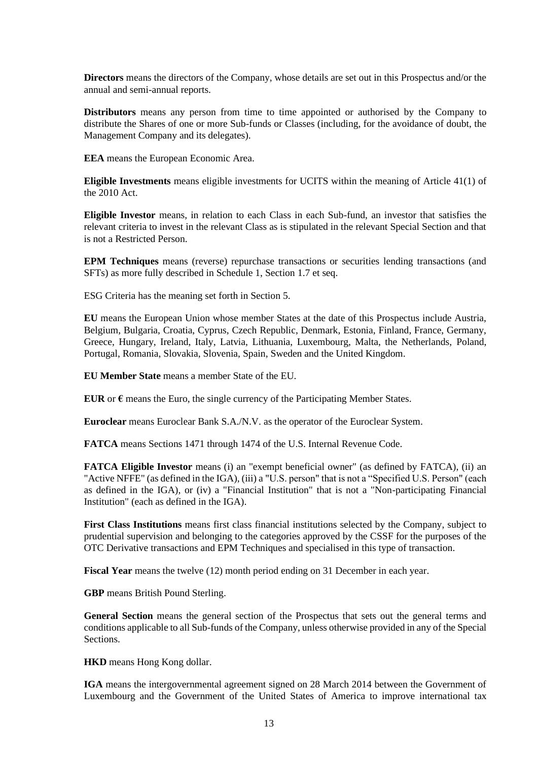**Directors** means the directors of the Company, whose details are set out in this Prospectus and/or the annual and semi-annual reports.

**Distributors** means any person from time to time appointed or authorised by the Company to distribute the Shares of one or more Sub-funds or Classes (including, for the avoidance of doubt, the Management Company and its delegates).

**EEA** means the European Economic Area.

**Eligible Investments** means eligible investments for UCITS within the meaning of Article 41(1) of the 2010 Act.

**Eligible Investor** means, in relation to each Class in each Sub-fund, an investor that satisfies the relevant criteria to invest in the relevant Class as is stipulated in the relevant Special Section and that is not a Restricted Person.

**EPM Techniques** means (reverse) repurchase transactions or securities lending transactions (and SFTs) as more fully described in Schedule 1, Section 1.7 et seq.

ESG Criteria has the meaning set forth in Section 5.

**EU** means the European Union whose member States at the date of this Prospectus include Austria, Belgium, Bulgaria, Croatia, Cyprus, Czech Republic, Denmark, Estonia, Finland, France, Germany, Greece, Hungary, Ireland, Italy, Latvia, Lithuania, Luxembourg, Malta, the Netherlands, Poland, Portugal, Romania, Slovakia, Slovenia, Spain, Sweden and the United Kingdom.

**EU Member State** means a member State of the EU.

**EUR** or **€** means the Euro, the single currency of the Participating Member States.

**Euroclear** means Euroclear Bank S.A./N.V. as the operator of the Euroclear System.

**FATCA** means Sections 1471 through 1474 of the U.S. Internal Revenue Code.

**FATCA Eligible Investor** means (i) an "exempt beneficial owner" (as defined by FATCA), (ii) an "Active NFFE" (as defined in the IGA), (iii) a "U.S. person" that is not a "Specified U.S. Person" (each as defined in the IGA), or (iv) a "Financial Institution" that is not a "Non-participating Financial Institution" (each as defined in the IGA).

**First Class Institutions** means first class financial institutions selected by the Company, subject to prudential supervision and belonging to the categories approved by the CSSF for the purposes of the OTC Derivative transactions and EPM Techniques and specialised in this type of transaction.

**Fiscal Year** means the twelve (12) month period ending on 31 December in each year.

**GBP** means British Pound Sterling.

**General Section** means the general section of the Prospectus that sets out the general terms and conditions applicable to all Sub-funds of the Company, unless otherwise provided in any of the Special Sections.

**HKD** means Hong Kong dollar.

**IGA** means the intergovernmental agreement signed on 28 March 2014 between the Government of Luxembourg and the Government of the United States of America to improve international tax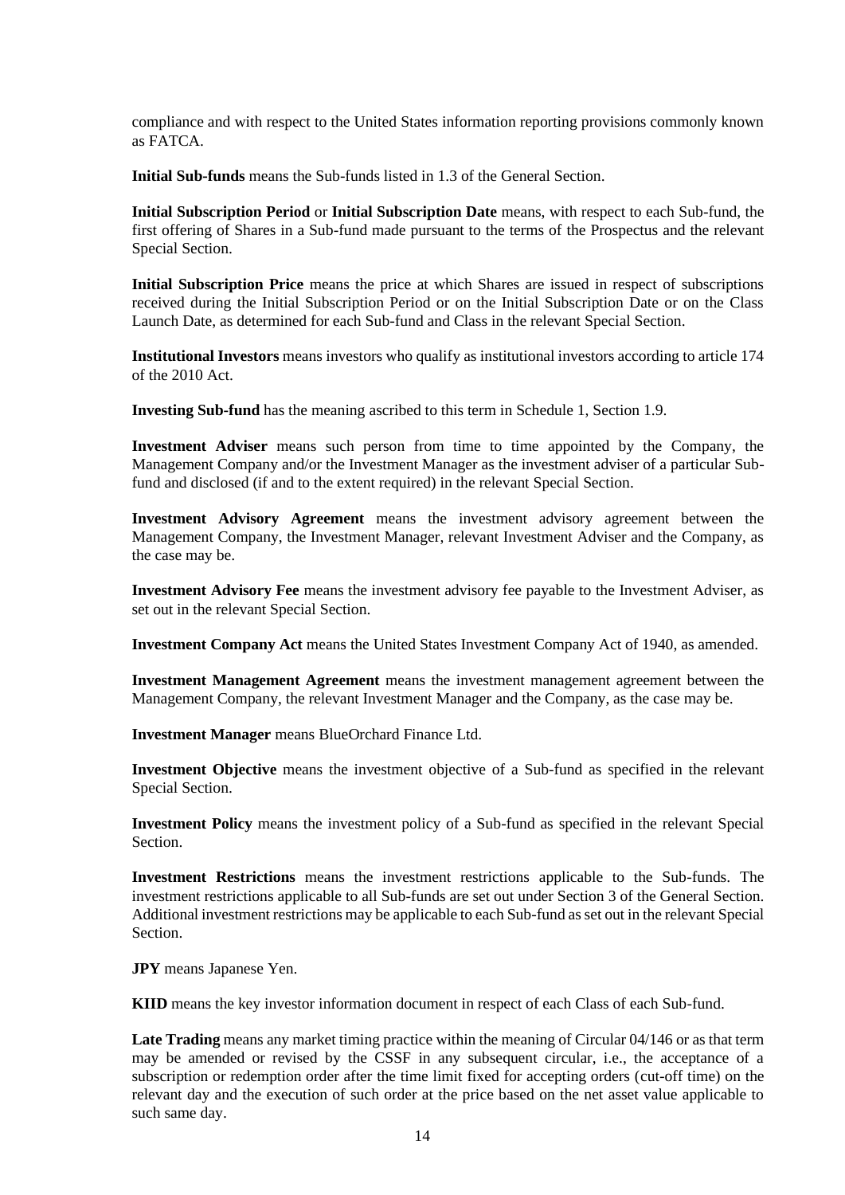compliance and with respect to the United States information reporting provisions commonly known as FATCA.

**Initial Sub-funds** means the Sub-funds listed in 1.3 of the General Section.

**Initial Subscription Period** or **Initial Subscription Date** means, with respect to each Sub-fund, the first offering of Shares in a Sub-fund made pursuant to the terms of the Prospectus and the relevant Special Section.

**Initial Subscription Price** means the price at which Shares are issued in respect of subscriptions received during the Initial Subscription Period or on the Initial Subscription Date or on the Class Launch Date, as determined for each Sub-fund and Class in the relevant Special Section.

**Institutional Investors** means investors who qualify as institutional investors according to article 174 of the 2010 Act.

**Investing Sub-fund** has the meaning ascribed to this term in Schedule 1, Section 1.9.

**Investment Adviser** means such person from time to time appointed by the Company, the Management Company and/or the Investment Manager as the investment adviser of a particular Sub-fund and disclosed (if and to the extent required) in the relevant Special Section.

**Investment Advisory Agreement** means the investment advisory agreement between the Management Company, the Investment Manager, relevant Investment Adviser and the Company, as the case may be.

**Investment Advisory Fee** means the investment advisory fee payable to the Investment Adviser, as set out in the relevant Special Section.

**Investment Company Act** means the United States Investment Company Act of 1940, as amended.

**Investment Management Agreement** means the investment management agreement between the Management Company, the relevant Investment Manager and the Company, as the case may be.

**Investment Manager** means BlueOrchard Finance Ltd.

**Investment Objective** means the investment objective of a Sub-fund as specified in the relevant Special Section.

**Investment Policy** means the investment policy of a Sub-fund as specified in the relevant Special Section.

**Investment Restrictions** means the investment restrictions applicable to the Sub-funds. The investment restrictions applicable to all Sub-funds are set out under Section 3 of the General Section. Additional investment restrictions may be applicable to each Sub-fund as set out in the relevant Special Section.

**JPY** means Japanese Yen.

**KIID** means the key investor information document in respect of each Class of each Sub-fund.

**Late Trading** means any market timing practice within the meaning of Circular 04/146 or as that term may be amended or revised by the CSSF in any subsequent circular, i.e., the acceptance of a subscription or redemption order after the time limit fixed for accepting orders (cut-off time) on the relevant day and the execution of such order at the price based on the net asset value applicable to such same day.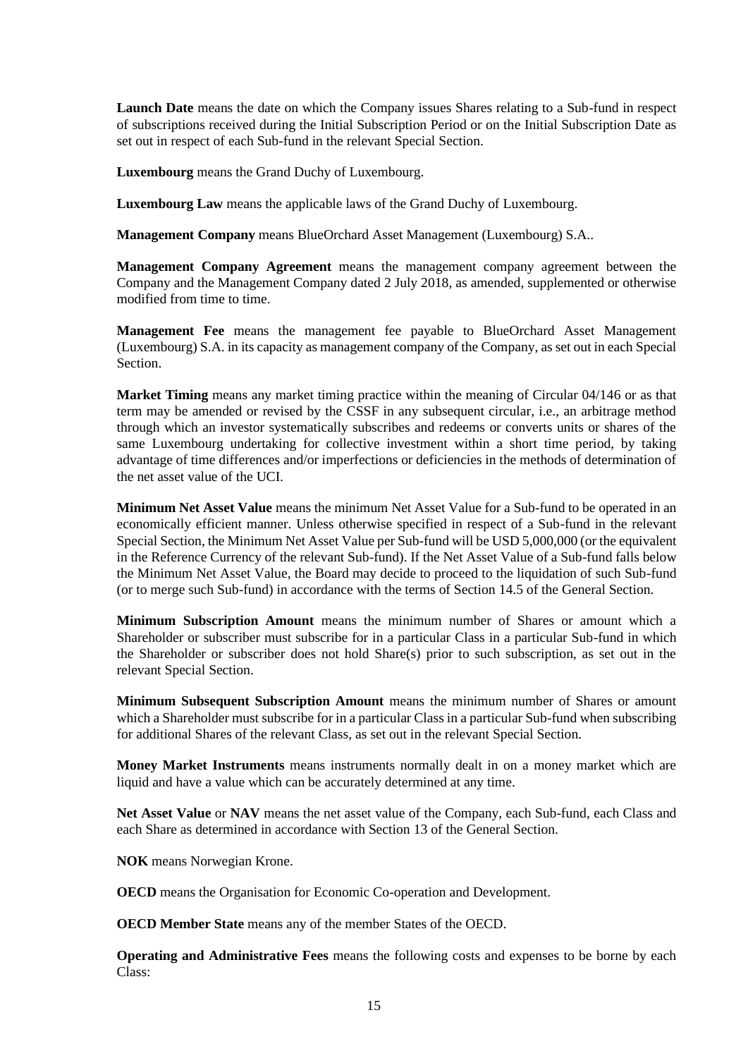**Launch Date** means the date on which the Company issues Shares relating to a Sub-fund in respect of subscriptions received during the Initial Subscription Period or on the Initial Subscription Date as set out in respect of each Sub-fund in the relevant Special Section.

**Luxembourg** means the Grand Duchy of Luxembourg.

**Luxembourg Law** means the applicable laws of the Grand Duchy of Luxembourg.

**Management Company** means BlueOrchard Asset Management (Luxembourg) S.A..

**Management Company Agreement** means the management company agreement between the Company and the Management Company dated 2 July 2018, as amended, supplemented or otherwise modified from time to time.

**Management Fee** means the management fee payable to BlueOrchard Asset Management (Luxembourg) S.A. in its capacity as management company of the Company, as set out in each Special Section.

**Market Timing** means any market timing practice within the meaning of Circular 04/146 or as that term may be amended or revised by the CSSF in any subsequent circular, i.e., an arbitrage method through which an investor systematically subscribes and redeems or converts units or shares of the same Luxembourg undertaking for collective investment within a short time period, by taking advantage of time differences and/or imperfections or deficiencies in the methods of determination of the net asset value of the UCI.

**Minimum Net Asset Value** means the minimum Net Asset Value for a Sub-fund to be operated in an economically efficient manner. Unless otherwise specified in respect of a Sub-fund in the relevant Special Section, the Minimum Net Asset Value per Sub-fund will be USD 5,000,000 (or the equivalent in the Reference Currency of the relevant Sub-fund). If the Net Asset Value of a Sub-fund falls below the Minimum Net Asset Value, the Board may decide to proceed to the liquidation of such Sub-fund (or to merge such Sub-fund) in accordance with the terms of Section 14.5 of the General Section.

**Minimum Subscription Amount** means the minimum number of Shares or amount which a Shareholder or subscriber must subscribe for in a particular Class in a particular Sub-fund in which the Shareholder or subscriber does not hold Share(s) prior to such subscription, as set out in the relevant Special Section.

**Minimum Subsequent Subscription Amount** means the minimum number of Shares or amount which a Shareholder must subscribe for in a particular Class in a particular Sub-fund when subscribing for additional Shares of the relevant Class, as set out in the relevant Special Section.

**Money Market Instruments** means instruments normally dealt in on a money market which are liquid and have a value which can be accurately determined at any time.

**Net Asset Value** or **NAV** means the net asset value of the Company, each Sub-fund, each Class and each Share as determined in accordance with Section 13 of the General Section.

**NOK** means Norwegian Krone.

**OECD** means the Organisation for Economic Co-operation and Development.

**OECD Member State** means any of the member States of the OECD.

**Operating and Administrative Fees** means the following costs and expenses to be borne by each Class: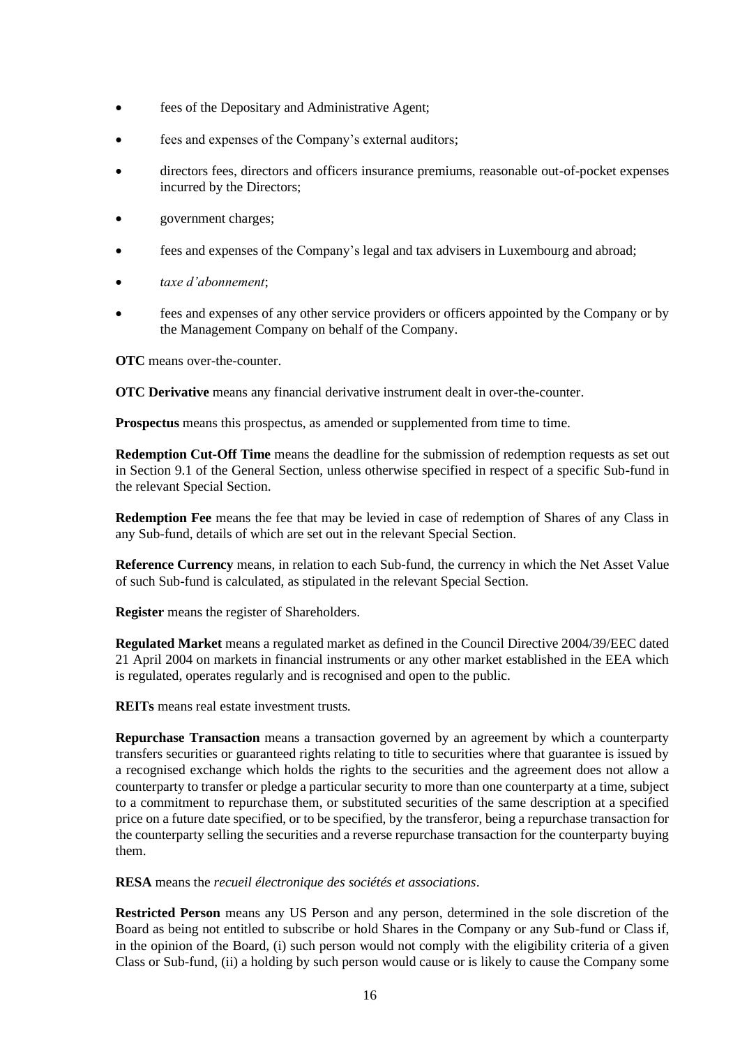- fees of the Depositary and Administrative Agent;
- fees and expenses of the Company's external auditors;
- directors fees, directors and officers insurance premiums, reasonable out-of-pocket expenses incurred by the Directors;
- government charges;
- fees and expenses of the Company's legal and tax advisers in Luxembourg and abroad;
- *taxe d'abonnement*;
- fees and expenses of any other service providers or officers appointed by the Company or by the Management Company on behalf of the Company.

**OTC** means over-the-counter.

**OTC Derivative** means any financial derivative instrument dealt in over-the-counter.

**Prospectus** means this prospectus, as amended or supplemented from time to time.

**Redemption Cut-Off Time** means the deadline for the submission of redemption requests as set out in Section 9.1 of the General Section, unless otherwise specified in respect of a specific Sub-fund in the relevant Special Section.

**Redemption Fee** means the fee that may be levied in case of redemption of Shares of any Class in any Sub-fund, details of which are set out in the relevant Special Section.

**Reference Currency** means, in relation to each Sub-fund, the currency in which the Net Asset Value of such Sub-fund is calculated, as stipulated in the relevant Special Section.

**Register** means the register of Shareholders.

**Regulated Market** means a regulated market as defined in the Council Directive 2004/39/EEC dated 21 April 2004 on markets in financial instruments or any other market established in the EEA which is regulated, operates regularly and is recognised and open to the public.

**REITs** means real estate investment trusts.

**Repurchase Transaction** means a transaction governed by an agreement by which a counterparty transfers securities or guaranteed rights relating to title to securities where that guarantee is issued by a recognised exchange which holds the rights to the securities and the agreement does not allow a counterparty to transfer or pledge a particular security to more than one counterparty at a time, subject to a commitment to repurchase them, or substituted securities of the same description at a specified price on a future date specified, or to be specified, by the transferor, being a repurchase transaction for the counterparty selling the securities and a reverse repurchase transaction for the counterparty buying them.

**RESA** means the *recueil électronique des sociétés et associations*.

**Restricted Person** means any US Person and any person, determined in the sole discretion of the Board as being not entitled to subscribe or hold Shares in the Company or any Sub-fund or Class if, in the opinion of the Board, (i) such person would not comply with the eligibility criteria of a given Class or Sub-fund, (ii) a holding by such person would cause or is likely to cause the Company some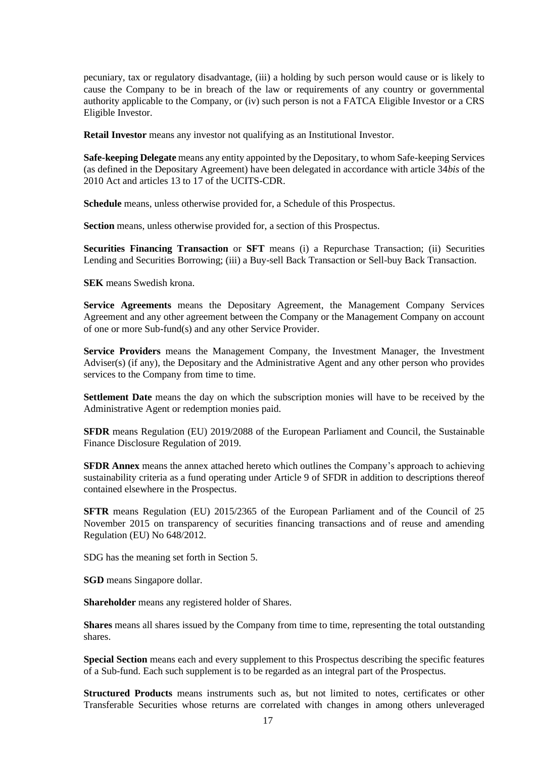pecuniary, tax or regulatory disadvantage, (iii) a holding by such person would cause or is likely to cause the Company to be in breach of the law or requirements of any country or governmental authority applicable to the Company, or (iv) such person is not a FATCA Eligible Investor or a CRS Eligible Investor.

**Retail Investor** means any investor not qualifying as an Institutional Investor.

**Safe-keeping Delegate** means any entity appointed by the Depositary, to whom Safe-keeping Services (as defined in the Depositary Agreement) have been delegated in accordance with article 34*bis* of the 2010 Act and articles 13 to 17 of the UCITS-CDR.

**Schedule** means, unless otherwise provided for, a Schedule of this Prospectus.

**Section** means, unless otherwise provided for, a section of this Prospectus.

**Securities Financing Transaction** or **SFT** means (i) a Repurchase Transaction; (ii) Securities Lending and Securities Borrowing; (iii) a Buy-sell Back Transaction or Sell-buy Back Transaction.

**SEK** means Swedish krona.

**Service Agreements** means the Depositary Agreement, the Management Company Services Agreement and any other agreement between the Company or the Management Company on account of one or more Sub-fund(s) and any other Service Provider.

**Service Providers** means the Management Company, the Investment Manager, the Investment Adviser(s) (if any), the Depositary and the Administrative Agent and any other person who provides services to the Company from time to time.

**Settlement Date** means the day on which the subscription monies will have to be received by the Administrative Agent or redemption monies paid.

**SFDR** means Regulation (EU) 2019/2088 of the European Parliament and Council, the Sustainable Finance Disclosure Regulation of 2019.

**SFDR Annex** means the annex attached hereto which outlines the Company's approach to achieving sustainability criteria as a fund operating under Article 9 of SFDR in addition to descriptions thereof contained elsewhere in the Prospectus.

**SFTR** means Regulation (EU) 2015/2365 of the European Parliament and of the Council of 25 November 2015 on transparency of securities financing transactions and of reuse and amending Regulation (EU) No 648/2012.

SDG has the meaning set forth in Section 5.

**SGD** means Singapore dollar.

**Shareholder** means any registered holder of Shares.

**Shares** means all shares issued by the Company from time to time, representing the total outstanding shares.

**Special Section** means each and every supplement to this Prospectus describing the specific features of a Sub-fund. Each such supplement is to be regarded as an integral part of the Prospectus.

**Structured Products** means instruments such as, but not limited to notes, certificates or other Transferable Securities whose returns are correlated with changes in among others unleveraged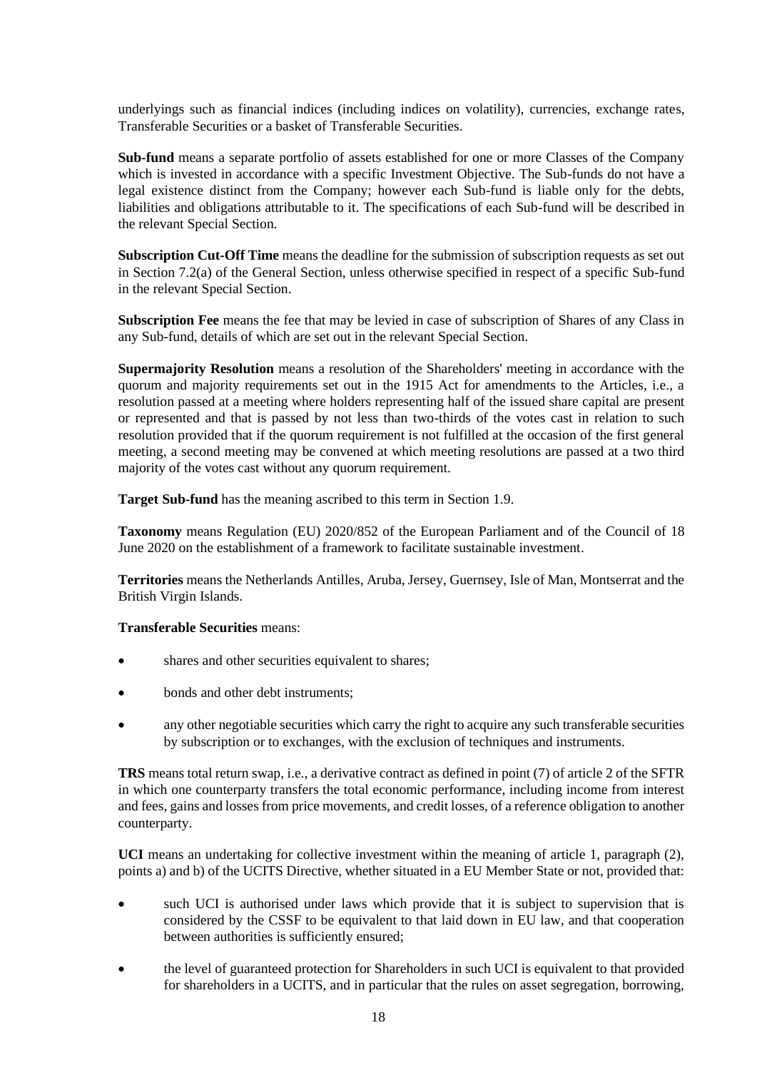underlyings such as financial indices (including indices on volatility), currencies, exchange rates, Transferable Securities or a basket of Transferable Securities.

**Sub-fund** means a separate portfolio of assets established for one or more Classes of the Company which is invested in accordance with a specific Investment Objective. The Sub-funds do not have a legal existence distinct from the Company; however each Sub-fund is liable only for the debts, liabilities and obligations attributable to it. The specifications of each Sub-fund will be described in the relevant Special Section.

**Subscription Cut-Off Time** means the deadline for the submission of subscription requests as set out in Section 7.2(a) of the General Section, unless otherwise specified in respect of a specific Sub-fund in the relevant Special Section.

**Subscription Fee** means the fee that may be levied in case of subscription of Shares of any Class in any Sub-fund, details of which are set out in the relevant Special Section.

**Supermajority Resolution** means a resolution of the Shareholders' meeting in accordance with the quorum and majority requirements set out in the 1915 Act for amendments to the Articles, i.e., a resolution passed at a meeting where holders representing half of the issued share capital are present or represented and that is passed by not less than two-thirds of the votes cast in relation to such resolution provided that if the quorum requirement is not fulfilled at the occasion of the first general meeting, a second meeting may be convened at which meeting resolutions are passed at a two third majority of the votes cast without any quorum requirement.

**Target Sub-fund** has the meaning ascribed to this term in Section 1.9.

**Taxonomy** means Regulation (EU) 2020/852 of the European Parliament and of the Council of 18 June 2020 on the establishment of a framework to facilitate sustainable investment.

**Territories** means the Netherlands Antilles, Aruba, Jersey, Guernsey, Isle of Man, Montserrat and the British Virgin Islands.

**Transferable Securities** means:

- shares and other securities equivalent to shares;
- bonds and other debt instruments;
- any other negotiable securities which carry the right to acquire any such transferable securities by subscription or to exchanges, with the exclusion of techniques and instruments.

**TRS** means total return swap, i.e., a derivative contract as defined in point (7) of article 2 of the SFTR in which one counterparty transfers the total economic performance, including income from interest and fees, gains and losses from price movements, and credit losses, of a reference obligation to another counterparty.

**UCI** means an undertaking for collective investment within the meaning of article 1, paragraph (2), points a) and b) of the UCITS Directive, whether situated in a EU Member State or not, provided that:

- such UCI is authorised under laws which provide that it is subject to supervision that is considered by the CSSF to be equivalent to that laid down in EU law, and that cooperation between authorities is sufficiently ensured;
- the level of guaranteed protection for Shareholders in such UCI is equivalent to that provided for shareholders in a UCITS, and in particular that the rules on asset segregation, borrowing,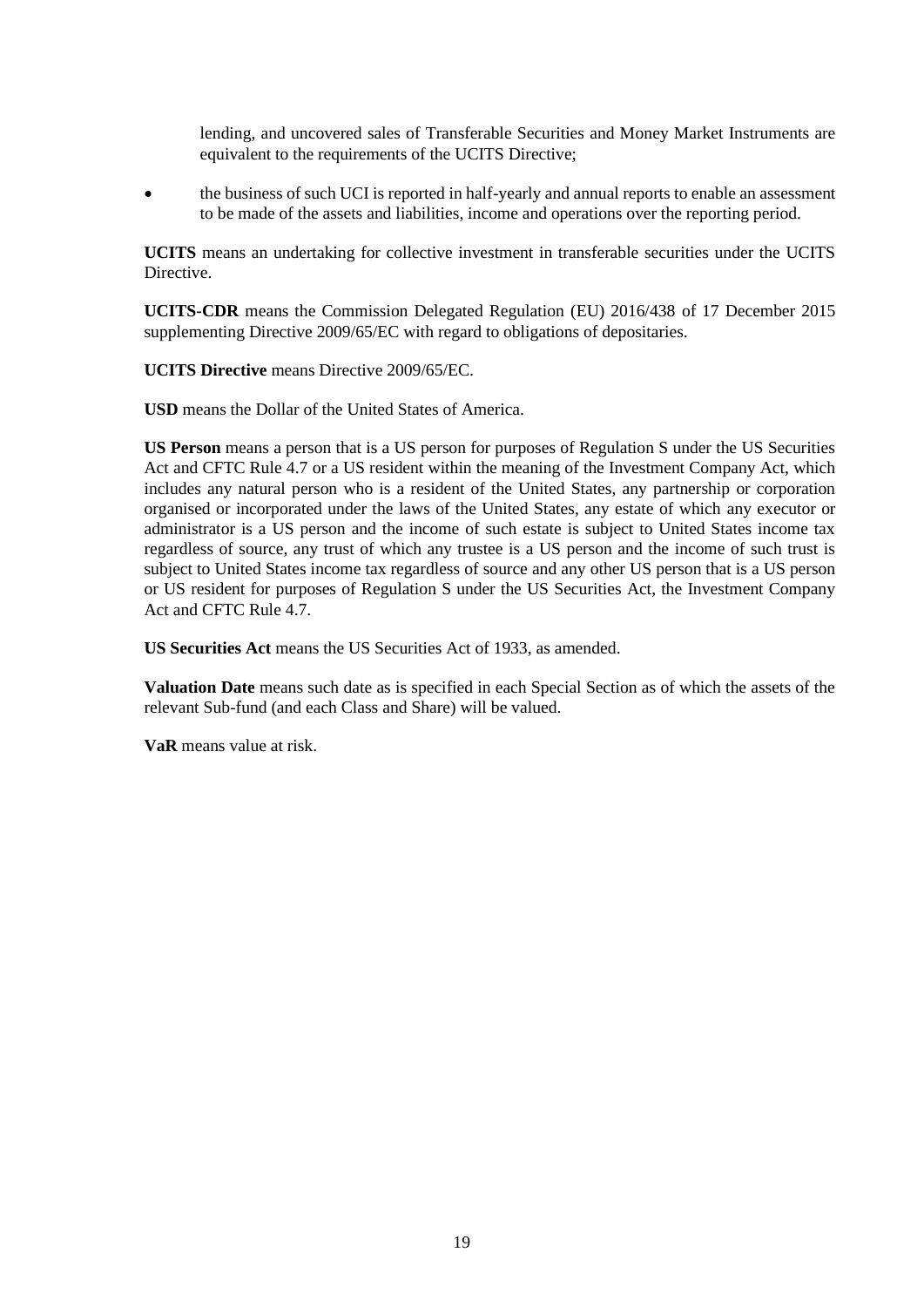lending, and uncovered sales of Transferable Securities and Money Market Instruments are equivalent to the requirements of the UCITS Directive;

- the business of such UCI is reported in half-yearly and annual reports to enable an assessment to be made of the assets and liabilities, income and operations over the reporting period.

**UCITS** means an undertaking for collective investment in transferable securities under the UCITS Directive.

**UCITS-CDR** means the Commission Delegated Regulation (EU) 2016/438 of 17 December 2015 supplementing Directive 2009/65/EC with regard to obligations of depositaries.

**UCITS Directive** means Directive 2009/65/EC.

**USD** means the Dollar of the United States of America.

**US Person** means a person that is a US person for purposes of Regulation S under the US Securities Act and CFTC Rule 4.7 or a US resident within the meaning of the Investment Company Act, which includes any natural person who is a resident of the United States, any partnership or corporation organised or incorporated under the laws of the United States, any estate of which any executor or administrator is a US person and the income of such estate is subject to United States income tax regardless of source, any trust of which any trustee is a US person and the income of such trust is subject to United States income tax regardless of source and any other US person that is a US person or US resident for purposes of Regulation S under the US Securities Act, the Investment Company Act and CFTC Rule 4.7.

**US Securities Act** means the US Securities Act of 1933, as amended.

**Valuation Date** means such date as is specified in each Special Section as of which the assets of the relevant Sub-fund (and each Class and Share) will be valued.

**VaR** means value at risk.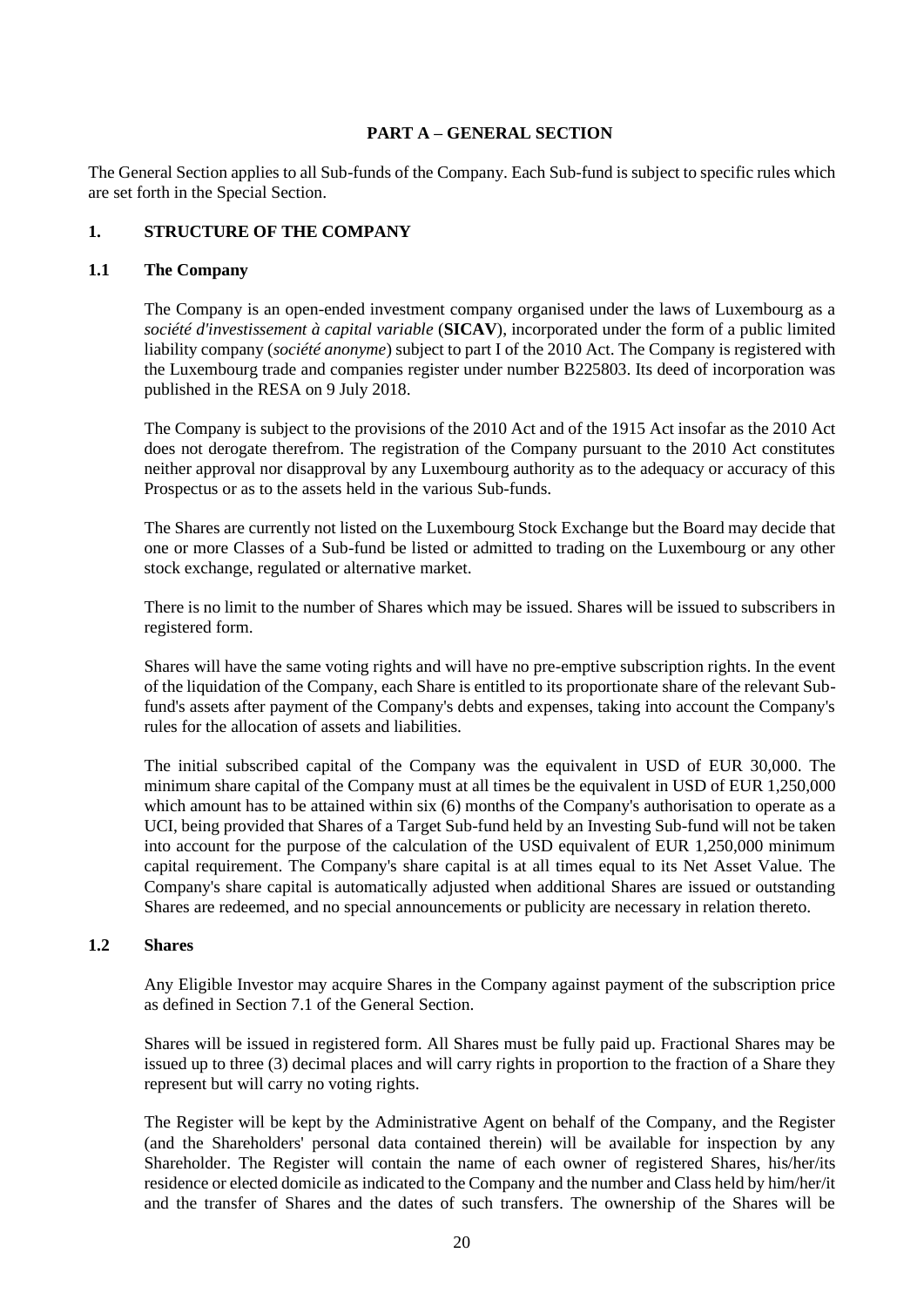# PART A – GENERAL SECTION

The General Section applies to all Sub-funds of the Company. Each Sub-fund is subject to specific rules which are set forth in the Special Section.

## 1. STRUCTURE OF THE COMPANY

### 1.1 The Company

The Company is an open-ended investment company organised under the laws of Luxembourg as a *société d'investissement à capital variable* (**SICAV**), incorporated under the form of a public limited liability company (*société anonyme*) subject to part I of the 2010 Act. The Company is registered with the Luxembourg trade and companies register under number B225803. Its deed of incorporation was published in the RESA on 9 July 2018.

The Company is subject to the provisions of the 2010 Act and of the 1915 Act insofar as the 2010 Act does not derogate therefrom. The registration of the Company pursuant to the 2010 Act constitutes neither approval nor disapproval by any Luxembourg authority as to the adequacy or accuracy of this Prospectus or as to the assets held in the various Sub-funds.

The Shares are currently not listed on the Luxembourg Stock Exchange but the Board may decide that one or more Classes of a Sub-fund be listed or admitted to trading on the Luxembourg or any other stock exchange, regulated or alternative market.

There is no limit to the number of Shares which may be issued. Shares will be issued to subscribers in registered form.

Shares will have the same voting rights and will have no pre-emptive subscription rights. In the event of the liquidation of the Company, each Share is entitled to its proportionate share of the relevant Sub-fund's assets after payment of the Company's debts and expenses, taking into account the Company's rules for the allocation of assets and liabilities.

The initial subscribed capital of the Company was the equivalent in USD of EUR 30,000. The minimum share capital of the Company must at all times be the equivalent in USD of EUR 1,250,000 which amount has to be attained within six (6) months of the Company's authorisation to operate as a UCI, being provided that Shares of a Target Sub-fund held by an Investing Sub-fund will not be taken into account for the purpose of the calculation of the USD equivalent of EUR 1,250,000 minimum capital requirement. The Company's share capital is at all times equal to its Net Asset Value. The Company's share capital is automatically adjusted when additional Shares are issued or outstanding Shares are redeemed, and no special announcements or publicity are necessary in relation thereto.

### 1.2 Shares

Any Eligible Investor may acquire Shares in the Company against payment of the subscription price as defined in Section 7.1 of the General Section.

Shares will be issued in registered form. All Shares must be fully paid up. Fractional Shares may be issued up to three (3) decimal places and will carry rights in proportion to the fraction of a Share they represent but will carry no voting rights.

The Register will be kept by the Administrative Agent on behalf of the Company, and the Register (and the Shareholders' personal data contained therein) will be available for inspection by any Shareholder. The Register will contain the name of each owner of registered Shares, his/her/its residence or elected domicile as indicated to the Company and the number and Class held by him/her/it and the transfer of Shares and the dates of such transfers. The ownership of the Shares will be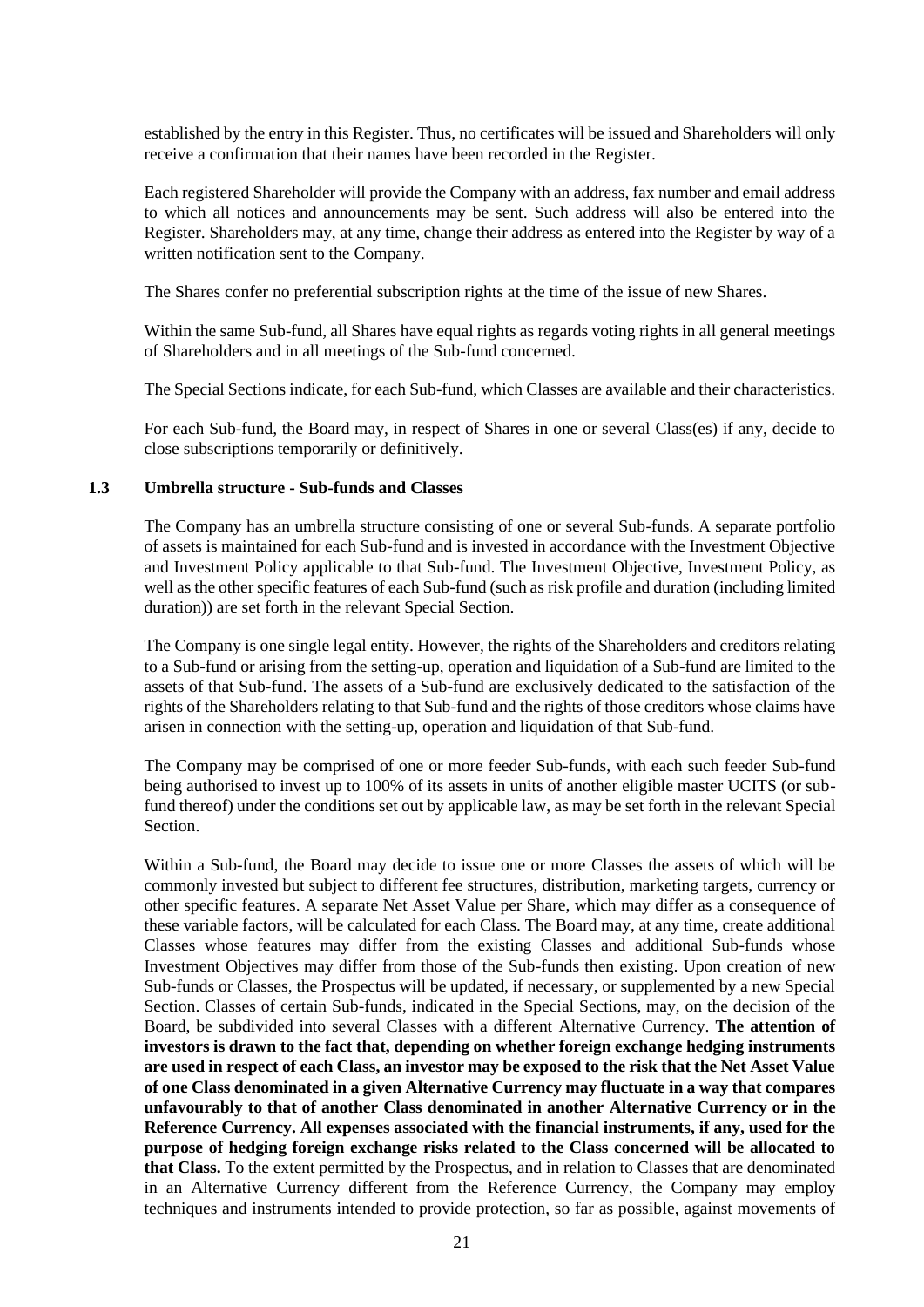established by the entry in this Register. Thus, no certificates will be issued and Shareholders will only receive a confirmation that their names have been recorded in the Register.

Each registered Shareholder will provide the Company with an address, fax number and email address to which all notices and announcements may be sent. Such address will also be entered into the Register. Shareholders may, at any time, change their address as entered into the Register by way of a written notification sent to the Company.

The Shares confer no preferential subscription rights at the time of the issue of new Shares.

Within the same Sub-fund, all Shares have equal rights as regards voting rights in all general meetings of Shareholders and in all meetings of the Sub-fund concerned.

The Special Sections indicate, for each Sub-fund, which Classes are available and their characteristics.

For each Sub-fund, the Board may, in respect of Shares in one or several Class(es) if any, decide to close subscriptions temporarily or definitively.

### 1.3 Umbrella structure - Sub-funds and Classes

The Company has an umbrella structure consisting of one or several Sub-funds. A separate portfolio of assets is maintained for each Sub-fund and is invested in accordance with the Investment Objective and Investment Policy applicable to that Sub-fund. The Investment Objective, Investment Policy, as well as the other specific features of each Sub-fund (such as risk profile and duration (including limited duration)) are set forth in the relevant Special Section.

The Company is one single legal entity. However, the rights of the Shareholders and creditors relating to a Sub-fund or arising from the setting-up, operation and liquidation of a Sub-fund are limited to the assets of that Sub-fund. The assets of a Sub-fund are exclusively dedicated to the satisfaction of the rights of the Shareholders relating to that Sub-fund and the rights of those creditors whose claims have arisen in connection with the setting-up, operation and liquidation of that Sub-fund.

The Company may be comprised of one or more feeder Sub-funds, with each such feeder Sub-fund being authorised to invest up to 100% of its assets in units of another eligible master UCITS (or sub-fund thereof) under the conditions set out by applicable law, as may be set forth in the relevant Special Section.

Within a Sub-fund, the Board may decide to issue one or more Classes the assets of which will be commonly invested but subject to different fee structures, distribution, marketing targets, currency or other specific features. A separate Net Asset Value per Share, which may differ as a consequence of these variable factors, will be calculated for each Class. The Board may, at any time, create additional Classes whose features may differ from the existing Classes and additional Sub-funds whose Investment Objectives may differ from those of the Sub-funds then existing. Upon creation of new Sub-funds or Classes, the Prospectus will be updated, if necessary, or supplemented by a new Special Section. Classes of certain Sub-funds, indicated in the Special Sections, may, on the decision of the Board, be subdivided into several Classes with a different Alternative Currency. **The attention of investors is drawn to the fact that, depending on whether foreign exchange hedging instruments are used in respect of each Class, an investor may be exposed to the risk that the Net Asset Value of one Class denominated in a given Alternative Currency may fluctuate in a way that compares unfavourably to that of another Class denominated in another Alternative Currency or in the Reference Currency. All expenses associated with the financial instruments, if any, used for the purpose of hedging foreign exchange risks related to the Class concerned will be allocated to that Class.** To the extent permitted by the Prospectus, and in relation to Classes that are denominated in an Alternative Currency different from the Reference Currency, the Company may employ techniques and instruments intended to provide protection, so far as possible, against movements of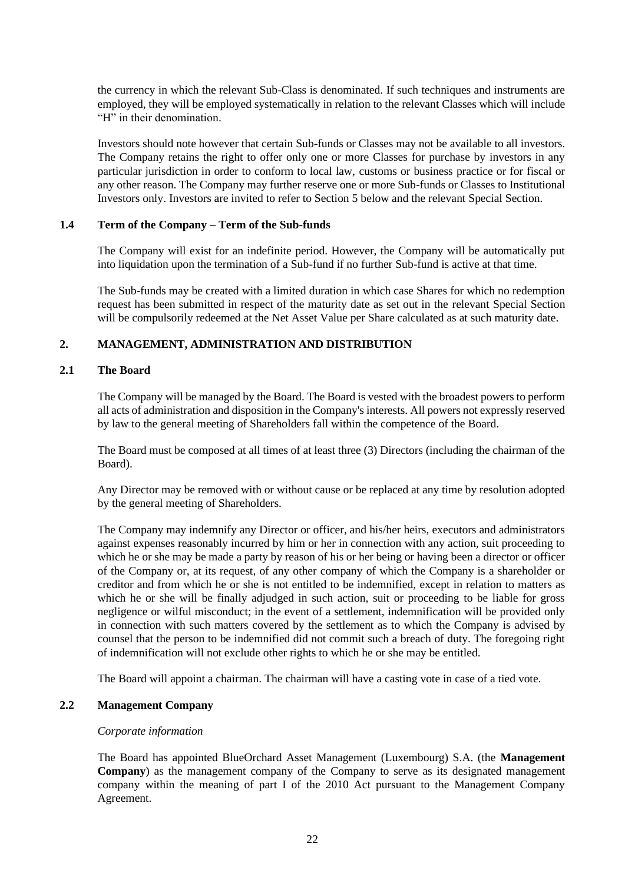the currency in which the relevant Sub-Class is denominated. If such techniques and instruments are employed, they will be employed systematically in relation to the relevant Classes which will include "H" in their denomination.

Investors should note however that certain Sub-funds or Classes may not be available to all investors. The Company retains the right to offer only one or more Classes for purchase by investors in any particular jurisdiction in order to conform to local law, customs or business practice or for fiscal or any other reason. The Company may further reserve one or more Sub-funds or Classes to Institutional Investors only. Investors are invited to refer to Section 5 below and the relevant Special Section.

### 1.4 Term of the Company – Term of the Sub-funds

The Company will exist for an indefinite period. However, the Company will be automatically put into liquidation upon the termination of a Sub-fund if no further Sub-fund is active at that time.

The Sub-funds may be created with a limited duration in which case Shares for which no redemption request has been submitted in respect of the maturity date as set out in the relevant Special Section will be compulsorily redeemed at the Net Asset Value per Share calculated as at such maturity date.

## 2. MANAGEMENT, ADMINISTRATION AND DISTRIBUTION

### 2.1 The Board

The Company will be managed by the Board. The Board is vested with the broadest powers to perform all acts of administration and disposition in the Company's interests. All powers not expressly reserved by law to the general meeting of Shareholders fall within the competence of the Board.

The Board must be composed at all times of at least three (3) Directors (including the chairman of the Board).

Any Director may be removed with or without cause or be replaced at any time by resolution adopted by the general meeting of Shareholders.

The Company may indemnify any Director or officer, and his/her heirs, executors and administrators against expenses reasonably incurred by him or her in connection with any action, suit proceeding to which he or she may be made a party by reason of his or her being or having been a director or officer of the Company or, at its request, of any other company of which the Company is a shareholder or creditor and from which he or she is not entitled to be indemnified, except in relation to matters as which he or she will be finally adjudged in such action, suit or proceeding to be liable for gross negligence or wilful misconduct; in the event of a settlement, indemnification will be provided only in connection with such matters covered by the settlement as to which the Company is advised by counsel that the person to be indemnified did not commit such a breach of duty. The foregoing right of indemnification will not exclude other rights to which he or she may be entitled.

The Board will appoint a chairman. The chairman will have a casting vote in case of a tied vote.

### 2.2 Management Company

*Corporate information*

The Board has appointed BlueOrchard Asset Management (Luxembourg) S.A. (the **Management Company**) as the management company of the Company to serve as its designated management company within the meaning of part I of the 2010 Act pursuant to the Management Company Agreement.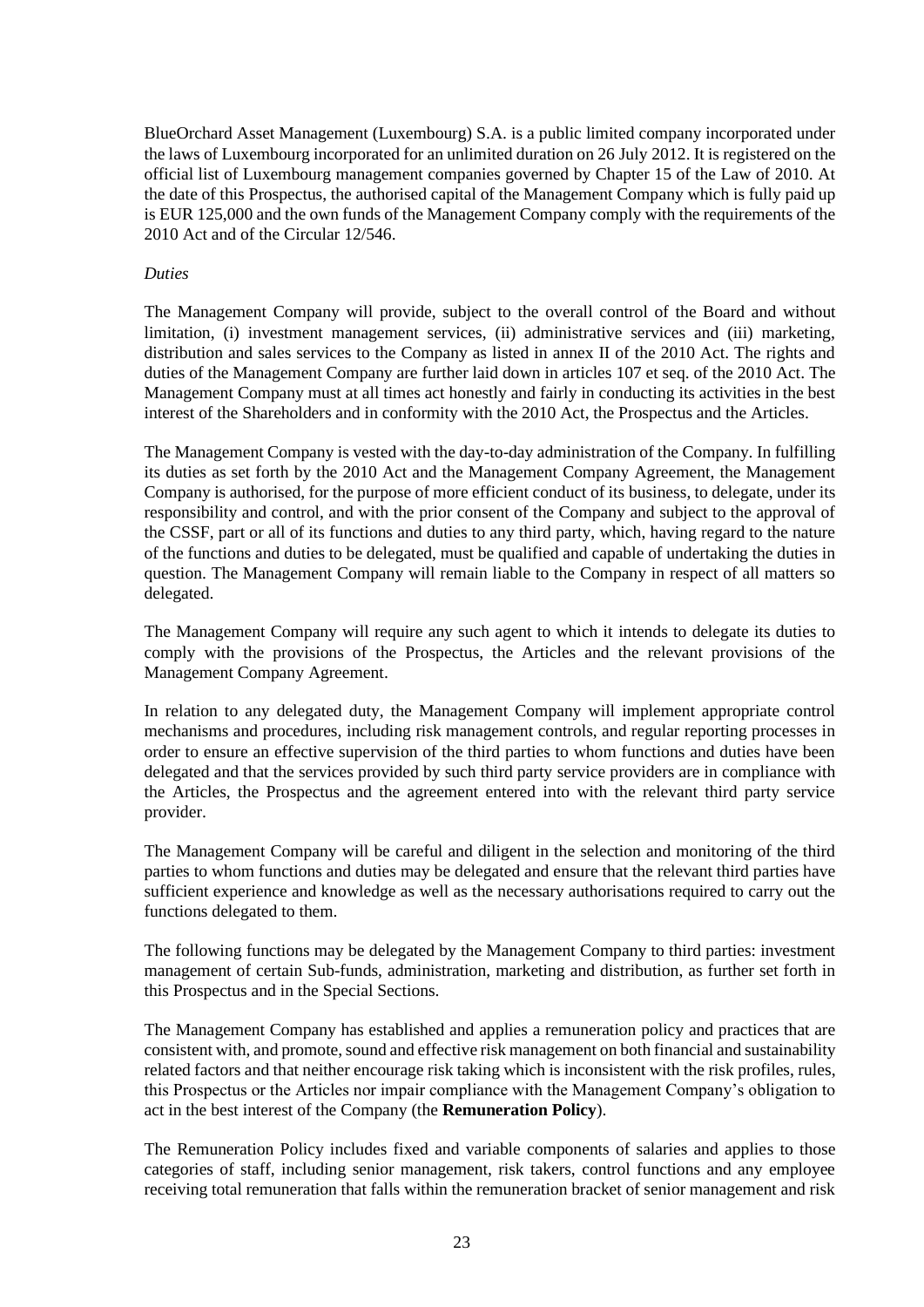BlueOrchard Asset Management (Luxembourg) S.A. is a public limited company incorporated under the laws of Luxembourg incorporated for an unlimited duration on 26 July 2012. It is registered on the official list of Luxembourg management companies governed by Chapter 15 of the Law of 2010. At the date of this Prospectus, the authorised capital of the Management Company which is fully paid up is EUR 125,000 and the own funds of the Management Company comply with the requirements of the 2010 Act and of the Circular 12/546.

*Duties*

The Management Company will provide, subject to the overall control of the Board and without limitation, (i) investment management services, (ii) administrative services and (iii) marketing, distribution and sales services to the Company as listed in annex II of the 2010 Act. The rights and duties of the Management Company are further laid down in articles 107 et seq. of the 2010 Act. The Management Company must at all times act honestly and fairly in conducting its activities in the best interest of the Shareholders and in conformity with the 2010 Act, the Prospectus and the Articles.

The Management Company is vested with the day-to-day administration of the Company. In fulfilling its duties as set forth by the 2010 Act and the Management Company Agreement, the Management Company is authorised, for the purpose of more efficient conduct of its business, to delegate, under its responsibility and control, and with the prior consent of the Company and subject to the approval of the CSSF, part or all of its functions and duties to any third party, which, having regard to the nature of the functions and duties to be delegated, must be qualified and capable of undertaking the duties in question. The Management Company will remain liable to the Company in respect of all matters so delegated.

The Management Company will require any such agent to which it intends to delegate its duties to comply with the provisions of the Prospectus, the Articles and the relevant provisions of the Management Company Agreement.

In relation to any delegated duty, the Management Company will implement appropriate control mechanisms and procedures, including risk management controls, and regular reporting processes in order to ensure an effective supervision of the third parties to whom functions and duties have been delegated and that the services provided by such third party service providers are in compliance with the Articles, the Prospectus and the agreement entered into with the relevant third party service provider.

The Management Company will be careful and diligent in the selection and monitoring of the third parties to whom functions and duties may be delegated and ensure that the relevant third parties have sufficient experience and knowledge as well as the necessary authorisations required to carry out the functions delegated to them.

The following functions may be delegated by the Management Company to third parties: investment management of certain Sub-funds, administration, marketing and distribution, as further set forth in this Prospectus and in the Special Sections.

The Management Company has established and applies a remuneration policy and practices that are consistent with, and promote, sound and effective risk management on both financial and sustainability related factors and that neither encourage risk taking which is inconsistent with the risk profiles, rules, this Prospectus or the Articles nor impair compliance with the Management Company's obligation to act in the best interest of the Company (the **Remuneration Policy**).

The Remuneration Policy includes fixed and variable components of salaries and applies to those categories of staff, including senior management, risk takers, control functions and any employee receiving total remuneration that falls within the remuneration bracket of senior management and risk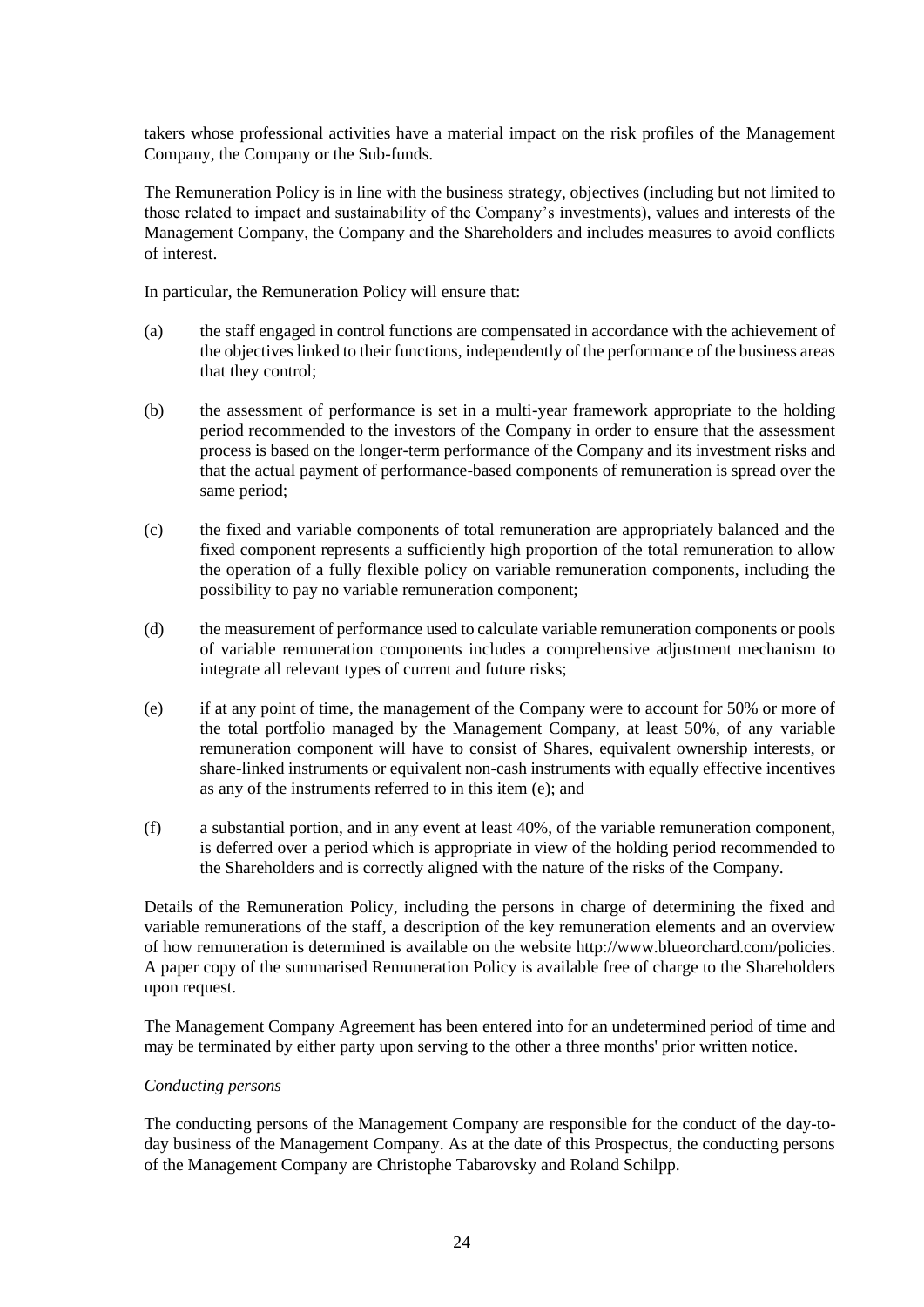takers whose professional activities have a material impact on the risk profiles of the Management Company, the Company or the Sub-funds.

The Remuneration Policy is in line with the business strategy, objectives (including but not limited to those related to impact and sustainability of the Company's investments), values and interests of the Management Company, the Company and the Shareholders and includes measures to avoid conflicts of interest.

In particular, the Remuneration Policy will ensure that:

(a) the staff engaged in control functions are compensated in accordance with the achievement of the objectives linked to their functions, independently of the performance of the business areas that they control;

(b) the assessment of performance is set in a multi-year framework appropriate to the holding period recommended to the investors of the Company in order to ensure that the assessment process is based on the longer-term performance of the Company and its investment risks and that the actual payment of performance-based components of remuneration is spread over the same period;

(c) the fixed and variable components of total remuneration are appropriately balanced and the fixed component represents a sufficiently high proportion of the total remuneration to allow the operation of a fully flexible policy on variable remuneration components, including the possibility to pay no variable remuneration component;

(d) the measurement of performance used to calculate variable remuneration components or pools of variable remuneration components includes a comprehensive adjustment mechanism to integrate all relevant types of current and future risks;

(e) if at any point of time, the management of the Company were to account for 50% or more of the total portfolio managed by the Management Company, at least 50%, of any variable remuneration component will have to consist of Shares, equivalent ownership interests, or share-linked instruments or equivalent non-cash instruments with equally effective incentives as any of the instruments referred to in this item (e); and

(f) a substantial portion, and in any event at least 40%, of the variable remuneration component, is deferred over a period which is appropriate in view of the holding period recommended to the Shareholders and is correctly aligned with the nature of the risks of the Company.

Details of the Remuneration Policy, including the persons in charge of determining the fixed and variable remunerations of the staff, a description of the key remuneration elements and an overview of how remuneration is determined is available on the website http://www.blueorchard.com/policies. A paper copy of the summarised Remuneration Policy is available free of charge to the Shareholders upon request.

The Management Company Agreement has been entered into for an undetermined period of time and may be terminated by either party upon serving to the other a three months' prior written notice.

*Conducting persons*

The conducting persons of the Management Company are responsible for the conduct of the day-to-day business of the Management Company. As at the date of this Prospectus, the conducting persons of the Management Company are Christophe Tabarovsky and Roland Schilpp.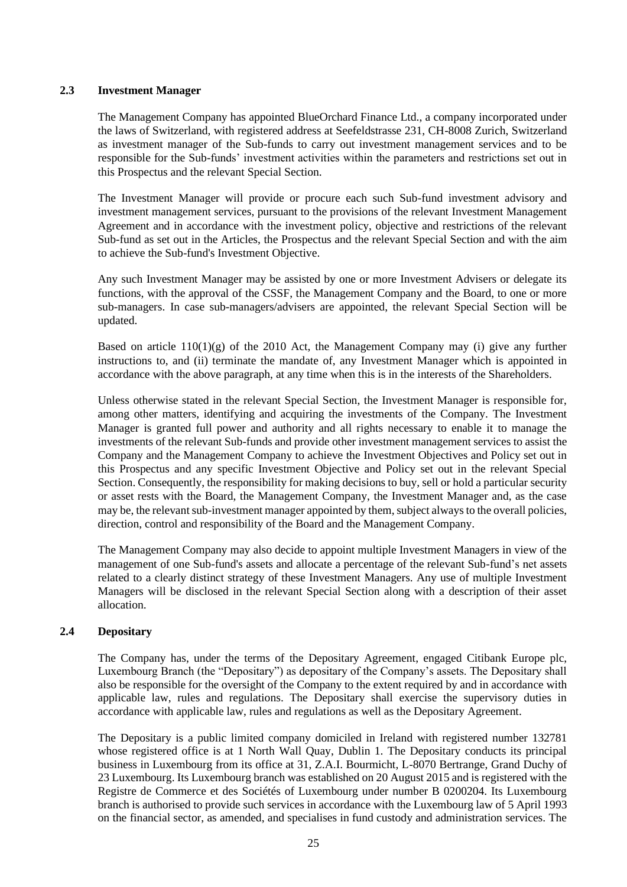### 2.3 Investment Manager

The Management Company has appointed BlueOrchard Finance Ltd., a company incorporated under the laws of Switzerland, with registered address at Seefeldstrasse 231, CH-8008 Zurich, Switzerland as investment manager of the Sub-funds to carry out investment management services and to be responsible for the Sub-funds' investment activities within the parameters and restrictions set out in this Prospectus and the relevant Special Section.

The Investment Manager will provide or procure each such Sub-fund investment advisory and investment management services, pursuant to the provisions of the relevant Investment Management Agreement and in accordance with the investment policy, objective and restrictions of the relevant Sub-fund as set out in the Articles, the Prospectus and the relevant Special Section and with the aim to achieve the Sub-fund's Investment Objective.

Any such Investment Manager may be assisted by one or more Investment Advisers or delegate its functions, with the approval of the CSSF, the Management Company and the Board, to one or more sub-managers. In case sub-managers/advisers are appointed, the relevant Special Section will be updated.

Based on article 110(1)(g) of the 2010 Act, the Management Company may (i) give any further instructions to, and (ii) terminate the mandate of, any Investment Manager which is appointed in accordance with the above paragraph, at any time when this is in the interests of the Shareholders.

Unless otherwise stated in the relevant Special Section, the Investment Manager is responsible for, among other matters, identifying and acquiring the investments of the Company. The Investment Manager is granted full power and authority and all rights necessary to enable it to manage the investments of the relevant Sub-funds and provide other investment management services to assist the Company and the Management Company to achieve the Investment Objectives and Policy set out in this Prospectus and any specific Investment Objective and Policy set out in the relevant Special Section. Consequently, the responsibility for making decisions to buy, sell or hold a particular security or asset rests with the Board, the Management Company, the Investment Manager and, as the case may be, the relevant sub-investment manager appointed by them, subject always to the overall policies, direction, control and responsibility of the Board and the Management Company.

The Management Company may also decide to appoint multiple Investment Managers in view of the management of one Sub-fund's assets and allocate a percentage of the relevant Sub-fund's net assets related to a clearly distinct strategy of these Investment Managers. Any use of multiple Investment Managers will be disclosed in the relevant Special Section along with a description of their asset allocation.

### 2.4 Depositary

The Company has, under the terms of the Depositary Agreement, engaged Citibank Europe plc, Luxembourg Branch (the "Depositary") as depositary of the Company's assets. The Depositary shall also be responsible for the oversight of the Company to the extent required by and in accordance with applicable law, rules and regulations. The Depositary shall exercise the supervisory duties in accordance with applicable law, rules and regulations as well as the Depositary Agreement.

The Depositary is a public limited company domiciled in Ireland with registered number 132781 whose registered office is at 1 North Wall Quay, Dublin 1. The Depositary conducts its principal business in Luxembourg from its office at 31, Z.A.I. Bourmicht, L-8070 Bertrange, Grand Duchy of 23 Luxembourg. Its Luxembourg branch was established on 20 August 2015 and is registered with the Registre de Commerce et des Sociétés of Luxembourg under number B 0200204. Its Luxembourg branch is authorised to provide such services in accordance with the Luxembourg law of 5 April 1993 on the financial sector, as amended, and specialises in fund custody and administration services. The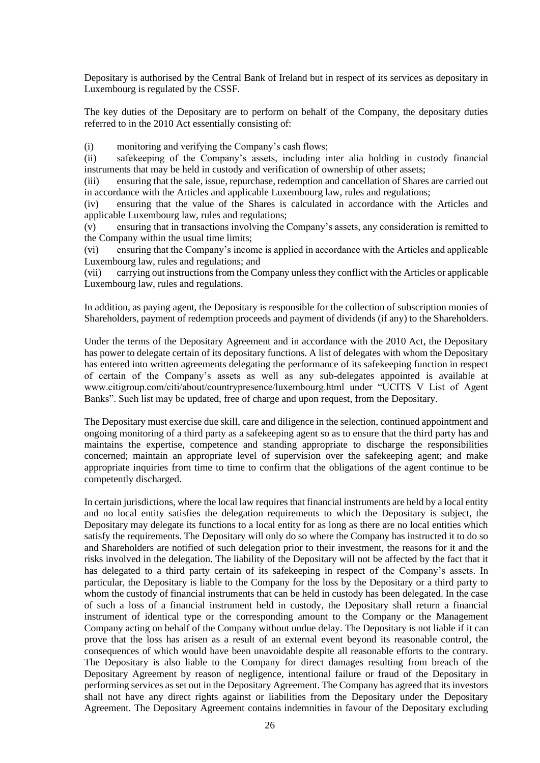Depositary is authorised by the Central Bank of Ireland but in respect of its services as depositary in Luxembourg is regulated by the CSSF.

The key duties of the Depositary are to perform on behalf of the Company, the depositary duties referred to in the 2010 Act essentially consisting of:

(i) monitoring and verifying the Company's cash flows;
(ii) safekeeping of the Company's assets, including inter alia holding in custody financial instruments that may be held in custody and verification of ownership of other assets;
(iii) ensuring that the sale, issue, repurchase, redemption and cancellation of Shares are carried out in accordance with the Articles and applicable Luxembourg law, rules and regulations;
(iv) ensuring that the value of the Shares is calculated in accordance with the Articles and applicable Luxembourg law, rules and regulations;
(v) ensuring that in transactions involving the Company's assets, any consideration is remitted to the Company within the usual time limits;
(vi) ensuring that the Company's income is applied in accordance with the Articles and applicable Luxembourg law, rules and regulations; and
(vii) carrying out instructions from the Company unless they conflict with the Articles or applicable Luxembourg law, rules and regulations.

In addition, as paying agent, the Depositary is responsible for the collection of subscription monies of Shareholders, payment of redemption proceeds and payment of dividends (if any) to the Shareholders.

Under the terms of the Depositary Agreement and in accordance with the 2010 Act, the Depositary has power to delegate certain of its depositary functions. A list of delegates with whom the Depositary has entered into written agreements delegating the performance of its safekeeping function in respect of certain of the Company's assets as well as any sub-delegates appointed is available at www.citigroup.com/citi/about/countrypresence/luxembourg.html under "UCITS V List of Agent Banks". Such list may be updated, free of charge and upon request, from the Depositary.

The Depositary must exercise due skill, care and diligence in the selection, continued appointment and ongoing monitoring of a third party as a safekeeping agent so as to ensure that the third party has and maintains the expertise, competence and standing appropriate to discharge the responsibilities concerned; maintain an appropriate level of supervision over the safekeeping agent; and make appropriate inquiries from time to time to confirm that the obligations of the agent continue to be competently discharged.

In certain jurisdictions, where the local law requires that financial instruments are held by a local entity and no local entity satisfies the delegation requirements to which the Depositary is subject, the Depositary may delegate its functions to a local entity for as long as there are no local entities which satisfy the requirements. The Depositary will only do so where the Company has instructed it to do so and Shareholders are notified of such delegation prior to their investment, the reasons for it and the risks involved in the delegation. The liability of the Depositary will not be affected by the fact that it has delegated to a third party certain of its safekeeping in respect of the Company's assets. In particular, the Depositary is liable to the Company for the loss by the Depositary or a third party to whom the custody of financial instruments that can be held in custody has been delegated. In the case of such a loss of a financial instrument held in custody, the Depositary shall return a financial instrument of identical type or the corresponding amount to the Company or the Management Company acting on behalf of the Company without undue delay. The Depositary is not liable if it can prove that the loss has arisen as a result of an external event beyond its reasonable control, the consequences of which would have been unavoidable despite all reasonable efforts to the contrary. The Depositary is also liable to the Company for direct damages resulting from breach of the Depositary Agreement by reason of negligence, intentional failure or fraud of the Depositary in performing services as set out in the Depositary Agreement. The Company has agreed that its investors shall not have any direct rights against or liabilities from the Depositary under the Depositary Agreement. The Depositary Agreement contains indemnities in favour of the Depositary excluding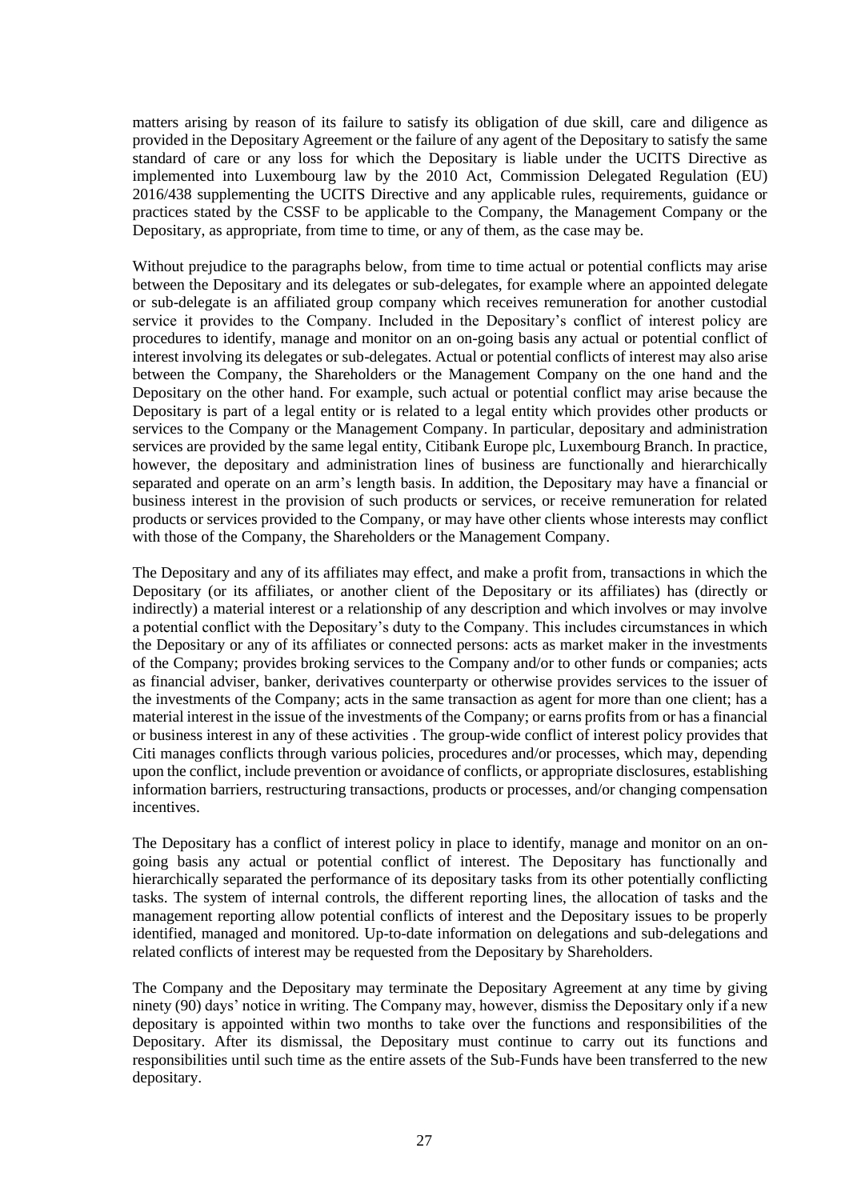matters arising by reason of its failure to satisfy its obligation of due skill, care and diligence as provided in the Depositary Agreement or the failure of any agent of the Depositary to satisfy the same standard of care or any loss for which the Depositary is liable under the UCITS Directive as implemented into Luxembourg law by the 2010 Act, Commission Delegated Regulation (EU) 2016/438 supplementing the UCITS Directive and any applicable rules, requirements, guidance or practices stated by the CSSF to be applicable to the Company, the Management Company or the Depositary, as appropriate, from time to time, or any of them, as the case may be.

Without prejudice to the paragraphs below, from time to time actual or potential conflicts may arise between the Depositary and its delegates or sub-delegates, for example where an appointed delegate or sub-delegate is an affiliated group company which receives remuneration for another custodial service it provides to the Company. Included in the Depositary's conflict of interest policy are procedures to identify, manage and monitor on an on-going basis any actual or potential conflict of interest involving its delegates or sub-delegates. Actual or potential conflicts of interest may also arise between the Company, the Shareholders or the Management Company on the one hand and the Depositary on the other hand. For example, such actual or potential conflict may arise because the Depositary is part of a legal entity or is related to a legal entity which provides other products or services to the Company or the Management Company. In particular, depositary and administration services are provided by the same legal entity, Citibank Europe plc, Luxembourg Branch. In practice, however, the depositary and administration lines of business are functionally and hierarchically separated and operate on an arm's length basis. In addition, the Depositary may have a financial or business interest in the provision of such products or services, or receive remuneration for related products or services provided to the Company, or may have other clients whose interests may conflict with those of the Company, the Shareholders or the Management Company.

The Depositary and any of its affiliates may effect, and make a profit from, transactions in which the Depositary (or its affiliates, or another client of the Depositary or its affiliates) has (directly or indirectly) a material interest or a relationship of any description and which involves or may involve a potential conflict with the Depositary's duty to the Company. This includes circumstances in which the Depositary or any of its affiliates or connected persons: acts as market maker in the investments of the Company; provides broking services to the Company and/or to other funds or companies; acts as financial adviser, banker, derivatives counterparty or otherwise provides services to the issuer of the investments of the Company; acts in the same transaction as agent for more than one client; has a material interest in the issue of the investments of the Company; or earns profits from or has a financial or business interest in any of these activities . The group-wide conflict of interest policy provides that Citi manages conflicts through various policies, procedures and/or processes, which may, depending upon the conflict, include prevention or avoidance of conflicts, or appropriate disclosures, establishing information barriers, restructuring transactions, products or processes, and/or changing compensation incentives.

The Depositary has a conflict of interest policy in place to identify, manage and monitor on an on-going basis any actual or potential conflict of interest. The Depositary has functionally and hierarchically separated the performance of its depositary tasks from its other potentially conflicting tasks. The system of internal controls, the different reporting lines, the allocation of tasks and the management reporting allow potential conflicts of interest and the Depositary issues to be properly identified, managed and monitored. Up-to-date information on delegations and sub-delegations and related conflicts of interest may be requested from the Depositary by Shareholders.

The Company and the Depositary may terminate the Depositary Agreement at any time by giving ninety (90) days' notice in writing. The Company may, however, dismiss the Depositary only if a new depositary is appointed within two months to take over the functions and responsibilities of the Depositary. After its dismissal, the Depositary must continue to carry out its functions and responsibilities until such time as the entire assets of the Sub-Funds have been transferred to the new depositary.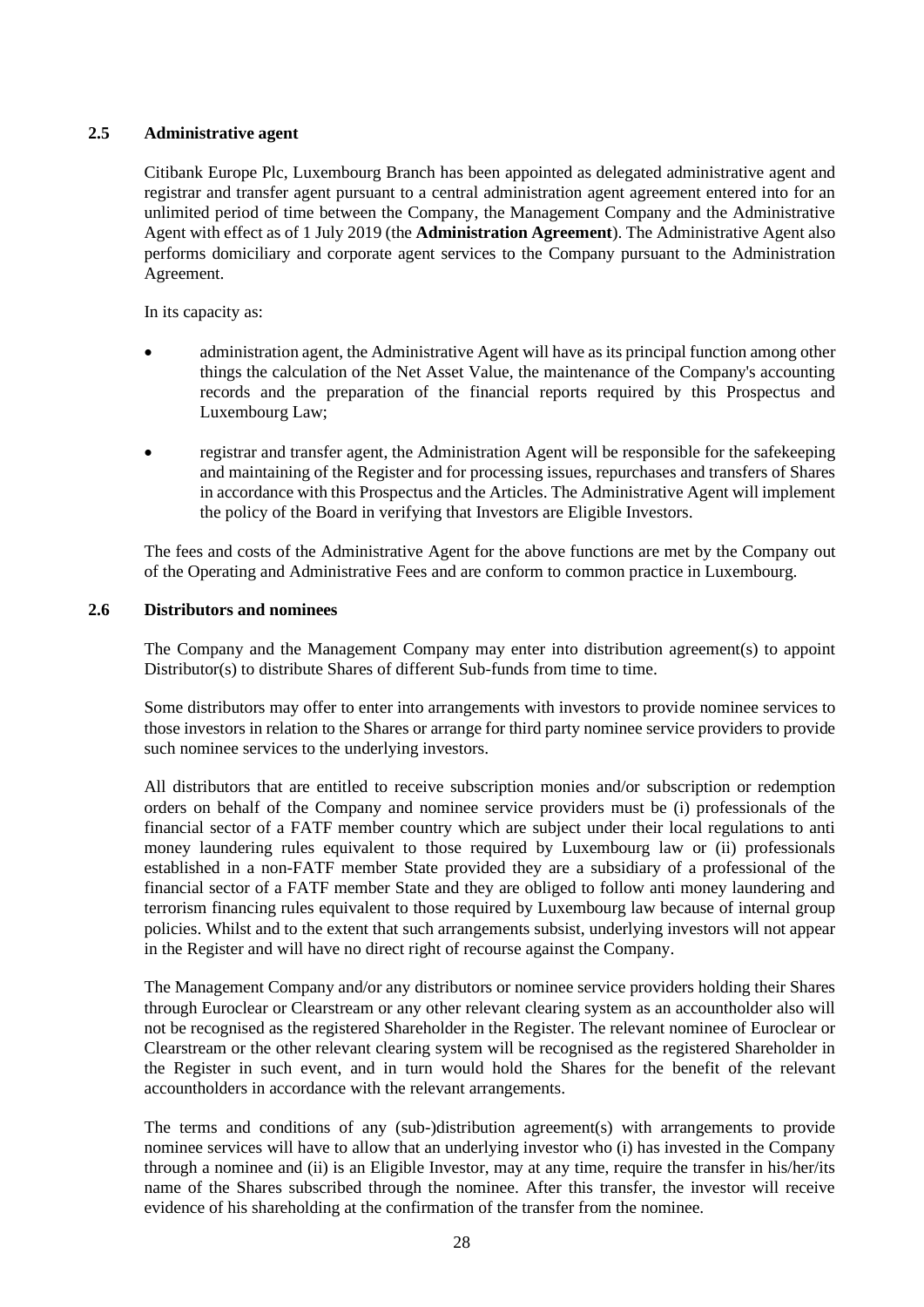### 2.5 Administrative agent

Citibank Europe Plc, Luxembourg Branch has been appointed as delegated administrative agent and registrar and transfer agent pursuant to a central administration agent agreement entered into for an unlimited period of time between the Company, the Management Company and the Administrative Agent with effect as of 1 July 2019 (the **Administration Agreement**). The Administrative Agent also performs domiciliary and corporate agent services to the Company pursuant to the Administration Agreement.

In its capacity as:

- administration agent, the Administrative Agent will have as its principal function among other things the calculation of the Net Asset Value, the maintenance of the Company's accounting records and the preparation of the financial reports required by this Prospectus and Luxembourg Law;
- registrar and transfer agent, the Administration Agent will be responsible for the safekeeping and maintaining of the Register and for processing issues, repurchases and transfers of Shares in accordance with this Prospectus and the Articles. The Administrative Agent will implement the policy of the Board in verifying that Investors are Eligible Investors.

The fees and costs of the Administrative Agent for the above functions are met by the Company out of the Operating and Administrative Fees and are conform to common practice in Luxembourg.

### 2.6 Distributors and nominees

The Company and the Management Company may enter into distribution agreement(s) to appoint Distributor(s) to distribute Shares of different Sub-funds from time to time.

Some distributors may offer to enter into arrangements with investors to provide nominee services to those investors in relation to the Shares or arrange for third party nominee service providers to provide such nominee services to the underlying investors.

All distributors that are entitled to receive subscription monies and/or subscription or redemption orders on behalf of the Company and nominee service providers must be (i) professionals of the financial sector of a FATF member country which are subject under their local regulations to anti money laundering rules equivalent to those required by Luxembourg law or (ii) professionals established in a non-FATF member State provided they are a subsidiary of a professional of the financial sector of a FATF member State and they are obliged to follow anti money laundering and terrorism financing rules equivalent to those required by Luxembourg law because of internal group policies. Whilst and to the extent that such arrangements subsist, underlying investors will not appear in the Register and will have no direct right of recourse against the Company.

The Management Company and/or any distributors or nominee service providers holding their Shares through Euroclear or Clearstream or any other relevant clearing system as an accountholder also will not be recognised as the registered Shareholder in the Register. The relevant nominee of Euroclear or Clearstream or the other relevant clearing system will be recognised as the registered Shareholder in the Register in such event, and in turn would hold the Shares for the benefit of the relevant accountholders in accordance with the relevant arrangements.

The terms and conditions of any (sub-)distribution agreement(s) with arrangements to provide nominee services will have to allow that an underlying investor who (i) has invested in the Company through a nominee and (ii) is an Eligible Investor, may at any time, require the transfer in his/her/its name of the Shares subscribed through the nominee. After this transfer, the investor will receive evidence of his shareholding at the confirmation of the transfer from the nominee.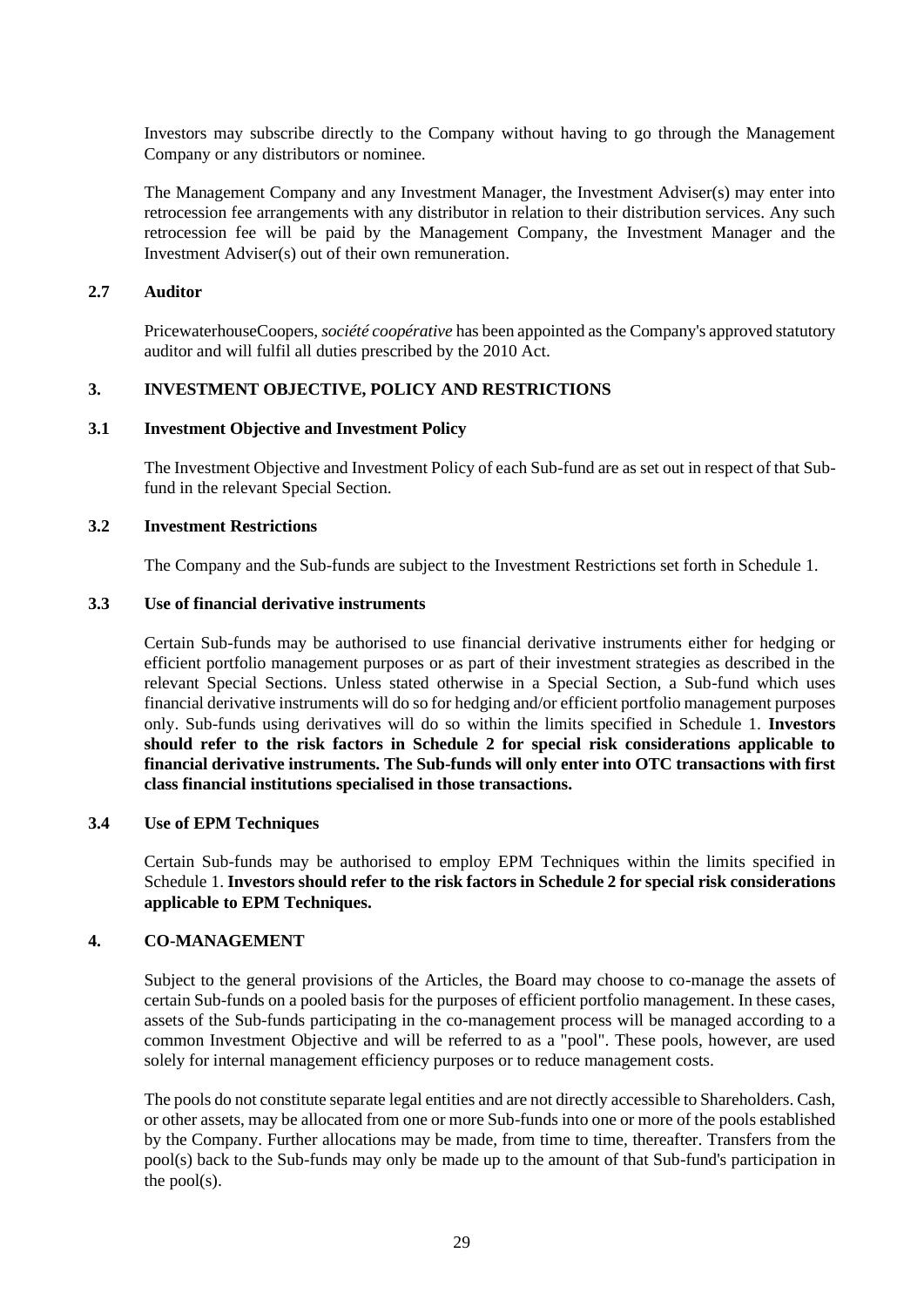Investors may subscribe directly to the Company without having to go through the Management Company or any distributors or nominee.

The Management Company and any Investment Manager, the Investment Adviser(s) may enter into retrocession fee arrangements with any distributor in relation to their distribution services. Any such retrocession fee will be paid by the Management Company, the Investment Manager and the Investment Adviser(s) out of their own remuneration.

### 2.7 Auditor

PricewaterhouseCoopers, *société coopérative* has been appointed as the Company's approved statutory auditor and will fulfil all duties prescribed by the 2010 Act.

## 3. INVESTMENT OBJECTIVE, POLICY AND RESTRICTIONS

### 3.1 Investment Objective and Investment Policy

The Investment Objective and Investment Policy of each Sub-fund are as set out in respect of that Sub-fund in the relevant Special Section.

### 3.2 Investment Restrictions

The Company and the Sub-funds are subject to the Investment Restrictions set forth in Schedule 1.

### 3.3 Use of financial derivative instruments

Certain Sub-funds may be authorised to use financial derivative instruments either for hedging or efficient portfolio management purposes or as part of their investment strategies as described in the relevant Special Sections. Unless stated otherwise in a Special Section, a Sub-fund which uses financial derivative instruments will do so for hedging and/or efficient portfolio management purposes only. Sub-funds using derivatives will do so within the limits specified in Schedule 1. **Investors should refer to the risk factors in Schedule 2 for special risk considerations applicable to financial derivative instruments. The Sub-funds will only enter into OTC transactions with first class financial institutions specialised in those transactions.**

### 3.4 Use of EPM Techniques

Certain Sub-funds may be authorised to employ EPM Techniques within the limits specified in Schedule 1. **Investors should refer to the risk factors in Schedule 2 for special risk considerations applicable to EPM Techniques.**

## 4. CO-MANAGEMENT

Subject to the general provisions of the Articles, the Board may choose to co-manage the assets of certain Sub-funds on a pooled basis for the purposes of efficient portfolio management. In these cases, assets of the Sub-funds participating in the co-management process will be managed according to a common Investment Objective and will be referred to as a "pool". These pools, however, are used solely for internal management efficiency purposes or to reduce management costs.

The pools do not constitute separate legal entities and are not directly accessible to Shareholders. Cash, or other assets, may be allocated from one or more Sub-funds into one or more of the pools established by the Company. Further allocations may be made, from time to time, thereafter. Transfers from the pool(s) back to the Sub-funds may only be made up to the amount of that Sub-fund's participation in the pool(s).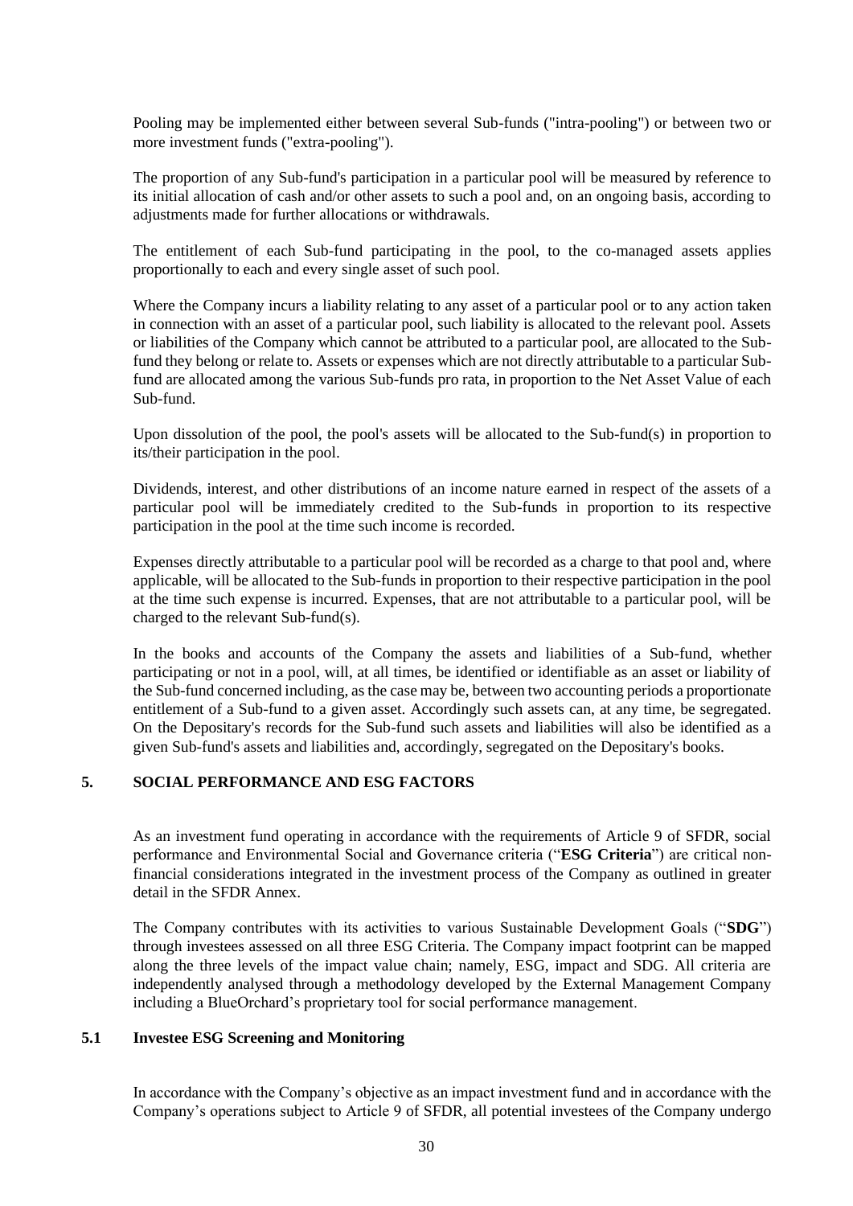Pooling may be implemented either between several Sub-funds ("intra-pooling") or between two or more investment funds ("extra-pooling").

The proportion of any Sub-fund's participation in a particular pool will be measured by reference to its initial allocation of cash and/or other assets to such a pool and, on an ongoing basis, according to adjustments made for further allocations or withdrawals.

The entitlement of each Sub-fund participating in the pool, to the co-managed assets applies proportionally to each and every single asset of such pool.

Where the Company incurs a liability relating to any asset of a particular pool or to any action taken in connection with an asset of a particular pool, such liability is allocated to the relevant pool. Assets or liabilities of the Company which cannot be attributed to a particular pool, are allocated to the Sub-fund they belong or relate to. Assets or expenses which are not directly attributable to a particular Sub-fund are allocated among the various Sub-funds pro rata, in proportion to the Net Asset Value of each Sub-fund.

Upon dissolution of the pool, the pool's assets will be allocated to the Sub-fund(s) in proportion to its/their participation in the pool.

Dividends, interest, and other distributions of an income nature earned in respect of the assets of a particular pool will be immediately credited to the Sub-funds in proportion to its respective participation in the pool at the time such income is recorded.

Expenses directly attributable to a particular pool will be recorded as a charge to that pool and, where applicable, will be allocated to the Sub-funds in proportion to their respective participation in the pool at the time such expense is incurred. Expenses, that are not attributable to a particular pool, will be charged to the relevant Sub-fund(s).

In the books and accounts of the Company the assets and liabilities of a Sub-fund, whether participating or not in a pool, will, at all times, be identified or identifiable as an asset or liability of the Sub-fund concerned including, as the case may be, between two accounting periods a proportionate entitlement of a Sub-fund to a given asset. Accordingly such assets can, at any time, be segregated. On the Depositary's records for the Sub-fund such assets and liabilities will also be identified as a given Sub-fund's assets and liabilities and, accordingly, segregated on the Depositary's books.

## 5. SOCIAL PERFORMANCE AND ESG FACTORS

As an investment fund operating in accordance with the requirements of Article 9 of SFDR, social performance and Environmental Social and Governance criteria ("**ESG Criteria**") are critical non-financial considerations integrated in the investment process of the Company as outlined in greater detail in the SFDR Annex.

The Company contributes with its activities to various Sustainable Development Goals ("**SDG**") through investees assessed on all three ESG Criteria. The Company impact footprint can be mapped along the three levels of the impact value chain; namely, ESG, impact and SDG. All criteria are independently analysed through a methodology developed by the External Management Company including a BlueOrchard's proprietary tool for social performance management.

### 5.1 Investee ESG Screening and Monitoring

In accordance with the Company's objective as an impact investment fund and in accordance with the Company's operations subject to Article 9 of SFDR, all potential investees of the Company undergo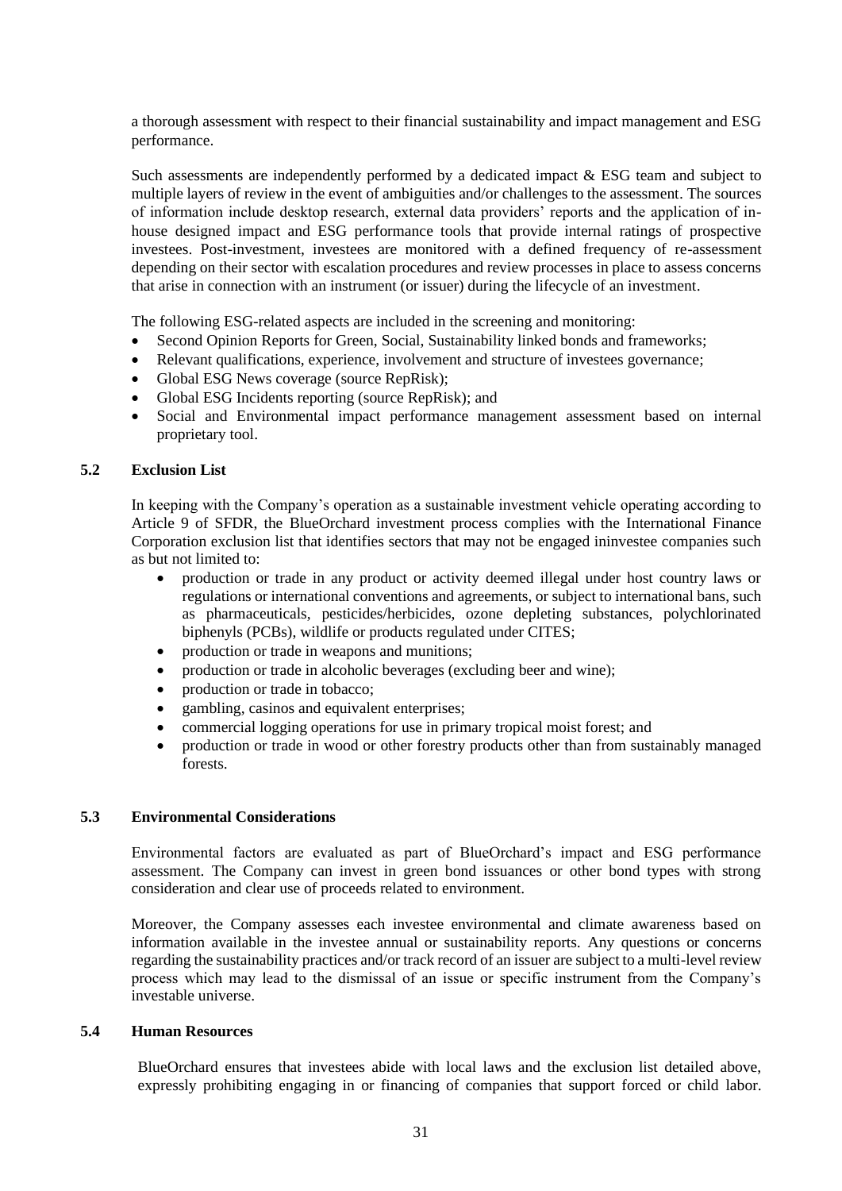a thorough assessment with respect to their financial sustainability and impact management and ESG performance.

Such assessments are independently performed by a dedicated impact & ESG team and subject to multiple layers of review in the event of ambiguities and/or challenges to the assessment. The sources of information include desktop research, external data providers' reports and the application of in-house designed impact and ESG performance tools that provide internal ratings of prospective investees. Post-investment, investees are monitored with a defined frequency of re-assessment depending on their sector with escalation procedures and review processes in place to assess concerns that arise in connection with an instrument (or issuer) during the lifecycle of an investment.

The following ESG-related aspects are included in the screening and monitoring:

- Second Opinion Reports for Green, Social, Sustainability linked bonds and frameworks;
- Relevant qualifications, experience, involvement and structure of investees governance;
- Global ESG News coverage (source RepRisk);
- Global ESG Incidents reporting (source RepRisk); and
- Social and Environmental impact performance management assessment based on internal proprietary tool.

### 5.2 Exclusion List

In keeping with the Company's operation as a sustainable investment vehicle operating according to Article 9 of SFDR, the BlueOrchard investment process complies with the International Finance Corporation exclusion list that identifies sectors that may not be engaged ininvestee companies such as but not limited to:

- production or trade in any product or activity deemed illegal under host country laws or regulations or international conventions and agreements, or subject to international bans, such as pharmaceuticals, pesticides/herbicides, ozone depleting substances, polychlorinated biphenyls (PCBs), wildlife or products regulated under CITES;
- production or trade in weapons and munitions;
- production or trade in alcoholic beverages (excluding beer and wine);
- production or trade in tobacco;
- gambling, casinos and equivalent enterprises;
- commercial logging operations for use in primary tropical moist forest; and
- production or trade in wood or other forestry products other than from sustainably managed forests.

### 5.3 Environmental Considerations

Environmental factors are evaluated as part of BlueOrchard's impact and ESG performance assessment. The Company can invest in green bond issuances or other bond types with strong consideration and clear use of proceeds related to environment.

Moreover, the Company assesses each investee environmental and climate awareness based on information available in the investee annual or sustainability reports. Any questions or concerns regarding the sustainability practices and/or track record of an issuer are subject to a multi-level review process which may lead to the dismissal of an issue or specific instrument from the Company's investable universe.

### 5.4 Human Resources

BlueOrchard ensures that investees abide with local laws and the exclusion list detailed above, expressly prohibiting engaging in or financing of companies that support forced or child labor.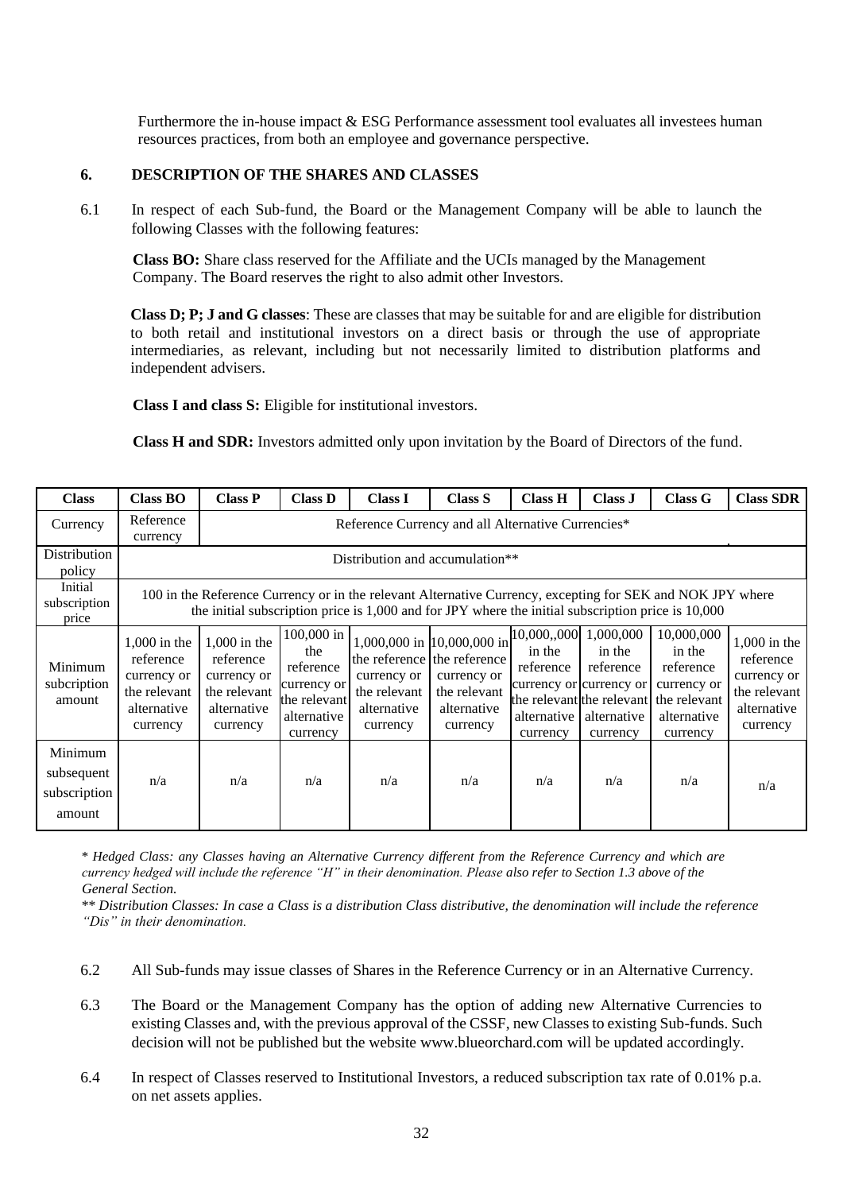Furthermore the in-house impact & ESG Performance assessment tool evaluates all investees human resources practices, from both an employee and governance perspective.

## 6. DESCRIPTION OF THE SHARES AND CLASSES

6.1 In respect of each Sub-fund, the Board or the Management Company will be able to launch the following Classes with the following features:

**Class BO:** Share class reserved for the Affiliate and the UCIs managed by the Management Company. The Board reserves the right to also admit other Investors.

**Class D; P; J and G classes**: These are classes that may be suitable for and are eligible for distribution to both retail and institutional investors on a direct basis or through the use of appropriate intermediaries, as relevant, including but not necessarily limited to distribution platforms and independent advisers.

**Class I and class S:** Eligible for institutional investors.

**Class H and SDR:** Investors admitted only upon invitation by the Board of Directors of the fund.

| Class | Class BO | Class P | Class D | Class I | Class S | Class H | Class J | Class G | Class SDR |
|---|---|---|---|---|---|---|---|---|---|
| Currency | Reference currency | Reference Currency and all Alternative Currencies* | | | | | | | |
| Distribution policy | Distribution and accumulation** | | | | | | | | |
| Initial subscription price | 100 in the Reference Currency or in the relevant Alternative Currency, excepting for SEK and NOK JPY where the initial subscription price is 1,000 and for JPY where the initial subscription price is 10,000 | | | | | | | | |
| Minimum subcription amount | 1,000 in the reference currency or the relevant alternative currency | 1,000 in the reference currency or the relevant alternative currency | 100,000 in the reference currency or the relevant alternative currency | 1,000,000 in the reference currency or the relevant alternative currency | 10,000,000 in the reference currency or the relevant alternative currency | 10,000,,000 in the reference currency or the relevant alternative currency | 1,000,000 in the reference currency or the relevant alternative currency | 10,000,000 in the reference currency or the relevant alternative currency | 1,000 in the reference currency or the relevant alternative currency |
| Minimum subsequent subscription amount | n/a | n/a | n/a | n/a | n/a | n/a | n/a | n/a | n/a |

\* *Hedged Class: any Classes having an Alternative Currency different from the Reference Currency and which are currency hedged will include the reference "H" in their denomination. Please also refer to Section 1.3 above of the General Section.*

\*\* *Distribution Classes: In case a Class is a distribution Class distributive, the denomination will include the reference "Dis" in their denomination.*

6.2 All Sub-funds may issue classes of Shares in the Reference Currency or in an Alternative Currency.

6.3 The Board or the Management Company has the option of adding new Alternative Currencies to existing Classes and, with the previous approval of the CSSF, new Classes to existing Sub-funds. Such decision will not be published but the website www.blueorchard.com will be updated accordingly.

6.4 In respect of Classes reserved to Institutional Investors, a reduced subscription tax rate of 0.01% p.a. on net assets applies.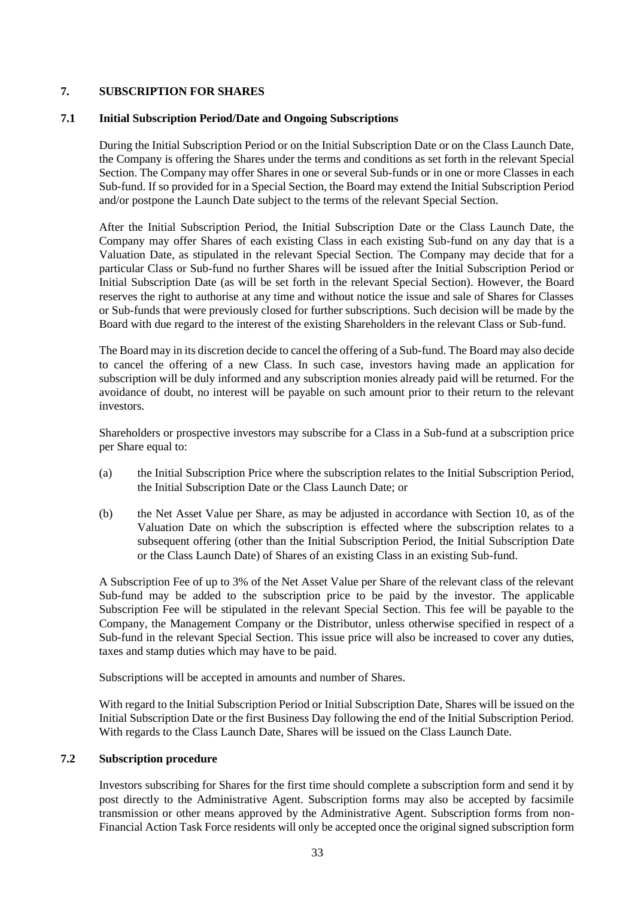## 7. SUBSCRIPTION FOR SHARES

### 7.1 Initial Subscription Period/Date and Ongoing Subscriptions

During the Initial Subscription Period or on the Initial Subscription Date or on the Class Launch Date, the Company is offering the Shares under the terms and conditions as set forth in the relevant Special Section. The Company may offer Shares in one or several Sub-funds or in one or more Classes in each Sub-fund. If so provided for in a Special Section, the Board may extend the Initial Subscription Period and/or postpone the Launch Date subject to the terms of the relevant Special Section.

After the Initial Subscription Period, the Initial Subscription Date or the Class Launch Date, the Company may offer Shares of each existing Class in each existing Sub-fund on any day that is a Valuation Date, as stipulated in the relevant Special Section. The Company may decide that for a particular Class or Sub-fund no further Shares will be issued after the Initial Subscription Period or Initial Subscription Date (as will be set forth in the relevant Special Section). However, the Board reserves the right to authorise at any time and without notice the issue and sale of Shares for Classes or Sub-funds that were previously closed for further subscriptions. Such decision will be made by the Board with due regard to the interest of the existing Shareholders in the relevant Class or Sub-fund.

The Board may in its discretion decide to cancel the offering of a Sub-fund. The Board may also decide to cancel the offering of a new Class. In such case, investors having made an application for subscription will be duly informed and any subscription monies already paid will be returned. For the avoidance of doubt, no interest will be payable on such amount prior to their return to the relevant investors.

Shareholders or prospective investors may subscribe for a Class in a Sub-fund at a subscription price per Share equal to:

(a) the Initial Subscription Price where the subscription relates to the Initial Subscription Period, the Initial Subscription Date or the Class Launch Date; or

(b) the Net Asset Value per Share, as may be adjusted in accordance with Section 10, as of the Valuation Date on which the subscription is effected where the subscription relates to a subsequent offering (other than the Initial Subscription Period, the Initial Subscription Date or the Class Launch Date) of Shares of an existing Class in an existing Sub-fund.

A Subscription Fee of up to 3% of the Net Asset Value per Share of the relevant class of the relevant Sub-fund may be added to the subscription price to be paid by the investor. The applicable Subscription Fee will be stipulated in the relevant Special Section. This fee will be payable to the Company, the Management Company or the Distributor, unless otherwise specified in respect of a Sub-fund in the relevant Special Section. This issue price will also be increased to cover any duties, taxes and stamp duties which may have to be paid.

Subscriptions will be accepted in amounts and number of Shares.

With regard to the Initial Subscription Period or Initial Subscription Date, Shares will be issued on the Initial Subscription Date or the first Business Day following the end of the Initial Subscription Period. With regards to the Class Launch Date, Shares will be issued on the Class Launch Date.

### 7.2 Subscription procedure

Investors subscribing for Shares for the first time should complete a subscription form and send it by post directly to the Administrative Agent. Subscription forms may also be accepted by facsimile transmission or other means approved by the Administrative Agent. Subscription forms from non-Financial Action Task Force residents will only be accepted once the original signed subscription form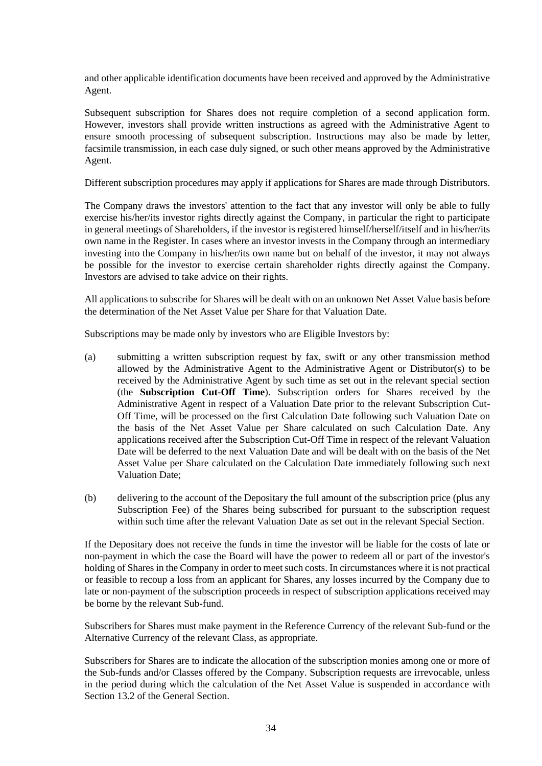and other applicable identification documents have been received and approved by the Administrative Agent.

Subsequent subscription for Shares does not require completion of a second application form. However, investors shall provide written instructions as agreed with the Administrative Agent to ensure smooth processing of subsequent subscription. Instructions may also be made by letter, facsimile transmission, in each case duly signed, or such other means approved by the Administrative Agent.

Different subscription procedures may apply if applications for Shares are made through Distributors.

The Company draws the investors' attention to the fact that any investor will only be able to fully exercise his/her/its investor rights directly against the Company, in particular the right to participate in general meetings of Shareholders, if the investor is registered himself/herself/itself and in his/her/its own name in the Register. In cases where an investor invests in the Company through an intermediary investing into the Company in his/her/its own name but on behalf of the investor, it may not always be possible for the investor to exercise certain shareholder rights directly against the Company. Investors are advised to take advice on their rights.

All applications to subscribe for Shares will be dealt with on an unknown Net Asset Value basis before the determination of the Net Asset Value per Share for that Valuation Date.

Subscriptions may be made only by investors who are Eligible Investors by:

(a) submitting a written subscription request by fax, swift or any other transmission method allowed by the Administrative Agent to the Administrative Agent or Distributor(s) to be received by the Administrative Agent by such time as set out in the relevant special section (the **Subscription Cut-Off Time**). Subscription orders for Shares received by the Administrative Agent in respect of a Valuation Date prior to the relevant Subscription Cut-Off Time, will be processed on the first Calculation Date following such Valuation Date on the basis of the Net Asset Value per Share calculated on such Calculation Date. Any applications received after the Subscription Cut-Off Time in respect of the relevant Valuation Date will be deferred to the next Valuation Date and will be dealt with on the basis of the Net Asset Value per Share calculated on the Calculation Date immediately following such next Valuation Date;

(b) delivering to the account of the Depositary the full amount of the subscription price (plus any Subscription Fee) of the Shares being subscribed for pursuant to the subscription request within such time after the relevant Valuation Date as set out in the relevant Special Section.

If the Depositary does not receive the funds in time the investor will be liable for the costs of late or non-payment in which the case the Board will have the power to redeem all or part of the investor's holding of Shares in the Company in order to meet such costs. In circumstances where it is not practical or feasible to recoup a loss from an applicant for Shares, any losses incurred by the Company due to late or non-payment of the subscription proceeds in respect of subscription applications received may be borne by the relevant Sub-fund.

Subscribers for Shares must make payment in the Reference Currency of the relevant Sub-fund or the Alternative Currency of the relevant Class, as appropriate.

Subscribers for Shares are to indicate the allocation of the subscription monies among one or more of the Sub-funds and/or Classes offered by the Company. Subscription requests are irrevocable, unless in the period during which the calculation of the Net Asset Value is suspended in accordance with Section 13.2 of the General Section.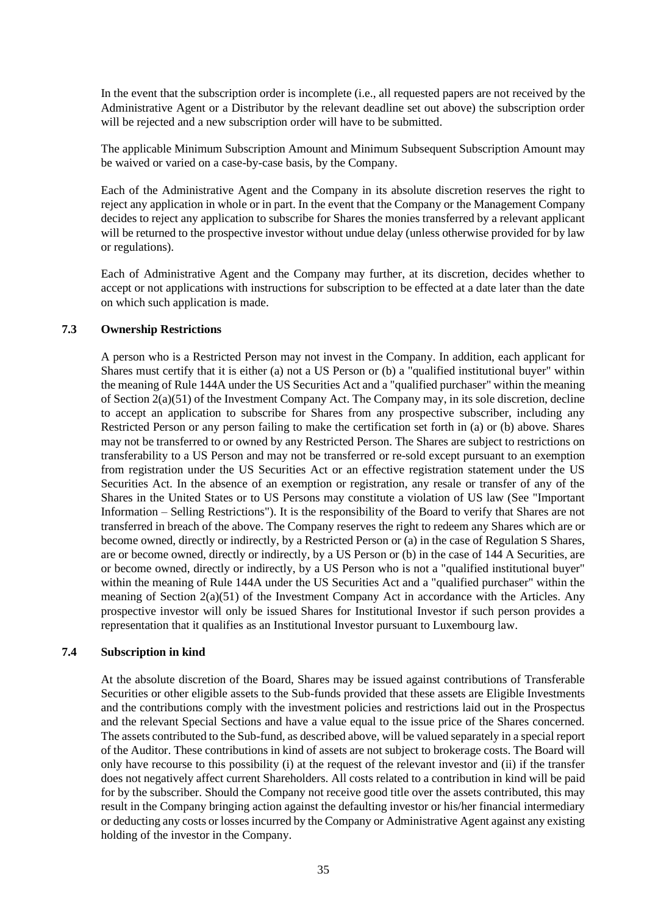In the event that the subscription order is incomplete (i.e., all requested papers are not received by the Administrative Agent or a Distributor by the relevant deadline set out above) the subscription order will be rejected and a new subscription order will have to be submitted.

The applicable Minimum Subscription Amount and Minimum Subsequent Subscription Amount may be waived or varied on a case-by-case basis, by the Company.

Each of the Administrative Agent and the Company in its absolute discretion reserves the right to reject any application in whole or in part. In the event that the Company or the Management Company decides to reject any application to subscribe for Shares the monies transferred by a relevant applicant will be returned to the prospective investor without undue delay (unless otherwise provided for by law or regulations).

Each of Administrative Agent and the Company may further, at its discretion, decides whether to accept or not applications with instructions for subscription to be effected at a date later than the date on which such application is made.

### 7.3 Ownership Restrictions

A person who is a Restricted Person may not invest in the Company. In addition, each applicant for Shares must certify that it is either (a) not a US Person or (b) a "qualified institutional buyer" within the meaning of Rule 144A under the US Securities Act and a "qualified purchaser" within the meaning of Section 2(a)(51) of the Investment Company Act. The Company may, in its sole discretion, decline to accept an application to subscribe for Shares from any prospective subscriber, including any Restricted Person or any person failing to make the certification set forth in (a) or (b) above. Shares may not be transferred to or owned by any Restricted Person. The Shares are subject to restrictions on transferability to a US Person and may not be transferred or re-sold except pursuant to an exemption from registration under the US Securities Act or an effective registration statement under the US Securities Act. In the absence of an exemption or registration, any resale or transfer of any of the Shares in the United States or to US Persons may constitute a violation of US law (See "Important Information – Selling Restrictions"). It is the responsibility of the Board to verify that Shares are not transferred in breach of the above. The Company reserves the right to redeem any Shares which are or become owned, directly or indirectly, by a Restricted Person or (a) in the case of Regulation S Shares, are or become owned, directly or indirectly, by a US Person or (b) in the case of 144 A Securities, are or become owned, directly or indirectly, by a US Person who is not a "qualified institutional buyer" within the meaning of Rule 144A under the US Securities Act and a "qualified purchaser" within the meaning of Section 2(a)(51) of the Investment Company Act in accordance with the Articles. Any prospective investor will only be issued Shares for Institutional Investor if such person provides a representation that it qualifies as an Institutional Investor pursuant to Luxembourg law.

### 7.4 Subscription in kind

At the absolute discretion of the Board, Shares may be issued against contributions of Transferable Securities or other eligible assets to the Sub-funds provided that these assets are Eligible Investments and the contributions comply with the investment policies and restrictions laid out in the Prospectus and the relevant Special Sections and have a value equal to the issue price of the Shares concerned. The assets contributed to the Sub-fund, as described above, will be valued separately in a special report of the Auditor. These contributions in kind of assets are not subject to brokerage costs. The Board will only have recourse to this possibility (i) at the request of the relevant investor and (ii) if the transfer does not negatively affect current Shareholders. All costs related to a contribution in kind will be paid for by the subscriber. Should the Company not receive good title over the assets contributed, this may result in the Company bringing action against the defaulting investor or his/her financial intermediary or deducting any costs or losses incurred by the Company or Administrative Agent against any existing holding of the investor in the Company.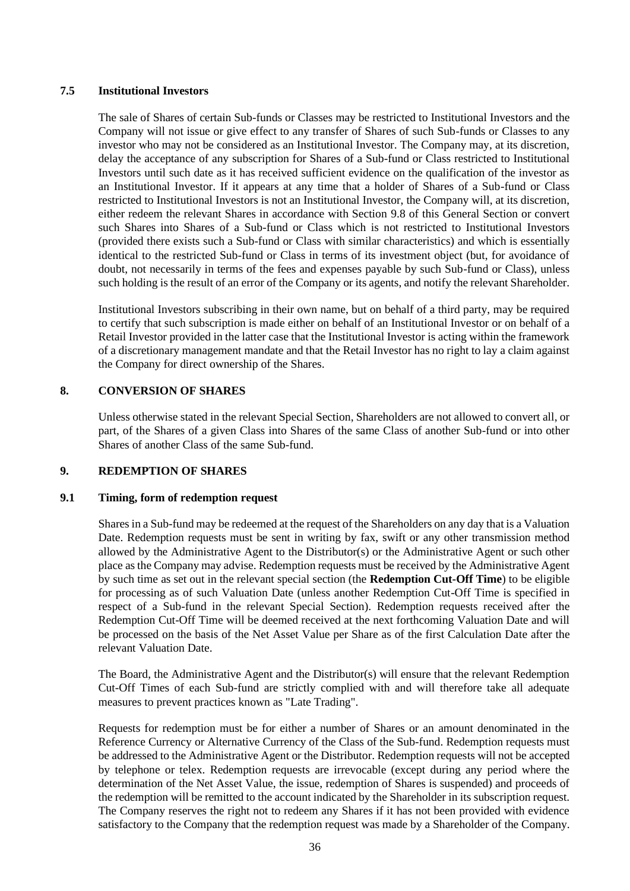### 7.5 Institutional Investors

The sale of Shares of certain Sub-funds or Classes may be restricted to Institutional Investors and the Company will not issue or give effect to any transfer of Shares of such Sub-funds or Classes to any investor who may not be considered as an Institutional Investor. The Company may, at its discretion, delay the acceptance of any subscription for Shares of a Sub-fund or Class restricted to Institutional Investors until such date as it has received sufficient evidence on the qualification of the investor as an Institutional Investor. If it appears at any time that a holder of Shares of a Sub-fund or Class restricted to Institutional Investors is not an Institutional Investor, the Company will, at its discretion, either redeem the relevant Shares in accordance with Section 9.8 of this General Section or convert such Shares into Shares of a Sub-fund or Class which is not restricted to Institutional Investors (provided there exists such a Sub-fund or Class with similar characteristics) and which is essentially identical to the restricted Sub-fund or Class in terms of its investment object (but, for avoidance of doubt, not necessarily in terms of the fees and expenses payable by such Sub-fund or Class), unless such holding is the result of an error of the Company or its agents, and notify the relevant Shareholder.

Institutional Investors subscribing in their own name, but on behalf of a third party, may be required to certify that such subscription is made either on behalf of an Institutional Investor or on behalf of a Retail Investor provided in the latter case that the Institutional Investor is acting within the framework of a discretionary management mandate and that the Retail Investor has no right to lay a claim against the Company for direct ownership of the Shares.

## 8. CONVERSION OF SHARES

Unless otherwise stated in the relevant Special Section, Shareholders are not allowed to convert all, or part, of the Shares of a given Class into Shares of the same Class of another Sub-fund or into other Shares of another Class of the same Sub-fund.

## 9. REDEMPTION OF SHARES

### 9.1 Timing, form of redemption request

Shares in a Sub-fund may be redeemed at the request of the Shareholders on any day that is a Valuation Date. Redemption requests must be sent in writing by fax, swift or any other transmission method allowed by the Administrative Agent to the Distributor(s) or the Administrative Agent or such other place as the Company may advise. Redemption requests must be received by the Administrative Agent by such time as set out in the relevant special section (the **Redemption Cut-Off Time**) to be eligible for processing as of such Valuation Date (unless another Redemption Cut-Off Time is specified in respect of a Sub-fund in the relevant Special Section). Redemption requests received after the Redemption Cut-Off Time will be deemed received at the next forthcoming Valuation Date and will be processed on the basis of the Net Asset Value per Share as of the first Calculation Date after the relevant Valuation Date.

The Board, the Administrative Agent and the Distributor(s) will ensure that the relevant Redemption Cut-Off Times of each Sub-fund are strictly complied with and will therefore take all adequate measures to prevent practices known as "Late Trading".

Requests for redemption must be for either a number of Shares or an amount denominated in the Reference Currency or Alternative Currency of the Class of the Sub-fund. Redemption requests must be addressed to the Administrative Agent or the Distributor. Redemption requests will not be accepted by telephone or telex. Redemption requests are irrevocable (except during any period where the determination of the Net Asset Value, the issue, redemption of Shares is suspended) and proceeds of the redemption will be remitted to the account indicated by the Shareholder in its subscription request. The Company reserves the right not to redeem any Shares if it has not been provided with evidence satisfactory to the Company that the redemption request was made by a Shareholder of the Company.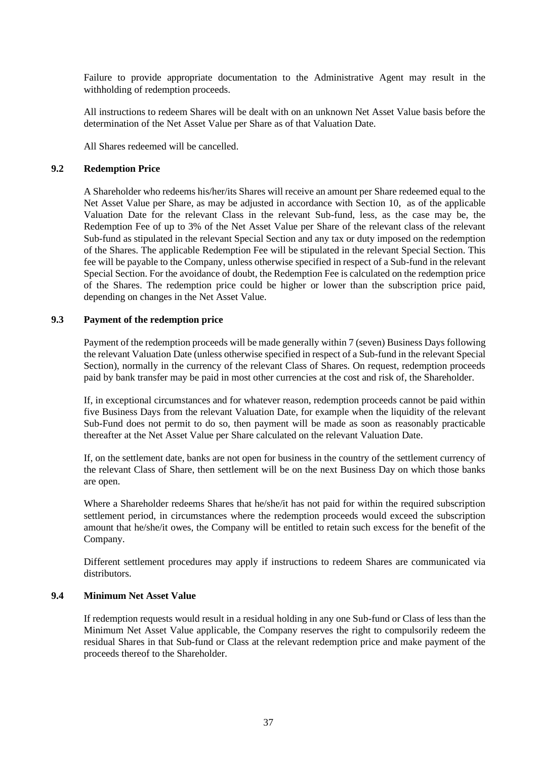Failure to provide appropriate documentation to the Administrative Agent may result in the withholding of redemption proceeds.

All instructions to redeem Shares will be dealt with on an unknown Net Asset Value basis before the determination of the Net Asset Value per Share as of that Valuation Date.

All Shares redeemed will be cancelled.

### 9.2 Redemption Price

A Shareholder who redeems his/her/its Shares will receive an amount per Share redeemed equal to the Net Asset Value per Share, as may be adjusted in accordance with Section 10, as of the applicable Valuation Date for the relevant Class in the relevant Sub-fund, less, as the case may be, the Redemption Fee of up to 3% of the Net Asset Value per Share of the relevant class of the relevant Sub-fund as stipulated in the relevant Special Section and any tax or duty imposed on the redemption of the Shares. The applicable Redemption Fee will be stipulated in the relevant Special Section. This fee will be payable to the Company, unless otherwise specified in respect of a Sub-fund in the relevant Special Section. For the avoidance of doubt, the Redemption Fee is calculated on the redemption price of the Shares. The redemption price could be higher or lower than the subscription price paid, depending on changes in the Net Asset Value.

### 9.3 Payment of the redemption price

Payment of the redemption proceeds will be made generally within 7 (seven) Business Days following the relevant Valuation Date (unless otherwise specified in respect of a Sub-fund in the relevant Special Section), normally in the currency of the relevant Class of Shares. On request, redemption proceeds paid by bank transfer may be paid in most other currencies at the cost and risk of, the Shareholder.

If, in exceptional circumstances and for whatever reason, redemption proceeds cannot be paid within five Business Days from the relevant Valuation Date, for example when the liquidity of the relevant Sub-Fund does not permit to do so, then payment will be made as soon as reasonably practicable thereafter at the Net Asset Value per Share calculated on the relevant Valuation Date.

If, on the settlement date, banks are not open for business in the country of the settlement currency of the relevant Class of Share, then settlement will be on the next Business Day on which those banks are open.

Where a Shareholder redeems Shares that he/she/it has not paid for within the required subscription settlement period, in circumstances where the redemption proceeds would exceed the subscription amount that he/she/it owes, the Company will be entitled to retain such excess for the benefit of the Company.

Different settlement procedures may apply if instructions to redeem Shares are communicated via distributors.

### 9.4 Minimum Net Asset Value

If redemption requests would result in a residual holding in any one Sub-fund or Class of less than the Minimum Net Asset Value applicable, the Company reserves the right to compulsorily redeem the residual Shares in that Sub-fund or Class at the relevant redemption price and make payment of the proceeds thereof to the Shareholder.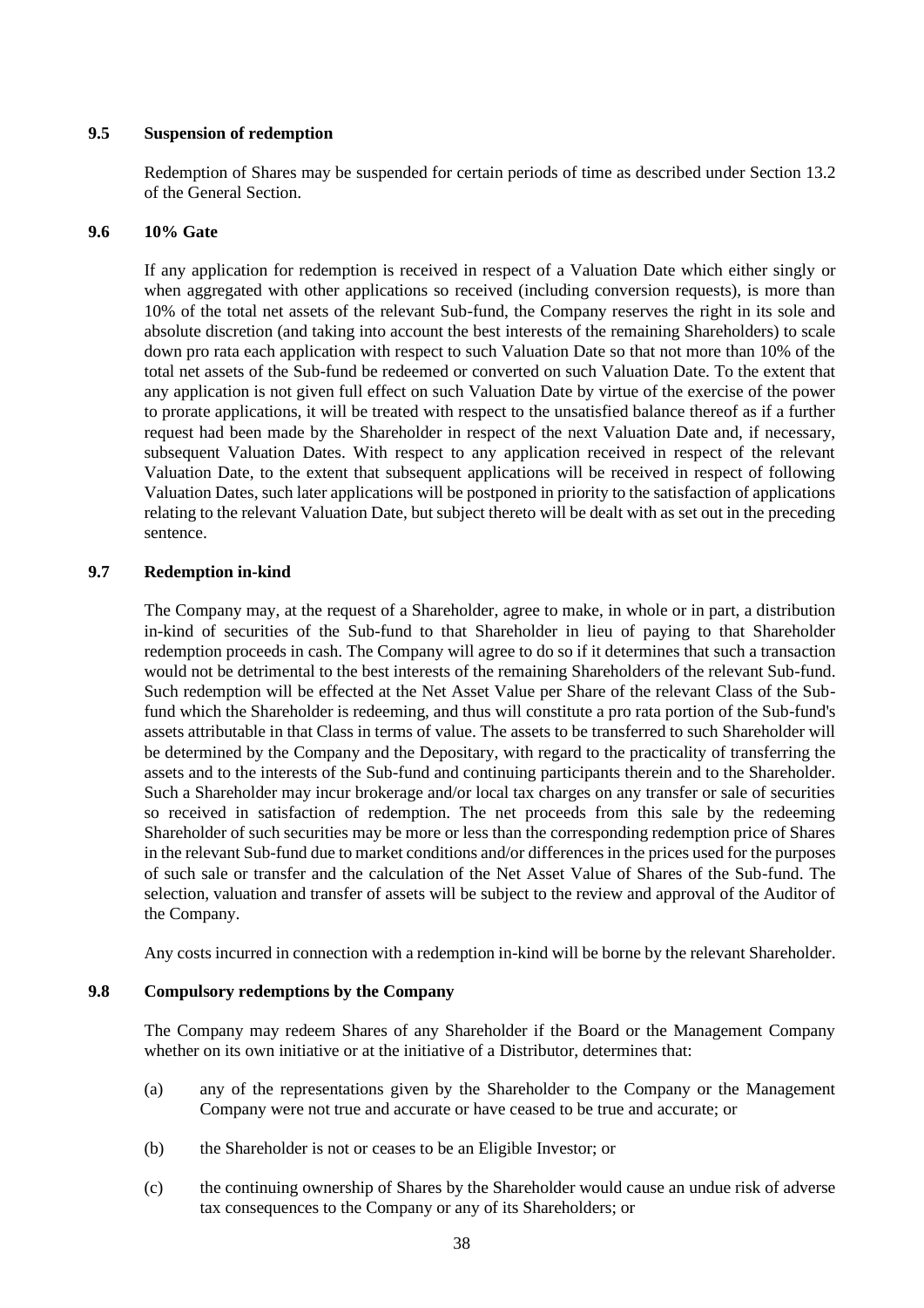### 9.5 Suspension of redemption

Redemption of Shares may be suspended for certain periods of time as described under Section 13.2 of the General Section.

### 9.6 10% Gate

If any application for redemption is received in respect of a Valuation Date which either singly or when aggregated with other applications so received (including conversion requests), is more than 10% of the total net assets of the relevant Sub-fund, the Company reserves the right in its sole and absolute discretion (and taking into account the best interests of the remaining Shareholders) to scale down pro rata each application with respect to such Valuation Date so that not more than 10% of the total net assets of the Sub-fund be redeemed or converted on such Valuation Date. To the extent that any application is not given full effect on such Valuation Date by virtue of the exercise of the power to prorate applications, it will be treated with respect to the unsatisfied balance thereof as if a further request had been made by the Shareholder in respect of the next Valuation Date and, if necessary, subsequent Valuation Dates. With respect to any application received in respect of the relevant Valuation Date, to the extent that subsequent applications will be received in respect of following Valuation Dates, such later applications will be postponed in priority to the satisfaction of applications relating to the relevant Valuation Date, but subject thereto will be dealt with as set out in the preceding sentence.

### 9.7 Redemption in-kind

The Company may, at the request of a Shareholder, agree to make, in whole or in part, a distribution in-kind of securities of the Sub-fund to that Shareholder in lieu of paying to that Shareholder redemption proceeds in cash. The Company will agree to do so if it determines that such a transaction would not be detrimental to the best interests of the remaining Shareholders of the relevant Sub-fund. Such redemption will be effected at the Net Asset Value per Share of the relevant Class of the Sub-fund which the Shareholder is redeeming, and thus will constitute a pro rata portion of the Sub-fund's assets attributable in that Class in terms of value. The assets to be transferred to such Shareholder will be determined by the Company and the Depositary, with regard to the practicality of transferring the assets and to the interests of the Sub-fund and continuing participants therein and to the Shareholder. Such a Shareholder may incur brokerage and/or local tax charges on any transfer or sale of securities so received in satisfaction of redemption. The net proceeds from this sale by the redeeming Shareholder of such securities may be more or less than the corresponding redemption price of Shares in the relevant Sub-fund due to market conditions and/or differences in the prices used for the purposes of such sale or transfer and the calculation of the Net Asset Value of Shares of the Sub-fund. The selection, valuation and transfer of assets will be subject to the review and approval of the Auditor of the Company.

Any costs incurred in connection with a redemption in-kind will be borne by the relevant Shareholder.

### 9.8 Compulsory redemptions by the Company

The Company may redeem Shares of any Shareholder if the Board or the Management Company whether on its own initiative or at the initiative of a Distributor, determines that:

(a) any of the representations given by the Shareholder to the Company or the Management Company were not true and accurate or have ceased to be true and accurate; or

(b) the Shareholder is not or ceases to be an Eligible Investor; or

(c) the continuing ownership of Shares by the Shareholder would cause an undue risk of adverse tax consequences to the Company or any of its Shareholders; or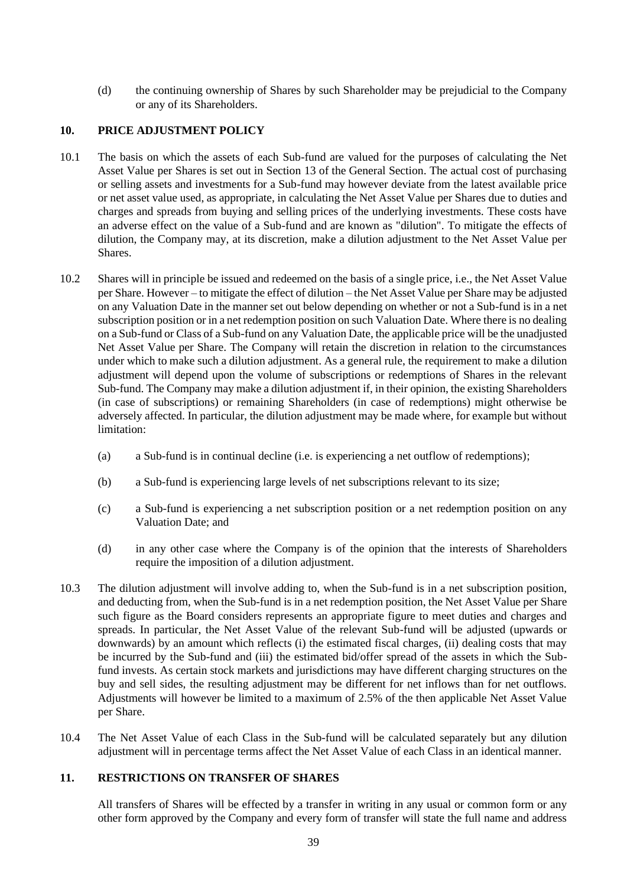(d) the continuing ownership of Shares by such Shareholder may be prejudicial to the Company or any of its Shareholders.

## 10. PRICE ADJUSTMENT POLICY

10.1 The basis on which the assets of each Sub-fund are valued for the purposes of calculating the Net Asset Value per Shares is set out in Section 13 of the General Section. The actual cost of purchasing or selling assets and investments for a Sub-fund may however deviate from the latest available price or net asset value used, as appropriate, in calculating the Net Asset Value per Shares due to duties and charges and spreads from buying and selling prices of the underlying investments. These costs have an adverse effect on the value of a Sub-fund and are known as "dilution". To mitigate the effects of dilution, the Company may, at its discretion, make a dilution adjustment to the Net Asset Value per Shares.

10.2 Shares will in principle be issued and redeemed on the basis of a single price, i.e., the Net Asset Value per Share. However – to mitigate the effect of dilution – the Net Asset Value per Share may be adjusted on any Valuation Date in the manner set out below depending on whether or not a Sub-fund is in a net subscription position or in a net redemption position on such Valuation Date. Where there is no dealing on a Sub-fund or Class of a Sub-fund on any Valuation Date, the applicable price will be the unadjusted Net Asset Value per Share. The Company will retain the discretion in relation to the circumstances under which to make such a dilution adjustment. As a general rule, the requirement to make a dilution adjustment will depend upon the volume of subscriptions or redemptions of Shares in the relevant Sub-fund. The Company may make a dilution adjustment if, in their opinion, the existing Shareholders (in case of subscriptions) or remaining Shareholders (in case of redemptions) might otherwise be adversely affected. In particular, the dilution adjustment may be made where, for example but without limitation:

(a) a Sub-fund is in continual decline (i.e. is experiencing a net outflow of redemptions);

(b) a Sub-fund is experiencing large levels of net subscriptions relevant to its size;

(c) a Sub-fund is experiencing a net subscription position or a net redemption position on any Valuation Date; and

(d) in any other case where the Company is of the opinion that the interests of Shareholders require the imposition of a dilution adjustment.

10.3 The dilution adjustment will involve adding to, when the Sub-fund is in a net subscription position, and deducting from, when the Sub-fund is in a net redemption position, the Net Asset Value per Share such figure as the Board considers represents an appropriate figure to meet duties and charges and spreads. In particular, the Net Asset Value of the relevant Sub-fund will be adjusted (upwards or downwards) by an amount which reflects (i) the estimated fiscal charges, (ii) dealing costs that may be incurred by the Sub-fund and (iii) the estimated bid/offer spread of the assets in which the Sub-fund invests. As certain stock markets and jurisdictions may have different charging structures on the buy and sell sides, the resulting adjustment may be different for net inflows than for net outflows. Adjustments will however be limited to a maximum of 2.5% of the then applicable Net Asset Value per Share.

10.4 The Net Asset Value of each Class in the Sub-fund will be calculated separately but any dilution adjustment will in percentage terms affect the Net Asset Value of each Class in an identical manner.

## 11. RESTRICTIONS ON TRANSFER OF SHARES

All transfers of Shares will be effected by a transfer in writing in any usual or common form or any other form approved by the Company and every form of transfer will state the full name and address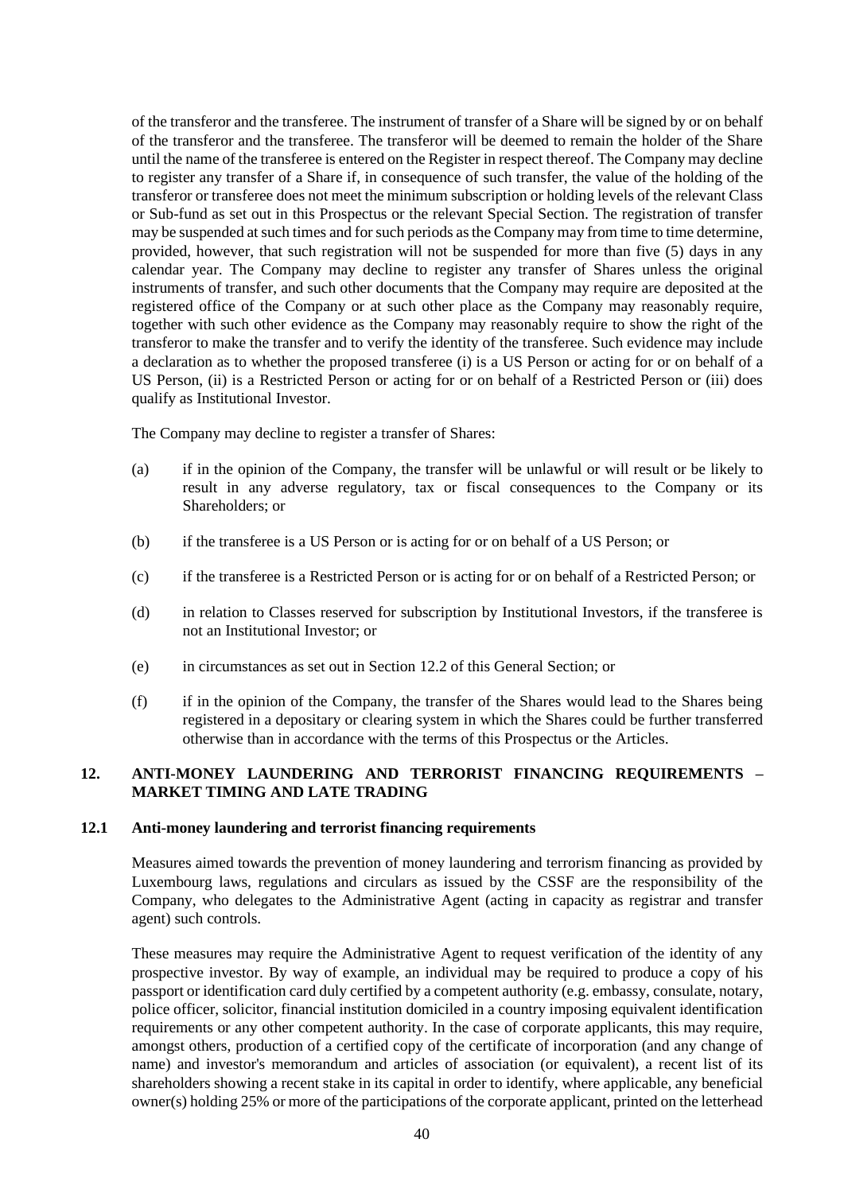of the transferor and the transferee. The instrument of transfer of a Share will be signed by or on behalf of the transferor and the transferee. The transferor will be deemed to remain the holder of the Share until the name of the transferee is entered on the Register in respect thereof. The Company may decline to register any transfer of a Share if, in consequence of such transfer, the value of the holding of the transferor or transferee does not meet the minimum subscription or holding levels of the relevant Class or Sub-fund as set out in this Prospectus or the relevant Special Section. The registration of transfer may be suspended at such times and for such periods as the Company may from time to time determine, provided, however, that such registration will not be suspended for more than five (5) days in any calendar year. The Company may decline to register any transfer of Shares unless the original instruments of transfer, and such other documents that the Company may require are deposited at the registered office of the Company or at such other place as the Company may reasonably require, together with such other evidence as the Company may reasonably require to show the right of the transferor to make the transfer and to verify the identity of the transferee. Such evidence may include a declaration as to whether the proposed transferee (i) is a US Person or acting for or on behalf of a US Person, (ii) is a Restricted Person or acting for or on behalf of a Restricted Person or (iii) does qualify as Institutional Investor.

The Company may decline to register a transfer of Shares:

(a) if in the opinion of the Company, the transfer will be unlawful or will result or be likely to result in any adverse regulatory, tax or fiscal consequences to the Company or its Shareholders; or

(b) if the transferee is a US Person or is acting for or on behalf of a US Person; or

(c) if the transferee is a Restricted Person or is acting for or on behalf of a Restricted Person; or

(d) in relation to Classes reserved for subscription by Institutional Investors, if the transferee is not an Institutional Investor; or

(e) in circumstances as set out in Section 12.2 of this General Section; or

(f) if in the opinion of the Company, the transfer of the Shares would lead to the Shares being registered in a depositary or clearing system in which the Shares could be further transferred otherwise than in accordance with the terms of this Prospectus or the Articles.

## 12. ANTI-MONEY LAUNDERING AND TERRORIST FINANCING REQUIREMENTS – MARKET TIMING AND LATE TRADING

### 12.1 Anti-money laundering and terrorist financing requirements

Measures aimed towards the prevention of money laundering and terrorism financing as provided by Luxembourg laws, regulations and circulars as issued by the CSSF are the responsibility of the Company, who delegates to the Administrative Agent (acting in capacity as registrar and transfer agent) such controls.

These measures may require the Administrative Agent to request verification of the identity of any prospective investor. By way of example, an individual may be required to produce a copy of his passport or identification card duly certified by a competent authority (e.g. embassy, consulate, notary, police officer, solicitor, financial institution domiciled in a country imposing equivalent identification requirements or any other competent authority. In the case of corporate applicants, this may require, amongst others, production of a certified copy of the certificate of incorporation (and any change of name) and investor's memorandum and articles of association (or equivalent), a recent list of its shareholders showing a recent stake in its capital in order to identify, where applicable, any beneficial owner(s) holding 25% or more of the participations of the corporate applicant, printed on the letterhead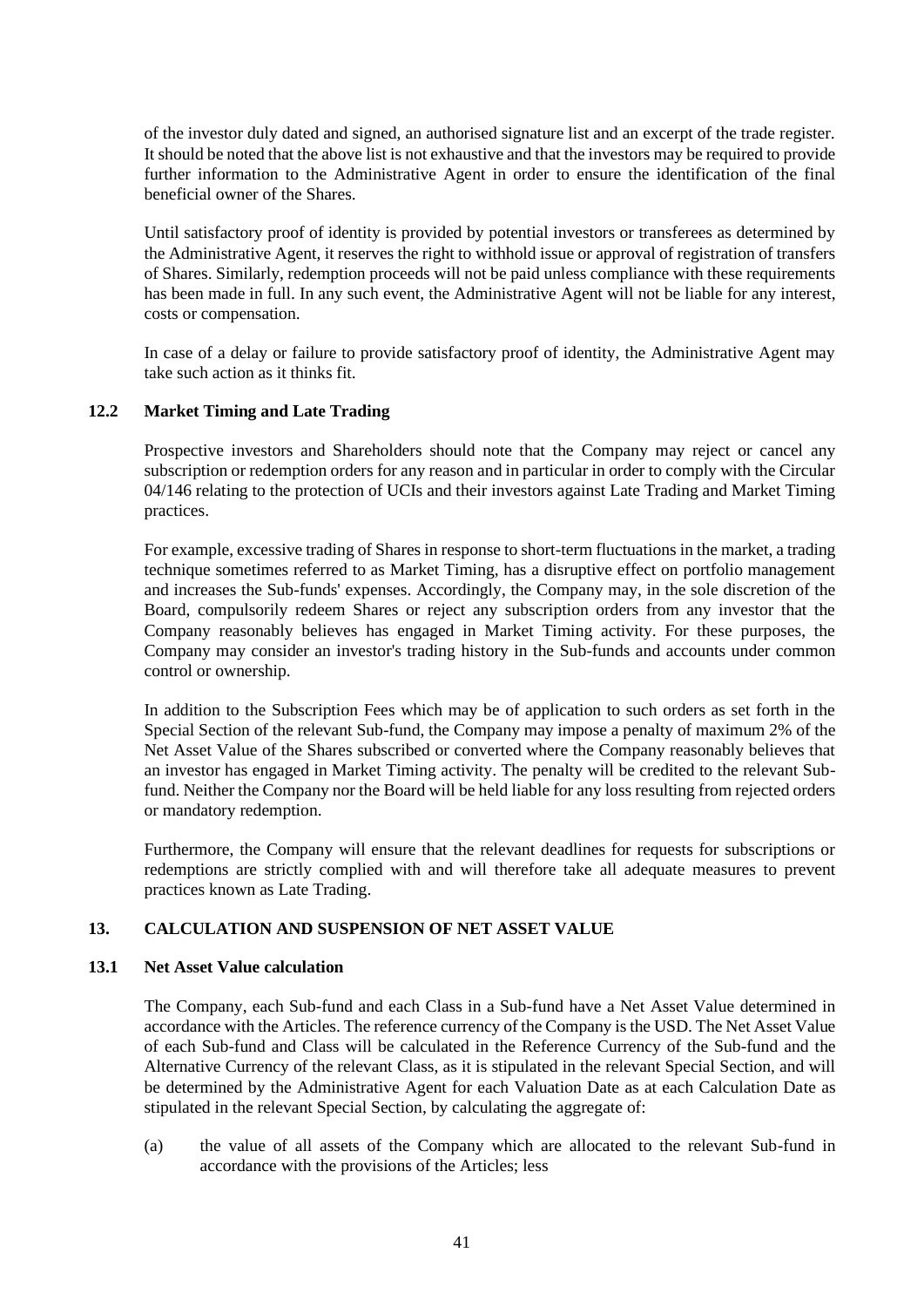of the investor duly dated and signed, an authorised signature list and an excerpt of the trade register. It should be noted that the above list is not exhaustive and that the investors may be required to provide further information to the Administrative Agent in order to ensure the identification of the final beneficial owner of the Shares.

Until satisfactory proof of identity is provided by potential investors or transferees as determined by the Administrative Agent, it reserves the right to withhold issue or approval of registration of transfers of Shares. Similarly, redemption proceeds will not be paid unless compliance with these requirements has been made in full. In any such event, the Administrative Agent will not be liable for any interest, costs or compensation.

In case of a delay or failure to provide satisfactory proof of identity, the Administrative Agent may take such action as it thinks fit.

### 12.2 Market Timing and Late Trading

Prospective investors and Shareholders should note that the Company may reject or cancel any subscription or redemption orders for any reason and in particular in order to comply with the Circular 04/146 relating to the protection of UCIs and their investors against Late Trading and Market Timing practices.

For example, excessive trading of Shares in response to short-term fluctuations in the market, a trading technique sometimes referred to as Market Timing, has a disruptive effect on portfolio management and increases the Sub-funds' expenses. Accordingly, the Company may, in the sole discretion of the Board, compulsorily redeem Shares or reject any subscription orders from any investor that the Company reasonably believes has engaged in Market Timing activity. For these purposes, the Company may consider an investor's trading history in the Sub-funds and accounts under common control or ownership.

In addition to the Subscription Fees which may be of application to such orders as set forth in the Special Section of the relevant Sub-fund, the Company may impose a penalty of maximum 2% of the Net Asset Value of the Shares subscribed or converted where the Company reasonably believes that an investor has engaged in Market Timing activity. The penalty will be credited to the relevant Sub-fund. Neither the Company nor the Board will be held liable for any loss resulting from rejected orders or mandatory redemption.

Furthermore, the Company will ensure that the relevant deadlines for requests for subscriptions or redemptions are strictly complied with and will therefore take all adequate measures to prevent practices known as Late Trading.

## 13. CALCULATION AND SUSPENSION OF NET ASSET VALUE

### 13.1 Net Asset Value calculation

The Company, each Sub-fund and each Class in a Sub-fund have a Net Asset Value determined in accordance with the Articles. The reference currency of the Company is the USD. The Net Asset Value of each Sub-fund and Class will be calculated in the Reference Currency of the Sub-fund and the Alternative Currency of the relevant Class, as it is stipulated in the relevant Special Section, and will be determined by the Administrative Agent for each Valuation Date as at each Calculation Date as stipulated in the relevant Special Section, by calculating the aggregate of:

(a) the value of all assets of the Company which are allocated to the relevant Sub-fund in accordance with the provisions of the Articles; less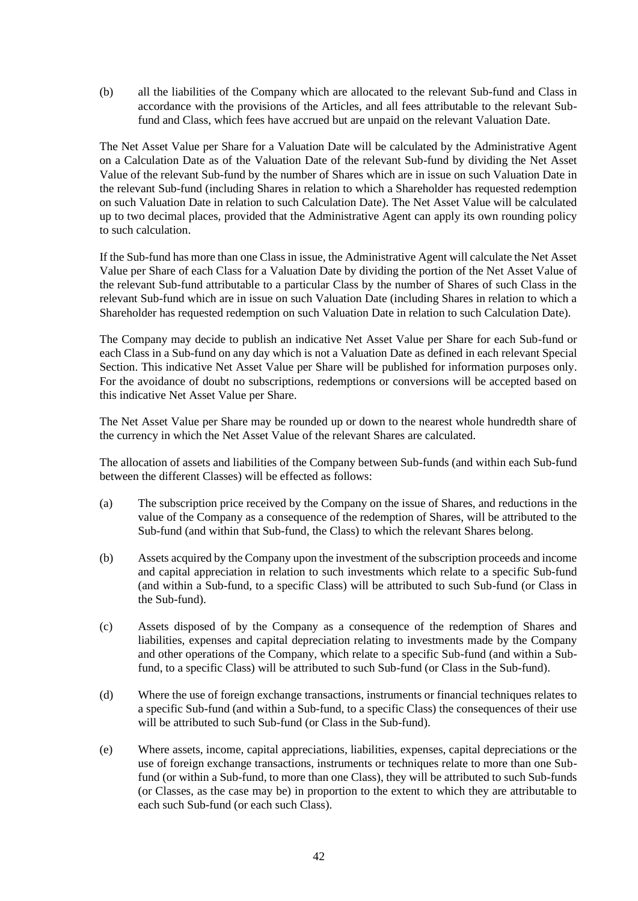(b) all the liabilities of the Company which are allocated to the relevant Sub-fund and Class in accordance with the provisions of the Articles, and all fees attributable to the relevant Sub-fund and Class, which fees have accrued but are unpaid on the relevant Valuation Date.

The Net Asset Value per Share for a Valuation Date will be calculated by the Administrative Agent on a Calculation Date as of the Valuation Date of the relevant Sub-fund by dividing the Net Asset Value of the relevant Sub-fund by the number of Shares which are in issue on such Valuation Date in the relevant Sub-fund (including Shares in relation to which a Shareholder has requested redemption on such Valuation Date in relation to such Calculation Date). The Net Asset Value will be calculated up to two decimal places, provided that the Administrative Agent can apply its own rounding policy to such calculation.

If the Sub-fund has more than one Class in issue, the Administrative Agent will calculate the Net Asset Value per Share of each Class for a Valuation Date by dividing the portion of the Net Asset Value of the relevant Sub-fund attributable to a particular Class by the number of Shares of such Class in the relevant Sub-fund which are in issue on such Valuation Date (including Shares in relation to which a Shareholder has requested redemption on such Valuation Date in relation to such Calculation Date).

The Company may decide to publish an indicative Net Asset Value per Share for each Sub-fund or each Class in a Sub-fund on any day which is not a Valuation Date as defined in each relevant Special Section. This indicative Net Asset Value per Share will be published for information purposes only. For the avoidance of doubt no subscriptions, redemptions or conversions will be accepted based on this indicative Net Asset Value per Share.

The Net Asset Value per Share may be rounded up or down to the nearest whole hundredth share of the currency in which the Net Asset Value of the relevant Shares are calculated.

The allocation of assets and liabilities of the Company between Sub-funds (and within each Sub-fund between the different Classes) will be effected as follows:

(a) The subscription price received by the Company on the issue of Shares, and reductions in the value of the Company as a consequence of the redemption of Shares, will be attributed to the Sub-fund (and within that Sub-fund, the Class) to which the relevant Shares belong.

(b) Assets acquired by the Company upon the investment of the subscription proceeds and income and capital appreciation in relation to such investments which relate to a specific Sub-fund (and within a Sub-fund, to a specific Class) will be attributed to such Sub-fund (or Class in the Sub-fund).

(c) Assets disposed of by the Company as a consequence of the redemption of Shares and liabilities, expenses and capital depreciation relating to investments made by the Company and other operations of the Company, which relate to a specific Sub-fund (and within a Sub-fund, to a specific Class) will be attributed to such Sub-fund (or Class in the Sub-fund).

(d) Where the use of foreign exchange transactions, instruments or financial techniques relates to a specific Sub-fund (and within a Sub-fund, to a specific Class) the consequences of their use will be attributed to such Sub-fund (or Class in the Sub-fund).

(e) Where assets, income, capital appreciations, liabilities, expenses, capital depreciations or the use of foreign exchange transactions, instruments or techniques relate to more than one Sub-fund (or within a Sub-fund, to more than one Class), they will be attributed to such Sub-funds (or Classes, as the case may be) in proportion to the extent to which they are attributable to each such Sub-fund (or each such Class).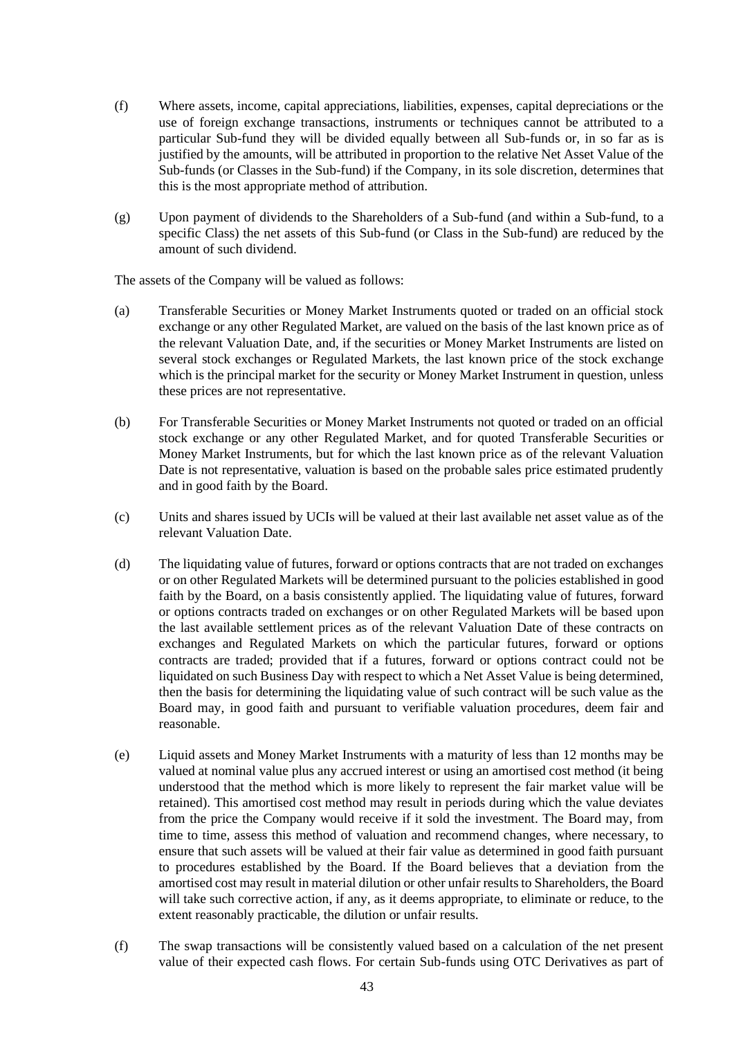(f) Where assets, income, capital appreciations, liabilities, expenses, capital depreciations or the use of foreign exchange transactions, instruments or techniques cannot be attributed to a particular Sub-fund they will be divided equally between all Sub-funds or, in so far as is justified by the amounts, will be attributed in proportion to the relative Net Asset Value of the Sub-funds (or Classes in the Sub-fund) if the Company, in its sole discretion, determines that this is the most appropriate method of attribution.

(g) Upon payment of dividends to the Shareholders of a Sub-fund (and within a Sub-fund, to a specific Class) the net assets of this Sub-fund (or Class in the Sub-fund) are reduced by the amount of such dividend.

The assets of the Company will be valued as follows:

(a) Transferable Securities or Money Market Instruments quoted or traded on an official stock exchange or any other Regulated Market, are valued on the basis of the last known price as of the relevant Valuation Date, and, if the securities or Money Market Instruments are listed on several stock exchanges or Regulated Markets, the last known price of the stock exchange which is the principal market for the security or Money Market Instrument in question, unless these prices are not representative.

(b) For Transferable Securities or Money Market Instruments not quoted or traded on an official stock exchange or any other Regulated Market, and for quoted Transferable Securities or Money Market Instruments, but for which the last known price as of the relevant Valuation Date is not representative, valuation is based on the probable sales price estimated prudently and in good faith by the Board.

(c) Units and shares issued by UCIs will be valued at their last available net asset value as of the relevant Valuation Date.

(d) The liquidating value of futures, forward or options contracts that are not traded on exchanges or on other Regulated Markets will be determined pursuant to the policies established in good faith by the Board, on a basis consistently applied. The liquidating value of futures, forward or options contracts traded on exchanges or on other Regulated Markets will be based upon the last available settlement prices as of the relevant Valuation Date of these contracts on exchanges and Regulated Markets on which the particular futures, forward or options contracts are traded; provided that if a futures, forward or options contract could not be liquidated on such Business Day with respect to which a Net Asset Value is being determined, then the basis for determining the liquidating value of such contract will be such value as the Board may, in good faith and pursuant to verifiable valuation procedures, deem fair and reasonable.

(e) Liquid assets and Money Market Instruments with a maturity of less than 12 months may be valued at nominal value plus any accrued interest or using an amortised cost method (it being understood that the method which is more likely to represent the fair market value will be retained). This amortised cost method may result in periods during which the value deviates from the price the Company would receive if it sold the investment. The Board may, from time to time, assess this method of valuation and recommend changes, where necessary, to ensure that such assets will be valued at their fair value as determined in good faith pursuant to procedures established by the Board. If the Board believes that a deviation from the amortised cost may result in material dilution or other unfair results to Shareholders, the Board will take such corrective action, if any, as it deems appropriate, to eliminate or reduce, to the extent reasonably practicable, the dilution or unfair results.

(f) The swap transactions will be consistently valued based on a calculation of the net present value of their expected cash flows. For certain Sub-funds using OTC Derivatives as part of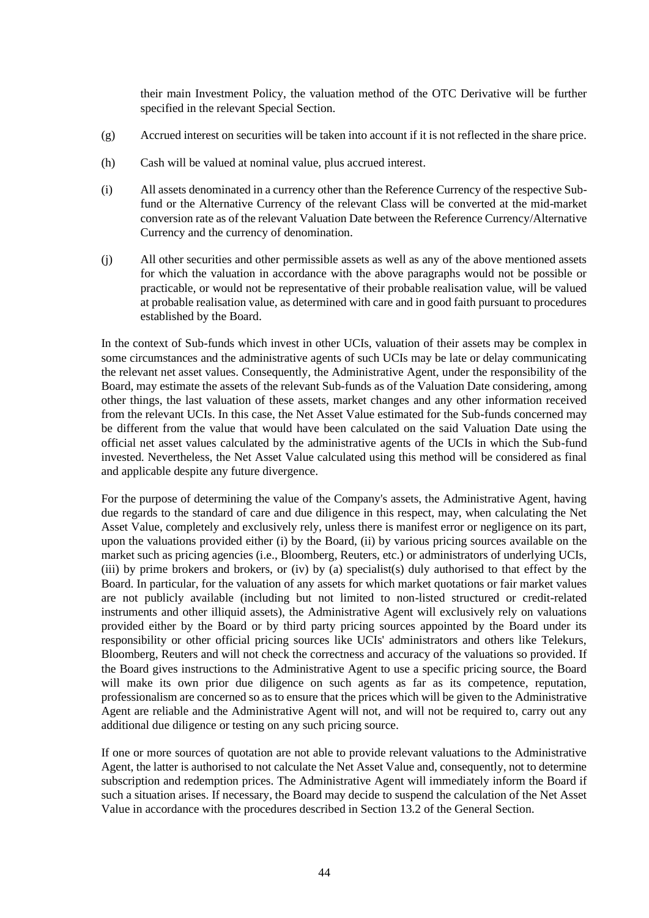their main Investment Policy, the valuation method of the OTC Derivative will be further specified in the relevant Special Section.

(g) Accrued interest on securities will be taken into account if it is not reflected in the share price.

(h) Cash will be valued at nominal value, plus accrued interest.

(i) All assets denominated in a currency other than the Reference Currency of the respective Sub-fund or the Alternative Currency of the relevant Class will be converted at the mid-market conversion rate as of the relevant Valuation Date between the Reference Currency/Alternative Currency and the currency of denomination.

(j) All other securities and other permissible assets as well as any of the above mentioned assets for which the valuation in accordance with the above paragraphs would not be possible or practicable, or would not be representative of their probable realisation value, will be valued at probable realisation value, as determined with care and in good faith pursuant to procedures established by the Board.

In the context of Sub-funds which invest in other UCIs, valuation of their assets may be complex in some circumstances and the administrative agents of such UCIs may be late or delay communicating the relevant net asset values. Consequently, the Administrative Agent, under the responsibility of the Board, may estimate the assets of the relevant Sub-funds as of the Valuation Date considering, among other things, the last valuation of these assets, market changes and any other information received from the relevant UCIs. In this case, the Net Asset Value estimated for the Sub-funds concerned may be different from the value that would have been calculated on the said Valuation Date using the official net asset values calculated by the administrative agents of the UCIs in which the Sub-fund invested. Nevertheless, the Net Asset Value calculated using this method will be considered as final and applicable despite any future divergence.

For the purpose of determining the value of the Company's assets, the Administrative Agent, having due regards to the standard of care and due diligence in this respect, may, when calculating the Net Asset Value, completely and exclusively rely, unless there is manifest error or negligence on its part, upon the valuations provided either (i) by the Board, (ii) by various pricing sources available on the market such as pricing agencies (i.e., Bloomberg, Reuters, etc.) or administrators of underlying UCIs, (iii) by prime brokers and brokers, or (iv) by (a) specialist(s) duly authorised to that effect by the Board. In particular, for the valuation of any assets for which market quotations or fair market values are not publicly available (including but not limited to non-listed structured or credit-related instruments and other illiquid assets), the Administrative Agent will exclusively rely on valuations provided either by the Board or by third party pricing sources appointed by the Board under its responsibility or other official pricing sources like UCIs' administrators and others like Telekurs, Bloomberg, Reuters and will not check the correctness and accuracy of the valuations so provided. If the Board gives instructions to the Administrative Agent to use a specific pricing source, the Board will make its own prior due diligence on such agents as far as its competence, reputation, professionalism are concerned so as to ensure that the prices which will be given to the Administrative Agent are reliable and the Administrative Agent will not, and will not be required to, carry out any additional due diligence or testing on any such pricing source.

If one or more sources of quotation are not able to provide relevant valuations to the Administrative Agent, the latter is authorised to not calculate the Net Asset Value and, consequently, not to determine subscription and redemption prices. The Administrative Agent will immediately inform the Board if such a situation arises. If necessary, the Board may decide to suspend the calculation of the Net Asset Value in accordance with the procedures described in Section 13.2 of the General Section.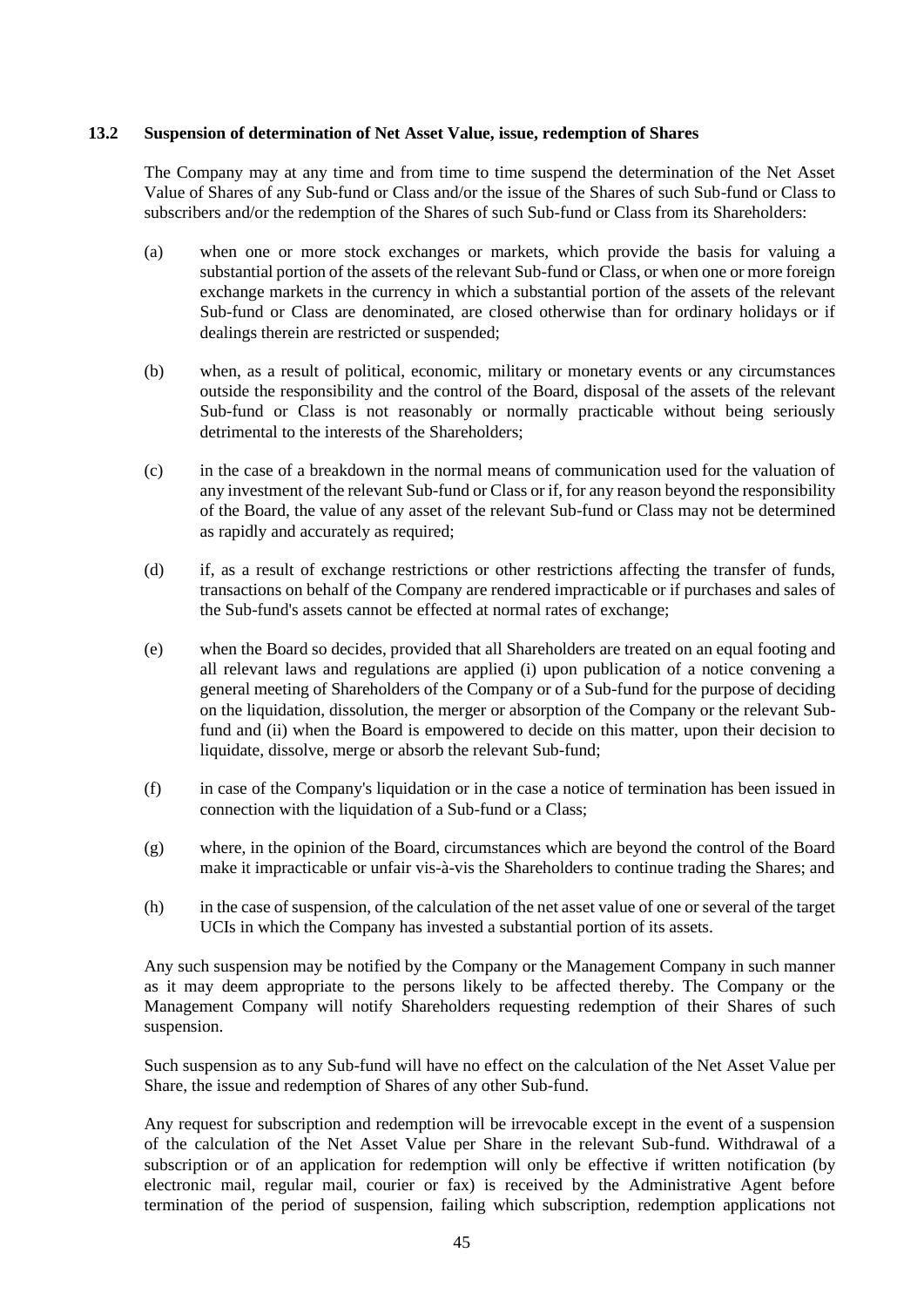### 13.2 Suspension of determination of Net Asset Value, issue, redemption of Shares

The Company may at any time and from time to time suspend the determination of the Net Asset Value of Shares of any Sub-fund or Class and/or the issue of the Shares of such Sub-fund or Class to subscribers and/or the redemption of the Shares of such Sub-fund or Class from its Shareholders:

(a) when one or more stock exchanges or markets, which provide the basis for valuing a substantial portion of the assets of the relevant Sub-fund or Class, or when one or more foreign exchange markets in the currency in which a substantial portion of the assets of the relevant Sub-fund or Class are denominated, are closed otherwise than for ordinary holidays or if dealings therein are restricted or suspended;

(b) when, as a result of political, economic, military or monetary events or any circumstances outside the responsibility and the control of the Board, disposal of the assets of the relevant Sub-fund or Class is not reasonably or normally practicable without being seriously detrimental to the interests of the Shareholders;

(c) in the case of a breakdown in the normal means of communication used for the valuation of any investment of the relevant Sub-fund or Class or if, for any reason beyond the responsibility of the Board, the value of any asset of the relevant Sub-fund or Class may not be determined as rapidly and accurately as required;

(d) if, as a result of exchange restrictions or other restrictions affecting the transfer of funds, transactions on behalf of the Company are rendered impracticable or if purchases and sales of the Sub-fund's assets cannot be effected at normal rates of exchange;

(e) when the Board so decides, provided that all Shareholders are treated on an equal footing and all relevant laws and regulations are applied (i) upon publication of a notice convening a general meeting of Shareholders of the Company or of a Sub-fund for the purpose of deciding on the liquidation, dissolution, the merger or absorption of the Company or the relevant Sub-fund and (ii) when the Board is empowered to decide on this matter, upon their decision to liquidate, dissolve, merge or absorb the relevant Sub-fund;

(f) in case of the Company's liquidation or in the case a notice of termination has been issued in connection with the liquidation of a Sub-fund or a Class;

(g) where, in the opinion of the Board, circumstances which are beyond the control of the Board make it impracticable or unfair vis-à-vis the Shareholders to continue trading the Shares; and

(h) in the case of suspension, of the calculation of the net asset value of one or several of the target UCIs in which the Company has invested a substantial portion of its assets.

Any such suspension may be notified by the Company or the Management Company in such manner as it may deem appropriate to the persons likely to be affected thereby. The Company or the Management Company will notify Shareholders requesting redemption of their Shares of such suspension.

Such suspension as to any Sub-fund will have no effect on the calculation of the Net Asset Value per Share, the issue and redemption of Shares of any other Sub-fund.

Any request for subscription and redemption will be irrevocable except in the event of a suspension of the calculation of the Net Asset Value per Share in the relevant Sub-fund. Withdrawal of a subscription or of an application for redemption will only be effective if written notification (by electronic mail, regular mail, courier or fax) is received by the Administrative Agent before termination of the period of suspension, failing which subscription, redemption applications not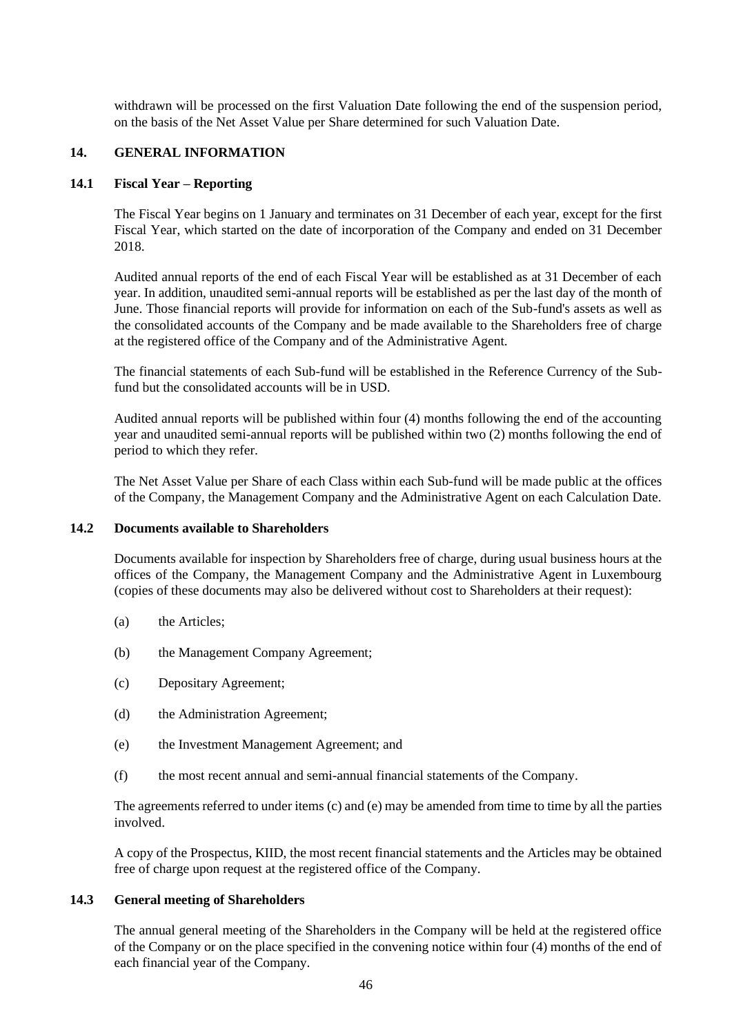withdrawn will be processed on the first Valuation Date following the end of the suspension period, on the basis of the Net Asset Value per Share determined for such Valuation Date.

## 14. GENERAL INFORMATION

### 14.1 Fiscal Year – Reporting

The Fiscal Year begins on 1 January and terminates on 31 December of each year, except for the first Fiscal Year, which started on the date of incorporation of the Company and ended on 31 December 2018.

Audited annual reports of the end of each Fiscal Year will be established as at 31 December of each year. In addition, unaudited semi-annual reports will be established as per the last day of the month of June. Those financial reports will provide for information on each of the Sub-fund's assets as well as the consolidated accounts of the Company and be made available to the Shareholders free of charge at the registered office of the Company and of the Administrative Agent.

The financial statements of each Sub-fund will be established in the Reference Currency of the Sub-fund but the consolidated accounts will be in USD.

Audited annual reports will be published within four (4) months following the end of the accounting year and unaudited semi-annual reports will be published within two (2) months following the end of period to which they refer.

The Net Asset Value per Share of each Class within each Sub-fund will be made public at the offices of the Company, the Management Company and the Administrative Agent on each Calculation Date.

### 14.2 Documents available to Shareholders

Documents available for inspection by Shareholders free of charge, during usual business hours at the offices of the Company, the Management Company and the Administrative Agent in Luxembourg (copies of these documents may also be delivered without cost to Shareholders at their request):

(a) the Articles;

(b) the Management Company Agreement;

(c) Depositary Agreement;

(d) the Administration Agreement;

(e) the Investment Management Agreement; and

(f) the most recent annual and semi-annual financial statements of the Company.

The agreements referred to under items (c) and (e) may be amended from time to time by all the parties involved.

A copy of the Prospectus, KIID, the most recent financial statements and the Articles may be obtained free of charge upon request at the registered office of the Company.

### 14.3 General meeting of Shareholders

The annual general meeting of the Shareholders in the Company will be held at the registered office of the Company or on the place specified in the convening notice within four (4) months of the end of each financial year of the Company.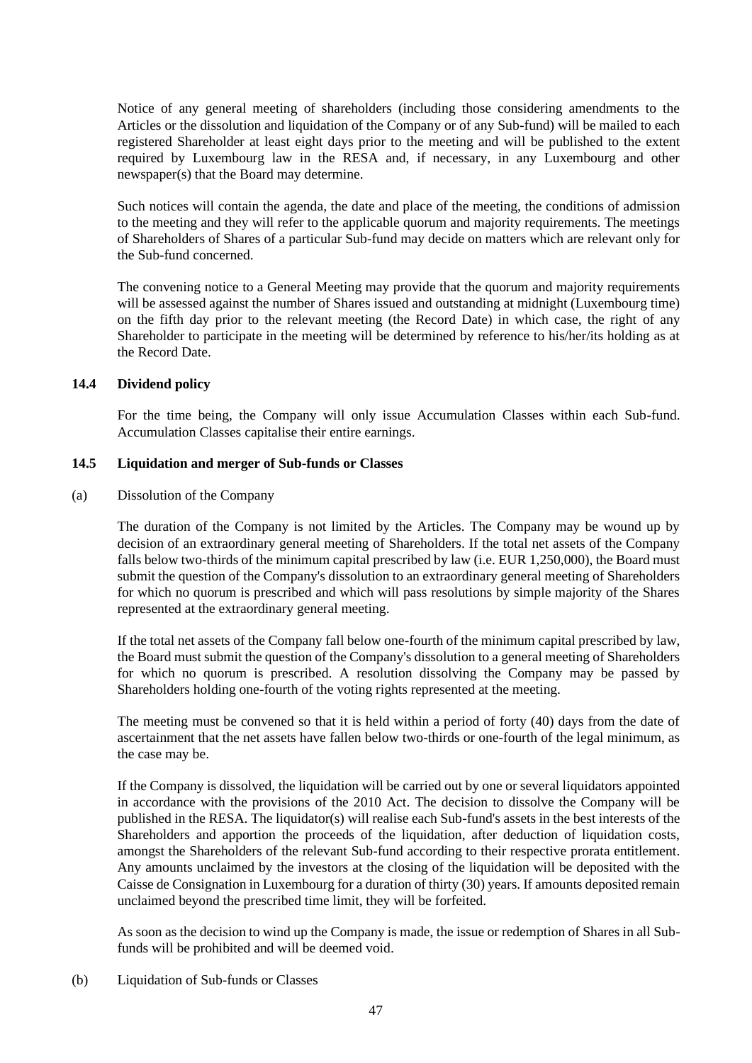Notice of any general meeting of shareholders (including those considering amendments to the Articles or the dissolution and liquidation of the Company or of any Sub-fund) will be mailed to each registered Shareholder at least eight days prior to the meeting and will be published to the extent required by Luxembourg law in the RESA and, if necessary, in any Luxembourg and other newspaper(s) that the Board may determine.

Such notices will contain the agenda, the date and place of the meeting, the conditions of admission to the meeting and they will refer to the applicable quorum and majority requirements. The meetings of Shareholders of Shares of a particular Sub-fund may decide on matters which are relevant only for the Sub-fund concerned.

The convening notice to a General Meeting may provide that the quorum and majority requirements will be assessed against the number of Shares issued and outstanding at midnight (Luxembourg time) on the fifth day prior to the relevant meeting (the Record Date) in which case, the right of any Shareholder to participate in the meeting will be determined by reference to his/her/its holding as at the Record Date.

### 14.4 Dividend policy

For the time being, the Company will only issue Accumulation Classes within each Sub-fund. Accumulation Classes capitalise their entire earnings.

### 14.5 Liquidation and merger of Sub-funds or Classes

(a) Dissolution of the Company

The duration of the Company is not limited by the Articles. The Company may be wound up by decision of an extraordinary general meeting of Shareholders. If the total net assets of the Company falls below two-thirds of the minimum capital prescribed by law (i.e. EUR 1,250,000), the Board must submit the question of the Company's dissolution to an extraordinary general meeting of Shareholders for which no quorum is prescribed and which will pass resolutions by simple majority of the Shares represented at the extraordinary general meeting.

If the total net assets of the Company fall below one-fourth of the minimum capital prescribed by law, the Board must submit the question of the Company's dissolution to a general meeting of Shareholders for which no quorum is prescribed. A resolution dissolving the Company may be passed by Shareholders holding one-fourth of the voting rights represented at the meeting.

The meeting must be convened so that it is held within a period of forty (40) days from the date of ascertainment that the net assets have fallen below two-thirds or one-fourth of the legal minimum, as the case may be.

If the Company is dissolved, the liquidation will be carried out by one or several liquidators appointed in accordance with the provisions of the 2010 Act. The decision to dissolve the Company will be published in the RESA. The liquidator(s) will realise each Sub-fund's assets in the best interests of the Shareholders and apportion the proceeds of the liquidation, after deduction of liquidation costs, amongst the Shareholders of the relevant Sub-fund according to their respective prorata entitlement. Any amounts unclaimed by the investors at the closing of the liquidation will be deposited with the Caisse de Consignation in Luxembourg for a duration of thirty (30) years. If amounts deposited remain unclaimed beyond the prescribed time limit, they will be forfeited.

As soon as the decision to wind up the Company is made, the issue or redemption of Shares in all Sub-funds will be prohibited and will be deemed void.

(b) Liquidation of Sub-funds or Classes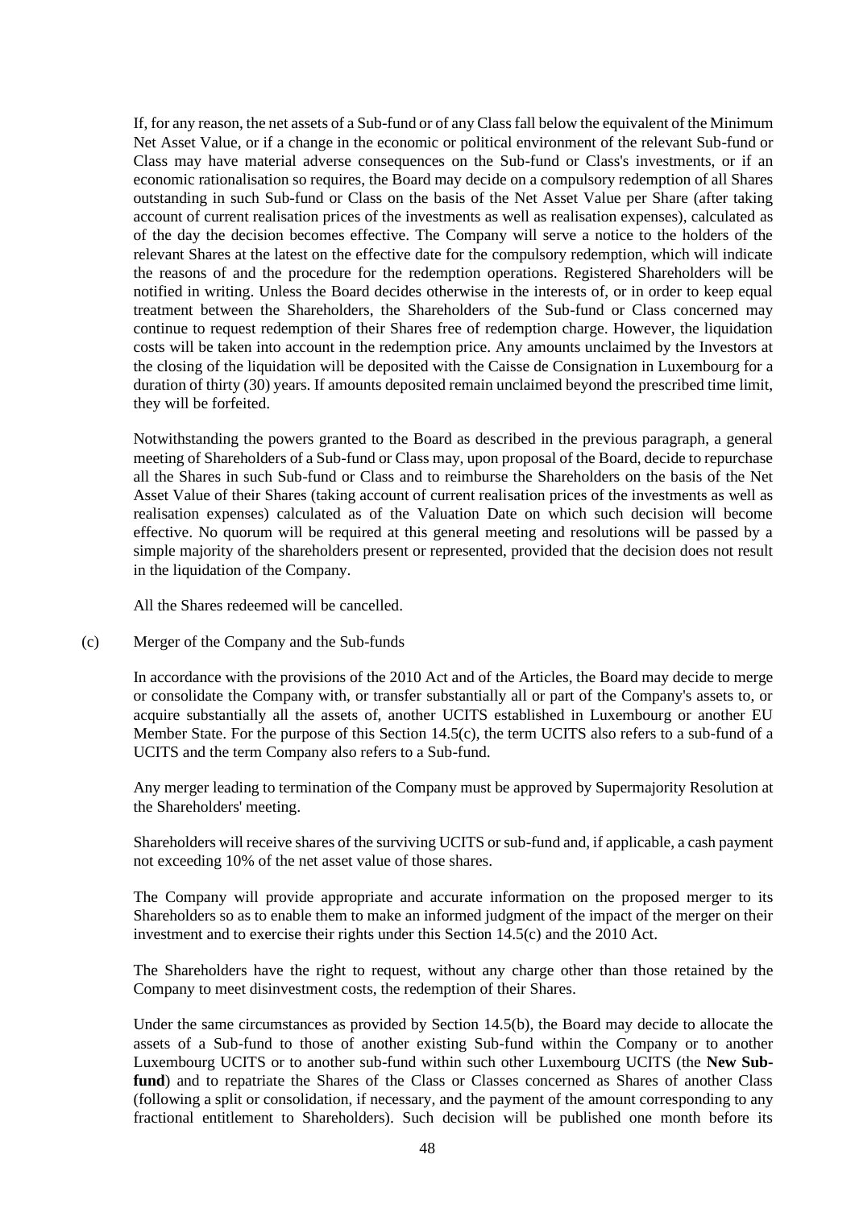If, for any reason, the net assets of a Sub-fund or of any Class fall below the equivalent of the Minimum Net Asset Value, or if a change in the economic or political environment of the relevant Sub-fund or Class may have material adverse consequences on the Sub-fund or Class's investments, or if an economic rationalisation so requires, the Board may decide on a compulsory redemption of all Shares outstanding in such Sub-fund or Class on the basis of the Net Asset Value per Share (after taking account of current realisation prices of the investments as well as realisation expenses), calculated as of the day the decision becomes effective. The Company will serve a notice to the holders of the relevant Shares at the latest on the effective date for the compulsory redemption, which will indicate the reasons of and the procedure for the redemption operations. Registered Shareholders will be notified in writing. Unless the Board decides otherwise in the interests of, or in order to keep equal treatment between the Shareholders, the Shareholders of the Sub-fund or Class concerned may continue to request redemption of their Shares free of redemption charge. However, the liquidation costs will be taken into account in the redemption price. Any amounts unclaimed by the Investors at the closing of the liquidation will be deposited with the Caisse de Consignation in Luxembourg for a duration of thirty (30) years. If amounts deposited remain unclaimed beyond the prescribed time limit, they will be forfeited.

Notwithstanding the powers granted to the Board as described in the previous paragraph, a general meeting of Shareholders of a Sub-fund or Class may, upon proposal of the Board, decide to repurchase all the Shares in such Sub-fund or Class and to reimburse the Shareholders on the basis of the Net Asset Value of their Shares (taking account of current realisation prices of the investments as well as realisation expenses) calculated as of the Valuation Date on which such decision will become effective. No quorum will be required at this general meeting and resolutions will be passed by a simple majority of the shareholders present or represented, provided that the decision does not result in the liquidation of the Company.

All the Shares redeemed will be cancelled.

(c) Merger of the Company and the Sub-funds

In accordance with the provisions of the 2010 Act and of the Articles, the Board may decide to merge or consolidate the Company with, or transfer substantially all or part of the Company's assets to, or acquire substantially all the assets of, another UCITS established in Luxembourg or another EU Member State. For the purpose of this Section 14.5(c), the term UCITS also refers to a sub-fund of a UCITS and the term Company also refers to a Sub-fund.

Any merger leading to termination of the Company must be approved by Supermajority Resolution at the Shareholders' meeting.

Shareholders will receive shares of the surviving UCITS or sub-fund and, if applicable, a cash payment not exceeding 10% of the net asset value of those shares.

The Company will provide appropriate and accurate information on the proposed merger to its Shareholders so as to enable them to make an informed judgment of the impact of the merger on their investment and to exercise their rights under this Section 14.5(c) and the 2010 Act.

The Shareholders have the right to request, without any charge other than those retained by the Company to meet disinvestment costs, the redemption of their Shares.

Under the same circumstances as provided by Section 14.5(b), the Board may decide to allocate the assets of a Sub-fund to those of another existing Sub-fund within the Company or to another Luxembourg UCITS or to another sub-fund within such other Luxembourg UCITS (the **New Sub-fund**) and to repatriate the Shares of the Class or Classes concerned as Shares of another Class (following a split or consolidation, if necessary, and the payment of the amount corresponding to any fractional entitlement to Shareholders). Such decision will be published one month before its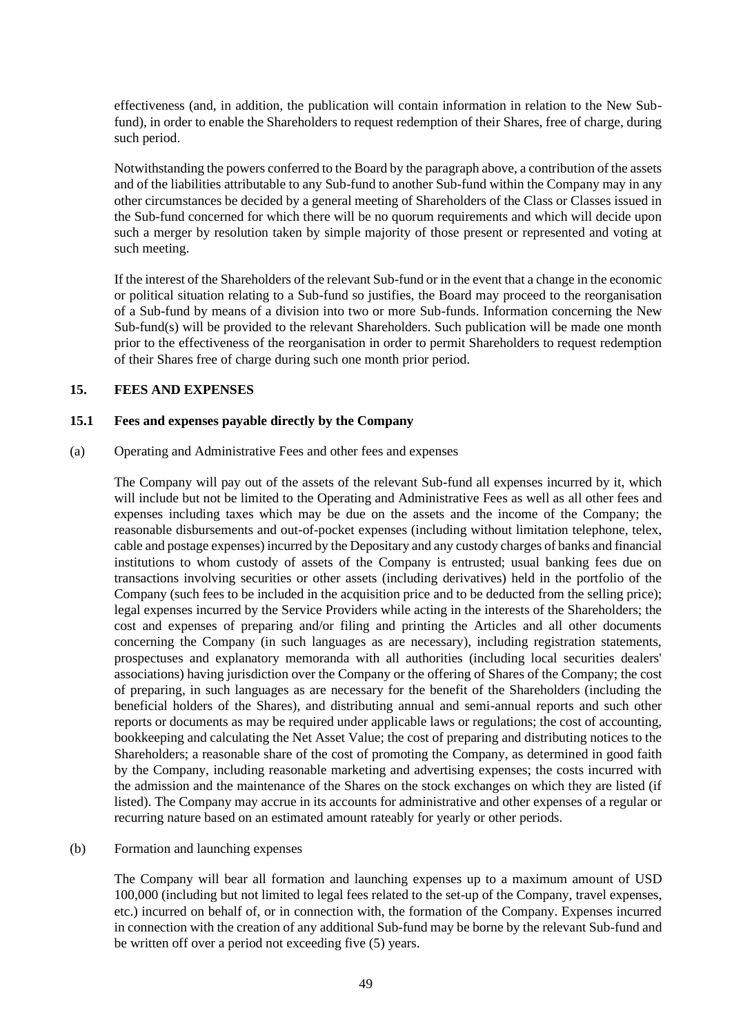effectiveness (and, in addition, the publication will contain information in relation to the New Sub-fund), in order to enable the Shareholders to request redemption of their Shares, free of charge, during such period.

Notwithstanding the powers conferred to the Board by the paragraph above, a contribution of the assets and of the liabilities attributable to any Sub-fund to another Sub-fund within the Company may in any other circumstances be decided by a general meeting of Shareholders of the Class or Classes issued in the Sub-fund concerned for which there will be no quorum requirements and which will decide upon such a merger by resolution taken by simple majority of those present or represented and voting at such meeting.

If the interest of the Shareholders of the relevant Sub-fund or in the event that a change in the economic or political situation relating to a Sub-fund so justifies, the Board may proceed to the reorganisation of a Sub-fund by means of a division into two or more Sub-funds. Information concerning the New Sub-fund(s) will be provided to the relevant Shareholders. Such publication will be made one month prior to the effectiveness of the reorganisation in order to permit Shareholders to request redemption of their Shares free of charge during such one month prior period.

## 15. FEES AND EXPENSES

### 15.1 Fees and expenses payable directly by the Company

(a) Operating and Administrative Fees and other fees and expenses

The Company will pay out of the assets of the relevant Sub-fund all expenses incurred by it, which will include but not be limited to the Operating and Administrative Fees as well as all other fees and expenses including taxes which may be due on the assets and the income of the Company; the reasonable disbursements and out-of-pocket expenses (including without limitation telephone, telex, cable and postage expenses) incurred by the Depositary and any custody charges of banks and financial institutions to whom custody of assets of the Company is entrusted; usual banking fees due on transactions involving securities or other assets (including derivatives) held in the portfolio of the Company (such fees to be included in the acquisition price and to be deducted from the selling price); legal expenses incurred by the Service Providers while acting in the interests of the Shareholders; the cost and expenses of preparing and/or filing and printing the Articles and all other documents concerning the Company (in such languages as are necessary), including registration statements, prospectuses and explanatory memoranda with all authorities (including local securities dealers' associations) having jurisdiction over the Company or the offering of Shares of the Company; the cost of preparing, in such languages as are necessary for the benefit of the Shareholders (including the beneficial holders of the Shares), and distributing annual and semi-annual reports and such other reports or documents as may be required under applicable laws or regulations; the cost of accounting, bookkeeping and calculating the Net Asset Value; the cost of preparing and distributing notices to the Shareholders; a reasonable share of the cost of promoting the Company, as determined in good faith by the Company, including reasonable marketing and advertising expenses; the costs incurred with the admission and the maintenance of the Shares on the stock exchanges on which they are listed (if listed). The Company may accrue in its accounts for administrative and other expenses of a regular or recurring nature based on an estimated amount rateably for yearly or other periods.

(b) Formation and launching expenses

The Company will bear all formation and launching expenses up to a maximum amount of USD 100,000 (including but not limited to legal fees related to the set-up of the Company, travel expenses, etc.) incurred on behalf of, or in connection with, the formation of the Company. Expenses incurred in connection with the creation of any additional Sub-fund may be borne by the relevant Sub-fund and be written off over a period not exceeding five (5) years.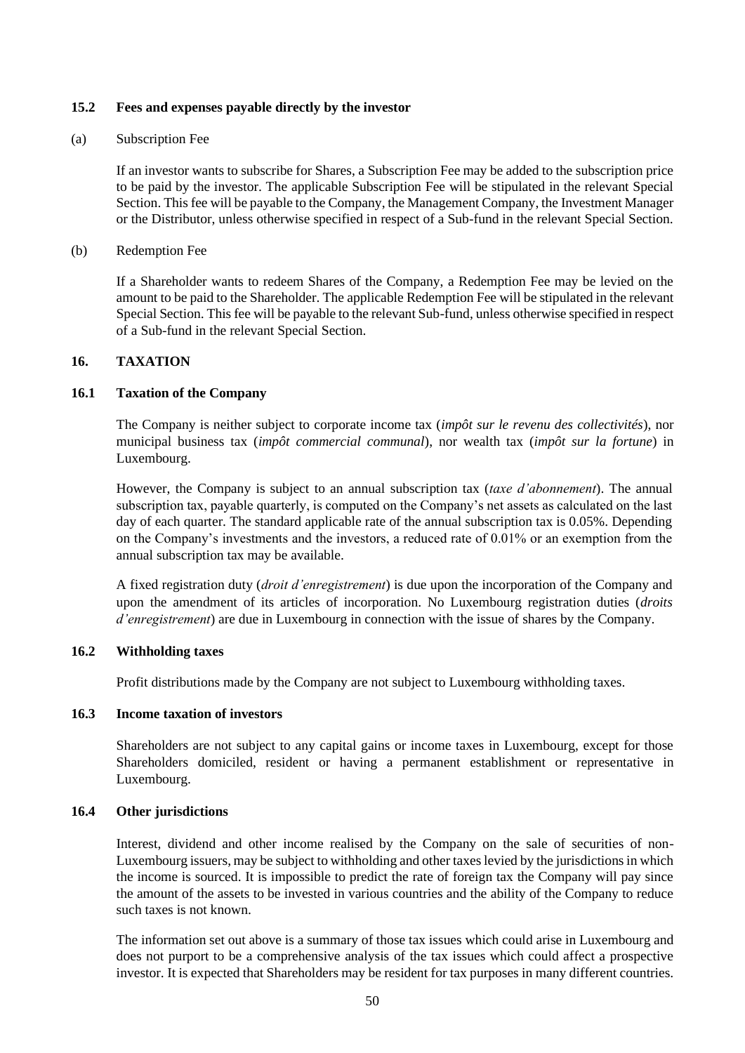### 15.2 Fees and expenses payable directly by the investor

(a) Subscription Fee

If an investor wants to subscribe for Shares, a Subscription Fee may be added to the subscription price to be paid by the investor. The applicable Subscription Fee will be stipulated in the relevant Special Section. This fee will be payable to the Company, the Management Company, the Investment Manager or the Distributor, unless otherwise specified in respect of a Sub-fund in the relevant Special Section.

(b) Redemption Fee

If a Shareholder wants to redeem Shares of the Company, a Redemption Fee may be levied on the amount to be paid to the Shareholder. The applicable Redemption Fee will be stipulated in the relevant Special Section. This fee will be payable to the relevant Sub-fund, unless otherwise specified in respect of a Sub-fund in the relevant Special Section.

## 16. TAXATION

### 16.1 Taxation of the Company

The Company is neither subject to corporate income tax (*impôt sur le revenu des collectivités*), nor municipal business tax (*impôt commercial communal*), nor wealth tax (*impôt sur la fortune*) in Luxembourg.

However, the Company is subject to an annual subscription tax (*taxe d'abonnement*). The annual subscription tax, payable quarterly, is computed on the Company's net assets as calculated on the last day of each quarter. The standard applicable rate of the annual subscription tax is 0.05%. Depending on the Company's investments and the investors, a reduced rate of 0.01% or an exemption from the annual subscription tax may be available.

A fixed registration duty (*droit d'enregistrement*) is due upon the incorporation of the Company and upon the amendment of its articles of incorporation. No Luxembourg registration duties (*droits d'enregistrement*) are due in Luxembourg in connection with the issue of shares by the Company.

### 16.2 Withholding taxes

Profit distributions made by the Company are not subject to Luxembourg withholding taxes.

### 16.3 Income taxation of investors

Shareholders are not subject to any capital gains or income taxes in Luxembourg, except for those Shareholders domiciled, resident or having a permanent establishment or representative in Luxembourg.

### 16.4 Other jurisdictions

Interest, dividend and other income realised by the Company on the sale of securities of non-Luxembourg issuers, may be subject to withholding and other taxes levied by the jurisdictions in which the income is sourced. It is impossible to predict the rate of foreign tax the Company will pay since the amount of the assets to be invested in various countries and the ability of the Company to reduce such taxes is not known.

The information set out above is a summary of those tax issues which could arise in Luxembourg and does not purport to be a comprehensive analysis of the tax issues which could affect a prospective investor. It is expected that Shareholders may be resident for tax purposes in many different countries.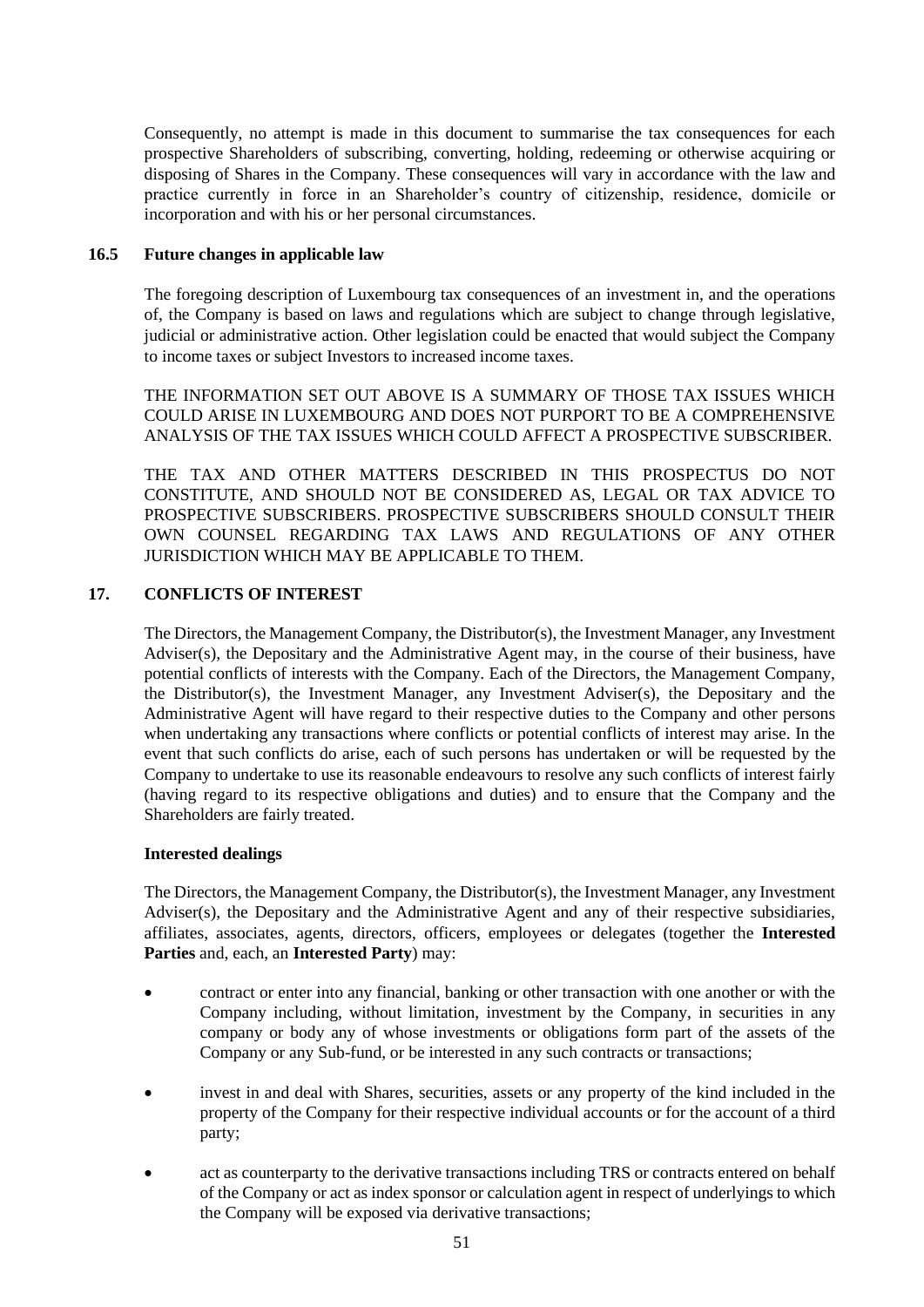Consequently, no attempt is made in this document to summarise the tax consequences for each prospective Shareholders of subscribing, converting, holding, redeeming or otherwise acquiring or disposing of Shares in the Company. These consequences will vary in accordance with the law and practice currently in force in an Shareholder's country of citizenship, residence, domicile or incorporation and with his or her personal circumstances.

### 16.5 Future changes in applicable law

The foregoing description of Luxembourg tax consequences of an investment in, and the operations of, the Company is based on laws and regulations which are subject to change through legislative, judicial or administrative action. Other legislation could be enacted that would subject the Company to income taxes or subject Investors to increased income taxes.

THE INFORMATION SET OUT ABOVE IS A SUMMARY OF THOSE TAX ISSUES WHICH COULD ARISE IN LUXEMBOURG AND DOES NOT PURPORT TO BE A COMPREHENSIVE ANALYSIS OF THE TAX ISSUES WHICH COULD AFFECT A PROSPECTIVE SUBSCRIBER.

THE TAX AND OTHER MATTERS DESCRIBED IN THIS PROSPECTUS DO NOT CONSTITUTE, AND SHOULD NOT BE CONSIDERED AS, LEGAL OR TAX ADVICE TO PROSPECTIVE SUBSCRIBERS. PROSPECTIVE SUBSCRIBERS SHOULD CONSULT THEIR OWN COUNSEL REGARDING TAX LAWS AND REGULATIONS OF ANY OTHER JURISDICTION WHICH MAY BE APPLICABLE TO THEM.

## 17. CONFLICTS OF INTEREST

The Directors, the Management Company, the Distributor(s), the Investment Manager, any Investment Adviser(s), the Depositary and the Administrative Agent may, in the course of their business, have potential conflicts of interests with the Company. Each of the Directors, the Management Company, the Distributor(s), the Investment Manager, any Investment Adviser(s), the Depositary and the Administrative Agent will have regard to their respective duties to the Company and other persons when undertaking any transactions where conflicts or potential conflicts of interest may arise. In the event that such conflicts do arise, each of such persons has undertaken or will be requested by the Company to undertake to use its reasonable endeavours to resolve any such conflicts of interest fairly (having regard to its respective obligations and duties) and to ensure that the Company and the Shareholders are fairly treated.

**Interested dealings**

The Directors, the Management Company, the Distributor(s), the Investment Manager, any Investment Adviser(s), the Depositary and the Administrative Agent and any of their respective subsidiaries, affiliates, associates, agents, directors, officers, employees or delegates (together the **Interested Parties** and, each, an **Interested Party**) may:

- contract or enter into any financial, banking or other transaction with one another or with the Company including, without limitation, investment by the Company, in securities in any company or body any of whose investments or obligations form part of the assets of the Company or any Sub-fund, or be interested in any such contracts or transactions;
- invest in and deal with Shares, securities, assets or any property of the kind included in the property of the Company for their respective individual accounts or for the account of a third party;
- act as counterparty to the derivative transactions including TRS or contracts entered on behalf of the Company or act as index sponsor or calculation agent in respect of underlyings to which the Company will be exposed via derivative transactions;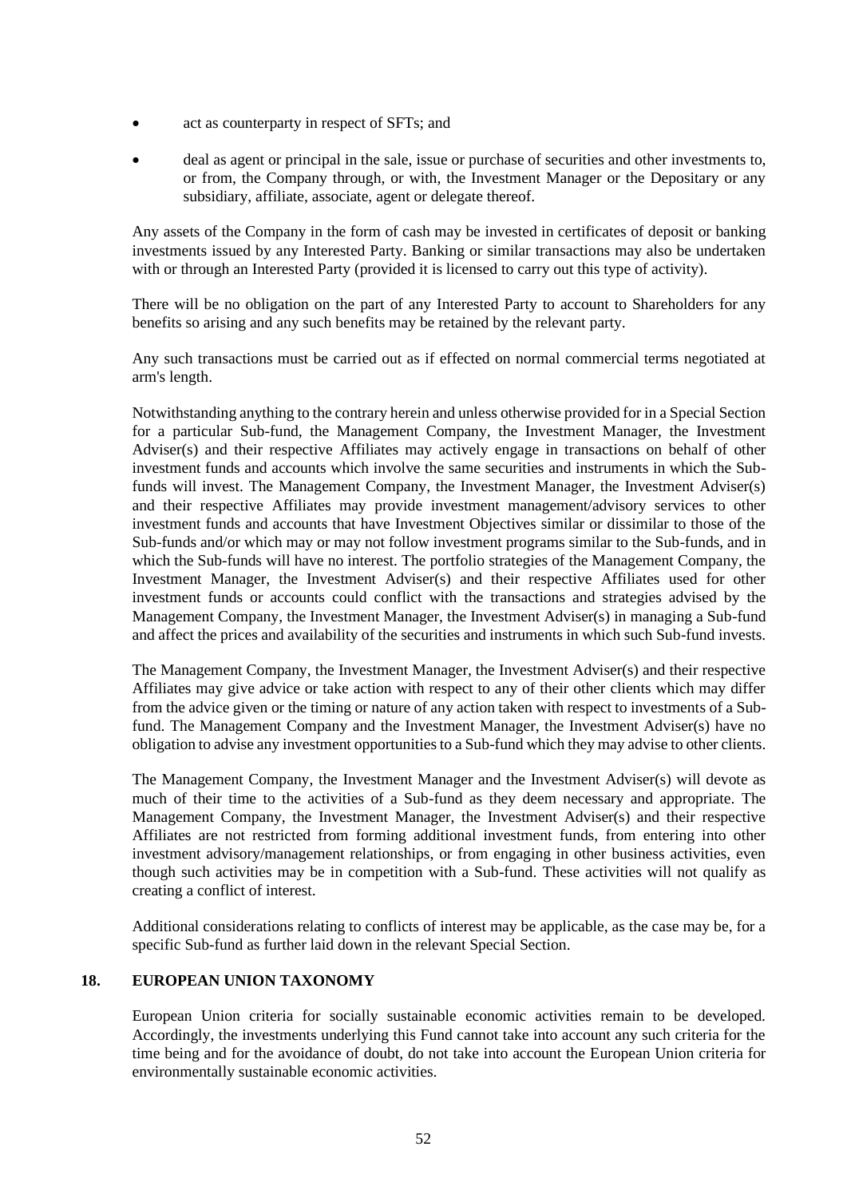- act as counterparty in respect of SFTs; and
- deal as agent or principal in the sale, issue or purchase of securities and other investments to, or from, the Company through, or with, the Investment Manager or the Depositary or any subsidiary, affiliate, associate, agent or delegate thereof.

Any assets of the Company in the form of cash may be invested in certificates of deposit or banking investments issued by any Interested Party. Banking or similar transactions may also be undertaken with or through an Interested Party (provided it is licensed to carry out this type of activity).

There will be no obligation on the part of any Interested Party to account to Shareholders for any benefits so arising and any such benefits may be retained by the relevant party.

Any such transactions must be carried out as if effected on normal commercial terms negotiated at arm's length.

Notwithstanding anything to the contrary herein and unless otherwise provided for in a Special Section for a particular Sub-fund, the Management Company, the Investment Manager, the Investment Adviser(s) and their respective Affiliates may actively engage in transactions on behalf of other investment funds and accounts which involve the same securities and instruments in which the Sub-funds will invest. The Management Company, the Investment Manager, the Investment Adviser(s) and their respective Affiliates may provide investment management/advisory services to other investment funds and accounts that have Investment Objectives similar or dissimilar to those of the Sub-funds and/or which may or may not follow investment programs similar to the Sub-funds, and in which the Sub-funds will have no interest. The portfolio strategies of the Management Company, the Investment Manager, the Investment Adviser(s) and their respective Affiliates used for other investment funds or accounts could conflict with the transactions and strategies advised by the Management Company, the Investment Manager, the Investment Adviser(s) in managing a Sub-fund and affect the prices and availability of the securities and instruments in which such Sub-fund invests.

The Management Company, the Investment Manager, the Investment Adviser(s) and their respective Affiliates may give advice or take action with respect to any of their other clients which may differ from the advice given or the timing or nature of any action taken with respect to investments of a Sub-fund. The Management Company and the Investment Manager, the Investment Adviser(s) have no obligation to advise any investment opportunities to a Sub-fund which they may advise to other clients.

The Management Company, the Investment Manager and the Investment Adviser(s) will devote as much of their time to the activities of a Sub-fund as they deem necessary and appropriate. The Management Company, the Investment Manager, the Investment Adviser(s) and their respective Affiliates are not restricted from forming additional investment funds, from entering into other investment advisory/management relationships, or from engaging in other business activities, even though such activities may be in competition with a Sub-fund. These activities will not qualify as creating a conflict of interest.

Additional considerations relating to conflicts of interest may be applicable, as the case may be, for a specific Sub-fund as further laid down in the relevant Special Section.

## 18. EUROPEAN UNION TAXONOMY

European Union criteria for socially sustainable economic activities remain to be developed. Accordingly, the investments underlying this Fund cannot take into account any such criteria for the time being and for the avoidance of doubt, do not take into account the European Union criteria for environmentally sustainable economic activities.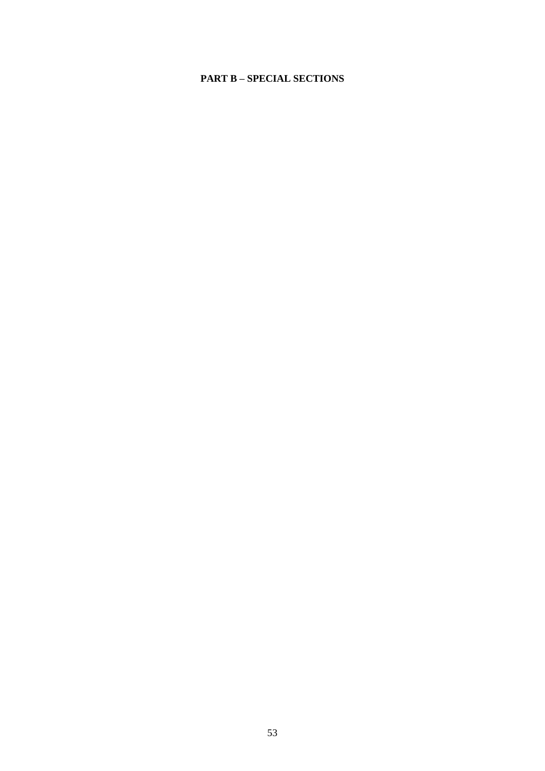# PART B – SPECIAL SECTIONS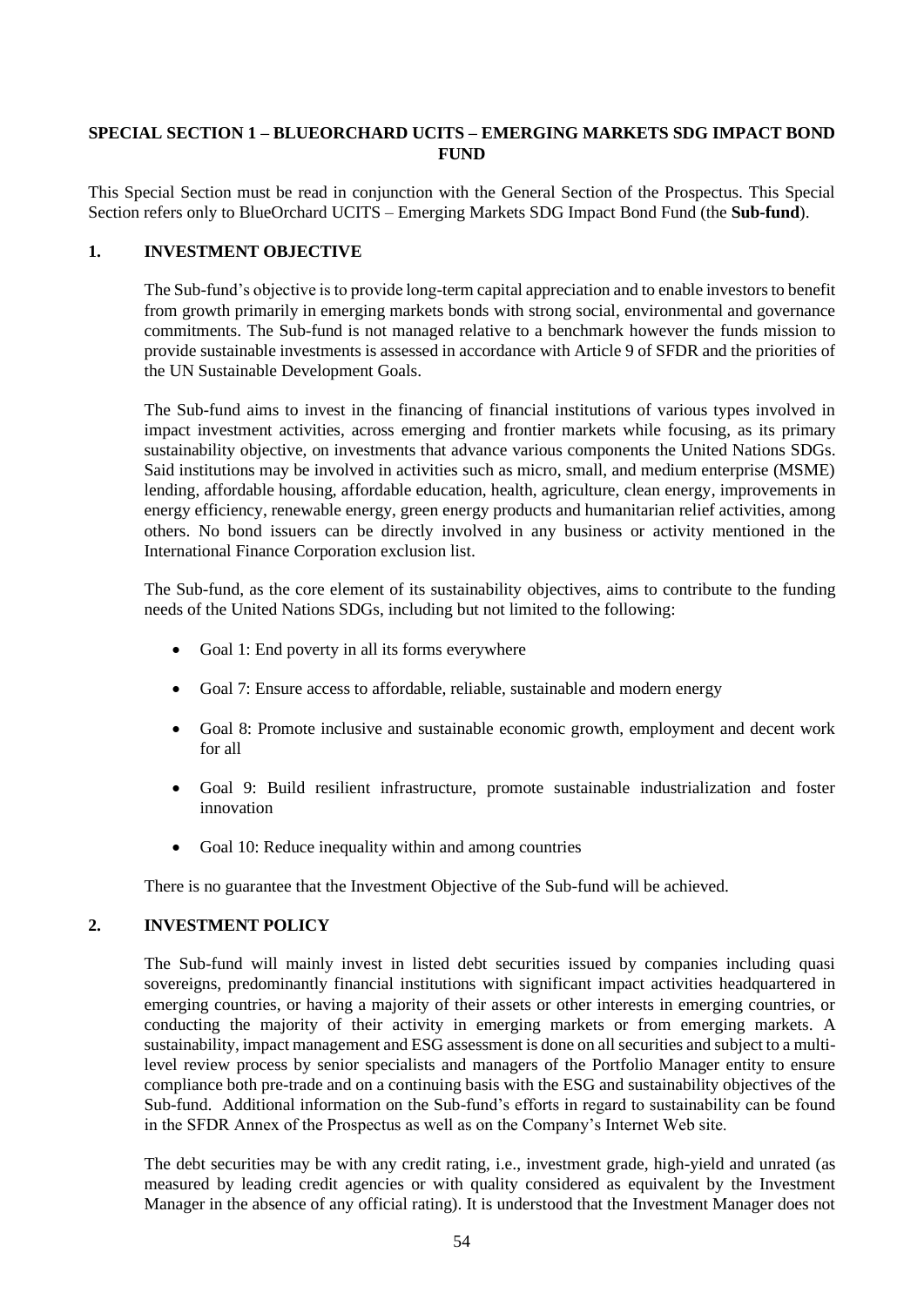## SPECIAL SECTION 1 – BLUEORCHARD UCITS – EMERGING MARKETS SDG IMPACT BOND FUND

This Special Section must be read in conjunction with the General Section of the Prospectus. This Special Section refers only to BlueOrchard UCITS – Emerging Markets SDG Impact Bond Fund (the **Sub-fund**).

### 1. INVESTMENT OBJECTIVE

The Sub-fund's objective is to provide long-term capital appreciation and to enable investors to benefit from growth primarily in emerging markets bonds with strong social, environmental and governance commitments. The Sub-fund is not managed relative to a benchmark however the funds mission to provide sustainable investments is assessed in accordance with Article 9 of SFDR and the priorities of the UN Sustainable Development Goals.

The Sub-fund aims to invest in the financing of financial institutions of various types involved in impact investment activities, across emerging and frontier markets while focusing, as its primary sustainability objective, on investments that advance various components the United Nations SDGs. Said institutions may be involved in activities such as micro, small, and medium enterprise (MSME) lending, affordable housing, affordable education, health, agriculture, clean energy, improvements in energy efficiency, renewable energy, green energy products and humanitarian relief activities, among others. No bond issuers can be directly involved in any business or activity mentioned in the International Finance Corporation exclusion list.

The Sub-fund, as the core element of its sustainability objectives, aims to contribute to the funding needs of the United Nations SDGs, including but not limited to the following:

- Goal 1: End poverty in all its forms everywhere
- Goal 7: Ensure access to affordable, reliable, sustainable and modern energy
- Goal 8: Promote inclusive and sustainable economic growth, employment and decent work for all
- Goal 9: Build resilient infrastructure, promote sustainable industrialization and foster innovation
- Goal 10: Reduce inequality within and among countries

There is no guarantee that the Investment Objective of the Sub-fund will be achieved.

### 2. INVESTMENT POLICY

The Sub-fund will mainly invest in listed debt securities issued by companies including quasi sovereigns, predominantly financial institutions with significant impact activities headquartered in emerging countries, or having a majority of their assets or other interests in emerging countries, or conducting the majority of their activity in emerging markets or from emerging markets. A sustainability, impact management and ESG assessment is done on all securities and subject to a multi-level review process by senior specialists and managers of the Portfolio Manager entity to ensure compliance both pre-trade and on a continuing basis with the ESG and sustainability objectives of the Sub-fund. Additional information on the Sub-fund's efforts in regard to sustainability can be found in the SFDR Annex of the Prospectus as well as on the Company's Internet Web site.

The debt securities may be with any credit rating, i.e., investment grade, high-yield and unrated (as measured by leading credit agencies or with quality considered as equivalent by the Investment Manager in the absence of any official rating). It is understood that the Investment Manager does not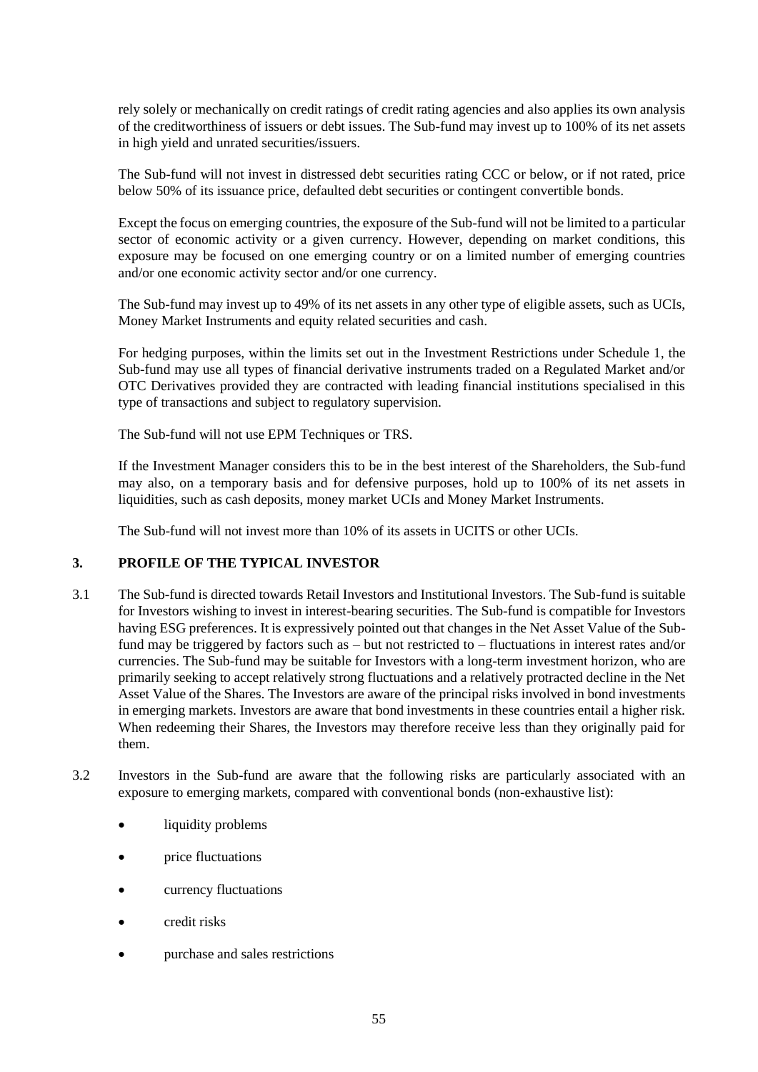rely solely or mechanically on credit ratings of credit rating agencies and also applies its own analysis of the creditworthiness of issuers or debt issues. The Sub-fund may invest up to 100% of its net assets in high yield and unrated securities/issuers.

The Sub-fund will not invest in distressed debt securities rating CCC or below, or if not rated, price below 50% of its issuance price, defaulted debt securities or contingent convertible bonds.

Except the focus on emerging countries, the exposure of the Sub-fund will not be limited to a particular sector of economic activity or a given currency. However, depending on market conditions, this exposure may be focused on one emerging country or on a limited number of emerging countries and/or one economic activity sector and/or one currency.

The Sub-fund may invest up to 49% of its net assets in any other type of eligible assets, such as UCIs, Money Market Instruments and equity related securities and cash.

For hedging purposes, within the limits set out in the Investment Restrictions under Schedule 1, the Sub-fund may use all types of financial derivative instruments traded on a Regulated Market and/or OTC Derivatives provided they are contracted with leading financial institutions specialised in this type of transactions and subject to regulatory supervision.

The Sub-fund will not use EPM Techniques or TRS.

If the Investment Manager considers this to be in the best interest of the Shareholders, the Sub-fund may also, on a temporary basis and for defensive purposes, hold up to 100% of its net assets in liquidities, such as cash deposits, money market UCIs and Money Market Instruments.

The Sub-fund will not invest more than 10% of its assets in UCITS or other UCIs.

## 3. PROFILE OF THE TYPICAL INVESTOR

3.1 The Sub-fund is directed towards Retail Investors and Institutional Investors. The Sub-fund is suitable for Investors wishing to invest in interest-bearing securities. The Sub-fund is compatible for Investors having ESG preferences. It is expressively pointed out that changes in the Net Asset Value of the Sub-fund may be triggered by factors such as – but not restricted to – fluctuations in interest rates and/or currencies. The Sub-fund may be suitable for Investors with a long-term investment horizon, who are primarily seeking to accept relatively strong fluctuations and a relatively protracted decline in the Net Asset Value of the Shares. The Investors are aware of the principal risks involved in bond investments in emerging markets. Investors are aware that bond investments in these countries entail a higher risk. When redeeming their Shares, the Investors may therefore receive less than they originally paid for them.

3.2 Investors in the Sub-fund are aware that the following risks are particularly associated with an exposure to emerging markets, compared with conventional bonds (non-exhaustive list):

- liquidity problems
- price fluctuations
- currency fluctuations
- credit risks
- purchase and sales restrictions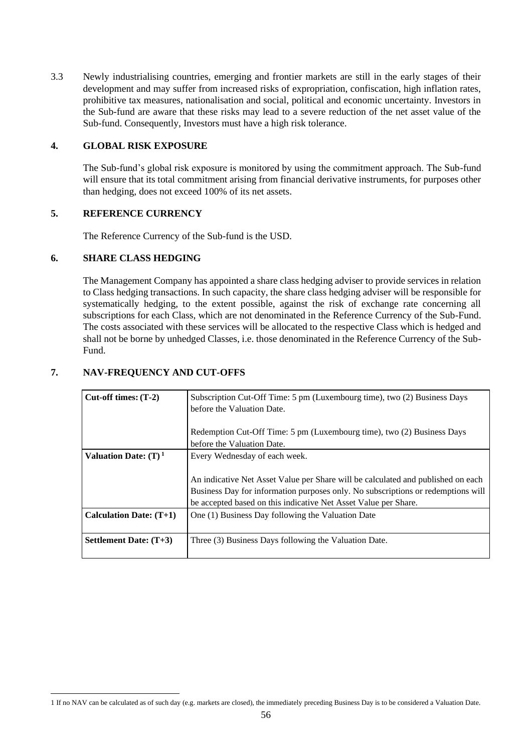3.3 Newly industrialising countries, emerging and frontier markets are still in the early stages of their development and may suffer from increased risks of expropriation, confiscation, high inflation rates, prohibitive tax measures, nationalisation and social, political and economic uncertainty. Investors in the Sub-fund are aware that these risks may lead to a severe reduction of the net asset value of the Sub-fund. Consequently, Investors must have a high risk tolerance.

## 4. GLOBAL RISK EXPOSURE

The Sub-fund's global risk exposure is monitored by using the commitment approach. The Sub-fund will ensure that its total commitment arising from financial derivative instruments, for purposes other than hedging, does not exceed 100% of its net assets.

## 5. REFERENCE CURRENCY

The Reference Currency of the Sub-fund is the USD.

## 6. SHARE CLASS HEDGING

The Management Company has appointed a share class hedging adviser to provide services in relation to Class hedging transactions. In such capacity, the share class hedging adviser will be responsible for systematically hedging, to the extent possible, against the risk of exchange rate concerning all subscriptions for each Class, which are not denominated in the Reference Currency of the Sub-Fund. The costs associated with these services will be allocated to the respective Class which is hedged and shall not be borne by unhedged Classes, i.e. those denominated in the Reference Currency of the Sub-Fund.

## 7. NAV-FREQUENCY AND CUT-OFFS

| | |
|---|---|
| **Cut-off times: (T-2)** | Subscription Cut-Off Time: 5 pm (Luxembourg time), two (2) Business Days before the Valuation Date.<br><br>Redemption Cut-Off Time: 5 pm (Luxembourg time), two (2) Business Days before the Valuation Date. |
| **Valuation Date: (T)** [1] | Every Wednesday of each week.<br><br>An indicative Net Asset Value per Share will be calculated and published on each Business Day for information purposes only. No subscriptions or redemptions will be accepted based on this indicative Net Asset Value per Share. |
| **Calculation Date: (T+1)** | One (1) Business Day following the Valuation Date |
| **Settlement Date: (T+3)** | Three (3) Business Days following the Valuation Date. |

1 If no NAV can be calculated as of such day (e.g. markets are closed), the immediately preceding Business Day is to be considered a Valuation Date.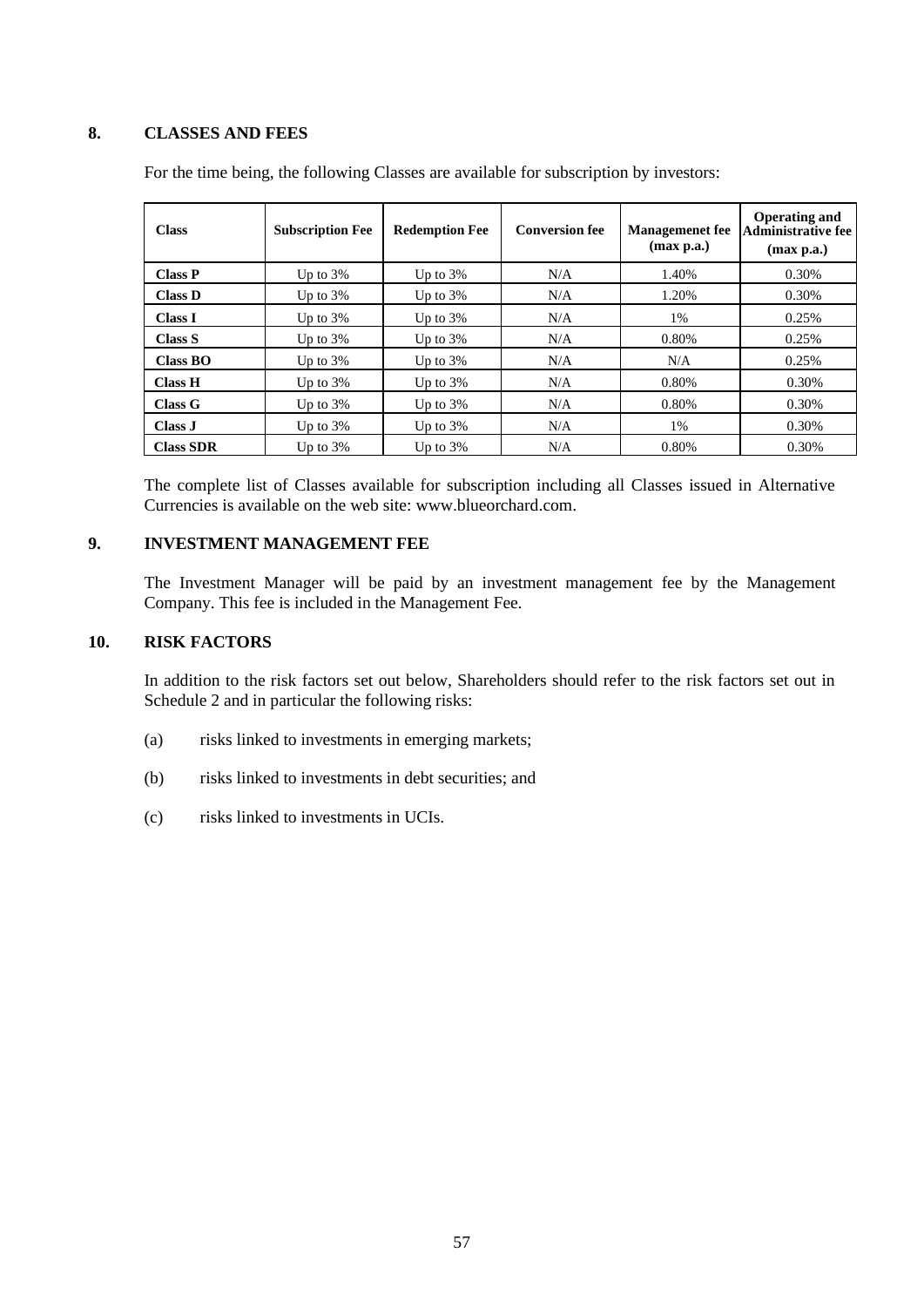## 8. CLASSES AND FEES

For the time being, the following Classes are available for subscription by investors:

| Class | Subscription Fee | Redemption Fee | Conversion fee | Managemenet fee (max p.a.) | Operating and Administrative fee (max p.a.) |
|---|---|---|---|---|---|
| **Class P** | Up to 3% | Up to 3% | N/A | 1.40% | 0.30% |
| **Class D** | Up to 3% | Up to 3% | N/A | 1.20% | 0.30% |
| **Class I** | Up to 3% | Up to 3% | N/A | 1% | 0.25% |
| **Class S** | Up to 3% | Up to 3% | N/A | 0.80% | 0.25% |
| **Class BO** | Up to 3% | Up to 3% | N/A | N/A | 0.25% |
| **Class H** | Up to 3% | Up to 3% | N/A | 0.80% | 0.30% |
| **Class G** | Up to 3% | Up to 3% | N/A | 0.80% | 0.30% |
| **Class J** | Up to 3% | Up to 3% | N/A | 1% | 0.30% |
| **Class SDR** | Up to 3% | Up to 3% | N/A | 0.80% | 0.30% |

The complete list of Classes available for subscription including all Classes issued in Alternative Currencies is available on the web site: www.blueorchard.com.

## 9. INVESTMENT MANAGEMENT FEE

The Investment Manager will be paid by an investment management fee by the Management Company. This fee is included in the Management Fee.

## 10. RISK FACTORS

In addition to the risk factors set out below, Shareholders should refer to the risk factors set out in Schedule 2 and in particular the following risks:

(a) risks linked to investments in emerging markets;

(b) risks linked to investments in debt securities; and

(c) risks linked to investments in UCIs.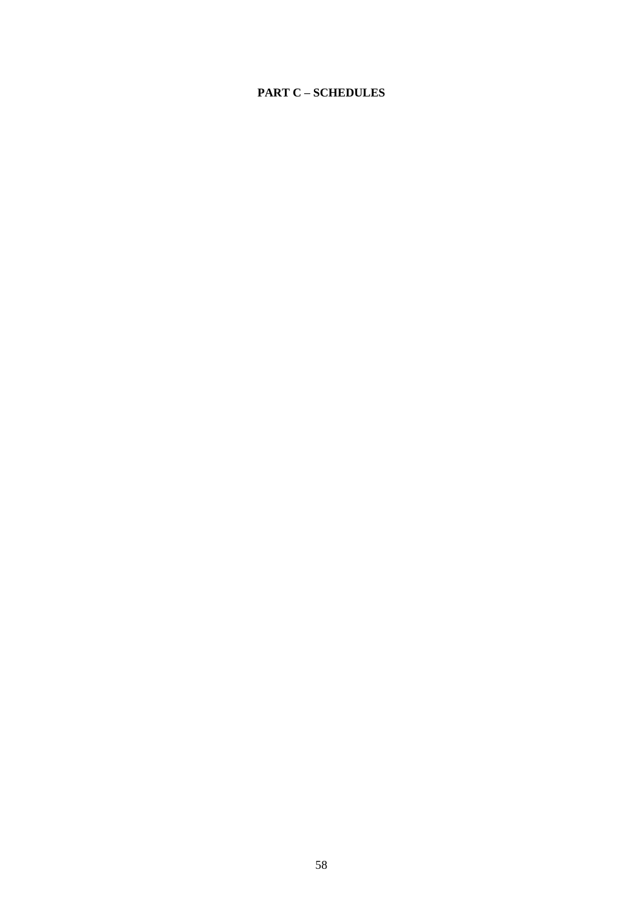# PART C – SCHEDULES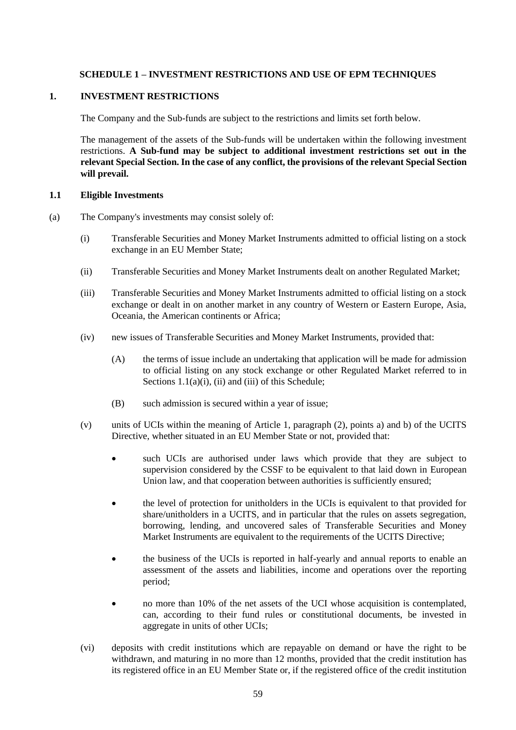## SCHEDULE 1 – INVESTMENT RESTRICTIONS AND USE OF EPM TECHNIQUES

### 1. INVESTMENT RESTRICTIONS

The Company and the Sub-funds are subject to the restrictions and limits set forth below.

The management of the assets of the Sub-funds will be undertaken within the following investment restrictions. **A Sub-fund may be subject to additional investment restrictions set out in the relevant Special Section. In the case of any conflict, the provisions of the relevant Special Section will prevail.**

#### 1.1 Eligible Investments

(a) The Company's investments may consist solely of:

(i) Transferable Securities and Money Market Instruments admitted to official listing on a stock exchange in an EU Member State;

(ii) Transferable Securities and Money Market Instruments dealt on another Regulated Market;

(iii) Transferable Securities and Money Market Instruments admitted to official listing on a stock exchange or dealt in on another market in any country of Western or Eastern Europe, Asia, Oceania, the American continents or Africa;

(iv) new issues of Transferable Securities and Money Market Instruments, provided that:

(A) the terms of issue include an undertaking that application will be made for admission to official listing on any stock exchange or other Regulated Market referred to in Sections 1.1(a)(i), (ii) and (iii) of this Schedule;

(B) such admission is secured within a year of issue;

(v) units of UCIs within the meaning of Article 1, paragraph (2), points a) and b) of the UCITS Directive, whether situated in an EU Member State or not, provided that:

- such UCIs are authorised under laws which provide that they are subject to supervision considered by the CSSF to be equivalent to that laid down in European Union law, and that cooperation between authorities is sufficiently ensured;
- the level of protection for unitholders in the UCIs is equivalent to that provided for share/unitholders in a UCITS, and in particular that the rules on assets segregation, borrowing, lending, and uncovered sales of Transferable Securities and Money Market Instruments are equivalent to the requirements of the UCITS Directive;
- the business of the UCIs is reported in half-yearly and annual reports to enable an assessment of the assets and liabilities, income and operations over the reporting period;
- no more than 10% of the net assets of the UCI whose acquisition is contemplated, can, according to their fund rules or constitutional documents, be invested in aggregate in units of other UCIs;

(vi) deposits with credit institutions which are repayable on demand or have the right to be withdrawn, and maturing in no more than 12 months, provided that the credit institution has its registered office in an EU Member State or, if the registered office of the credit institution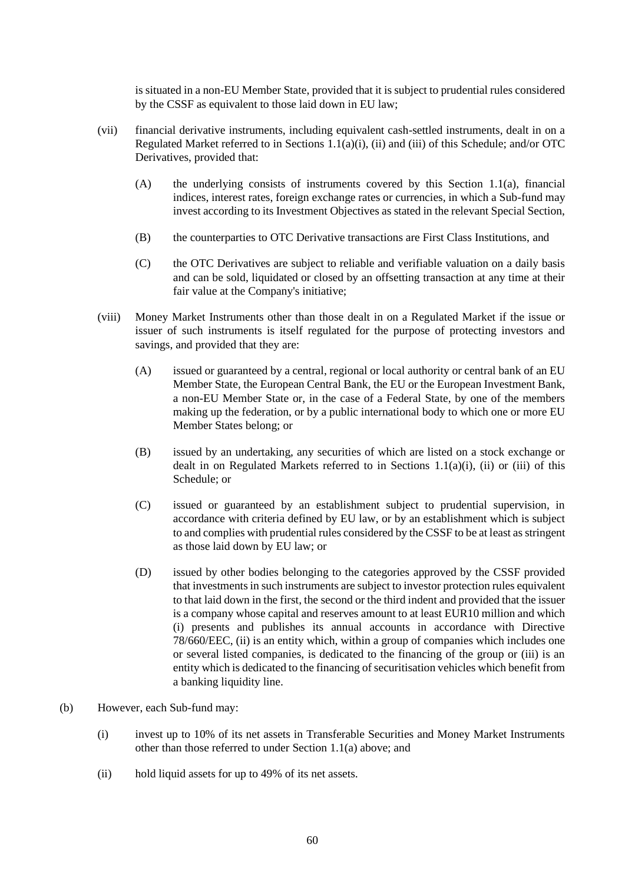is situated in a non-EU Member State, provided that it is subject to prudential rules considered by the CSSF as equivalent to those laid down in EU law;

(vii) financial derivative instruments, including equivalent cash-settled instruments, dealt in on a Regulated Market referred to in Sections 1.1(a)(i), (ii) and (iii) of this Schedule; and/or OTC Derivatives, provided that:

(A) the underlying consists of instruments covered by this Section 1.1(a), financial indices, interest rates, foreign exchange rates or currencies, in which a Sub-fund may invest according to its Investment Objectives as stated in the relevant Special Section,

(B) the counterparties to OTC Derivative transactions are First Class Institutions, and

(C) the OTC Derivatives are subject to reliable and verifiable valuation on a daily basis and can be sold, liquidated or closed by an offsetting transaction at any time at their fair value at the Company's initiative;

(viii) Money Market Instruments other than those dealt in on a Regulated Market if the issue or issuer of such instruments is itself regulated for the purpose of protecting investors and savings, and provided that they are:

(A) issued or guaranteed by a central, regional or local authority or central bank of an EU Member State, the European Central Bank, the EU or the European Investment Bank, a non-EU Member State or, in the case of a Federal State, by one of the members making up the federation, or by a public international body to which one or more EU Member States belong; or

(B) issued by an undertaking, any securities of which are listed on a stock exchange or dealt in on Regulated Markets referred to in Sections 1.1(a)(i), (ii) or (iii) of this Schedule; or

(C) issued or guaranteed by an establishment subject to prudential supervision, in accordance with criteria defined by EU law, or by an establishment which is subject to and complies with prudential rules considered by the CSSF to be at least as stringent as those laid down by EU law; or

(D) issued by other bodies belonging to the categories approved by the CSSF provided that investments in such instruments are subject to investor protection rules equivalent to that laid down in the first, the second or the third indent and provided that the issuer is a company whose capital and reserves amount to at least EUR10 million and which (i) presents and publishes its annual accounts in accordance with Directive 78/660/EEC, (ii) is an entity which, within a group of companies which includes one or several listed companies, is dedicated to the financing of the group or (iii) is an entity which is dedicated to the financing of securitisation vehicles which benefit from a banking liquidity line.

(b) However, each Sub-fund may:

(i) invest up to 10% of its net assets in Transferable Securities and Money Market Instruments other than those referred to under Section 1.1(a) above; and

(ii) hold liquid assets for up to 49% of its net assets.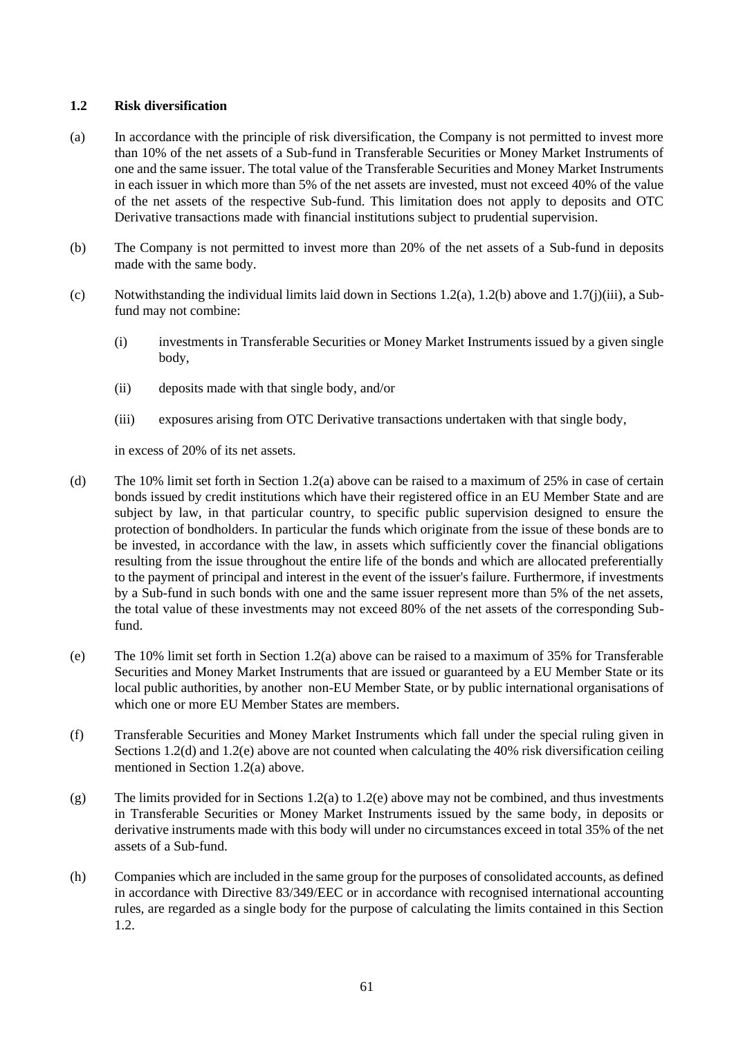### 1.2 Risk diversification

(a) In accordance with the principle of risk diversification, the Company is not permitted to invest more than 10% of the net assets of a Sub-fund in Transferable Securities or Money Market Instruments of one and the same issuer. The total value of the Transferable Securities and Money Market Instruments in each issuer in which more than 5% of the net assets are invested, must not exceed 40% of the value of the net assets of the respective Sub-fund. This limitation does not apply to deposits and OTC Derivative transactions made with financial institutions subject to prudential supervision.

(b) The Company is not permitted to invest more than 20% of the net assets of a Sub-fund in deposits made with the same body.

(c) Notwithstanding the individual limits laid down in Sections 1.2(a), 1.2(b) above and 1.7(j)(iii), a Sub-fund may not combine:

  (i) investments in Transferable Securities or Money Market Instruments issued by a given single body,

  (ii) deposits made with that single body, and/or

  (iii) exposures arising from OTC Derivative transactions undertaken with that single body,

  in excess of 20% of its net assets.

(d) The 10% limit set forth in Section 1.2(a) above can be raised to a maximum of 25% in case of certain bonds issued by credit institutions which have their registered office in an EU Member State and are subject by law, in that particular country, to specific public supervision designed to ensure the protection of bondholders. In particular the funds which originate from the issue of these bonds are to be invested, in accordance with the law, in assets which sufficiently cover the financial obligations resulting from the issue throughout the entire life of the bonds and which are allocated preferentially to the payment of principal and interest in the event of the issuer's failure. Furthermore, if investments by a Sub-fund in such bonds with one and the same issuer represent more than 5% of the net assets, the total value of these investments may not exceed 80% of the net assets of the corresponding Sub-fund.

(e) The 10% limit set forth in Section 1.2(a) above can be raised to a maximum of 35% for Transferable Securities and Money Market Instruments that are issued or guaranteed by a EU Member State or its local public authorities, by another non-EU Member State, or by public international organisations of which one or more EU Member States are members.

(f) Transferable Securities and Money Market Instruments which fall under the special ruling given in Sections 1.2(d) and 1.2(e) above are not counted when calculating the 40% risk diversification ceiling mentioned in Section 1.2(a) above.

(g) The limits provided for in Sections 1.2(a) to 1.2(e) above may not be combined, and thus investments in Transferable Securities or Money Market Instruments issued by the same body, in deposits or derivative instruments made with this body will under no circumstances exceed in total 35% of the net assets of a Sub-fund.

(h) Companies which are included in the same group for the purposes of consolidated accounts, as defined in accordance with Directive 83/349/EEC or in accordance with recognised international accounting rules, are regarded as a single body for the purpose of calculating the limits contained in this Section 1.2.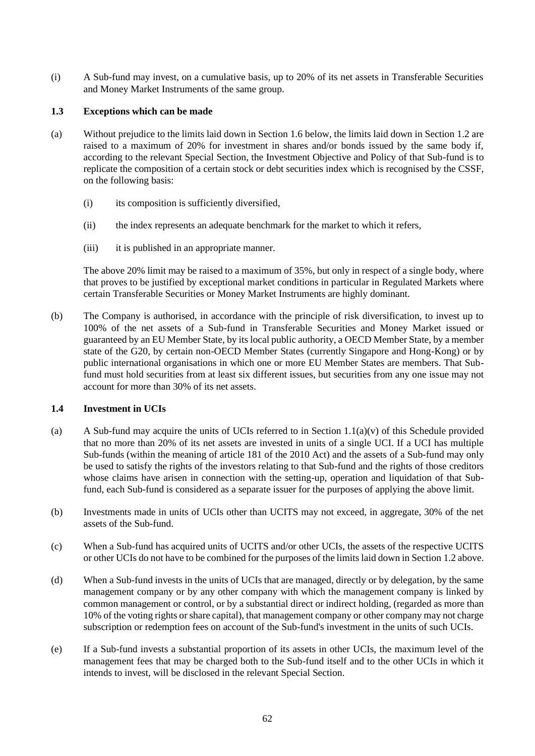(i) A Sub-fund may invest, on a cumulative basis, up to 20% of its net assets in Transferable Securities and Money Market Instruments of the same group.

### 1.3 Exceptions which can be made

(a) Without prejudice to the limits laid down in Section 1.6 below, the limits laid down in Section 1.2 are raised to a maximum of 20% for investment in shares and/or bonds issued by the same body if, according to the relevant Special Section, the Investment Objective and Policy of that Sub-fund is to replicate the composition of a certain stock or debt securities index which is recognised by the CSSF, on the following basis:

  (i) its composition is sufficiently diversified,

  (ii) the index represents an adequate benchmark for the market to which it refers,

  (iii) it is published in an appropriate manner.

  The above 20% limit may be raised to a maximum of 35%, but only in respect of a single body, where that proves to be justified by exceptional market conditions in particular in Regulated Markets where certain Transferable Securities or Money Market Instruments are highly dominant.

(b) The Company is authorised, in accordance with the principle of risk diversification, to invest up to 100% of the net assets of a Sub-fund in Transferable Securities and Money Market issued or guaranteed by an EU Member State, by its local public authority, a OECD Member State, by a member state of the G20, by certain non-OECD Member States (currently Singapore and Hong-Kong) or by public international organisations in which one or more EU Member States are members. That Sub-fund must hold securities from at least six different issues, but securities from any one issue may not account for more than 30% of its net assets.

### 1.4 Investment in UCIs

(a) A Sub-fund may acquire the units of UCIs referred to in Section 1.1(a)(v) of this Schedule provided that no more than 20% of its net assets are invested in units of a single UCI. If a UCI has multiple Sub-funds (within the meaning of article 181 of the 2010 Act) and the assets of a Sub-fund may only be used to satisfy the rights of the investors relating to that Sub-fund and the rights of those creditors whose claims have arisen in connection with the setting-up, operation and liquidation of that Sub-fund, each Sub-fund is considered as a separate issuer for the purposes of applying the above limit.

(b) Investments made in units of UCIs other than UCITS may not exceed, in aggregate, 30% of the net assets of the Sub-fund.

(c) When a Sub-fund has acquired units of UCITS and/or other UCIs, the assets of the respective UCITS or other UCIs do not have to be combined for the purposes of the limits laid down in Section 1.2 above.

(d) When a Sub-fund invests in the units of UCIs that are managed, directly or by delegation, by the same management company or by any other company with which the management company is linked by common management or control, or by a substantial direct or indirect holding, (regarded as more than 10% of the voting rights or share capital), that management company or other company may not charge subscription or redemption fees on account of the Sub-fund's investment in the units of such UCIs.

(e) If a Sub-fund invests a substantial proportion of its assets in other UCIs, the maximum level of the management fees that may be charged both to the Sub-fund itself and to the other UCIs in which it intends to invest, will be disclosed in the relevant Special Section.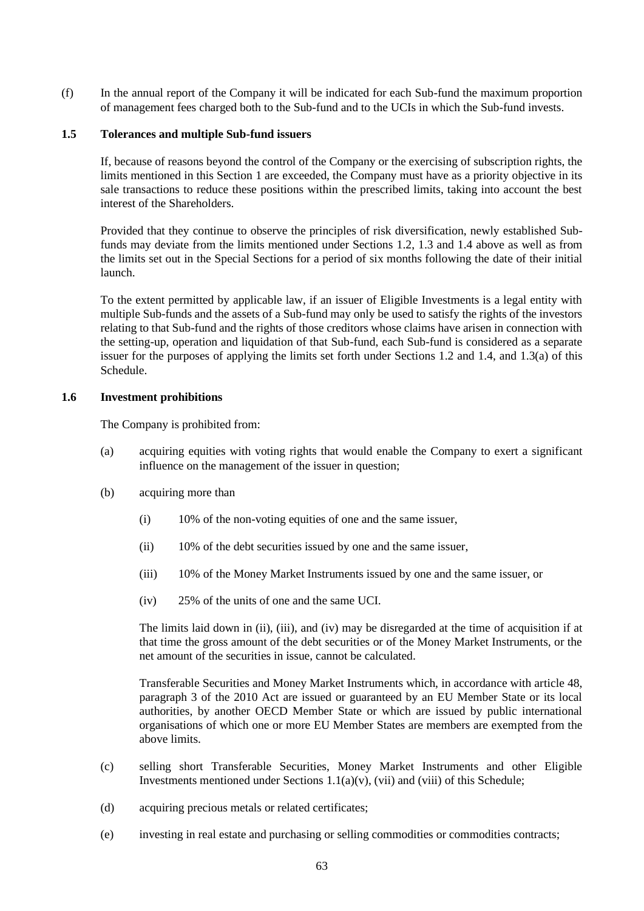(f) In the annual report of the Company it will be indicated for each Sub-fund the maximum proportion of management fees charged both to the Sub-fund and to the UCIs in which the Sub-fund invests.

### 1.5 Tolerances and multiple Sub-fund issuers

If, because of reasons beyond the control of the Company or the exercising of subscription rights, the limits mentioned in this Section 1 are exceeded, the Company must have as a priority objective in its sale transactions to reduce these positions within the prescribed limits, taking into account the best interest of the Shareholders.

Provided that they continue to observe the principles of risk diversification, newly established Sub-funds may deviate from the limits mentioned under Sections 1.2, 1.3 and 1.4 above as well as from the limits set out in the Special Sections for a period of six months following the date of their initial launch.

To the extent permitted by applicable law, if an issuer of Eligible Investments is a legal entity with multiple Sub-funds and the assets of a Sub-fund may only be used to satisfy the rights of the investors relating to that Sub-fund and the rights of those creditors whose claims have arisen in connection with the setting-up, operation and liquidation of that Sub-fund, each Sub-fund is considered as a separate issuer for the purposes of applying the limits set forth under Sections 1.2 and 1.4, and 1.3(a) of this Schedule.

### 1.6 Investment prohibitions

The Company is prohibited from:

(a) acquiring equities with voting rights that would enable the Company to exert a significant influence on the management of the issuer in question;

(b) acquiring more than

  (i) 10% of the non-voting equities of one and the same issuer,

  (ii) 10% of the debt securities issued by one and the same issuer,

  (iii) 10% of the Money Market Instruments issued by one and the same issuer, or

  (iv) 25% of the units of one and the same UCI.

  The limits laid down in (ii), (iii), and (iv) may be disregarded at the time of acquisition if at that time the gross amount of the debt securities or of the Money Market Instruments, or the net amount of the securities in issue, cannot be calculated.

  Transferable Securities and Money Market Instruments which, in accordance with article 48, paragraph 3 of the 2010 Act are issued or guaranteed by an EU Member State or its local authorities, by another OECD Member State or which are issued by public international organisations of which one or more EU Member States are members are exempted from the above limits.

(c) selling short Transferable Securities, Money Market Instruments and other Eligible Investments mentioned under Sections 1.1(a)(v), (vii) and (viii) of this Schedule;

(d) acquiring precious metals or related certificates;

(e) investing in real estate and purchasing or selling commodities or commodities contracts;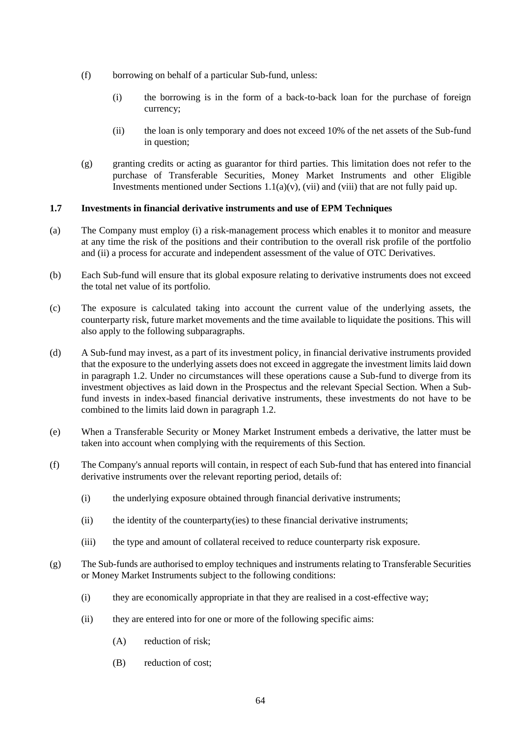(f) borrowing on behalf of a particular Sub-fund, unless:

  (i) the borrowing is in the form of a back-to-back loan for the purchase of foreign currency;

  (ii) the loan is only temporary and does not exceed 10% of the net assets of the Sub-fund in question;

(g) granting credits or acting as guarantor for third parties. This limitation does not refer to the purchase of Transferable Securities, Money Market Instruments and other Eligible Investments mentioned under Sections 1.1(a)(v), (vii) and (viii) that are not fully paid up.

### 1.7 Investments in financial derivative instruments and use of EPM Techniques

(a) The Company must employ (i) a risk-management process which enables it to monitor and measure at any time the risk of the positions and their contribution to the overall risk profile of the portfolio and (ii) a process for accurate and independent assessment of the value of OTC Derivatives.

(b) Each Sub-fund will ensure that its global exposure relating to derivative instruments does not exceed the total net value of its portfolio.

(c) The exposure is calculated taking into account the current value of the underlying assets, the counterparty risk, future market movements and the time available to liquidate the positions. This will also apply to the following subparagraphs.

(d) A Sub-fund may invest, as a part of its investment policy, in financial derivative instruments provided that the exposure to the underlying assets does not exceed in aggregate the investment limits laid down in paragraph 1.2. Under no circumstances will these operations cause a Sub-fund to diverge from its investment objectives as laid down in the Prospectus and the relevant Special Section. When a Sub-fund invests in index-based financial derivative instruments, these investments do not have to be combined to the limits laid down in paragraph 1.2.

(e) When a Transferable Security or Money Market Instrument embeds a derivative, the latter must be taken into account when complying with the requirements of this Section.

(f) The Company's annual reports will contain, in respect of each Sub-fund that has entered into financial derivative instruments over the relevant reporting period, details of:

  (i) the underlying exposure obtained through financial derivative instruments;

  (ii) the identity of the counterparty(ies) to these financial derivative instruments;

  (iii) the type and amount of collateral received to reduce counterparty risk exposure.

(g) The Sub-funds are authorised to employ techniques and instruments relating to Transferable Securities or Money Market Instruments subject to the following conditions:

  (i) they are economically appropriate in that they are realised in a cost-effective way;

  (ii) they are entered into for one or more of the following specific aims:

    (A) reduction of risk;

    (B) reduction of cost;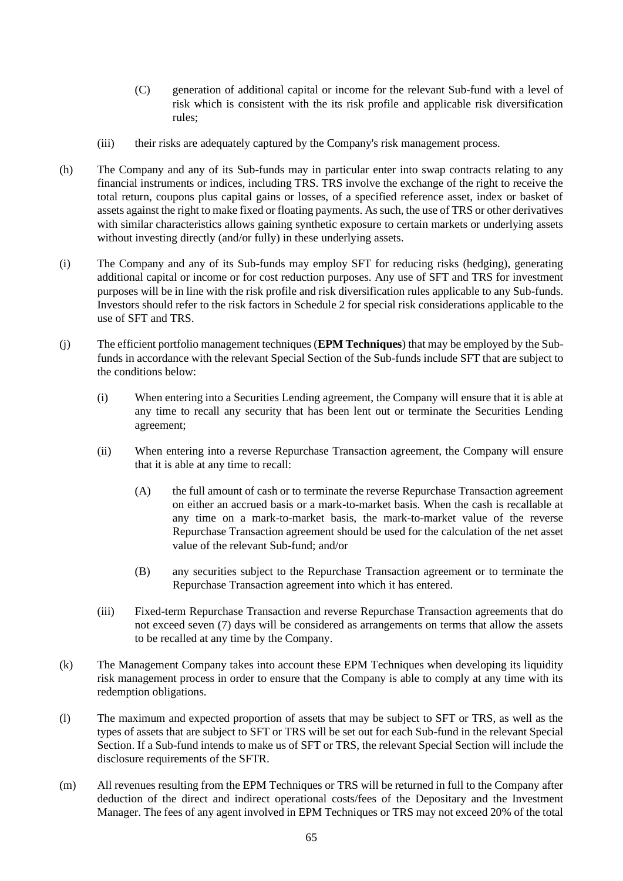(C) generation of additional capital or income for the relevant Sub-fund with a level of risk which is consistent with the its risk profile and applicable risk diversification rules;

(iii) their risks are adequately captured by the Company's risk management process.

(h) The Company and any of its Sub-funds may in particular enter into swap contracts relating to any financial instruments or indices, including TRS. TRS involve the exchange of the right to receive the total return, coupons plus capital gains or losses, of a specified reference asset, index or basket of assets against the right to make fixed or floating payments. As such, the use of TRS or other derivatives with similar characteristics allows gaining synthetic exposure to certain markets or underlying assets without investing directly (and/or fully) in these underlying assets.

(i) The Company and any of its Sub-funds may employ SFT for reducing risks (hedging), generating additional capital or income or for cost reduction purposes. Any use of SFT and TRS for investment purposes will be in line with the risk profile and risk diversification rules applicable to any Sub-funds. Investors should refer to the risk factors in Schedule 2 for special risk considerations applicable to the use of SFT and TRS.

(j) The efficient portfolio management techniques (**EPM Techniques**) that may be employed by the Sub-funds in accordance with the relevant Special Section of the Sub-funds include SFT that are subject to the conditions below:

(i) When entering into a Securities Lending agreement, the Company will ensure that it is able at any time to recall any security that has been lent out or terminate the Securities Lending agreement;

(ii) When entering into a reverse Repurchase Transaction agreement, the Company will ensure that it is able at any time to recall:

(A) the full amount of cash or to terminate the reverse Repurchase Transaction agreement on either an accrued basis or a mark-to-market basis. When the cash is recallable at any time on a mark-to-market basis, the mark-to-market value of the reverse Repurchase Transaction agreement should be used for the calculation of the net asset value of the relevant Sub-fund; and/or

(B) any securities subject to the Repurchase Transaction agreement or to terminate the Repurchase Transaction agreement into which it has entered.

(iii) Fixed-term Repurchase Transaction and reverse Repurchase Transaction agreements that do not exceed seven (7) days will be considered as arrangements on terms that allow the assets to be recalled at any time by the Company.

(k) The Management Company takes into account these EPM Techniques when developing its liquidity risk management process in order to ensure that the Company is able to comply at any time with its redemption obligations.

(l) The maximum and expected proportion of assets that may be subject to SFT or TRS, as well as the types of assets that are subject to SFT or TRS will be set out for each Sub-fund in the relevant Special Section. If a Sub-fund intends to make us of SFT or TRS, the relevant Special Section will include the disclosure requirements of the SFTR.

(m) All revenues resulting from the EPM Techniques or TRS will be returned in full to the Company after deduction of the direct and indirect operational costs/fees of the Depositary and the Investment Manager. The fees of any agent involved in EPM Techniques or TRS may not exceed 20% of the total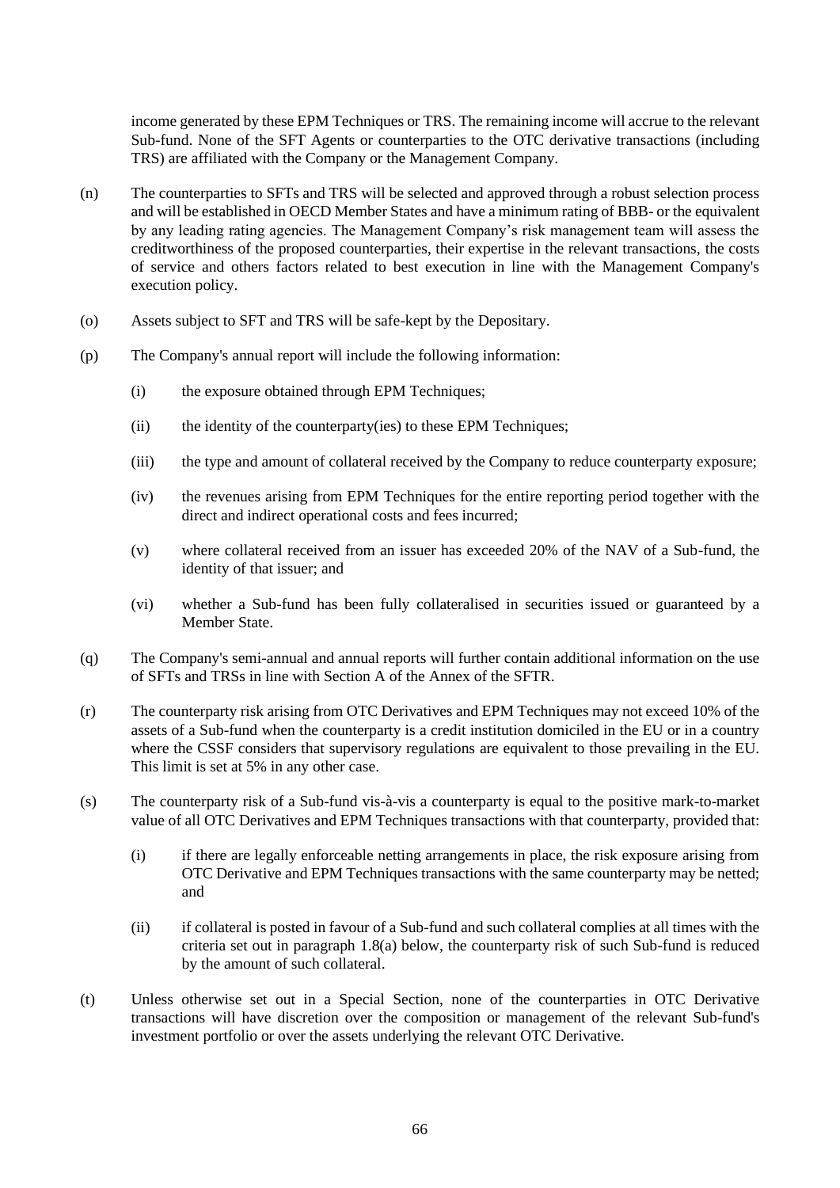income generated by these EPM Techniques or TRS. The remaining income will accrue to the relevant Sub-fund. None of the SFT Agents or counterparties to the OTC derivative transactions (including TRS) are affiliated with the Company or the Management Company.

(n) The counterparties to SFTs and TRS will be selected and approved through a robust selection process and will be established in OECD Member States and have a minimum rating of BBB- or the equivalent by any leading rating agencies. The Management Company's risk management team will assess the creditworthiness of the proposed counterparties, their expertise in the relevant transactions, the costs of service and others factors related to best execution in line with the Management Company's execution policy.

(o) Assets subject to SFT and TRS will be safe-kept by the Depositary.

(p) The Company's annual report will include the following information:

  (i) the exposure obtained through EPM Techniques;

  (ii) the identity of the counterparty(ies) to these EPM Techniques;

  (iii) the type and amount of collateral received by the Company to reduce counterparty exposure;

  (iv) the revenues arising from EPM Techniques for the entire reporting period together with the direct and indirect operational costs and fees incurred;

  (v) where collateral received from an issuer has exceeded 20% of the NAV of a Sub-fund, the identity of that issuer; and

  (vi) whether a Sub-fund has been fully collateralised in securities issued or guaranteed by a Member State.

(q) The Company's semi-annual and annual reports will further contain additional information on the use of SFTs and TRSs in line with Section A of the Annex of the SFTR.

(r) The counterparty risk arising from OTC Derivatives and EPM Techniques may not exceed 10% of the assets of a Sub-fund when the counterparty is a credit institution domiciled in the EU or in a country where the CSSF considers that supervisory regulations are equivalent to those prevailing in the EU. This limit is set at 5% in any other case.

(s) The counterparty risk of a Sub-fund vis-à-vis a counterparty is equal to the positive mark-to-market value of all OTC Derivatives and EPM Techniques transactions with that counterparty, provided that:

  (i) if there are legally enforceable netting arrangements in place, the risk exposure arising from OTC Derivative and EPM Techniques transactions with the same counterparty may be netted; and

  (ii) if collateral is posted in favour of a Sub-fund and such collateral complies at all times with the criteria set out in paragraph 1.8(a) below, the counterparty risk of such Sub-fund is reduced by the amount of such collateral.

(t) Unless otherwise set out in a Special Section, none of the counterparties in OTC Derivative transactions will have discretion over the composition or management of the relevant Sub-fund's investment portfolio or over the assets underlying the relevant OTC Derivative.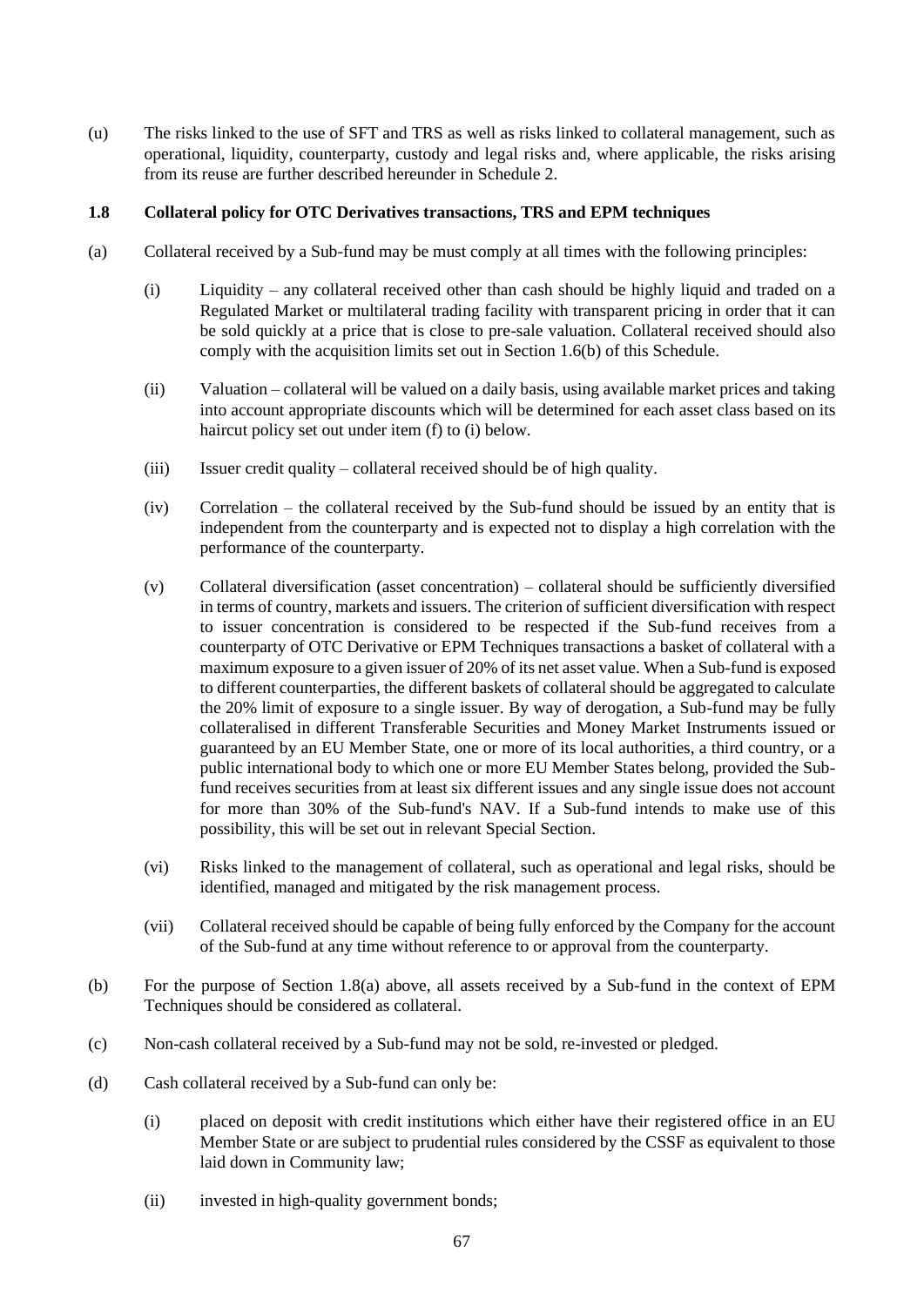(u) The risks linked to the use of SFT and TRS as well as risks linked to collateral management, such as operational, liquidity, counterparty, custody and legal risks and, where applicable, the risks arising from its reuse are further described hereunder in Schedule 2.

### 1.8 Collateral policy for OTC Derivatives transactions, TRS and EPM techniques

(a) Collateral received by a Sub-fund may be must comply at all times with the following principles:

  (i) Liquidity – any collateral received other than cash should be highly liquid and traded on a Regulated Market or multilateral trading facility with transparent pricing in order that it can be sold quickly at a price that is close to pre-sale valuation. Collateral received should also comply with the acquisition limits set out in Section 1.6(b) of this Schedule.

  (ii) Valuation – collateral will be valued on a daily basis, using available market prices and taking into account appropriate discounts which will be determined for each asset class based on its haircut policy set out under item (f) to (i) below.

  (iii) Issuer credit quality – collateral received should be of high quality.

  (iv) Correlation – the collateral received by the Sub-fund should be issued by an entity that is independent from the counterparty and is expected not to display a high correlation with the performance of the counterparty.

  (v) Collateral diversification (asset concentration) – collateral should be sufficiently diversified in terms of country, markets and issuers. The criterion of sufficient diversification with respect to issuer concentration is considered to be respected if the Sub-fund receives from a counterparty of OTC Derivative or EPM Techniques transactions a basket of collateral with a maximum exposure to a given issuer of 20% of its net asset value. When a Sub-fund is exposed to different counterparties, the different baskets of collateral should be aggregated to calculate the 20% limit of exposure to a single issuer. By way of derogation, a Sub-fund may be fully collateralised in different Transferable Securities and Money Market Instruments issued or guaranteed by an EU Member State, one or more of its local authorities, a third country, or a public international body to which one or more EU Member States belong, provided the Sub-fund receives securities from at least six different issues and any single issue does not account for more than 30% of the Sub-fund's NAV. If a Sub-fund intends to make use of this possibility, this will be set out in relevant Special Section.

  (vi) Risks linked to the management of collateral, such as operational and legal risks, should be identified, managed and mitigated by the risk management process.

  (vii) Collateral received should be capable of being fully enforced by the Company for the account of the Sub-fund at any time without reference to or approval from the counterparty.

(b) For the purpose of Section 1.8(a) above, all assets received by a Sub-fund in the context of EPM Techniques should be considered as collateral.

(c) Non-cash collateral received by a Sub-fund may not be sold, re-invested or pledged.

(d) Cash collateral received by a Sub-fund can only be:

  (i) placed on deposit with credit institutions which either have their registered office in an EU Member State or are subject to prudential rules considered by the CSSF as equivalent to those laid down in Community law;

  (ii) invested in high-quality government bonds;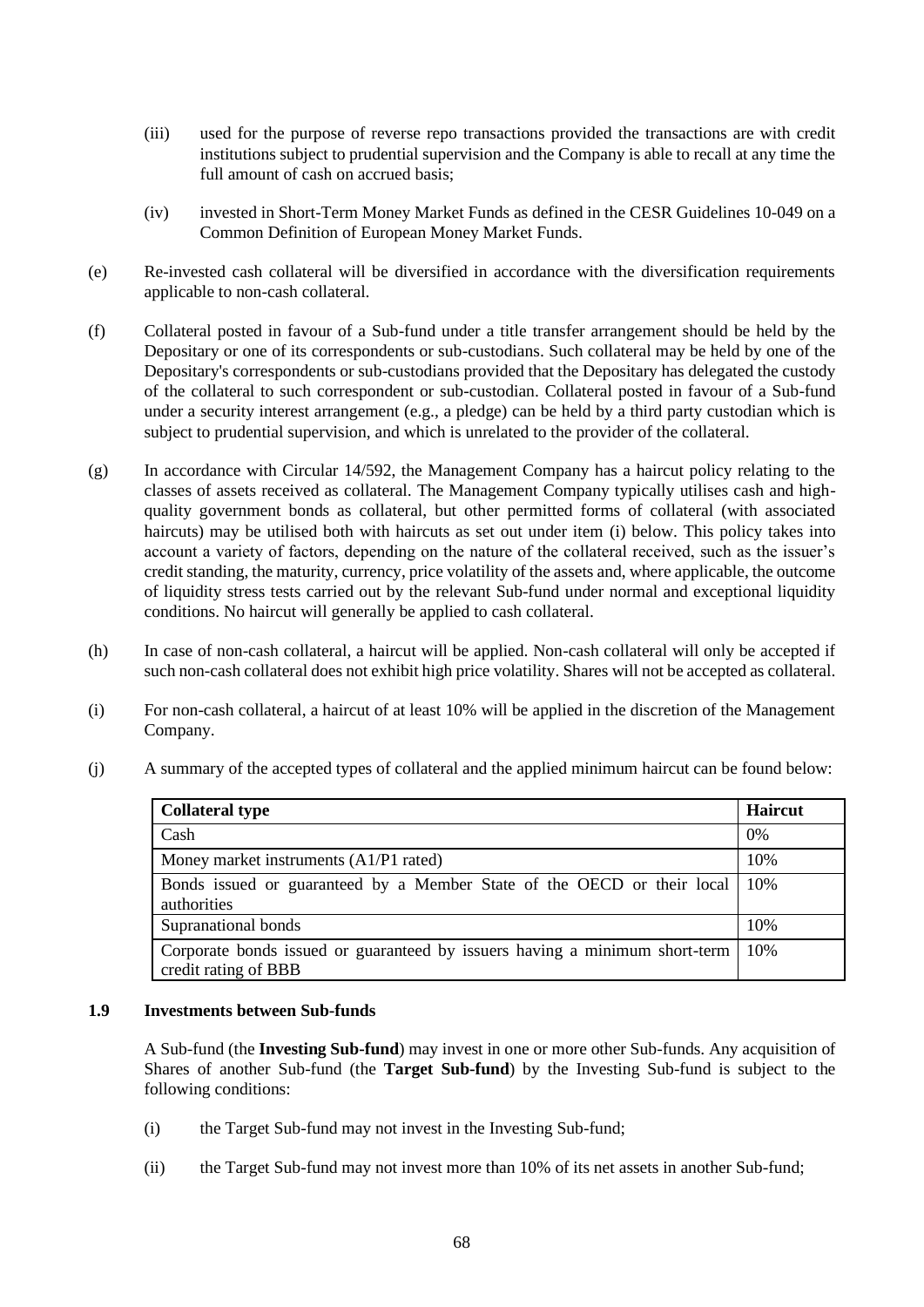(iii) used for the purpose of reverse repo transactions provided the transactions are with credit institutions subject to prudential supervision and the Company is able to recall at any time the full amount of cash on accrued basis;

(iv) invested in Short-Term Money Market Funds as defined in the CESR Guidelines 10-049 on a Common Definition of European Money Market Funds.

(e) Re-invested cash collateral will be diversified in accordance with the diversification requirements applicable to non-cash collateral.

(f) Collateral posted in favour of a Sub-fund under a title transfer arrangement should be held by the Depositary or one of its correspondents or sub-custodians. Such collateral may be held by one of the Depositary's correspondents or sub-custodians provided that the Depositary has delegated the custody of the collateral to such correspondent or sub-custodian. Collateral posted in favour of a Sub-fund under a security interest arrangement (e.g., a pledge) can be held by a third party custodian which is subject to prudential supervision, and which is unrelated to the provider of the collateral.

(g) In accordance with Circular 14/592, the Management Company has a haircut policy relating to the classes of assets received as collateral. The Management Company typically utilises cash and high-quality government bonds as collateral, but other permitted forms of collateral (with associated haircuts) may be utilised both with haircuts as set out under item (i) below. This policy takes into account a variety of factors, depending on the nature of the collateral received, such as the issuer's credit standing, the maturity, currency, price volatility of the assets and, where applicable, the outcome of liquidity stress tests carried out by the relevant Sub-fund under normal and exceptional liquidity conditions. No haircut will generally be applied to cash collateral.

(h) In case of non-cash collateral, a haircut will be applied. Non-cash collateral will only be accepted if such non-cash collateral does not exhibit high price volatility. Shares will not be accepted as collateral.

(i) For non-cash collateral, a haircut of at least 10% will be applied in the discretion of the Management Company.

(j) A summary of the accepted types of collateral and the applied minimum haircut can be found below:

| **Collateral type** | **Haircut** |
|---|---|
| Cash | 0% |
| Money market instruments (A1/P1 rated) | 10% |
| Bonds issued or guaranteed by a Member State of the OECD or their local authorities | 10% |
| Supranational bonds | 10% |
| Corporate bonds issued or guaranteed by issuers having a minimum short-term credit rating of BBB | 10% |

### 1.9 Investments between Sub-funds

A Sub-fund (the **Investing Sub-fund**) may invest in one or more other Sub-funds. Any acquisition of Shares of another Sub-fund (the **Target Sub-fund**) by the Investing Sub-fund is subject to the following conditions:

(i) the Target Sub-fund may not invest in the Investing Sub-fund;

(ii) the Target Sub-fund may not invest more than 10% of its net assets in another Sub-fund;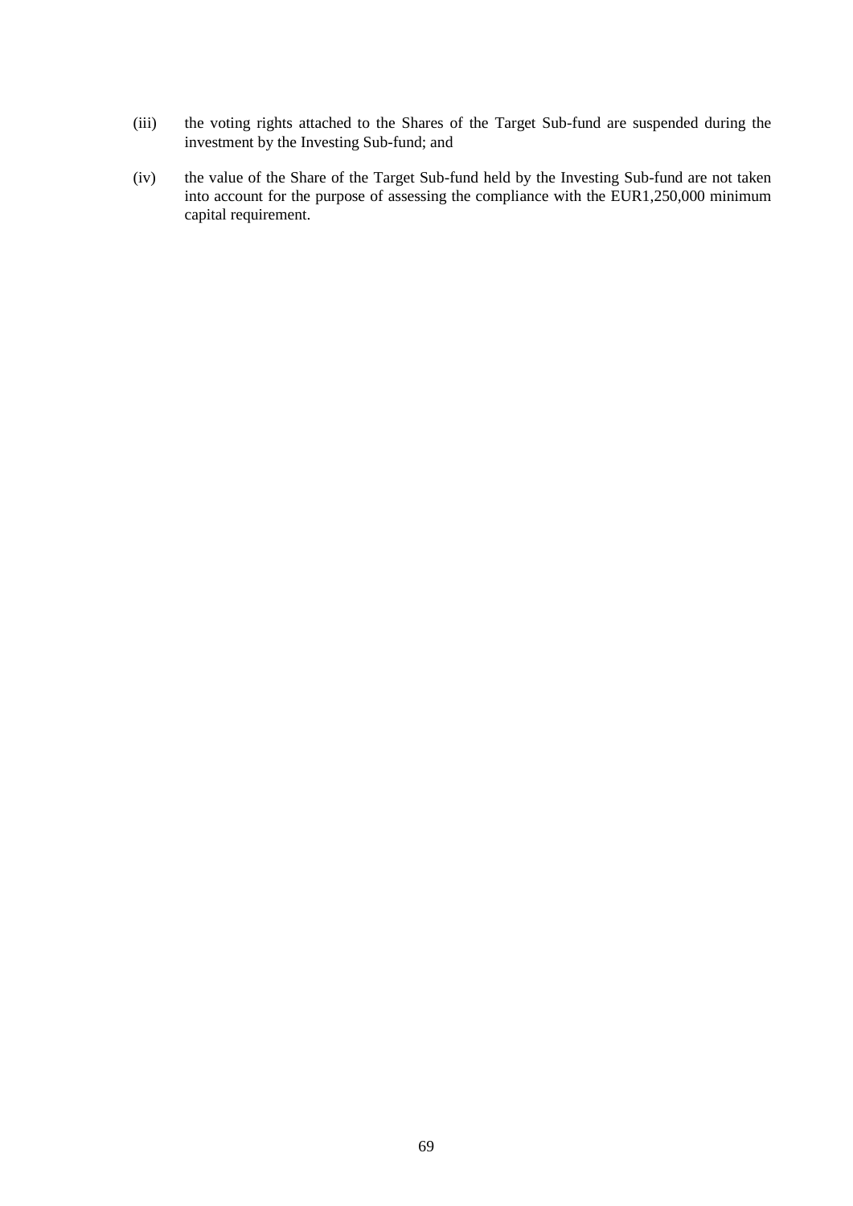(iii) the voting rights attached to the Shares of the Target Sub-fund are suspended during the investment by the Investing Sub-fund; and

(iv) the value of the Share of the Target Sub-fund held by the Investing Sub-fund are not taken into account for the purpose of assessing the compliance with the EUR1,250,000 minimum capital requirement.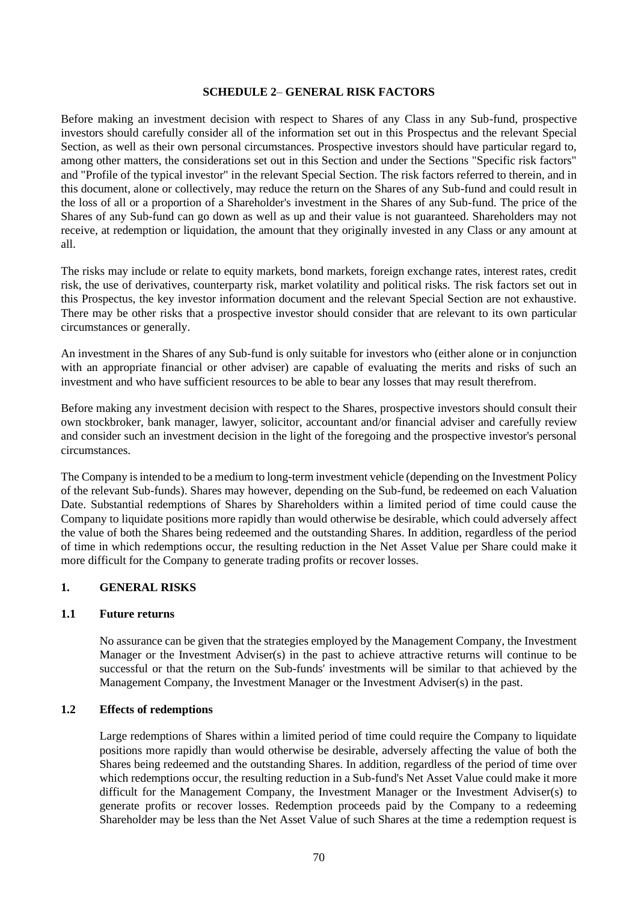# SCHEDULE 2– GENERAL RISK FACTORS

Before making an investment decision with respect to Shares of any Class in any Sub-fund, prospective investors should carefully consider all of the information set out in this Prospectus and the relevant Special Section, as well as their own personal circumstances. Prospective investors should have particular regard to, among other matters, the considerations set out in this Section and under the Sections "Specific risk factors" and "Profile of the typical investor" in the relevant Special Section. The risk factors referred to therein, and in this document, alone or collectively, may reduce the return on the Shares of any Sub-fund and could result in the loss of all or a proportion of a Shareholder's investment in the Shares of any Sub-fund. The price of the Shares of any Sub-fund can go down as well as up and their value is not guaranteed. Shareholders may not receive, at redemption or liquidation, the amount that they originally invested in any Class or any amount at all.

The risks may include or relate to equity markets, bond markets, foreign exchange rates, interest rates, credit risk, the use of derivatives, counterparty risk, market volatility and political risks. The risk factors set out in this Prospectus, the key investor information document and the relevant Special Section are not exhaustive. There may be other risks that a prospective investor should consider that are relevant to its own particular circumstances or generally.

An investment in the Shares of any Sub-fund is only suitable for investors who (either alone or in conjunction with an appropriate financial or other adviser) are capable of evaluating the merits and risks of such an investment and who have sufficient resources to be able to bear any losses that may result therefrom.

Before making any investment decision with respect to the Shares, prospective investors should consult their own stockbroker, bank manager, lawyer, solicitor, accountant and/or financial adviser and carefully review and consider such an investment decision in the light of the foregoing and the prospective investor's personal circumstances.

The Company is intended to be a medium to long-term investment vehicle (depending on the Investment Policy of the relevant Sub-funds). Shares may however, depending on the Sub-fund, be redeemed on each Valuation Date. Substantial redemptions of Shares by Shareholders within a limited period of time could cause the Company to liquidate positions more rapidly than would otherwise be desirable, which could adversely affect the value of both the Shares being redeemed and the outstanding Shares. In addition, regardless of the period of time in which redemptions occur, the resulting reduction in the Net Asset Value per Share could make it more difficult for the Company to generate trading profits or recover losses.

## 1. GENERAL RISKS

### 1.1 Future returns

No assurance can be given that the strategies employed by the Management Company, the Investment Manager or the Investment Adviser(s) in the past to achieve attractive returns will continue to be successful or that the return on the Sub-funds' investments will be similar to that achieved by the Management Company, the Investment Manager or the Investment Adviser(s) in the past.

### 1.2 Effects of redemptions

Large redemptions of Shares within a limited period of time could require the Company to liquidate positions more rapidly than would otherwise be desirable, adversely affecting the value of both the Shares being redeemed and the outstanding Shares. In addition, regardless of the period of time over which redemptions occur, the resulting reduction in a Sub-fund's Net Asset Value could make it more difficult for the Management Company, the Investment Manager or the Investment Adviser(s) to generate profits or recover losses. Redemption proceeds paid by the Company to a redeeming Shareholder may be less than the Net Asset Value of such Shares at the time a redemption request is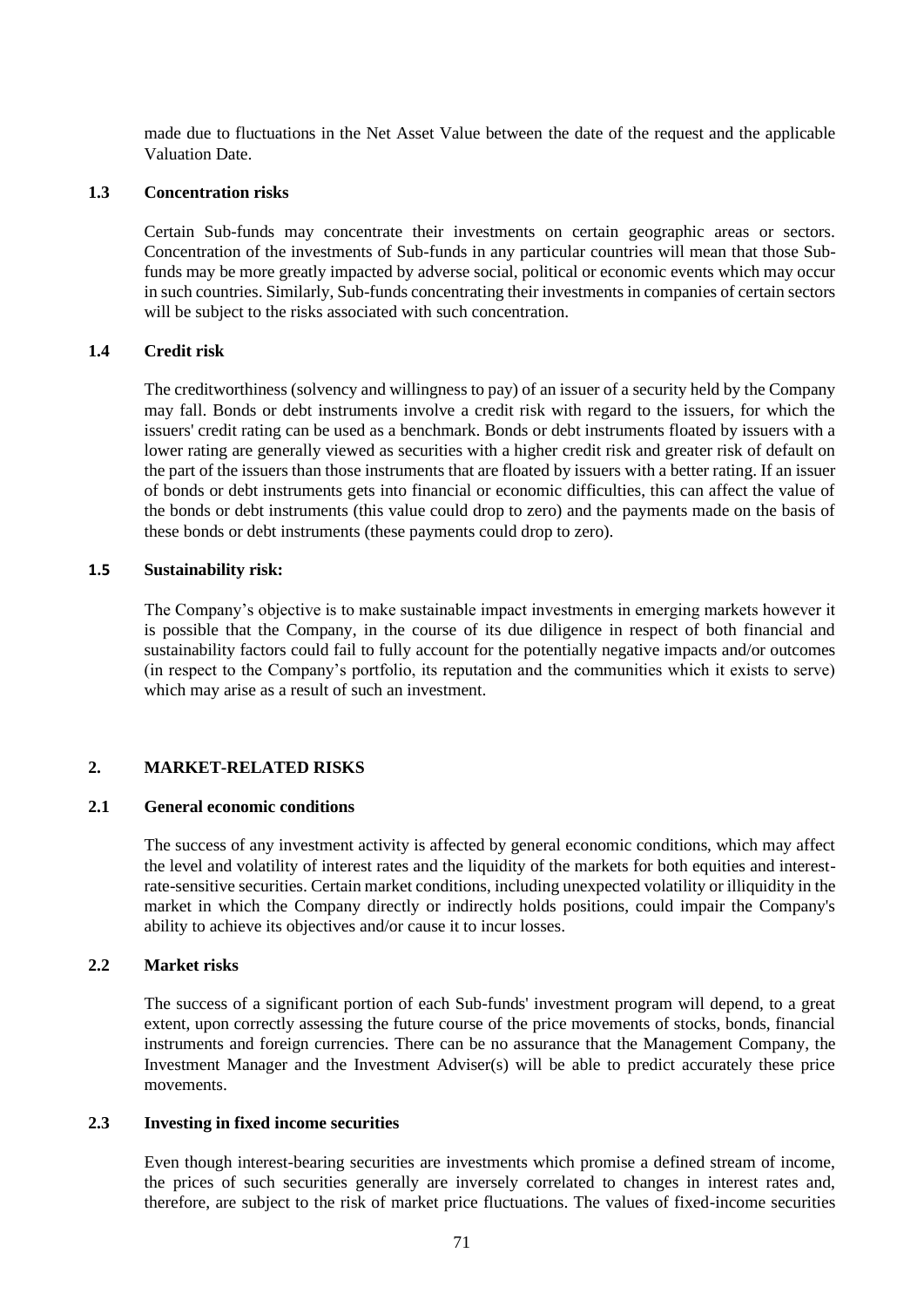made due to fluctuations in the Net Asset Value between the date of the request and the applicable Valuation Date.

### 1.3 Concentration risks

Certain Sub-funds may concentrate their investments on certain geographic areas or sectors. Concentration of the investments of Sub-funds in any particular countries will mean that those Sub-funds may be more greatly impacted by adverse social, political or economic events which may occur in such countries. Similarly, Sub-funds concentrating their investments in companies of certain sectors will be subject to the risks associated with such concentration.

### 1.4 Credit risk

The creditworthiness (solvency and willingness to pay) of an issuer of a security held by the Company may fall. Bonds or debt instruments involve a credit risk with regard to the issuers, for which the issuers' credit rating can be used as a benchmark. Bonds or debt instruments floated by issuers with a lower rating are generally viewed as securities with a higher credit risk and greater risk of default on the part of the issuers than those instruments that are floated by issuers with a better rating. If an issuer of bonds or debt instruments gets into financial or economic difficulties, this can affect the value of the bonds or debt instruments (this value could drop to zero) and the payments made on the basis of these bonds or debt instruments (these payments could drop to zero).

### 1.5 Sustainability risk:

The Company's objective is to make sustainable impact investments in emerging markets however it is possible that the Company, in the course of its due diligence in respect of both financial and sustainability factors could fail to fully account for the potentially negative impacts and/or outcomes (in respect to the Company's portfolio, its reputation and the communities which it exists to serve) which may arise as a result of such an investment.

## 2. MARKET-RELATED RISKS

### 2.1 General economic conditions

The success of any investment activity is affected by general economic conditions, which may affect the level and volatility of interest rates and the liquidity of the markets for both equities and interest-rate-sensitive securities. Certain market conditions, including unexpected volatility or illiquidity in the market in which the Company directly or indirectly holds positions, could impair the Company's ability to achieve its objectives and/or cause it to incur losses.

### 2.2 Market risks

The success of a significant portion of each Sub-funds' investment program will depend, to a great extent, upon correctly assessing the future course of the price movements of stocks, bonds, financial instruments and foreign currencies. There can be no assurance that the Management Company, the Investment Manager and the Investment Adviser(s) will be able to predict accurately these price movements.

### 2.3 Investing in fixed income securities

Even though interest-bearing securities are investments which promise a defined stream of income, the prices of such securities generally are inversely correlated to changes in interest rates and, therefore, are subject to the risk of market price fluctuations. The values of fixed-income securities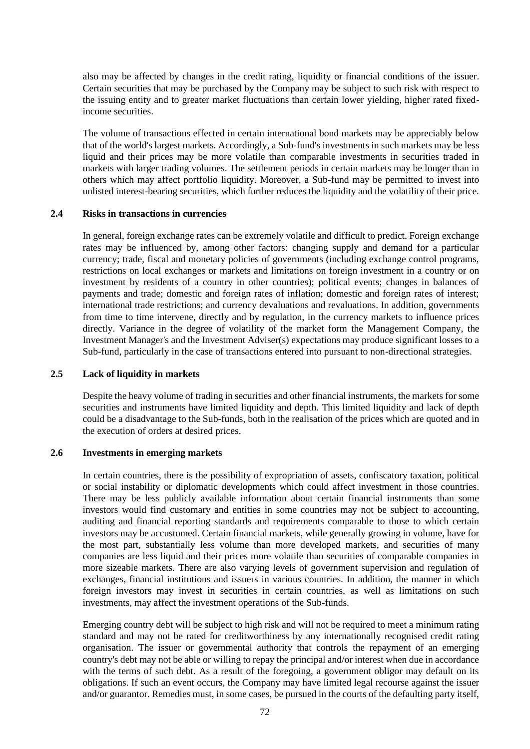also may be affected by changes in the credit rating, liquidity or financial conditions of the issuer. Certain securities that may be purchased by the Company may be subject to such risk with respect to the issuing entity and to greater market fluctuations than certain lower yielding, higher rated fixed-income securities.

The volume of transactions effected in certain international bond markets may be appreciably below that of the world's largest markets. Accordingly, a Sub-fund's investments in such markets may be less liquid and their prices may be more volatile than comparable investments in securities traded in markets with larger trading volumes. The settlement periods in certain markets may be longer than in others which may affect portfolio liquidity. Moreover, a Sub-fund may be permitted to invest into unlisted interest-bearing securities, which further reduces the liquidity and the volatility of their price.

### 2.4 Risks in transactions in currencies

In general, foreign exchange rates can be extremely volatile and difficult to predict. Foreign exchange rates may be influenced by, among other factors: changing supply and demand for a particular currency; trade, fiscal and monetary policies of governments (including exchange control programs, restrictions on local exchanges or markets and limitations on foreign investment in a country or on investment by residents of a country in other countries); political events; changes in balances of payments and trade; domestic and foreign rates of inflation; domestic and foreign rates of interest; international trade restrictions; and currency devaluations and revaluations. In addition, governments from time to time intervene, directly and by regulation, in the currency markets to influence prices directly. Variance in the degree of volatility of the market form the Management Company, the Investment Manager's and the Investment Adviser(s) expectations may produce significant losses to a Sub-fund, particularly in the case of transactions entered into pursuant to non-directional strategies.

### 2.5 Lack of liquidity in markets

Despite the heavy volume of trading in securities and other financial instruments, the markets for some securities and instruments have limited liquidity and depth. This limited liquidity and lack of depth could be a disadvantage to the Sub-funds, both in the realisation of the prices which are quoted and in the execution of orders at desired prices.

### 2.6 Investments in emerging markets

In certain countries, there is the possibility of expropriation of assets, confiscatory taxation, political or social instability or diplomatic developments which could affect investment in those countries. There may be less publicly available information about certain financial instruments than some investors would find customary and entities in some countries may not be subject to accounting, auditing and financial reporting standards and requirements comparable to those to which certain investors may be accustomed. Certain financial markets, while generally growing in volume, have for the most part, substantially less volume than more developed markets, and securities of many companies are less liquid and their prices more volatile than securities of comparable companies in more sizeable markets. There are also varying levels of government supervision and regulation of exchanges, financial institutions and issuers in various countries. In addition, the manner in which foreign investors may invest in securities in certain countries, as well as limitations on such investments, may affect the investment operations of the Sub-funds.

Emerging country debt will be subject to high risk and will not be required to meet a minimum rating standard and may not be rated for creditworthiness by any internationally recognised credit rating organisation. The issuer or governmental authority that controls the repayment of an emerging country's debt may not be able or willing to repay the principal and/or interest when due in accordance with the terms of such debt. As a result of the foregoing, a government obligor may default on its obligations. If such an event occurs, the Company may have limited legal recourse against the issuer and/or guarantor. Remedies must, in some cases, be pursued in the courts of the defaulting party itself,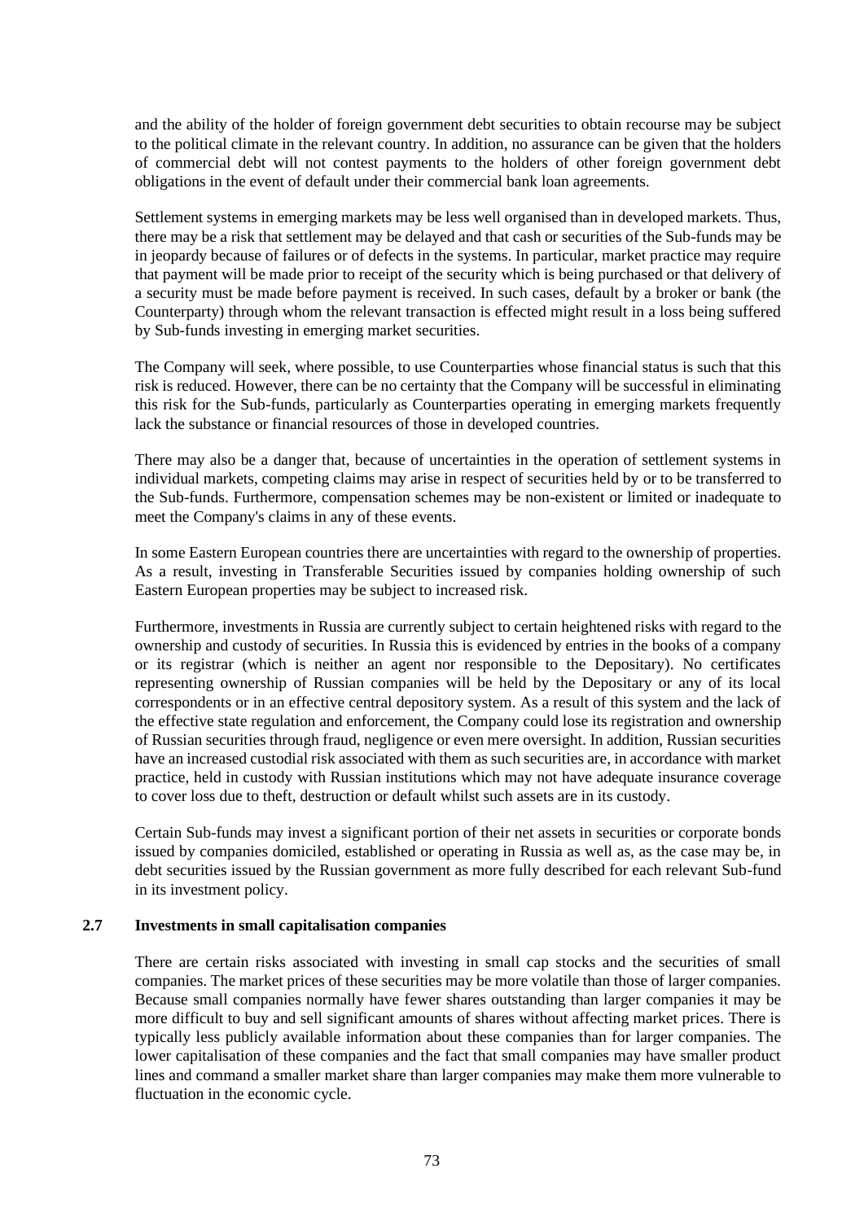and the ability of the holder of foreign government debt securities to obtain recourse may be subject to the political climate in the relevant country. In addition, no assurance can be given that the holders of commercial debt will not contest payments to the holders of other foreign government debt obligations in the event of default under their commercial bank loan agreements.

Settlement systems in emerging markets may be less well organised than in developed markets. Thus, there may be a risk that settlement may be delayed and that cash or securities of the Sub-funds may be in jeopardy because of failures or of defects in the systems. In particular, market practice may require that payment will be made prior to receipt of the security which is being purchased or that delivery of a security must be made before payment is received. In such cases, default by a broker or bank (the Counterparty) through whom the relevant transaction is effected might result in a loss being suffered by Sub-funds investing in emerging market securities.

The Company will seek, where possible, to use Counterparties whose financial status is such that this risk is reduced. However, there can be no certainty that the Company will be successful in eliminating this risk for the Sub-funds, particularly as Counterparties operating in emerging markets frequently lack the substance or financial resources of those in developed countries.

There may also be a danger that, because of uncertainties in the operation of settlement systems in individual markets, competing claims may arise in respect of securities held by or to be transferred to the Sub-funds. Furthermore, compensation schemes may be non-existent or limited or inadequate to meet the Company's claims in any of these events.

In some Eastern European countries there are uncertainties with regard to the ownership of properties. As a result, investing in Transferable Securities issued by companies holding ownership of such Eastern European properties may be subject to increased risk.

Furthermore, investments in Russia are currently subject to certain heightened risks with regard to the ownership and custody of securities. In Russia this is evidenced by entries in the books of a company or its registrar (which is neither an agent nor responsible to the Depositary). No certificates representing ownership of Russian companies will be held by the Depositary or any of its local correspondents or in an effective central depository system. As a result of this system and the lack of the effective state regulation and enforcement, the Company could lose its registration and ownership of Russian securities through fraud, negligence or even mere oversight. In addition, Russian securities have an increased custodial risk associated with them as such securities are, in accordance with market practice, held in custody with Russian institutions which may not have adequate insurance coverage to cover loss due to theft, destruction or default whilst such assets are in its custody.

Certain Sub-funds may invest a significant portion of their net assets in securities or corporate bonds issued by companies domiciled, established or operating in Russia as well as, as the case may be, in debt securities issued by the Russian government as more fully described for each relevant Sub-fund in its investment policy.

### 2.7 Investments in small capitalisation companies

There are certain risks associated with investing in small cap stocks and the securities of small companies. The market prices of these securities may be more volatile than those of larger companies. Because small companies normally have fewer shares outstanding than larger companies it may be more difficult to buy and sell significant amounts of shares without affecting market prices. There is typically less publicly available information about these companies than for larger companies. The lower capitalisation of these companies and the fact that small companies may have smaller product lines and command a smaller market share than larger companies may make them more vulnerable to fluctuation in the economic cycle.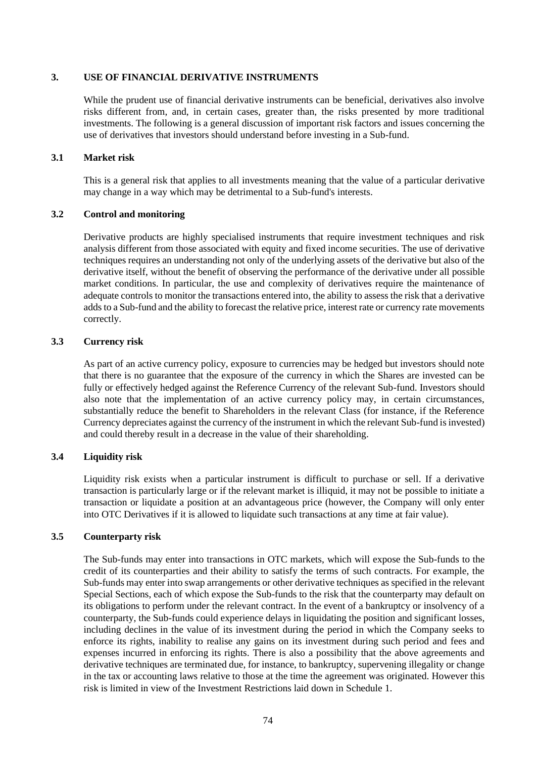## 3. USE OF FINANCIAL DERIVATIVE INSTRUMENTS

While the prudent use of financial derivative instruments can be beneficial, derivatives also involve risks different from, and, in certain cases, greater than, the risks presented by more traditional investments. The following is a general discussion of important risk factors and issues concerning the use of derivatives that investors should understand before investing in a Sub-fund.

### 3.1 Market risk

This is a general risk that applies to all investments meaning that the value of a particular derivative may change in a way which may be detrimental to a Sub-fund's interests.

### 3.2 Control and monitoring

Derivative products are highly specialised instruments that require investment techniques and risk analysis different from those associated with equity and fixed income securities. The use of derivative techniques requires an understanding not only of the underlying assets of the derivative but also of the derivative itself, without the benefit of observing the performance of the derivative under all possible market conditions. In particular, the use and complexity of derivatives require the maintenance of adequate controls to monitor the transactions entered into, the ability to assess the risk that a derivative adds to a Sub-fund and the ability to forecast the relative price, interest rate or currency rate movements correctly.

### 3.3 Currency risk

As part of an active currency policy, exposure to currencies may be hedged but investors should note that there is no guarantee that the exposure of the currency in which the Shares are invested can be fully or effectively hedged against the Reference Currency of the relevant Sub-fund. Investors should also note that the implementation of an active currency policy may, in certain circumstances, substantially reduce the benefit to Shareholders in the relevant Class (for instance, if the Reference Currency depreciates against the currency of the instrument in which the relevant Sub-fund is invested) and could thereby result in a decrease in the value of their shareholding.

### 3.4 Liquidity risk

Liquidity risk exists when a particular instrument is difficult to purchase or sell. If a derivative transaction is particularly large or if the relevant market is illiquid, it may not be possible to initiate a transaction or liquidate a position at an advantageous price (however, the Company will only enter into OTC Derivatives if it is allowed to liquidate such transactions at any time at fair value).

### 3.5 Counterparty risk

The Sub-funds may enter into transactions in OTC markets, which will expose the Sub-funds to the credit of its counterparties and their ability to satisfy the terms of such contracts. For example, the Sub-funds may enter into swap arrangements or other derivative techniques as specified in the relevant Special Sections, each of which expose the Sub-funds to the risk that the counterparty may default on its obligations to perform under the relevant contract. In the event of a bankruptcy or insolvency of a counterparty, the Sub-funds could experience delays in liquidating the position and significant losses, including declines in the value of its investment during the period in which the Company seeks to enforce its rights, inability to realise any gains on its investment during such period and fees and expenses incurred in enforcing its rights. There is also a possibility that the above agreements and derivative techniques are terminated due, for instance, to bankruptcy, supervening illegality or change in the tax or accounting laws relative to those at the time the agreement was originated. However this risk is limited in view of the Investment Restrictions laid down in Schedule 1.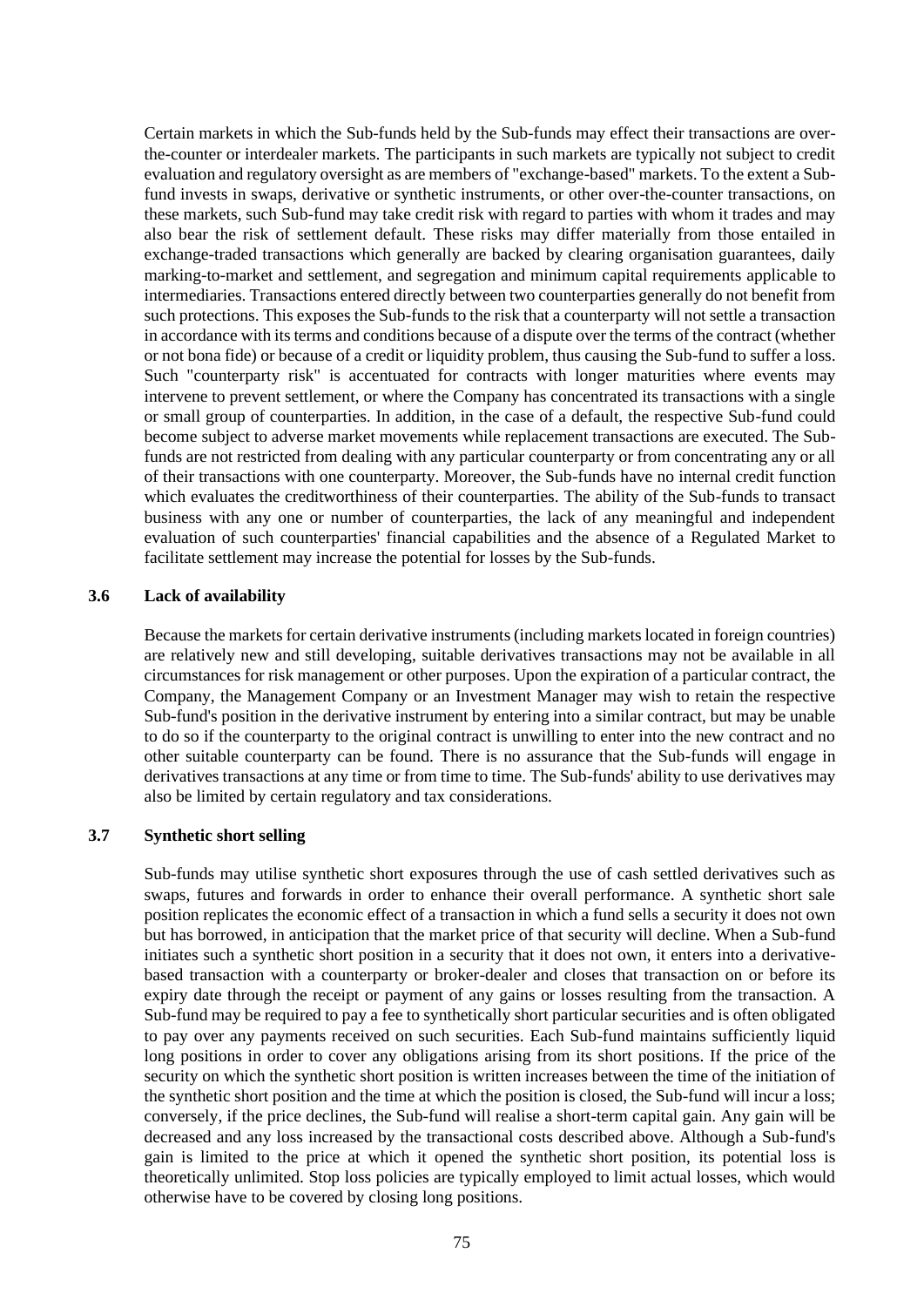Certain markets in which the Sub-funds held by the Sub-funds may effect their transactions are over-the-counter or interdealer markets. The participants in such markets are typically not subject to credit evaluation and regulatory oversight as are members of "exchange-based" markets. To the extent a Sub-fund invests in swaps, derivative or synthetic instruments, or other over-the-counter transactions, on these markets, such Sub-fund may take credit risk with regard to parties with whom it trades and may also bear the risk of settlement default. These risks may differ materially from those entailed in exchange-traded transactions which generally are backed by clearing organisation guarantees, daily marking-to-market and settlement, and segregation and minimum capital requirements applicable to intermediaries. Transactions entered directly between two counterparties generally do not benefit from such protections. This exposes the Sub-funds to the risk that a counterparty will not settle a transaction in accordance with its terms and conditions because of a dispute over the terms of the contract (whether or not bona fide) or because of a credit or liquidity problem, thus causing the Sub-fund to suffer a loss. Such "counterparty risk" is accentuated for contracts with longer maturities where events may intervene to prevent settlement, or where the Company has concentrated its transactions with a single or small group of counterparties. In addition, in the case of a default, the respective Sub-fund could become subject to adverse market movements while replacement transactions are executed. The Sub-funds are not restricted from dealing with any particular counterparty or from concentrating any or all of their transactions with one counterparty. Moreover, the Sub-funds have no internal credit function which evaluates the creditworthiness of their counterparties. The ability of the Sub-funds to transact business with any one or number of counterparties, the lack of any meaningful and independent evaluation of such counterparties' financial capabilities and the absence of a Regulated Market to facilitate settlement may increase the potential for losses by the Sub-funds.

### 3.6 Lack of availability

Because the markets for certain derivative instruments (including markets located in foreign countries) are relatively new and still developing, suitable derivatives transactions may not be available in all circumstances for risk management or other purposes. Upon the expiration of a particular contract, the Company, the Management Company or an Investment Manager may wish to retain the respective Sub-fund's position in the derivative instrument by entering into a similar contract, but may be unable to do so if the counterparty to the original contract is unwilling to enter into the new contract and no other suitable counterparty can be found. There is no assurance that the Sub-funds will engage in derivatives transactions at any time or from time to time. The Sub-funds' ability to use derivatives may also be limited by certain regulatory and tax considerations.

### 3.7 Synthetic short selling

Sub-funds may utilise synthetic short exposures through the use of cash settled derivatives such as swaps, futures and forwards in order to enhance their overall performance. A synthetic short sale position replicates the economic effect of a transaction in which a fund sells a security it does not own but has borrowed, in anticipation that the market price of that security will decline. When a Sub-fund initiates such a synthetic short position in a security that it does not own, it enters into a derivative-based transaction with a counterparty or broker-dealer and closes that transaction on or before its expiry date through the receipt or payment of any gains or losses resulting from the transaction. A Sub-fund may be required to pay a fee to synthetically short particular securities and is often obligated to pay over any payments received on such securities. Each Sub-fund maintains sufficiently liquid long positions in order to cover any obligations arising from its short positions. If the price of the security on which the synthetic short position is written increases between the time of the initiation of the synthetic short position and the time at which the position is closed, the Sub-fund will incur a loss; conversely, if the price declines, the Sub-fund will realise a short-term capital gain. Any gain will be decreased and any loss increased by the transactional costs described above. Although a Sub-fund's gain is limited to the price at which it opened the synthetic short position, its potential loss is theoretically unlimited. Stop loss policies are typically employed to limit actual losses, which would otherwise have to be covered by closing long positions.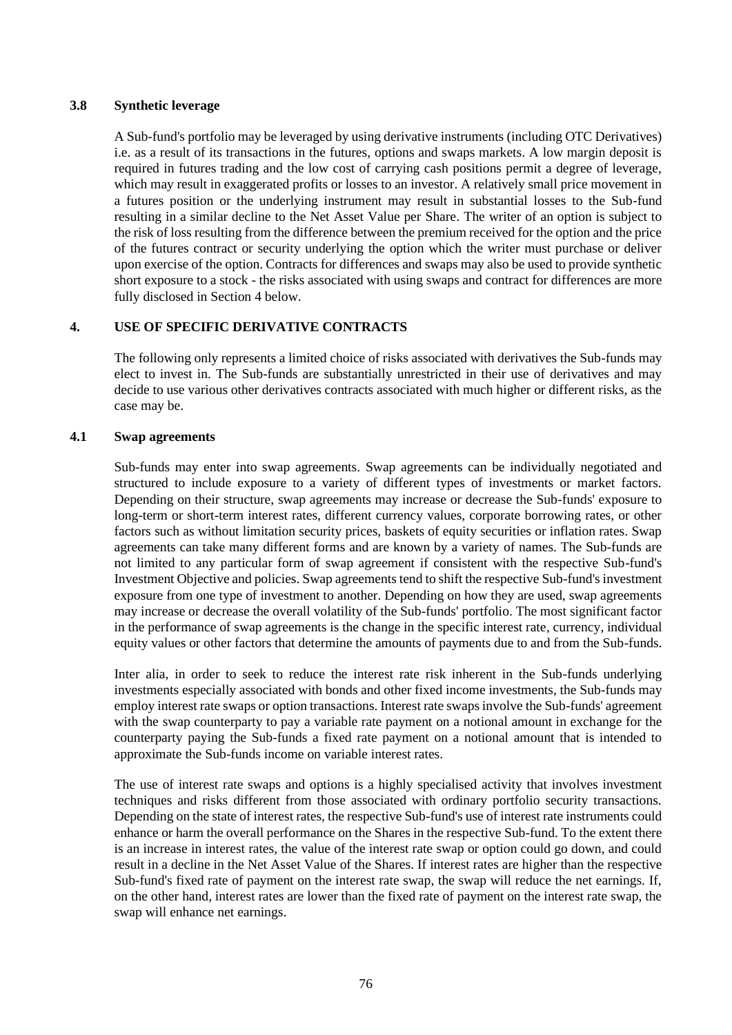### 3.8 Synthetic leverage

A Sub-fund's portfolio may be leveraged by using derivative instruments (including OTC Derivatives) i.e. as a result of its transactions in the futures, options and swaps markets. A low margin deposit is required in futures trading and the low cost of carrying cash positions permit a degree of leverage, which may result in exaggerated profits or losses to an investor. A relatively small price movement in a futures position or the underlying instrument may result in substantial losses to the Sub-fund resulting in a similar decline to the Net Asset Value per Share. The writer of an option is subject to the risk of loss resulting from the difference between the premium received for the option and the price of the futures contract or security underlying the option which the writer must purchase or deliver upon exercise of the option. Contracts for differences and swaps may also be used to provide synthetic short exposure to a stock - the risks associated with using swaps and contract for differences are more fully disclosed in Section 4 below.

## 4. USE OF SPECIFIC DERIVATIVE CONTRACTS

The following only represents a limited choice of risks associated with derivatives the Sub-funds may elect to invest in. The Sub-funds are substantially unrestricted in their use of derivatives and may decide to use various other derivatives contracts associated with much higher or different risks, as the case may be.

### 4.1 Swap agreements

Sub-funds may enter into swap agreements. Swap agreements can be individually negotiated and structured to include exposure to a variety of different types of investments or market factors. Depending on their structure, swap agreements may increase or decrease the Sub-funds' exposure to long-term or short-term interest rates, different currency values, corporate borrowing rates, or other factors such as without limitation security prices, baskets of equity securities or inflation rates. Swap agreements can take many different forms and are known by a variety of names. The Sub-funds are not limited to any particular form of swap agreement if consistent with the respective Sub-fund's Investment Objective and policies. Swap agreements tend to shift the respective Sub-fund's investment exposure from one type of investment to another. Depending on how they are used, swap agreements may increase or decrease the overall volatility of the Sub-funds' portfolio. The most significant factor in the performance of swap agreements is the change in the specific interest rate, currency, individual equity values or other factors that determine the amounts of payments due to and from the Sub-funds.

Inter alia, in order to seek to reduce the interest rate risk inherent in the Sub-funds underlying investments especially associated with bonds and other fixed income investments, the Sub-funds may employ interest rate swaps or option transactions. Interest rate swaps involve the Sub-funds' agreement with the swap counterparty to pay a variable rate payment on a notional amount in exchange for the counterparty paying the Sub-funds a fixed rate payment on a notional amount that is intended to approximate the Sub-funds income on variable interest rates.

The use of interest rate swaps and options is a highly specialised activity that involves investment techniques and risks different from those associated with ordinary portfolio security transactions. Depending on the state of interest rates, the respective Sub-fund's use of interest rate instruments could enhance or harm the overall performance on the Shares in the respective Sub-fund. To the extent there is an increase in interest rates, the value of the interest rate swap or option could go down, and could result in a decline in the Net Asset Value of the Shares. If interest rates are higher than the respective Sub-fund's fixed rate of payment on the interest rate swap, the swap will reduce the net earnings. If, on the other hand, interest rates are lower than the fixed rate of payment on the interest rate swap, the swap will enhance net earnings.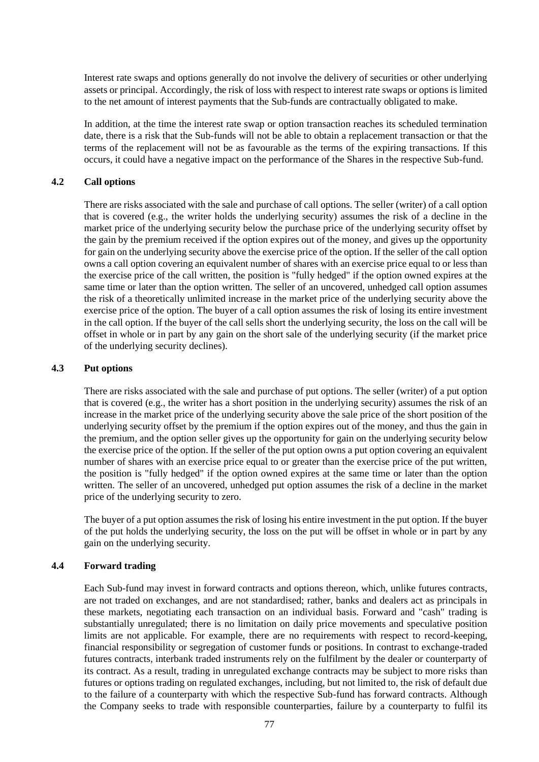Interest rate swaps and options generally do not involve the delivery of securities or other underlying assets or principal. Accordingly, the risk of loss with respect to interest rate swaps or options is limited to the net amount of interest payments that the Sub-funds are contractually obligated to make.

In addition, at the time the interest rate swap or option transaction reaches its scheduled termination date, there is a risk that the Sub-funds will not be able to obtain a replacement transaction or that the terms of the replacement will not be as favourable as the terms of the expiring transactions. If this occurs, it could have a negative impact on the performance of the Shares in the respective Sub-fund.

### 4.2 Call options

There are risks associated with the sale and purchase of call options. The seller (writer) of a call option that is covered (e.g., the writer holds the underlying security) assumes the risk of a decline in the market price of the underlying security below the purchase price of the underlying security offset by the gain by the premium received if the option expires out of the money, and gives up the opportunity for gain on the underlying security above the exercise price of the option. If the seller of the call option owns a call option covering an equivalent number of shares with an exercise price equal to or less than the exercise price of the call written, the position is "fully hedged" if the option owned expires at the same time or later than the option written. The seller of an uncovered, unhedged call option assumes the risk of a theoretically unlimited increase in the market price of the underlying security above the exercise price of the option. The buyer of a call option assumes the risk of losing its entire investment in the call option. If the buyer of the call sells short the underlying security, the loss on the call will be offset in whole or in part by any gain on the short sale of the underlying security (if the market price of the underlying security declines).

### 4.3 Put options

There are risks associated with the sale and purchase of put options. The seller (writer) of a put option that is covered (e.g., the writer has a short position in the underlying security) assumes the risk of an increase in the market price of the underlying security above the sale price of the short position of the underlying security offset by the premium if the option expires out of the money, and thus the gain in the premium, and the option seller gives up the opportunity for gain on the underlying security below the exercise price of the option. If the seller of the put option owns a put option covering an equivalent number of shares with an exercise price equal to or greater than the exercise price of the put written, the position is "fully hedged" if the option owned expires at the same time or later than the option written. The seller of an uncovered, unhedged put option assumes the risk of a decline in the market price of the underlying security to zero.

The buyer of a put option assumes the risk of losing his entire investment in the put option. If the buyer of the put holds the underlying security, the loss on the put will be offset in whole or in part by any gain on the underlying security.

### 4.4 Forward trading

Each Sub-fund may invest in forward contracts and options thereon, which, unlike futures contracts, are not traded on exchanges, and are not standardised; rather, banks and dealers act as principals in these markets, negotiating each transaction on an individual basis. Forward and "cash" trading is substantially unregulated; there is no limitation on daily price movements and speculative position limits are not applicable. For example, there are no requirements with respect to record-keeping, financial responsibility or segregation of customer funds or positions. In contrast to exchange-traded futures contracts, interbank traded instruments rely on the fulfilment by the dealer or counterparty of its contract. As a result, trading in unregulated exchange contracts may be subject to more risks than futures or options trading on regulated exchanges, including, but not limited to, the risk of default due to the failure of a counterparty with which the respective Sub-fund has forward contracts. Although the Company seeks to trade with responsible counterparties, failure by a counterparty to fulfil its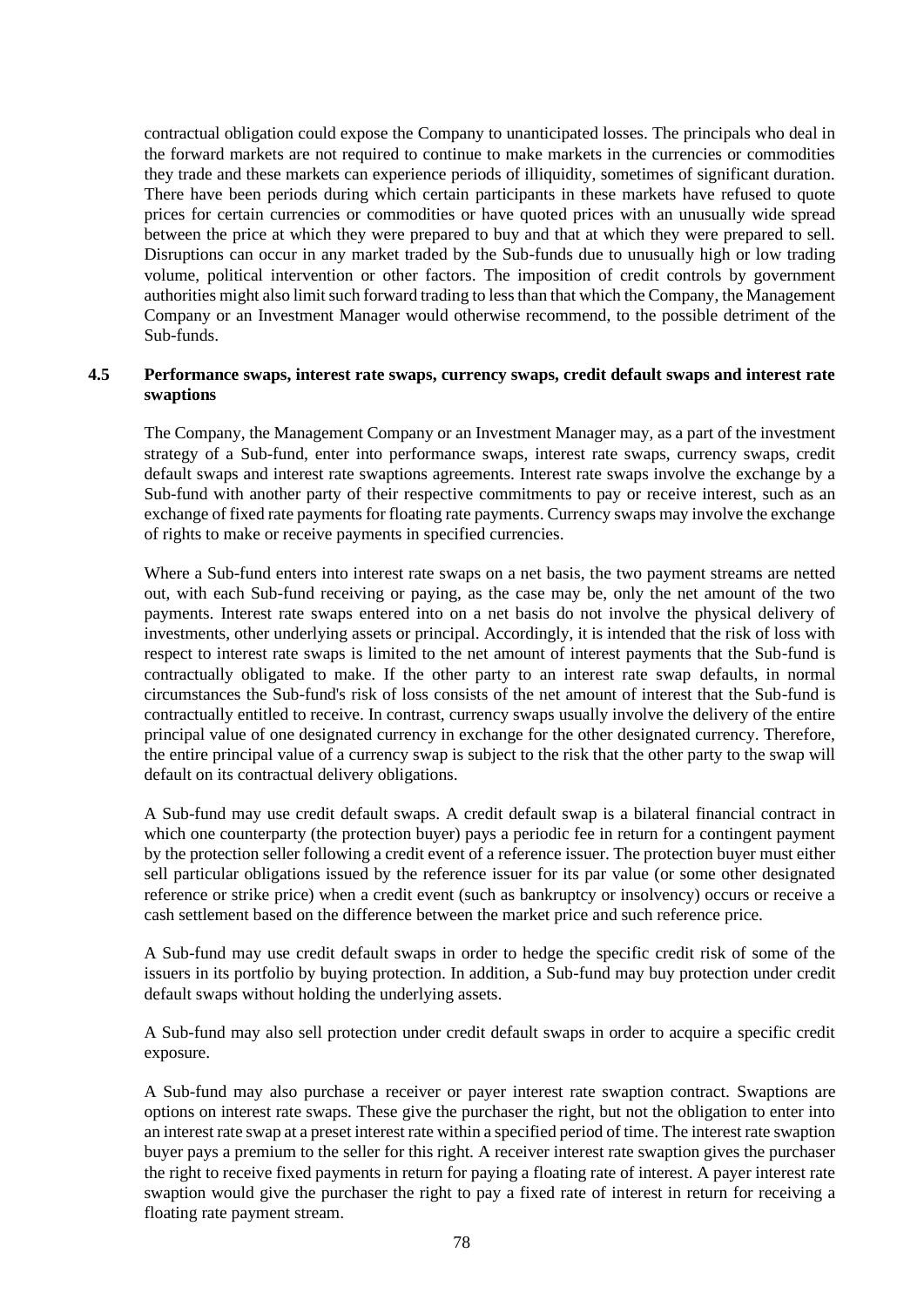contractual obligation could expose the Company to unanticipated losses. The principals who deal in the forward markets are not required to continue to make markets in the currencies or commodities they trade and these markets can experience periods of illiquidity, sometimes of significant duration. There have been periods during which certain participants in these markets have refused to quote prices for certain currencies or commodities or have quoted prices with an unusually wide spread between the price at which they were prepared to buy and that at which they were prepared to sell. Disruptions can occur in any market traded by the Sub-funds due to unusually high or low trading volume, political intervention or other factors. The imposition of credit controls by government authorities might also limit such forward trading to less than that which the Company, the Management Company or an Investment Manager would otherwise recommend, to the possible detriment of the Sub-funds.

### 4.5 Performance swaps, interest rate swaps, currency swaps, credit default swaps and interest rate swaptions

The Company, the Management Company or an Investment Manager may, as a part of the investment strategy of a Sub-fund, enter into performance swaps, interest rate swaps, currency swaps, credit default swaps and interest rate swaptions agreements. Interest rate swaps involve the exchange by a Sub-fund with another party of their respective commitments to pay or receive interest, such as an exchange of fixed rate payments for floating rate payments. Currency swaps may involve the exchange of rights to make or receive payments in specified currencies.

Where a Sub-fund enters into interest rate swaps on a net basis, the two payment streams are netted out, with each Sub-fund receiving or paying, as the case may be, only the net amount of the two payments. Interest rate swaps entered into on a net basis do not involve the physical delivery of investments, other underlying assets or principal. Accordingly, it is intended that the risk of loss with respect to interest rate swaps is limited to the net amount of interest payments that the Sub-fund is contractually obligated to make. If the other party to an interest rate swap defaults, in normal circumstances the Sub-fund's risk of loss consists of the net amount of interest that the Sub-fund is contractually entitled to receive. In contrast, currency swaps usually involve the delivery of the entire principal value of one designated currency in exchange for the other designated currency. Therefore, the entire principal value of a currency swap is subject to the risk that the other party to the swap will default on its contractual delivery obligations.

A Sub-fund may use credit default swaps. A credit default swap is a bilateral financial contract in which one counterparty (the protection buyer) pays a periodic fee in return for a contingent payment by the protection seller following a credit event of a reference issuer. The protection buyer must either sell particular obligations issued by the reference issuer for its par value (or some other designated reference or strike price) when a credit event (such as bankruptcy or insolvency) occurs or receive a cash settlement based on the difference between the market price and such reference price.

A Sub-fund may use credit default swaps in order to hedge the specific credit risk of some of the issuers in its portfolio by buying protection. In addition, a Sub-fund may buy protection under credit default swaps without holding the underlying assets.

A Sub-fund may also sell protection under credit default swaps in order to acquire a specific credit exposure.

A Sub-fund may also purchase a receiver or payer interest rate swaption contract. Swaptions are options on interest rate swaps. These give the purchaser the right, but not the obligation to enter into an interest rate swap at a preset interest rate within a specified period of time. The interest rate swaption buyer pays a premium to the seller for this right. A receiver interest rate swaption gives the purchaser the right to receive fixed payments in return for paying a floating rate of interest. A payer interest rate swaption would give the purchaser the right to pay a fixed rate of interest in return for receiving a floating rate payment stream.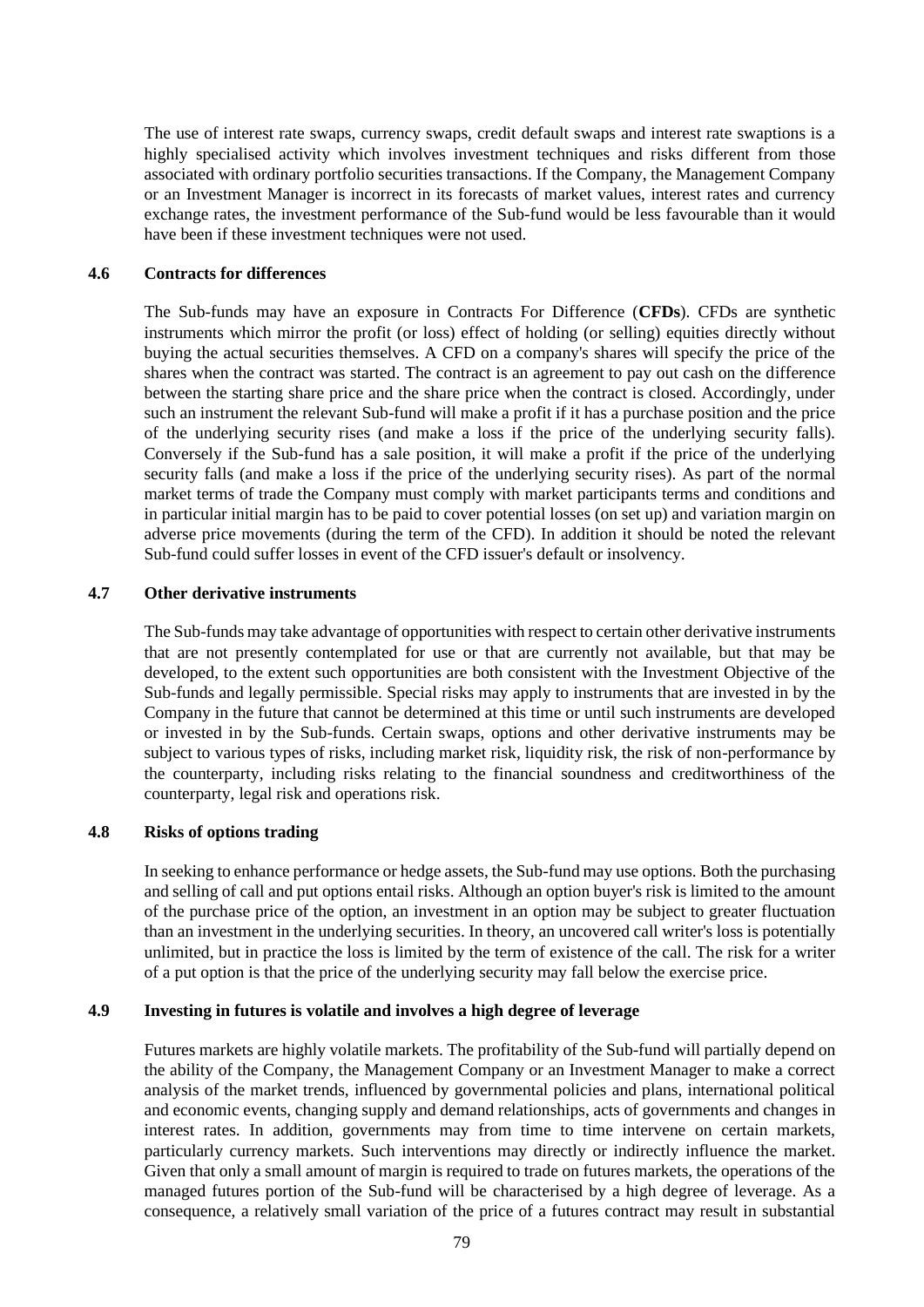The use of interest rate swaps, currency swaps, credit default swaps and interest rate swaptions is a highly specialised activity which involves investment techniques and risks different from those associated with ordinary portfolio securities transactions. If the Company, the Management Company or an Investment Manager is incorrect in its forecasts of market values, interest rates and currency exchange rates, the investment performance of the Sub-fund would be less favourable than it would have been if these investment techniques were not used.

### 4.6 Contracts for differences

The Sub-funds may have an exposure in Contracts For Difference (**CFDs**). CFDs are synthetic instruments which mirror the profit (or loss) effect of holding (or selling) equities directly without buying the actual securities themselves. A CFD on a company's shares will specify the price of the shares when the contract was started. The contract is an agreement to pay out cash on the difference between the starting share price and the share price when the contract is closed. Accordingly, under such an instrument the relevant Sub-fund will make a profit if it has a purchase position and the price of the underlying security rises (and make a loss if the price of the underlying security falls). Conversely if the Sub-fund has a sale position, it will make a profit if the price of the underlying security falls (and make a loss if the price of the underlying security rises). As part of the normal market terms of trade the Company must comply with market participants terms and conditions and in particular initial margin has to be paid to cover potential losses (on set up) and variation margin on adverse price movements (during the term of the CFD). In addition it should be noted the relevant Sub-fund could suffer losses in event of the CFD issuer's default or insolvency.

### 4.7 Other derivative instruments

The Sub-funds may take advantage of opportunities with respect to certain other derivative instruments that are not presently contemplated for use or that are currently not available, but that may be developed, to the extent such opportunities are both consistent with the Investment Objective of the Sub-funds and legally permissible. Special risks may apply to instruments that are invested in by the Company in the future that cannot be determined at this time or until such instruments are developed or invested in by the Sub-funds. Certain swaps, options and other derivative instruments may be subject to various types of risks, including market risk, liquidity risk, the risk of non-performance by the counterparty, including risks relating to the financial soundness and creditworthiness of the counterparty, legal risk and operations risk.

### 4.8 Risks of options trading

In seeking to enhance performance or hedge assets, the Sub-fund may use options. Both the purchasing and selling of call and put options entail risks. Although an option buyer's risk is limited to the amount of the purchase price of the option, an investment in an option may be subject to greater fluctuation than an investment in the underlying securities. In theory, an uncovered call writer's loss is potentially unlimited, but in practice the loss is limited by the term of existence of the call. The risk for a writer of a put option is that the price of the underlying security may fall below the exercise price.

### 4.9 Investing in futures is volatile and involves a high degree of leverage

Futures markets are highly volatile markets. The profitability of the Sub-fund will partially depend on the ability of the Company, the Management Company or an Investment Manager to make a correct analysis of the market trends, influenced by governmental policies and plans, international political and economic events, changing supply and demand relationships, acts of governments and changes in interest rates. In addition, governments may from time to time intervene on certain markets, particularly currency markets. Such interventions may directly or indirectly influence the market. Given that only a small amount of margin is required to trade on futures markets, the operations of the managed futures portion of the Sub-fund will be characterised by a high degree of leverage. As a consequence, a relatively small variation of the price of a futures contract may result in substantial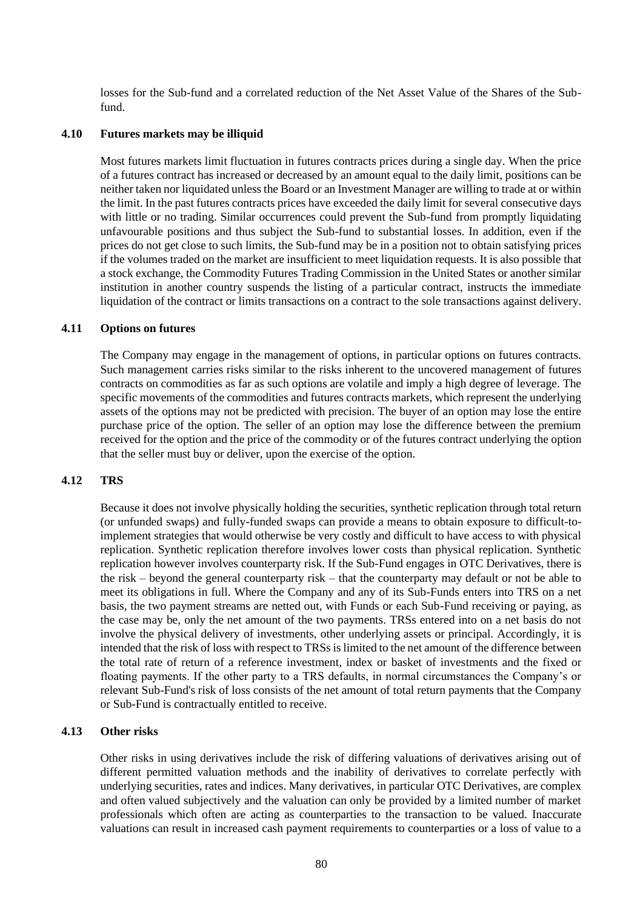losses for the Sub-fund and a correlated reduction of the Net Asset Value of the Shares of the Sub-fund.

### 4.10 Futures markets may be illiquid

Most futures markets limit fluctuation in futures contracts prices during a single day. When the price of a futures contract has increased or decreased by an amount equal to the daily limit, positions can be neither taken nor liquidated unless the Board or an Investment Manager are willing to trade at or within the limit. In the past futures contracts prices have exceeded the daily limit for several consecutive days with little or no trading. Similar occurrences could prevent the Sub-fund from promptly liquidating unfavourable positions and thus subject the Sub-fund to substantial losses. In addition, even if the prices do not get close to such limits, the Sub-fund may be in a position not to obtain satisfying prices if the volumes traded on the market are insufficient to meet liquidation requests. It is also possible that a stock exchange, the Commodity Futures Trading Commission in the United States or another similar institution in another country suspends the listing of a particular contract, instructs the immediate liquidation of the contract or limits transactions on a contract to the sole transactions against delivery.

### 4.11 Options on futures

The Company may engage in the management of options, in particular options on futures contracts. Such management carries risks similar to the risks inherent to the uncovered management of futures contracts on commodities as far as such options are volatile and imply a high degree of leverage. The specific movements of the commodities and futures contracts markets, which represent the underlying assets of the options may not be predicted with precision. The buyer of an option may lose the entire purchase price of the option. The seller of an option may lose the difference between the premium received for the option and the price of the commodity or of the futures contract underlying the option that the seller must buy or deliver, upon the exercise of the option.

### 4.12 TRS

Because it does not involve physically holding the securities, synthetic replication through total return (or unfunded swaps) and fully-funded swaps can provide a means to obtain exposure to difficult-to-implement strategies that would otherwise be very costly and difficult to have access to with physical replication. Synthetic replication therefore involves lower costs than physical replication. Synthetic replication however involves counterparty risk. If the Sub-Fund engages in OTC Derivatives, there is the risk – beyond the general counterparty risk – that the counterparty may default or not be able to meet its obligations in full. Where the Company and any of its Sub-Funds enters into TRS on a net basis, the two payment streams are netted out, with Funds or each Sub-Fund receiving or paying, as the case may be, only the net amount of the two payments. TRSs entered into on a net basis do not involve the physical delivery of investments, other underlying assets or principal. Accordingly, it is intended that the risk of loss with respect to TRSs is limited to the net amount of the difference between the total rate of return of a reference investment, index or basket of investments and the fixed or floating payments. If the other party to a TRS defaults, in normal circumstances the Company's or relevant Sub-Fund's risk of loss consists of the net amount of total return payments that the Company or Sub-Fund is contractually entitled to receive.

### 4.13 Other risks

Other risks in using derivatives include the risk of differing valuations of derivatives arising out of different permitted valuation methods and the inability of derivatives to correlate perfectly with underlying securities, rates and indices. Many derivatives, in particular OTC Derivatives, are complex and often valued subjectively and the valuation can only be provided by a limited number of market professionals which often are acting as counterparties to the transaction to be valued. Inaccurate valuations can result in increased cash payment requirements to counterparties or a loss of value to a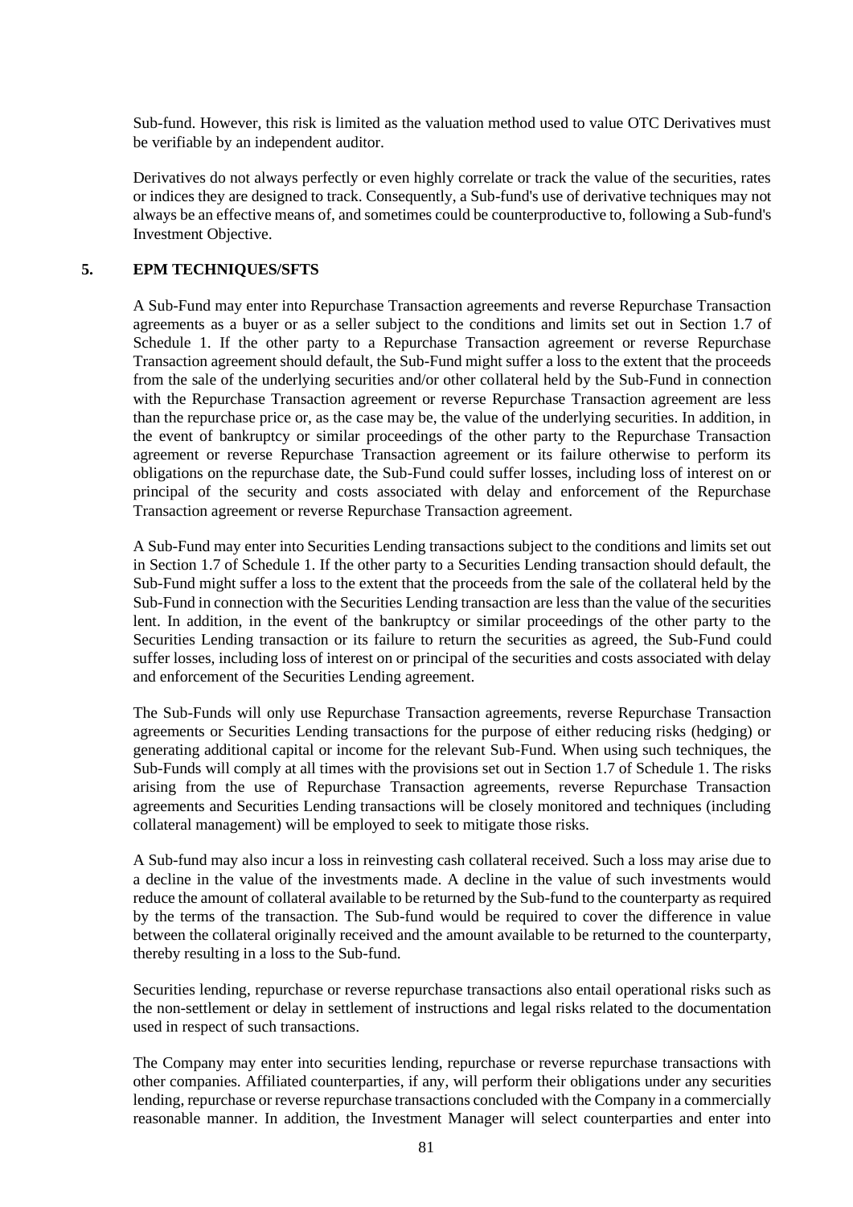Sub-fund. However, this risk is limited as the valuation method used to value OTC Derivatives must be verifiable by an independent auditor.

Derivatives do not always perfectly or even highly correlate or track the value of the securities, rates or indices they are designed to track. Consequently, a Sub-fund's use of derivative techniques may not always be an effective means of, and sometimes could be counterproductive to, following a Sub-fund's Investment Objective.

## 5. EPM TECHNIQUES/SFTS

A Sub-Fund may enter into Repurchase Transaction agreements and reverse Repurchase Transaction agreements as a buyer or as a seller subject to the conditions and limits set out in Section 1.7 of Schedule 1. If the other party to a Repurchase Transaction agreement or reverse Repurchase Transaction agreement should default, the Sub-Fund might suffer a loss to the extent that the proceeds from the sale of the underlying securities and/or other collateral held by the Sub-Fund in connection with the Repurchase Transaction agreement or reverse Repurchase Transaction agreement are less than the repurchase price or, as the case may be, the value of the underlying securities. In addition, in the event of bankruptcy or similar proceedings of the other party to the Repurchase Transaction agreement or reverse Repurchase Transaction agreement or its failure otherwise to perform its obligations on the repurchase date, the Sub-Fund could suffer losses, including loss of interest on or principal of the security and costs associated with delay and enforcement of the Repurchase Transaction agreement or reverse Repurchase Transaction agreement.

A Sub-Fund may enter into Securities Lending transactions subject to the conditions and limits set out in Section 1.7 of Schedule 1. If the other party to a Securities Lending transaction should default, the Sub-Fund might suffer a loss to the extent that the proceeds from the sale of the collateral held by the Sub-Fund in connection with the Securities Lending transaction are less than the value of the securities lent. In addition, in the event of the bankruptcy or similar proceedings of the other party to the Securities Lending transaction or its failure to return the securities as agreed, the Sub-Fund could suffer losses, including loss of interest on or principal of the securities and costs associated with delay and enforcement of the Securities Lending agreement.

The Sub-Funds will only use Repurchase Transaction agreements, reverse Repurchase Transaction agreements or Securities Lending transactions for the purpose of either reducing risks (hedging) or generating additional capital or income for the relevant Sub-Fund. When using such techniques, the Sub-Funds will comply at all times with the provisions set out in Section 1.7 of Schedule 1. The risks arising from the use of Repurchase Transaction agreements, reverse Repurchase Transaction agreements and Securities Lending transactions will be closely monitored and techniques (including collateral management) will be employed to seek to mitigate those risks.

A Sub-fund may also incur a loss in reinvesting cash collateral received. Such a loss may arise due to a decline in the value of the investments made. A decline in the value of such investments would reduce the amount of collateral available to be returned by the Sub-fund to the counterparty as required by the terms of the transaction. The Sub-fund would be required to cover the difference in value between the collateral originally received and the amount available to be returned to the counterparty, thereby resulting in a loss to the Sub-fund.

Securities lending, repurchase or reverse repurchase transactions also entail operational risks such as the non-settlement or delay in settlement of instructions and legal risks related to the documentation used in respect of such transactions.

The Company may enter into securities lending, repurchase or reverse repurchase transactions with other companies. Affiliated counterparties, if any, will perform their obligations under any securities lending, repurchase or reverse repurchase transactions concluded with the Company in a commercially reasonable manner. In addition, the Investment Manager will select counterparties and enter into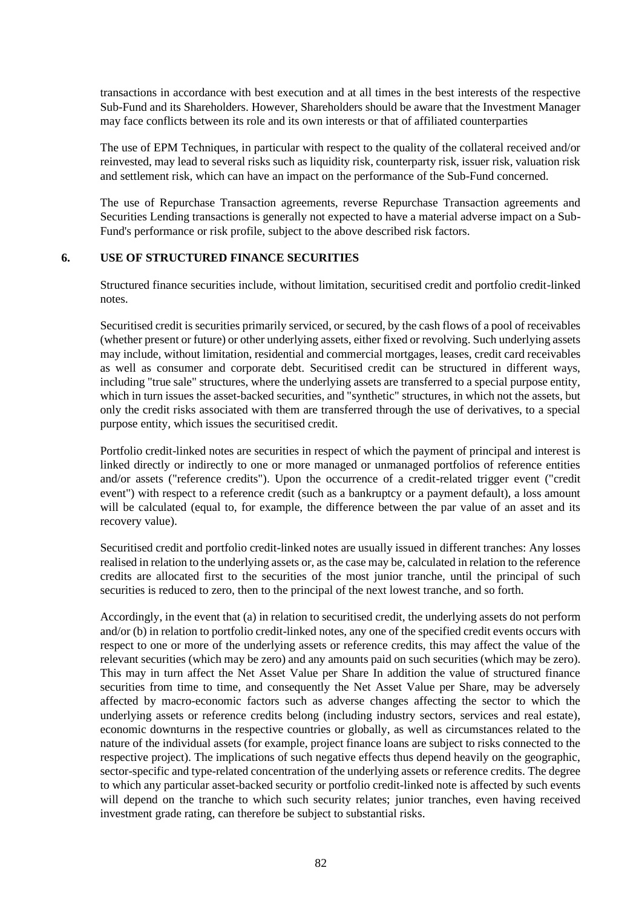transactions in accordance with best execution and at all times in the best interests of the respective Sub-Fund and its Shareholders. However, Shareholders should be aware that the Investment Manager may face conflicts between its role and its own interests or that of affiliated counterparties

The use of EPM Techniques, in particular with respect to the quality of the collateral received and/or reinvested, may lead to several risks such as liquidity risk, counterparty risk, issuer risk, valuation risk and settlement risk, which can have an impact on the performance of the Sub-Fund concerned.

The use of Repurchase Transaction agreements, reverse Repurchase Transaction agreements and Securities Lending transactions is generally not expected to have a material adverse impact on a Sub-Fund's performance or risk profile, subject to the above described risk factors.

## 6. USE OF STRUCTURED FINANCE SECURITIES

Structured finance securities include, without limitation, securitised credit and portfolio credit-linked notes.

Securitised credit is securities primarily serviced, or secured, by the cash flows of a pool of receivables (whether present or future) or other underlying assets, either fixed or revolving. Such underlying assets may include, without limitation, residential and commercial mortgages, leases, credit card receivables as well as consumer and corporate debt. Securitised credit can be structured in different ways, including "true sale" structures, where the underlying assets are transferred to a special purpose entity, which in turn issues the asset-backed securities, and "synthetic" structures, in which not the assets, but only the credit risks associated with them are transferred through the use of derivatives, to a special purpose entity, which issues the securitised credit.

Portfolio credit-linked notes are securities in respect of which the payment of principal and interest is linked directly or indirectly to one or more managed or unmanaged portfolios of reference entities and/or assets ("reference credits"). Upon the occurrence of a credit-related trigger event ("credit event") with respect to a reference credit (such as a bankruptcy or a payment default), a loss amount will be calculated (equal to, for example, the difference between the par value of an asset and its recovery value).

Securitised credit and portfolio credit-linked notes are usually issued in different tranches: Any losses realised in relation to the underlying assets or, as the case may be, calculated in relation to the reference credits are allocated first to the securities of the most junior tranche, until the principal of such securities is reduced to zero, then to the principal of the next lowest tranche, and so forth.

Accordingly, in the event that (a) in relation to securitised credit, the underlying assets do not perform and/or (b) in relation to portfolio credit-linked notes, any one of the specified credit events occurs with respect to one or more of the underlying assets or reference credits, this may affect the value of the relevant securities (which may be zero) and any amounts paid on such securities (which may be zero). This may in turn affect the Net Asset Value per Share In addition the value of structured finance securities from time to time, and consequently the Net Asset Value per Share, may be adversely affected by macro-economic factors such as adverse changes affecting the sector to which the underlying assets or reference credits belong (including industry sectors, services and real estate), economic downturns in the respective countries or globally, as well as circumstances related to the nature of the individual assets (for example, project finance loans are subject to risks connected to the respective project). The implications of such negative effects thus depend heavily on the geographic, sector-specific and type-related concentration of the underlying assets or reference credits. The degree to which any particular asset-backed security or portfolio credit-linked note is affected by such events will depend on the tranche to which such security relates; junior tranches, even having received investment grade rating, can therefore be subject to substantial risks.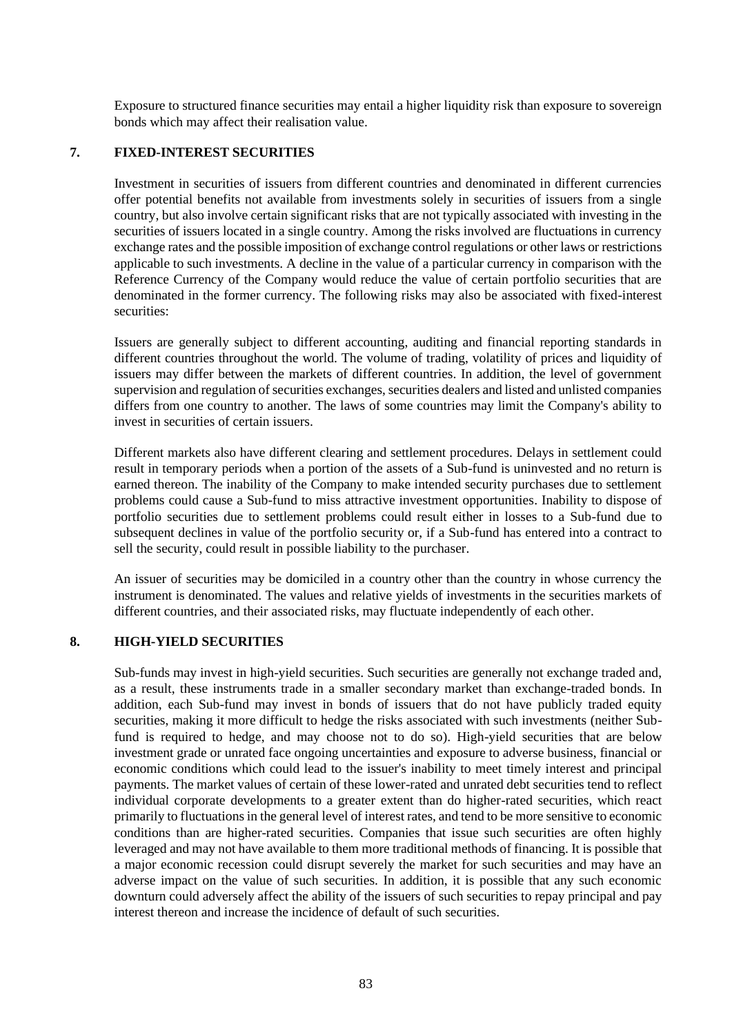Exposure to structured finance securities may entail a higher liquidity risk than exposure to sovereign bonds which may affect their realisation value.

## 7. FIXED-INTEREST SECURITIES

Investment in securities of issuers from different countries and denominated in different currencies offer potential benefits not available from investments solely in securities of issuers from a single country, but also involve certain significant risks that are not typically associated with investing in the securities of issuers located in a single country. Among the risks involved are fluctuations in currency exchange rates and the possible imposition of exchange control regulations or other laws or restrictions applicable to such investments. A decline in the value of a particular currency in comparison with the Reference Currency of the Company would reduce the value of certain portfolio securities that are denominated in the former currency. The following risks may also be associated with fixed-interest securities:

Issuers are generally subject to different accounting, auditing and financial reporting standards in different countries throughout the world. The volume of trading, volatility of prices and liquidity of issuers may differ between the markets of different countries. In addition, the level of government supervision and regulation of securities exchanges, securities dealers and listed and unlisted companies differs from one country to another. The laws of some countries may limit the Company's ability to invest in securities of certain issuers.

Different markets also have different clearing and settlement procedures. Delays in settlement could result in temporary periods when a portion of the assets of a Sub-fund is uninvested and no return is earned thereon. The inability of the Company to make intended security purchases due to settlement problems could cause a Sub-fund to miss attractive investment opportunities. Inability to dispose of portfolio securities due to settlement problems could result either in losses to a Sub-fund due to subsequent declines in value of the portfolio security or, if a Sub-fund has entered into a contract to sell the security, could result in possible liability to the purchaser.

An issuer of securities may be domiciled in a country other than the country in whose currency the instrument is denominated. The values and relative yields of investments in the securities markets of different countries, and their associated risks, may fluctuate independently of each other.

## 8. HIGH-YIELD SECURITIES

Sub-funds may invest in high-yield securities. Such securities are generally not exchange traded and, as a result, these instruments trade in a smaller secondary market than exchange-traded bonds. In addition, each Sub-fund may invest in bonds of issuers that do not have publicly traded equity securities, making it more difficult to hedge the risks associated with such investments (neither Sub-fund is required to hedge, and may choose not to do so). High-yield securities that are below investment grade or unrated face ongoing uncertainties and exposure to adverse business, financial or economic conditions which could lead to the issuer's inability to meet timely interest and principal payments. The market values of certain of these lower-rated and unrated debt securities tend to reflect individual corporate developments to a greater extent than do higher-rated securities, which react primarily to fluctuations in the general level of interest rates, and tend to be more sensitive to economic conditions than are higher-rated securities. Companies that issue such securities are often highly leveraged and may not have available to them more traditional methods of financing. It is possible that a major economic recession could disrupt severely the market for such securities and may have an adverse impact on the value of such securities. In addition, it is possible that any such economic downturn could adversely affect the ability of the issuers of such securities to repay principal and pay interest thereon and increase the incidence of default of such securities.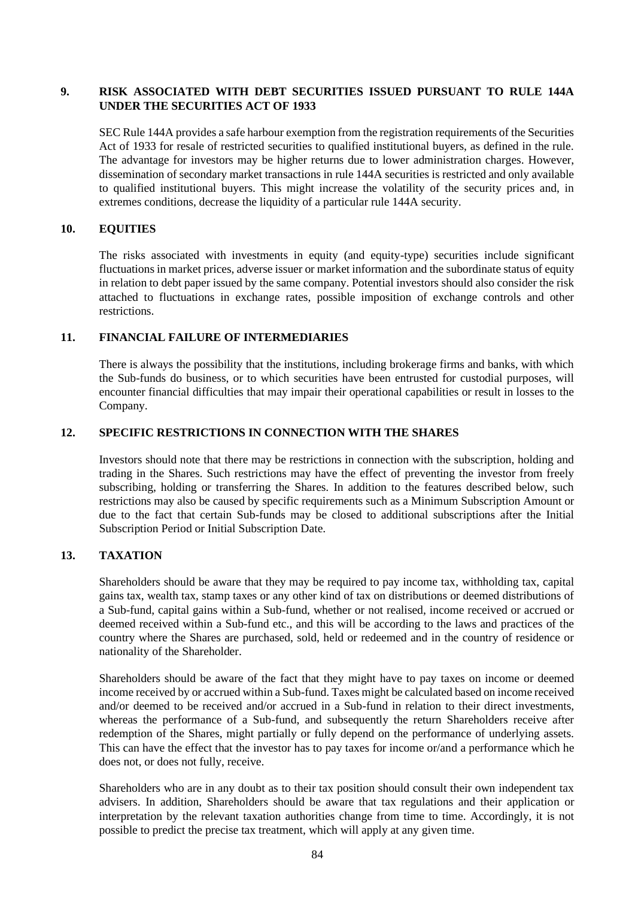## 9. RISK ASSOCIATED WITH DEBT SECURITIES ISSUED PURSUANT TO RULE 144A UNDER THE SECURITIES ACT OF 1933

SEC Rule 144A provides a safe harbour exemption from the registration requirements of the Securities Act of 1933 for resale of restricted securities to qualified institutional buyers, as defined in the rule. The advantage for investors may be higher returns due to lower administration charges. However, dissemination of secondary market transactions in rule 144A securities is restricted and only available to qualified institutional buyers. This might increase the volatility of the security prices and, in extremes conditions, decrease the liquidity of a particular rule 144A security.

## 10. EQUITIES

The risks associated with investments in equity (and equity-type) securities include significant fluctuations in market prices, adverse issuer or market information and the subordinate status of equity in relation to debt paper issued by the same company. Potential investors should also consider the risk attached to fluctuations in exchange rates, possible imposition of exchange controls and other restrictions.

## 11. FINANCIAL FAILURE OF INTERMEDIARIES

There is always the possibility that the institutions, including brokerage firms and banks, with which the Sub-funds do business, or to which securities have been entrusted for custodial purposes, will encounter financial difficulties that may impair their operational capabilities or result in losses to the Company.

## 12. SPECIFIC RESTRICTIONS IN CONNECTION WITH THE SHARES

Investors should note that there may be restrictions in connection with the subscription, holding and trading in the Shares. Such restrictions may have the effect of preventing the investor from freely subscribing, holding or transferring the Shares. In addition to the features described below, such restrictions may also be caused by specific requirements such as a Minimum Subscription Amount or due to the fact that certain Sub-funds may be closed to additional subscriptions after the Initial Subscription Period or Initial Subscription Date.

## 13. TAXATION

Shareholders should be aware that they may be required to pay income tax, withholding tax, capital gains tax, wealth tax, stamp taxes or any other kind of tax on distributions or deemed distributions of a Sub-fund, capital gains within a Sub-fund, whether or not realised, income received or accrued or deemed received within a Sub-fund etc., and this will be according to the laws and practices of the country where the Shares are purchased, sold, held or redeemed and in the country of residence or nationality of the Shareholder.

Shareholders should be aware of the fact that they might have to pay taxes on income or deemed income received by or accrued within a Sub-fund. Taxes might be calculated based on income received and/or deemed to be received and/or accrued in a Sub-fund in relation to their direct investments, whereas the performance of a Sub-fund, and subsequently the return Shareholders receive after redemption of the Shares, might partially or fully depend on the performance of underlying assets. This can have the effect that the investor has to pay taxes for income or/and a performance which he does not, or does not fully, receive.

Shareholders who are in any doubt as to their tax position should consult their own independent tax advisers. In addition, Shareholders should be aware that tax regulations and their application or interpretation by the relevant taxation authorities change from time to time. Accordingly, it is not possible to predict the precise tax treatment, which will apply at any given time.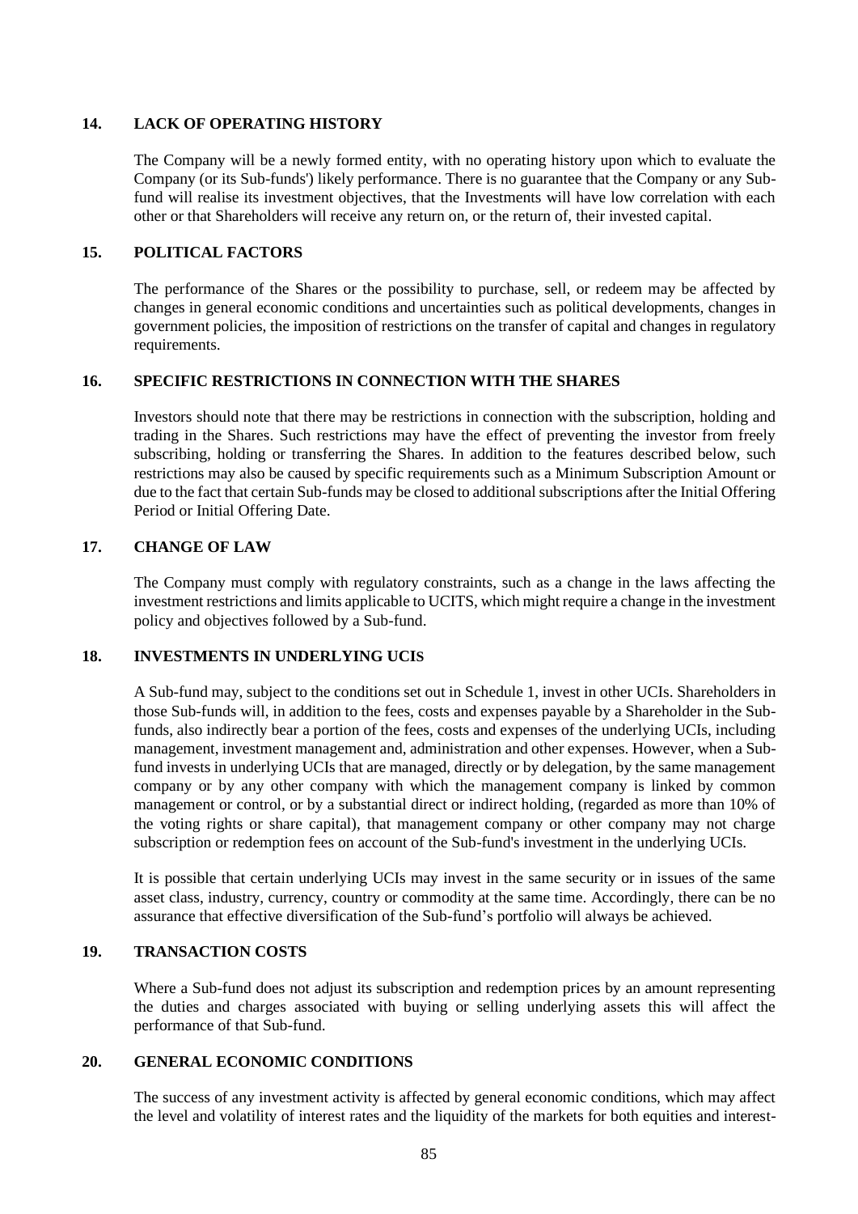## 14. LACK OF OPERATING HISTORY

The Company will be a newly formed entity, with no operating history upon which to evaluate the Company (or its Sub-funds') likely performance. There is no guarantee that the Company or any Sub-fund will realise its investment objectives, that the Investments will have low correlation with each other or that Shareholders will receive any return on, or the return of, their invested capital.

## 15. POLITICAL FACTORS

The performance of the Shares or the possibility to purchase, sell, or redeem may be affected by changes in general economic conditions and uncertainties such as political developments, changes in government policies, the imposition of restrictions on the transfer of capital and changes in regulatory requirements.

## 16. SPECIFIC RESTRICTIONS IN CONNECTION WITH THE SHARES

Investors should note that there may be restrictions in connection with the subscription, holding and trading in the Shares. Such restrictions may have the effect of preventing the investor from freely subscribing, holding or transferring the Shares. In addition to the features described below, such restrictions may also be caused by specific requirements such as a Minimum Subscription Amount or due to the fact that certain Sub-funds may be closed to additional subscriptions after the Initial Offering Period or Initial Offering Date.

## 17. CHANGE OF LAW

The Company must comply with regulatory constraints, such as a change in the laws affecting the investment restrictions and limits applicable to UCITS, which might require a change in the investment policy and objectives followed by a Sub-fund.

## 18. INVESTMENTS IN UNDERLYING UCIS

A Sub-fund may, subject to the conditions set out in Schedule 1, invest in other UCIs. Shareholders in those Sub-funds will, in addition to the fees, costs and expenses payable by a Shareholder in the Sub-funds, also indirectly bear a portion of the fees, costs and expenses of the underlying UCIs, including management, investment management and, administration and other expenses. However, when a Sub-fund invests in underlying UCIs that are managed, directly or by delegation, by the same management company or by any other company with which the management company is linked by common management or control, or by a substantial direct or indirect holding, (regarded as more than 10% of the voting rights or share capital), that management company or other company may not charge subscription or redemption fees on account of the Sub-fund's investment in the underlying UCIs.

It is possible that certain underlying UCIs may invest in the same security or in issues of the same asset class, industry, currency, country or commodity at the same time. Accordingly, there can be no assurance that effective diversification of the Sub-fund's portfolio will always be achieved.

## 19. TRANSACTION COSTS

Where a Sub-fund does not adjust its subscription and redemption prices by an amount representing the duties and charges associated with buying or selling underlying assets this will affect the performance of that Sub-fund.

## 20. GENERAL ECONOMIC CONDITIONS

The success of any investment activity is affected by general economic conditions, which may affect the level and volatility of interest rates and the liquidity of the markets for both equities and interest-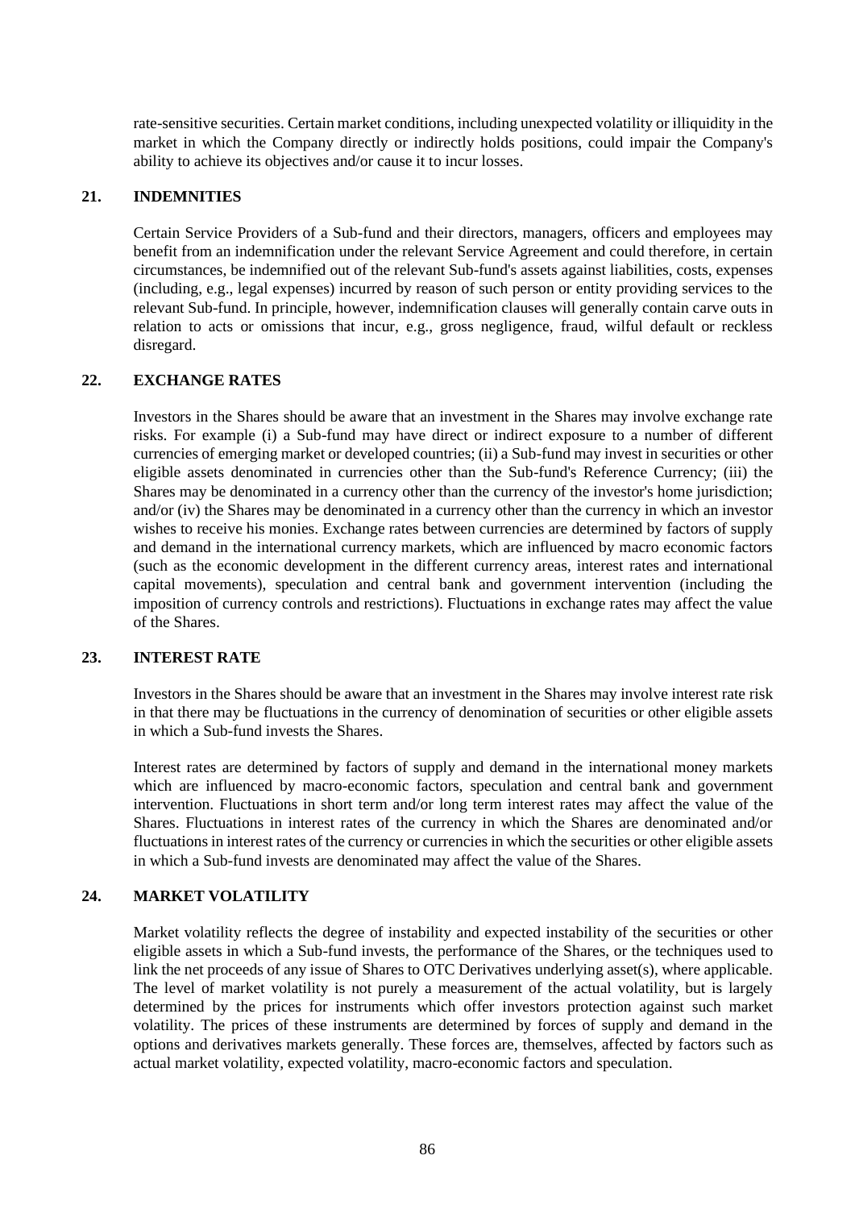rate-sensitive securities. Certain market conditions, including unexpected volatility or illiquidity in the market in which the Company directly or indirectly holds positions, could impair the Company's ability to achieve its objectives and/or cause it to incur losses.

## 21. INDEMNITIES

Certain Service Providers of a Sub-fund and their directors, managers, officers and employees may benefit from an indemnification under the relevant Service Agreement and could therefore, in certain circumstances, be indemnified out of the relevant Sub-fund's assets against liabilities, costs, expenses (including, e.g., legal expenses) incurred by reason of such person or entity providing services to the relevant Sub-fund. In principle, however, indemnification clauses will generally contain carve outs in relation to acts or omissions that incur, e.g., gross negligence, fraud, wilful default or reckless disregard.

## 22. EXCHANGE RATES

Investors in the Shares should be aware that an investment in the Shares may involve exchange rate risks. For example (i) a Sub-fund may have direct or indirect exposure to a number of different currencies of emerging market or developed countries; (ii) a Sub-fund may invest in securities or other eligible assets denominated in currencies other than the Sub-fund's Reference Currency; (iii) the Shares may be denominated in a currency other than the currency of the investor's home jurisdiction; and/or (iv) the Shares may be denominated in a currency other than the currency in which an investor wishes to receive his monies. Exchange rates between currencies are determined by factors of supply and demand in the international currency markets, which are influenced by macro economic factors (such as the economic development in the different currency areas, interest rates and international capital movements), speculation and central bank and government intervention (including the imposition of currency controls and restrictions). Fluctuations in exchange rates may affect the value of the Shares.

## 23. INTEREST RATE

Investors in the Shares should be aware that an investment in the Shares may involve interest rate risk in that there may be fluctuations in the currency of denomination of securities or other eligible assets in which a Sub-fund invests the Shares.

Interest rates are determined by factors of supply and demand in the international money markets which are influenced by macro-economic factors, speculation and central bank and government intervention. Fluctuations in short term and/or long term interest rates may affect the value of the Shares. Fluctuations in interest rates of the currency in which the Shares are denominated and/or fluctuations in interest rates of the currency or currencies in which the securities or other eligible assets in which a Sub-fund invests are denominated may affect the value of the Shares.

## 24. MARKET VOLATILITY

Market volatility reflects the degree of instability and expected instability of the securities or other eligible assets in which a Sub-fund invests, the performance of the Shares, or the techniques used to link the net proceeds of any issue of Shares to OTC Derivatives underlying asset(s), where applicable. The level of market volatility is not purely a measurement of the actual volatility, but is largely determined by the prices for instruments which offer investors protection against such market volatility. The prices of these instruments are determined by forces of supply and demand in the options and derivatives markets generally. These forces are, themselves, affected by factors such as actual market volatility, expected volatility, macro-economic factors and speculation.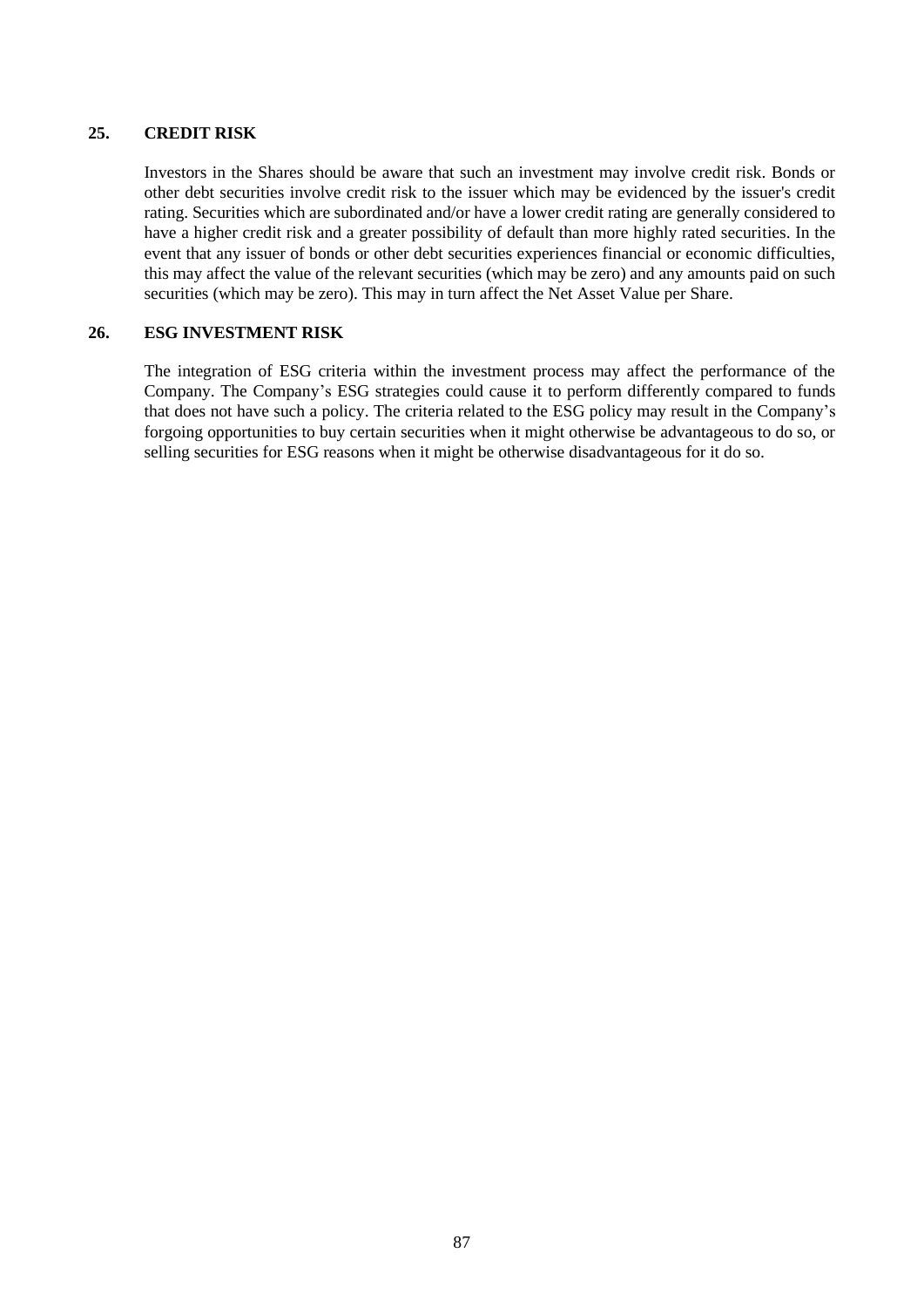## 25. CREDIT RISK

Investors in the Shares should be aware that such an investment may involve credit risk. Bonds or other debt securities involve credit risk to the issuer which may be evidenced by the issuer's credit rating. Securities which are subordinated and/or have a lower credit rating are generally considered to have a higher credit risk and a greater possibility of default than more highly rated securities. In the event that any issuer of bonds or other debt securities experiences financial or economic difficulties, this may affect the value of the relevant securities (which may be zero) and any amounts paid on such securities (which may be zero). This may in turn affect the Net Asset Value per Share.

## 26. ESG INVESTMENT RISK

The integration of ESG criteria within the investment process may affect the performance of the Company. The Company's ESG strategies could cause it to perform differently compared to funds that does not have such a policy. The criteria related to the ESG policy may result in the Company's forgoing opportunities to buy certain securities when it might otherwise be advantageous to do so, or selling securities for ESG reasons when it might be otherwise disadvantageous for it do so.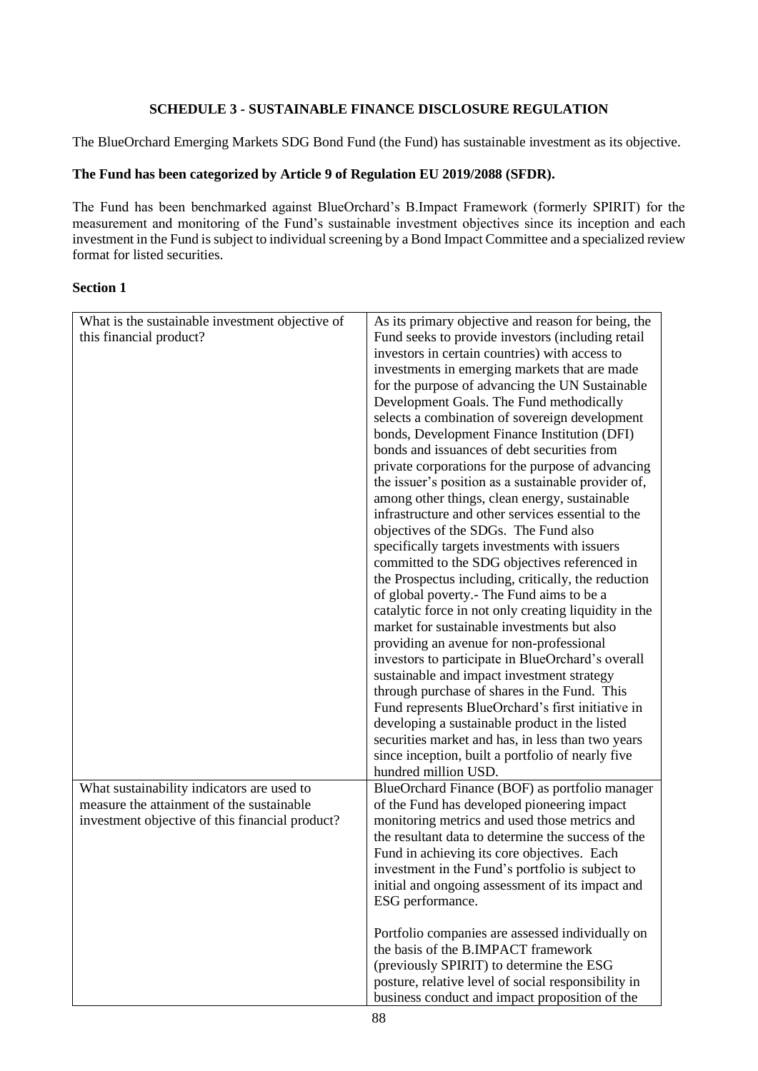## SCHEDULE 3 - SUSTAINABLE FINANCE DISCLOSURE REGULATION

The BlueOrchard Emerging Markets SDG Bond Fund (the Fund) has sustainable investment as its objective.

**The Fund has been categorized by Article 9 of Regulation EU 2019/2088 (SFDR).**

The Fund has been benchmarked against BlueOrchard's B.Impact Framework (formerly SPIRIT) for the measurement and monitoring of the Fund's sustainable investment objectives since its inception and each investment in the Fund is subject to individual screening by a Bond Impact Committee and a specialized review format for listed securities.

**Section 1**

| | |
|---|---|
| What is the sustainable investment objective of this financial product? | As its primary objective and reason for being, the Fund seeks to provide investors (including retail investors in certain countries) with access to investments in emerging markets that are made for the purpose of advancing the UN Sustainable Development Goals. The Fund methodically selects a combination of sovereign development bonds, Development Finance Institution (DFI) bonds and issuances of debt securities from private corporations for the purpose of advancing the issuer's position as a sustainable provider of, among other things, clean energy, sustainable infrastructure and other services essential to the objectives of the SDGs. The Fund also specifically targets investments with issuers committed to the SDG objectives referenced in the Prospectus including, critically, the reduction of global poverty.- The Fund aims to be a catalytic force in not only creating liquidity in the market for sustainable investments but also providing an avenue for non-professional investors to participate in BlueOrchard's overall sustainable and impact investment strategy through purchase of shares in the Fund. This Fund represents BlueOrchard's first initiative in developing a sustainable product in the listed securities market and has, in less than two years since inception, built a portfolio of nearly five hundred million USD. |
| What sustainability indicators are used to measure the attainment of the sustainable investment objective of this financial product? | BlueOrchard Finance (BOF) as portfolio manager of the Fund has developed pioneering impact monitoring metrics and used those metrics and the resultant data to determine the success of the Fund in achieving its core objectives. Each investment in the Fund's portfolio is subject to initial and ongoing assessment of its impact and ESG performance.<br><br>Portfolio companies are assessed individually on the basis of the B.IMPACT framework (previously SPIRIT) to determine the ESG posture, relative level of social responsibility in business conduct and impact proposition of the |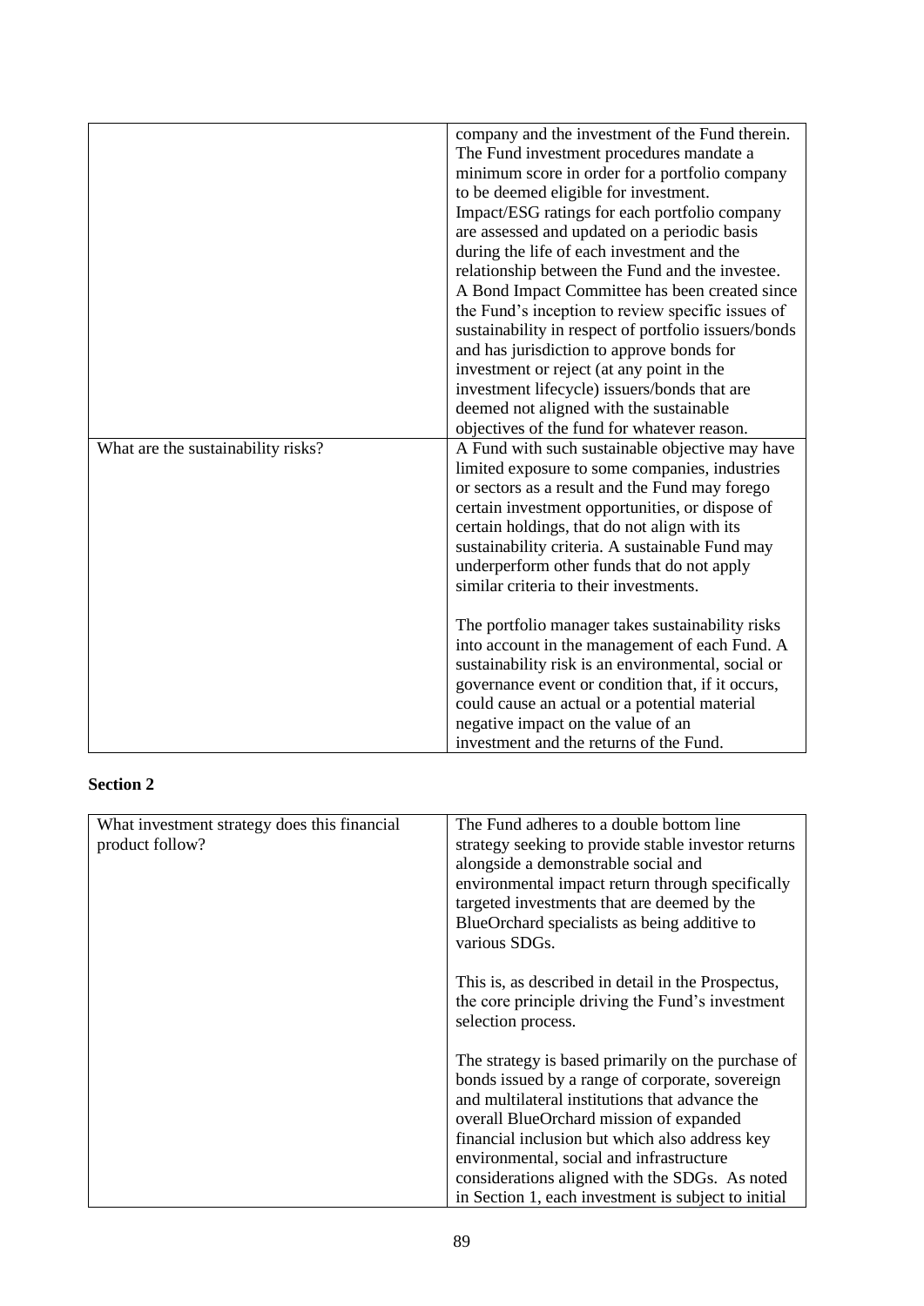|  |  |
|---|---|
|  | company and the investment of the Fund therein. The Fund investment procedures mandate a minimum score in order for a portfolio company to be deemed eligible for investment. Impact/ESG ratings for each portfolio company are assessed and updated on a periodic basis during the life of each investment and the relationship between the Fund and the investee. A Bond Impact Committee has been created since the Fund's inception to review specific issues of sustainability in respect of portfolio issuers/bonds and has jurisdiction to approve bonds for investment or reject (at any point in the investment lifecycle) issuers/bonds that are deemed not aligned with the sustainable objectives of the fund for whatever reason. |
| What are the sustainability risks? | A Fund with such sustainable objective may have limited exposure to some companies, industries or sectors as a result and the Fund may forego certain investment opportunities, or dispose of certain holdings, that do not align with its sustainability criteria. A sustainable Fund may underperform other funds that do not apply similar criteria to their investments.<br><br>The portfolio manager takes sustainability risks into account in the management of each Fund. A sustainability risk is an environmental, social or governance event or condition that, if it occurs, could cause an actual or a potential material negative impact on the value of an investment and the returns of the Fund. |

**Section 2**

|  |  |
|---|---|
| What investment strategy does this financial product follow? | The Fund adheres to a double bottom line strategy seeking to provide stable investor returns alongside a demonstrable social and environmental impact return through specifically targeted investments that are deemed by the BlueOrchard specialists as being additive to various SDGs.<br><br>This is, as described in detail in the Prospectus, the core principle driving the Fund's investment selection process.<br><br>The strategy is based primarily on the purchase of bonds issued by a range of corporate, sovereign and multilateral institutions that advance the overall BlueOrchard mission of expanded financial inclusion but which also address key environmental, social and infrastructure considerations aligned with the SDGs. As noted in Section 1, each investment is subject to initial |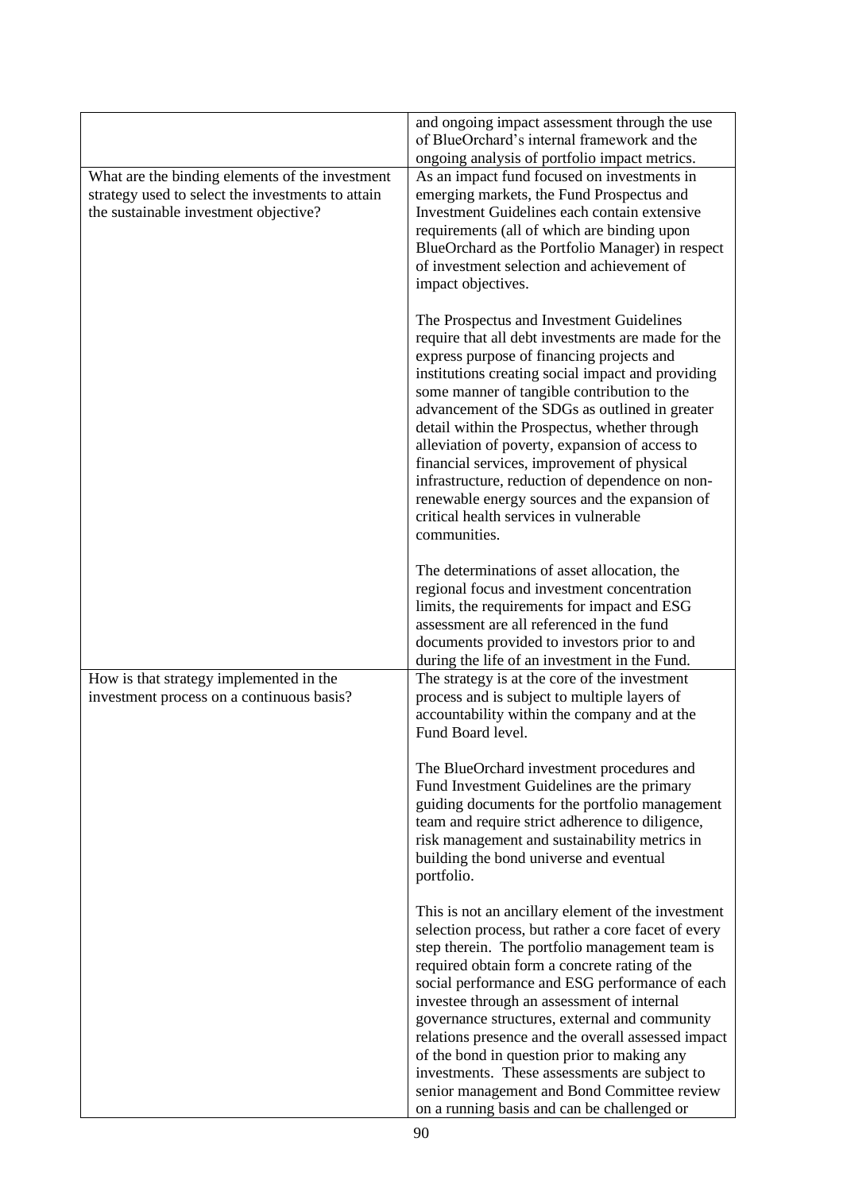| | |
|---|---|
| | and ongoing impact assessment through the use of BlueOrchard's internal framework and the ongoing analysis of portfolio impact metrics. |
| What are the binding elements of the investment strategy used to select the investments to attain the sustainable investment objective? | As an impact fund focused on investments in emerging markets, the Fund Prospectus and Investment Guidelines each contain extensive requirements (all of which are binding upon BlueOrchard as the Portfolio Manager) in respect of investment selection and achievement of impact objectives.<br><br>The Prospectus and Investment Guidelines require that all debt investments are made for the express purpose of financing projects and institutions creating social impact and providing some manner of tangible contribution to the advancement of the SDGs as outlined in greater detail within the Prospectus, whether through alleviation of poverty, expansion of access to financial services, improvement of physical infrastructure, reduction of dependence on non-renewable energy sources and the expansion of critical health services in vulnerable communities.<br><br>The determinations of asset allocation, the regional focus and investment concentration limits, the requirements for impact and ESG assessment are all referenced in the fund documents provided to investors prior to and during the life of an investment in the Fund. |
| How is that strategy implemented in the investment process on a continuous basis? | The strategy is at the core of the investment process and is subject to multiple layers of accountability within the company and at the Fund Board level.<br><br>The BlueOrchard investment procedures and Fund Investment Guidelines are the primary guiding documents for the portfolio management team and require strict adherence to diligence, risk management and sustainability metrics in building the bond universe and eventual portfolio.<br><br>This is not an ancillary element of the investment selection process, but rather a core facet of every step therein. The portfolio management team is required obtain form a concrete rating of the social performance and ESG performance of each investee through an assessment of internal governance structures, external and community relations presence and the overall assessed impact of the bond in question prior to making any investments. These assessments are subject to senior management and Bond Committee review on a running basis and can be challenged or |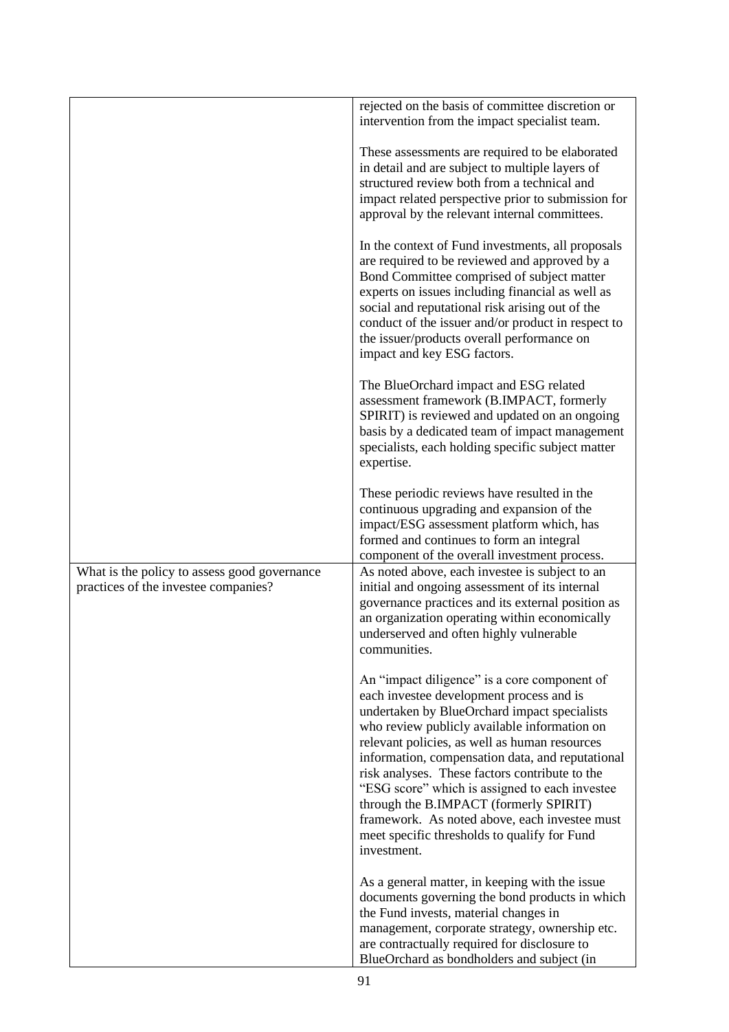| | |
|---|---|
| | rejected on the basis of committee discretion or intervention from the impact specialist team.<br><br>These assessments are required to be elaborated in detail and are subject to multiple layers of structured review both from a technical and impact related perspective prior to submission for approval by the relevant internal committees.<br><br>In the context of Fund investments, all proposals are required to be reviewed and approved by a Bond Committee comprised of subject matter experts on issues including financial as well as social and reputational risk arising out of the conduct of the issuer and/or product in respect to the issuer/products overall performance on impact and key ESG factors.<br><br>The BlueOrchard impact and ESG related assessment framework (B.IMPACT, formerly SPIRIT) is reviewed and updated on an ongoing basis by a dedicated team of impact management specialists, each holding specific subject matter expertise.<br><br>These periodic reviews have resulted in the continuous upgrading and expansion of the impact/ESG assessment platform which, has formed and continues to form an integral component of the overall investment process. |
| What is the policy to assess good governance practices of the investee companies? | As noted above, each investee is subject to an initial and ongoing assessment of its internal governance practices and its external position as an organization operating within economically underserved and often highly vulnerable communities.<br><br>An "impact diligence" is a core component of each investee development process and is undertaken by BlueOrchard impact specialists who review publicly available information on relevant policies, as well as human resources information, compensation data, and reputational risk analyses. These factors contribute to the "ESG score" which is assigned to each investee through the B.IMPACT (formerly SPIRIT) framework. As noted above, each investee must meet specific thresholds to qualify for Fund investment.<br><br>As a general matter, in keeping with the issue documents governing the bond products in which the Fund invests, material changes in management, corporate strategy, ownership etc. are contractually required for disclosure to BlueOrchard as bondholders and subject (in |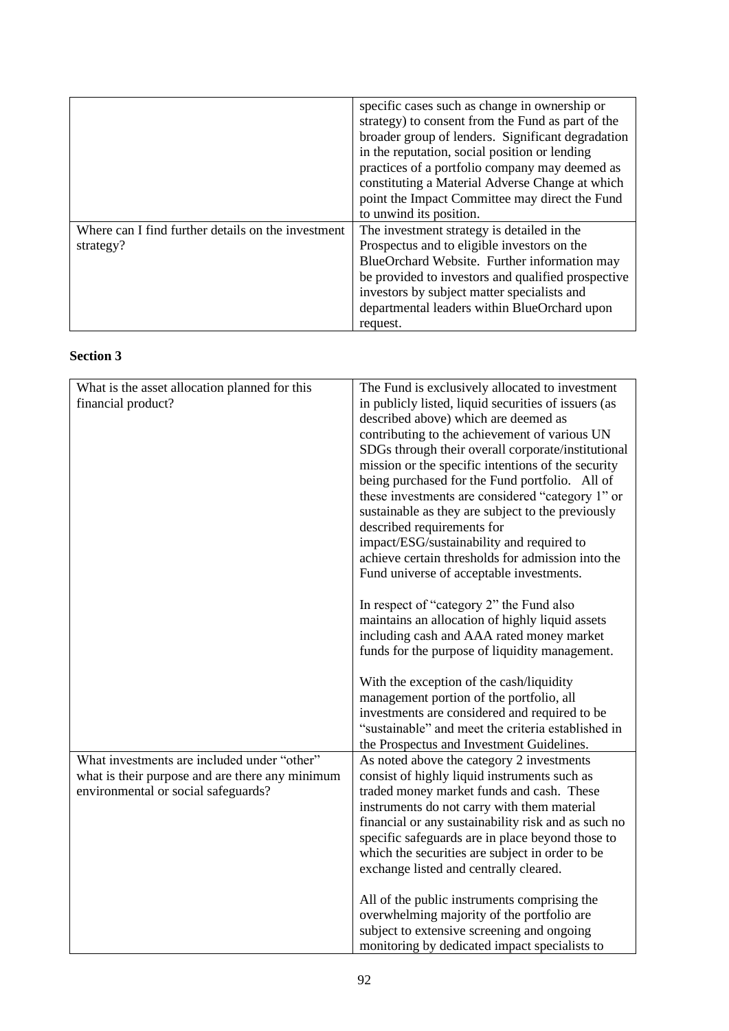|  |  |
|---|---|
|  | specific cases such as change in ownership or strategy) to consent from the Fund as part of the broader group of lenders. Significant degradation in the reputation, social position or lending practices of a portfolio company may deemed as constituting a Material Adverse Change at which point the Impact Committee may direct the Fund to unwind its position. |
| Where can I find further details on the investment strategy? | The investment strategy is detailed in the Prospectus and to eligible investors on the BlueOrchard Website. Further information may be provided to investors and qualified prospective investors by subject matter specialists and departmental leaders within BlueOrchard upon request. |

**Section 3**

|  |  |
|---|---|
| What is the asset allocation planned for this financial product? | The Fund is exclusively allocated to investment in publicly listed, liquid securities of issuers (as described above) which are deemed as contributing to the achievement of various UN SDGs through their overall corporate/institutional mission or the specific intentions of the security being purchased for the Fund portfolio. All of these investments are considered "category 1" or sustainable as they are subject to the previously described requirements for impact/ESG/sustainability and required to achieve certain thresholds for admission into the Fund universe of acceptable investments.<br><br>In respect of "category 2" the Fund also maintains an allocation of highly liquid assets including cash and AAA rated money market funds for the purpose of liquidity management.<br><br>With the exception of the cash/liquidity management portion of the portfolio, all investments are considered and required to be "sustainable" and meet the criteria established in the Prospectus and Investment Guidelines. |
| What investments are included under "other" what is their purpose and are there any minimum environmental or social safeguards? | As noted above the category 2 investments consist of highly liquid instruments such as traded money market funds and cash. These instruments do not carry with them material financial or any sustainability risk and as such no specific safeguards are in place beyond those to which the securities are subject in order to be exchange listed and centrally cleared.<br><br>All of the public instruments comprising the overwhelming majority of the portfolio are subject to extensive screening and ongoing monitoring by dedicated impact specialists to |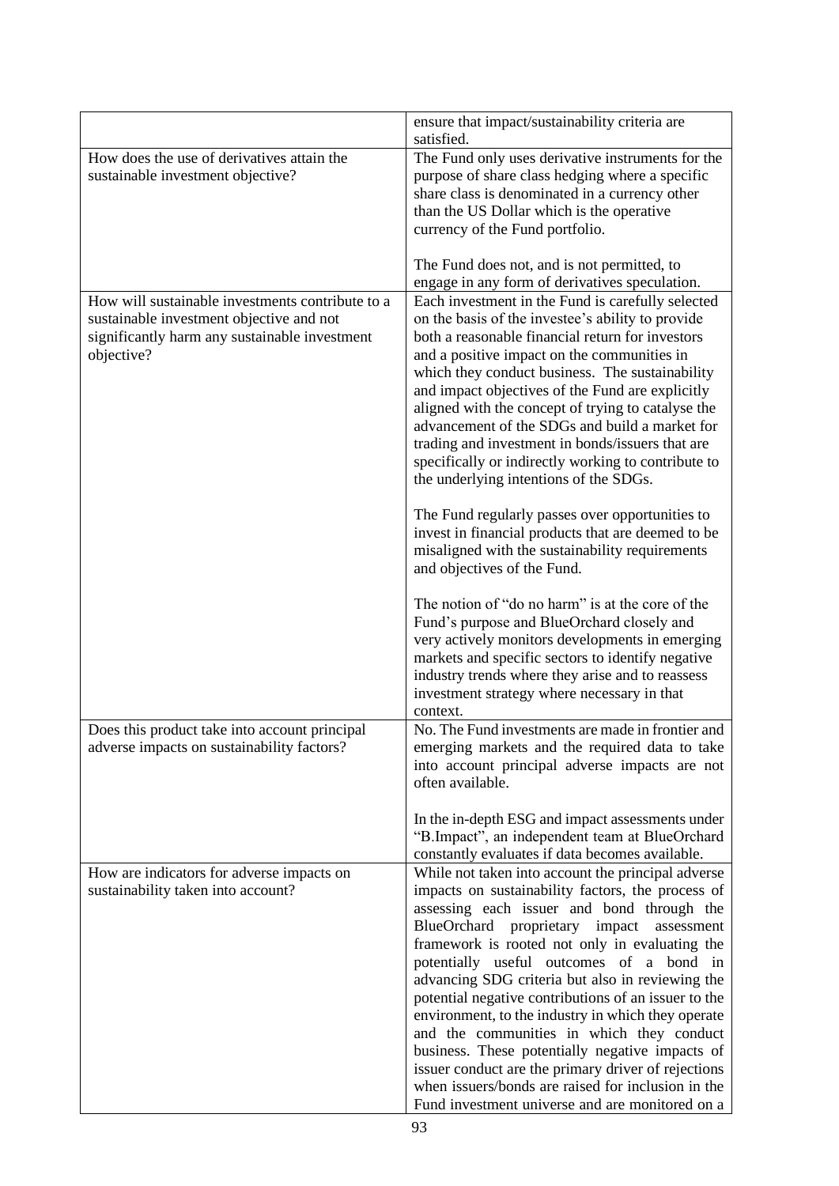| | |
|---|---|
| | ensure that impact/sustainability criteria are satisfied. |
| How does the use of derivatives attain the sustainable investment objective? | The Fund only uses derivative instruments for the purpose of share class hedging where a specific share class is denominated in a currency other than the US Dollar which is the operative currency of the Fund portfolio.<br><br>The Fund does not, and is not permitted, to engage in any form of derivatives speculation. |
| How will sustainable investments contribute to a sustainable investment objective and not significantly harm any sustainable investment objective? | Each investment in the Fund is carefully selected on the basis of the investee's ability to provide both a reasonable financial return for investors and a positive impact on the communities in which they conduct business. The sustainability and impact objectives of the Fund are explicitly aligned with the concept of trying to catalyse the advancement of the SDGs and build a market for trading and investment in bonds/issuers that are specifically or indirectly working to contribute to the underlying intentions of the SDGs.<br><br>The Fund regularly passes over opportunities to invest in financial products that are deemed to be misaligned with the sustainability requirements and objectives of the Fund.<br><br>The notion of "do no harm" is at the core of the Fund's purpose and BlueOrchard closely and very actively monitors developments in emerging markets and specific sectors to identify negative industry trends where they arise and to reassess investment strategy where necessary in that context. |
| Does this product take into account principal adverse impacts on sustainability factors? | No. The Fund investments are made in frontier and emerging markets and the required data to take into account principal adverse impacts are not often available.<br><br>In the in-depth ESG and impact assessments under "B.Impact", an independent team at BlueOrchard constantly evaluates if data becomes available. |
| How are indicators for adverse impacts on sustainability taken into account? | While not taken into account the principal adverse impacts on sustainability factors, the process of assessing each issuer and bond through the BlueOrchard proprietary impact assessment framework is rooted not only in evaluating the potentially useful outcomes of a bond in advancing SDG criteria but also in reviewing the potential negative contributions of an issuer to the environment, to the industry in which they operate and the communities in which they conduct business. These potentially negative impacts of issuer conduct are the primary driver of rejections when issuers/bonds are raised for inclusion in the Fund investment universe and are monitored on a |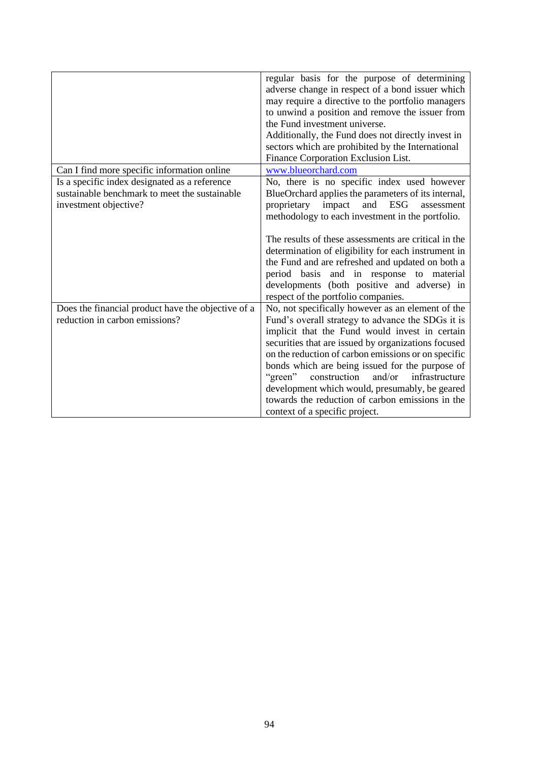| | |
|---|---|
| | regular basis for the purpose of determining adverse change in respect of a bond issuer which may require a directive to the portfolio managers to unwind a position and remove the issuer from the Fund investment universe.<br>Additionally, the Fund does not directly invest in sectors which are prohibited by the International Finance Corporation Exclusion List. |
| Can I find more specific information online | [www.blueorchard.com](http://www.blueorchard.com) |
| Is a specific index designated as a reference sustainable benchmark to meet the sustainable investment objective? | No, there is no specific index used however BlueOrchard applies the parameters of its internal, proprietary impact and ESG assessment methodology to each investment in the portfolio.<br><br>The results of these assessments are critical in the determination of eligibility for each instrument in the Fund and are refreshed and updated on both a period basis and in response to material developments (both positive and adverse) in respect of the portfolio companies. |
| Does the financial product have the objective of a reduction in carbon emissions? | No, not specifically however as an element of the Fund's overall strategy to advance the SDGs it is implicit that the Fund would invest in certain securities that are issued by organizations focused on the reduction of carbon emissions or on specific bonds which are being issued for the purpose of "green" construction and/or infrastructure development which would, presumably, be geared towards the reduction of carbon emissions in the context of a specific project. |